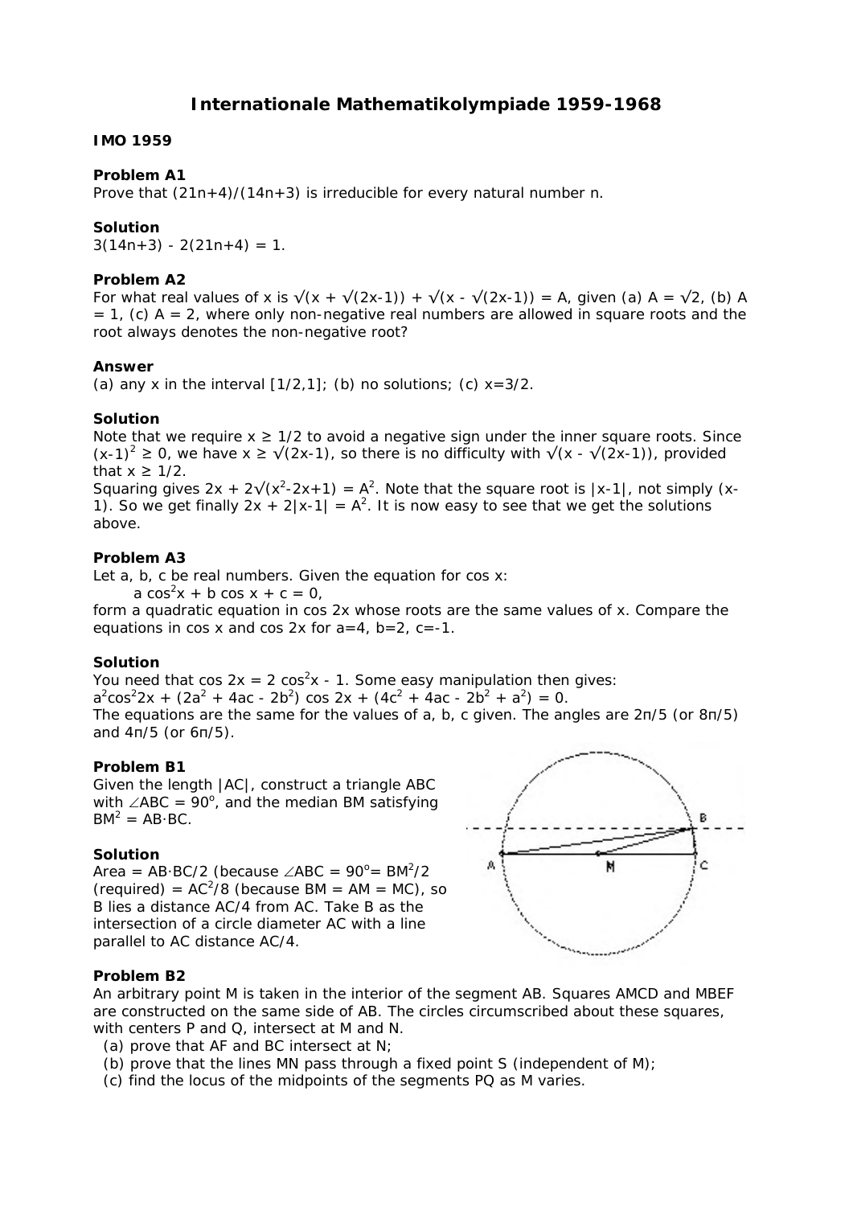# Internationale Mathematikolympiade 1959-1968

## IMO 1959

### Problem A1

Prove that $(21n+4)/(14n+3)$ is irreducible for every natural number n.

### Solution

$3(14n+3) - 2(21n+4) = 1$.

### Problem A2

For what real values of x is $\sqrt{x + \sqrt{2x-1}} + \sqrt{x - \sqrt{2x-1}} = A$, given (a) $A = \sqrt{2}$, (b) $A = 1$, (c) $A = 2$, where only non-negative real numbers are allowed in square roots and the root always denotes the non-negative root?

### Answer

(a) any x in the interval $[1/2,1]$; (b) no solutions; (c) $x=3/2$.

### Solution

Note that we require $x \geq 1/2$ to avoid a negative sign under the inner square roots. Since $(x-1)^2 \geq 0$, we have $x \geq \sqrt{2x-1}$, so there is no difficulty with $\sqrt{x - \sqrt{2x-1}}$, provided that $x \geq 1/2$.

Squaring gives $2x + 2\sqrt{x^2-2x+1} = A^2$. Note that the square root is $|x-1|$, not simply $(x-1)$. So we get finally $2x + 2|x-1| = A^2$. It is now easy to see that we get the solutions above.

### Problem A3

Let a, b, c be real numbers. Given the equation for cos x:

$$a \cos^2 x + b \cos x + c = 0,$$

form a quadratic equation in cos 2x whose roots are the same values of x. Compare the equations in cos x and cos 2x for $a=4$, $b=2$, $c=-1$.

### Solution

You need that $\cos 2x = 2 \cos^2 x - 1$. Some easy manipulation then gives:

$$a^2\cos^2 2x + (2a^2 + 4ac - 2b^2) \cos 2x + (4c^2 + 4ac - 2b^2 + a^2) = 0.$$

The equations are the same for the values of a, b, c given. The angles are $2\pi/5$ (or $8\pi/5$) and $4\pi/5$ (or $6\pi/5$).

### Problem B1

Given the length $|AC|$, construct a triangle ABC with $\angle ABC = 90^\circ$, and the median BM satisfying $BM^2 = AB \cdot BC$.

### Solution

Area $= AB \cdot BC/2$ (because $\angle ABC = 90^\circ$) $= BM^2/2$ (required) $= AC^2/8$ (because $BM = AM = MC$), so B lies a distance $AC/4$ from AC. Take B as the intersection of a circle diameter AC with a line parallel to AC distance $AC/4$.

### Problem B2

An arbitrary point M is taken in the interior of the segment AB. Squares AMCD and MBEF are constructed on the same side of AB. The circles circumscribed about these squares, with centers P and Q, intersect at M and N.

(a) prove that AF and BC intersect at N;

(b) prove that the lines MN pass through a fixed point S (independent of M);

(c) find the locus of the midpoints of the segments PQ as M varies.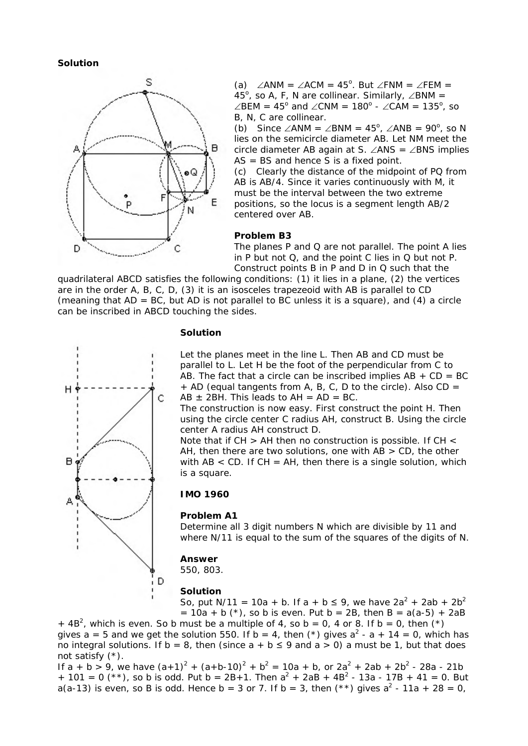**Solution**

(a) $\angle ANM = \angle ACM = 45^o$. But $\angle FNM = \angle FEM = 45^o$, so A, F, N are collinear. Similarly, $\angle BNM = \angle BEM = 45^o$ and $\angle CNM = 180^o - \angle CAM = 135^o$, so B, N, C are collinear.

(b) Since $\angle ANM = \angle BNM = 45^o$, $\angle ANB = 90^o$, so N lies on the semicircle diameter AB. Let NM meet the circle diameter AB again at S. $\angle ANS = \angle BNS$ implies AS = BS and hence S is a fixed point.

(c) Clearly the distance of the midpoint of PQ from AB is AB/4. Since it varies continuously with M, it must be the interval between the two extreme positions, so the locus is a segment length AB/2 centered over AB.

### Problem B3

The planes P and Q are not parallel. The point A lies in P but not Q, and the point C lies in Q but not P. Construct points B in P and D in Q such that the quadrilateral ABCD satisfies the following conditions: (1) it lies in a plane, (2) the vertices are in the order A, B, C, D, (3) it is an isosceles trapezeoid with AB is parallel to CD (meaning that AD = BC, but AD is not parallel to BC unless it is a square), and (4) a circle can be inscribed in ABCD touching the sides.

**Solution**

Let the planes meet in the line L. Then AB and CD must be parallel to L. Let H be the foot of the perpendicular from C to AB. The fact that a circle can be inscribed implies AB + CD = BC + AD (equal tangents from A, B, C, D to the circle). Also CD = AB ± 2BH. This leads to AH = AD = BC.

The construction is now easy. First construct the point H. Then using the circle center C radius AH, construct B. Using the circle center A radius AH construct D.

Note that if CH > AH then no construction is possible. If CH < AH, then there are two solutions, one with AB > CD, the other with AB < CD. If CH = AH, then there is a single solution, which is a square.

## IMO 1960

### Problem A1

Determine all 3 digit numbers N which are divisible by 11 and where N/11 is equal to the sum of the squares of the digits of N.

**Answer**

550, 803.

**Solution**

So, put N/11 = 10a + b. If a + b ≤ 9, we have $2a^2 + 2ab + 2b^2 = 10a + b$ (*), so b is even. Put b = 2B, then $B = a(a-5) + 2aB + 4B^2$, which is even. So b must be a multiple of 4, so b = 0, 4 or 8. If b = 0, then (*) gives a = 5 and we get the solution 550. If b = 4, then (*) gives $a^2 - a + 14 = 0$, which has no integral solutions. If b = 8, then (since a + b ≤ 9 and a > 0) a must be 1, but that does not satisfy (*).

If a + b > 9, we have $(a+1)^2 + (a+b-10)^2 + b^2 = 10a + b$, or $2a^2 + 2ab + 2b^2 - 28a - 21b + 101 = 0$ (**), so b is odd. Put b = 2B+1. Then $a^2 + 2aB + 4B^2 - 13a - 17B + 41 = 0$. But a(a-13) is even, so B is odd. Hence b = 3 or 7. If b = 3, then (**) gives $a^2 - 11a + 28 = 0$,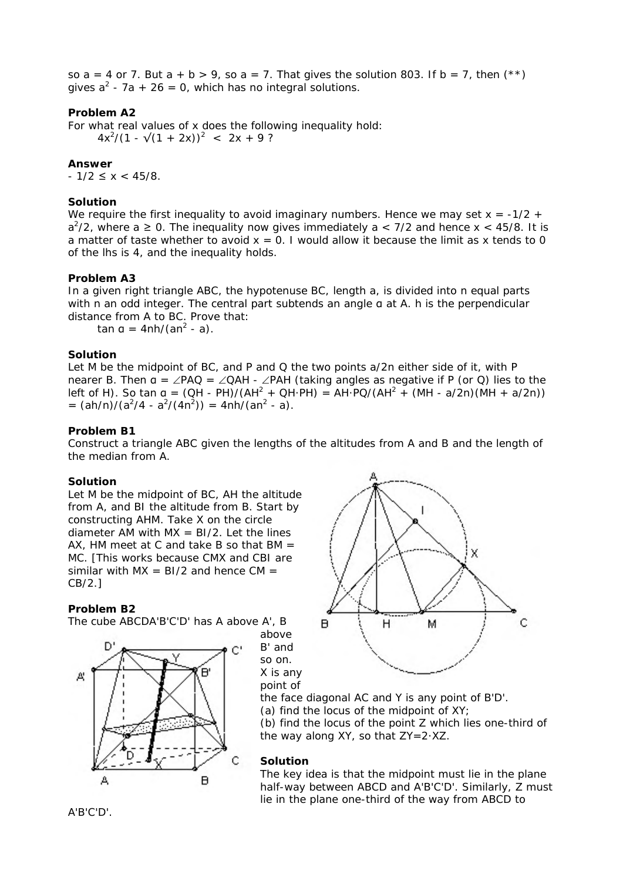so $a = 4$ or $7$. But $a + b > 9$, so $a = 7$. That gives the solution 803. If $b = 7$, then (**) gives $a^2 - 7a + 26 = 0$, which has no integral solutions.

**Problem A2**

For what real values of x does the following inequality hold:

$$4x^2/(1 - \sqrt{(1 + 2x)})^2 < 2x + 9 ?$$

**Answer**

$-1/2 \le x < 45/8$.

**Solution**

We require the first inequality to avoid imaginary numbers. Hence we may set $x = -1/2 + a^2/2$, where $a \ge 0$. The inequality now gives immediately $a < 7/2$ and hence $x < 45/8$. It is a matter of taste whether to avoid $x = 0$. I would allow it because the limit as x tends to 0 of the lhs is 4, and the inequality holds.

**Problem A3**

In a given right triangle ABC, the hypotenuse BC, length a, is divided into n equal parts with n an odd integer. The central part subtends an angle α at A. h is the perpendicular distance from A to BC. Prove that:

$$\tan \alpha = 4nh/(an^2 - a).$$

**Solution**

Let M be the midpoint of BC, and P and Q the two points $a/2n$ either side of it, with P nearer B. Then $\alpha = \angle PAQ = \angle QAH - \angle PAH$ (taking angles as negative if P (or Q) lies to the left of H). So $\tan \alpha = (QH - PH)/(AH^2 + QH \cdot PH) = AH \cdot PQ/(AH^2 + (MH - a/2n)(MH + a/2n)) = (ah/n)/(a^2/4 - a^2/(4n^2)) = 4nh/(an^2 - a)$.

**Problem B1**

Construct a triangle ABC given the lengths of the altitudes from A and B and the length of the median from A.

**Solution**

Let M be the midpoint of BC, AH the altitude from A, and BI the altitude from B. Start by constructing AHM. Take X on the circle diameter AM with $MX = BI/2$. Let the lines AX, HM meet at C and take B so that $BM = MC$. [This works because CMX and CBI are similar with $MX = BI/2$ and hence $CM = CB/2$.]

**Problem B2**

The cube ABCDA'B'C'D' has A above A', B above B' and so on. X is any point of the face diagonal AC and Y is any point of B'D'.

(a) find the locus of the midpoint of XY;

(b) find the locus of the point Z which lies one-third of the way along XY, so that $ZY = 2 \cdot XZ$.

**Solution**

The key idea is that the midpoint must lie in the plane half-way between ABCD and A'B'C'D'. Similarly, Z must lie in the plane one-third of the way from ABCD to A'B'C'D'.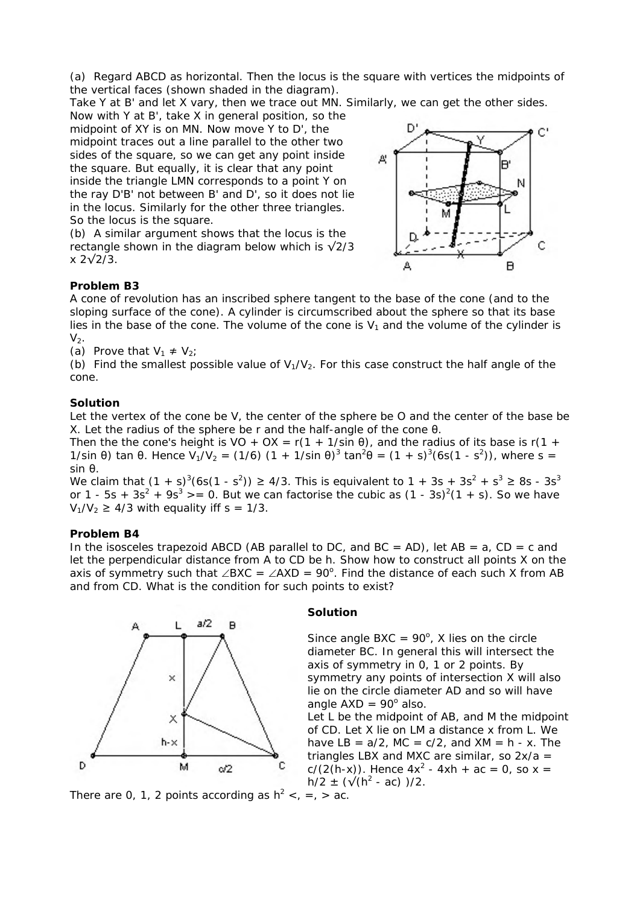(a) Regard ABCD as horizontal. Then the locus is the square with vertices the midpoints of the vertical faces (shown shaded in the diagram).

Take Y at B' and let X vary, then we trace out MN. Similarly, we can get the other sides. Now with Y at B', take X in general position, so the midpoint of XY is on MN. Now move Y to D', the midpoint traces out a line parallel to the other two sides of the square, so we can get any point inside the square. But equally, it is clear that any point inside the triangle LMN corresponds to a point Y on the ray D'B' not between B' and D', so it does not lie in the locus. Similarly for the other three triangles. So the locus is the square.

(b) A similar argument shows that the locus is the rectangle shown in the diagram below which is $\sqrt{2}/3 \times 2\sqrt{2}/3$.

**Problem B3**

A cone of revolution has an inscribed sphere tangent to the base of the cone (and to the sloping surface of the cone). A cylinder is circumscribed about the sphere so that its base lies in the base of the cone. The volume of the cone is $V_1$ and the volume of the cylinder is $V_2$.

(a) Prove that $V_1 \neq V_2$;

(b) Find the smallest possible value of $V_1/V_2$. For this case construct the half angle of the cone.

**Solution**

Let the vertex of the cone be V, the center of the sphere be O and the center of the base be X. Let the radius of the sphere be r and the half-angle of the cone θ.

Then the the cone's height is $VO + OX = r(1 + 1/\sin\theta)$, and the radius of its base is $r(1 + 1/\sin\theta)\tan\theta$. Hence $V_1/V_2 = (1/6)(1 + 1/\sin\theta)^3 \tan^2\theta = (1 + s)^3(6s(1 - s^2))$, where $s = \sin\theta$.

We claim that $(1 + s)^3(6s(1 - s^2)) \geq 4/3$. This is equivalent to $1 + 3s + 3s^2 + s^3 \geq 8s - 3s^3$ or $1 - 5s + 3s^2 + 9s^3 >= 0$. But we can factorise the cubic as $(1 - 3s)^2(1 + s)$. So we have $V_1/V_2 \geq 4/3$ with equality iff $s = 1/3$.

**Problem B4**

In the isosceles trapezoid ABCD (AB parallel to DC, and BC = AD), let AB = a, CD = c and let the perpendicular distance from A to CD be h. Show how to construct all points X on the axis of symmetry such that $\angle BXC = \angle AXD = 90^\circ$. Find the distance of each such X from AB and from CD. What is the condition for such points to exist?

**Solution**

Since angle $BXC = 90^\circ$, X lies on the circle diameter BC. In general this will intersect the axis of symmetry in 0, 1 or 2 points. By symmetry any points of intersection X will also lie on the circle diameter AD and so will have angle $AXD = 90^\circ$ also.

Let L be the midpoint of AB, and M the midpoint of CD. Let X lie on LM a distance x from L. We have $LB = a/2$, $MC = c/2$, and $XM = h - x$. The triangles LBX and MXC are similar, so $2x/a = c/(2(h-x))$. Hence $4x^2 - 4xh + ac = 0$, so $x = h/2 \pm (\sqrt{h^2 - ac})/2$.

There are 0, 1, 2 points according as $h^2 <, =, > ac$.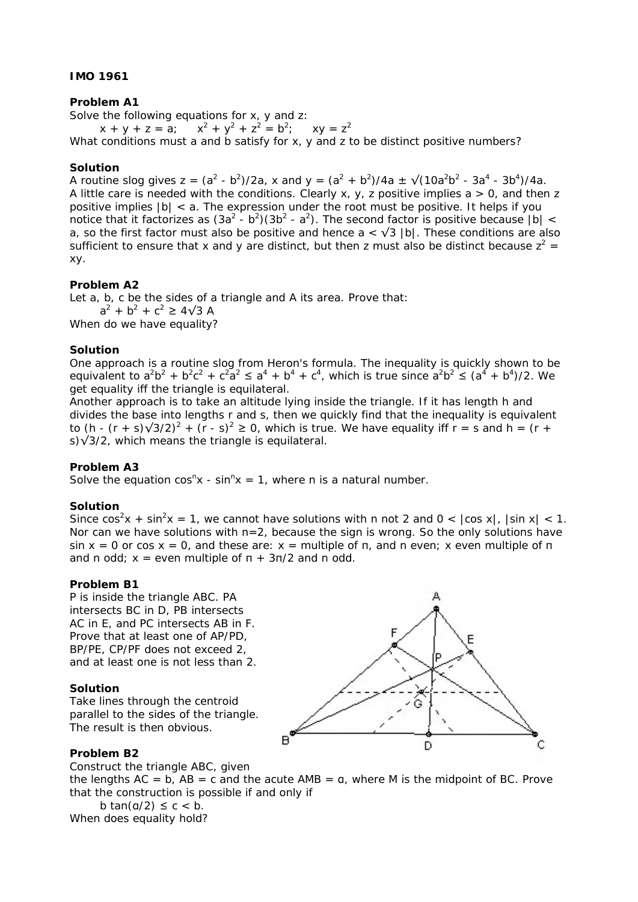**IMO 1961**

**Problem A1**

Solve the following equations for x, y and z:

$$x + y + z = a; \quad x^2 + y^2 + z^2 = b^2; \quad xy = z^2$$

What conditions must a and b satisfy for x, y and z to be distinct positive numbers?

**Solution**

A routine slog gives $z = (a^2 - b^2)/2a$, x and $y = (a^2 + b^2)/4a \pm \sqrt{(10a^2b^2 - 3a^4 - 3b^4)}/4a$. A little care is needed with the conditions. Clearly x, y, z positive implies $a > 0$, and then z positive implies $|b| < a$. The expression under the root must be positive. It helps if you notice that it factorizes as $(3a^2 - b^2)(3b^2 - a^2)$. The second factor is positive because $|b| < a$, so the first factor must also be positive and hence $a < \sqrt{3}\,|b|$. These conditions are also sufficient to ensure that x and y are distinct, but then z must also be distinct because $z^2 = xy$.

**Problem A2**

Let a, b, c be the sides of a triangle and A its area. Prove that:

$$a^2 + b^2 + c^2 \geq 4\sqrt{3}\, A$$

When do we have equality?

**Solution**

One approach is a routine slog from Heron's formula. The inequality is quickly shown to be equivalent to $a^2b^2 + b^2c^2 + c^2a^2 \leq a^4 + b^4 + c^4$, which is true since $a^2b^2 \leq (a^4 + b^4)/2$. We get equality iff the triangle is equilateral.

Another approach is to take an altitude lying inside the triangle. If it has length h and divides the base into lengths r and s, then we quickly find that the inequality is equivalent to $(h - (r + s)\sqrt{3}/2)^2 + (r - s)^2 \geq 0$, which is true. We have equality iff $r = s$ and $h = (r + s)\sqrt{3}/2$, which means the triangle is equilateral.

**Problem A3**

Solve the equation $\cos^n x - \sin^n x = 1$, where n is a natural number.

**Solution**

Since $\cos^2 x + \sin^2 x = 1$, we cannot have solutions with n not 2 and $0 < |\cos x|, |\sin x| < 1$. Nor can we have solutions with n=2, because the sign is wrong. So the only solutions have $\sin x = 0$ or $\cos x = 0$, and these are: x = multiple of π, and n even; x even multiple of π and n odd; x = even multiple of π + 3π/2 and n odd.

**Problem B1**

P is inside the triangle ABC. PA intersects BC in D, PB intersects AC in E, and PC intersects AB in F. Prove that at least one of AP/PD, BP/PE, CP/PF does not exceed 2, and at least one is not less than 2.

**Solution**

Take lines through the centroid parallel to the sides of the triangle. The result is then obvious.

**Problem B2**

Construct the triangle ABC, given the lengths AC = b, AB = c and the acute AMB = α, where M is the midpoint of BC. Prove that the construction is possible if and only if

$$b \tan(\alpha/2) \leq c < b.$$

When does equality hold?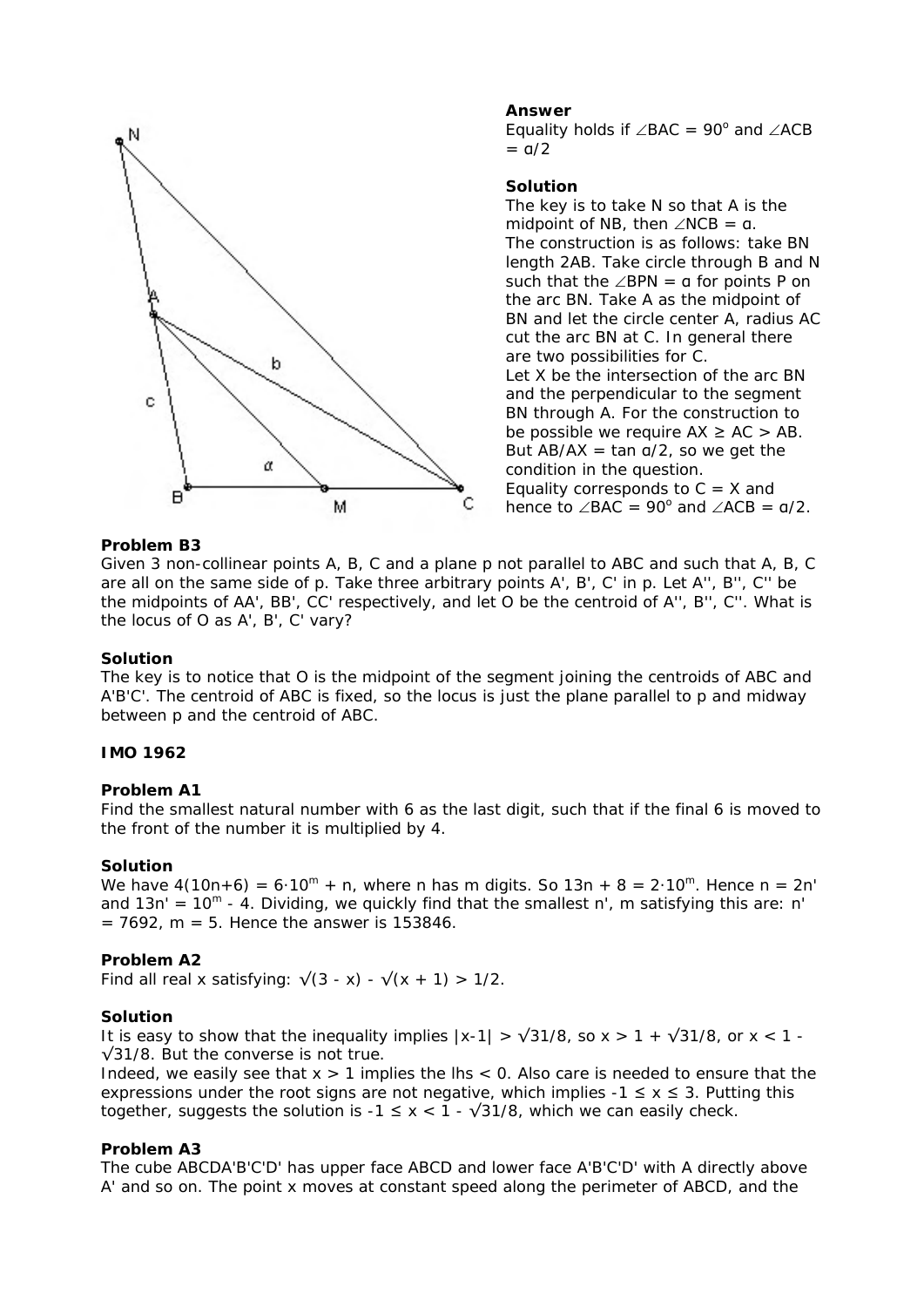**Answer**

Equality holds if $\angle BAC = 90^o$ and $\angle ACB = \alpha/2$

**Solution**

The key is to take N so that A is the midpoint of NB, then $\angle NCB = \alpha$.

The construction is as follows: take BN length 2AB. Take circle through B and N such that the $\angle BPN = \alpha$ for points P on the arc BN. Take A as the midpoint of BN and let the circle center A, radius AC cut the arc BN at C. In general there are two possibilities for C.

Let X be the intersection of the arc BN and the perpendicular to the segment BN through A. For the construction to be possible we require $AX \ge AC > AB$. But $AB/AX = \tan \alpha/2$, so we get the condition in the question.

Equality corresponds to $C = X$ and hence to $\angle BAC = 90^o$ and $\angle ACB = \alpha/2$.

**Problem B3**

Given 3 non-collinear points A, B, C and a plane p not parallel to ABC and such that A, B, C are all on the same side of p. Take three arbitrary points A', B', C' in p. Let A'', B'', C'' be the midpoints of AA', BB', CC' respectively, and let O be the centroid of A'', B'', C''. What is the locus of O as A', B', C' vary?

**Solution**

The key is to notice that O is the midpoint of the segment joining the centroids of ABC and A'B'C'. The centroid of ABC is fixed, so the locus is just the plane parallel to p and midway between p and the centroid of ABC.

**IMO 1962**

**Problem A1**

Find the smallest natural number with 6 as the last digit, such that if the final 6 is moved to the front of the number it is multiplied by 4.

**Solution**

We have $4(10n+6) = 6 \cdot 10^m + n$, where n has m digits. So $13n + 8 = 2 \cdot 10^m$. Hence $n = 2n'$ and $13n' = 10^m - 4$. Dividing, we quickly find that the smallest n', m satisfying this are: $n' = 7692$, $m = 5$. Hence the answer is 153846.

**Problem A2**

Find all real x satisfying: $\sqrt{3 - x} - \sqrt{x + 1} > 1/2$.

**Solution**

It is easy to show that the inequality implies $|x-1| > \sqrt{31}/8$, so $x > 1 + \sqrt{31}/8$, or $x < 1 - \sqrt{31}/8$. But the converse is not true.

Indeed, we easily see that $x > 1$ implies the lhs $< 0$. Also care is needed to ensure that the expressions under the root signs are not negative, which implies $-1 \le x \le 3$. Putting this together, suggests the solution is $-1 \le x < 1 - \sqrt{31}/8$, which we can easily check.

**Problem A3**

The cube ABCDA'B'C'D' has upper face ABCD and lower face A'B'C'D' with A directly above A' and so on. The point x moves at constant speed along the perimeter of ABCD, and the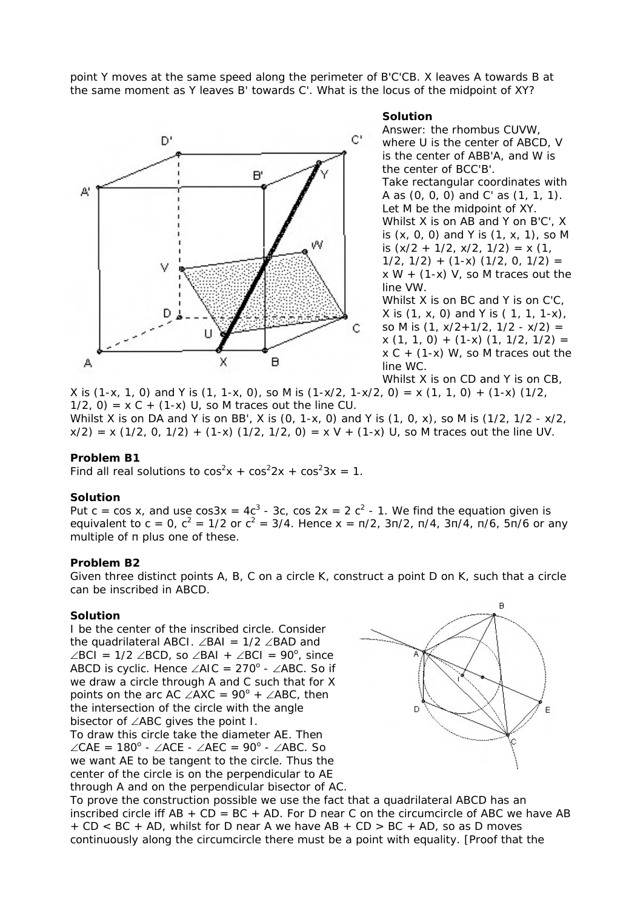point Y moves at the same speed along the perimeter of B'C'CB. X leaves A towards B at the same moment as Y leaves B' towards C'. What is the locus of the midpoint of XY?

**Solution**

Answer: the rhombus CUVW, where U is the center of ABCD, V is the center of ABB'A, and W is the center of BCC'B'.

Take rectangular coordinates with A as (0, 0, 0) and C' as (1, 1, 1). Let M be the midpoint of XY.

Whilst X is on AB and Y on B'C', X is (x, 0, 0) and Y is (1, x, 1), so M is (x/2 + 1/2, x/2, 1/2) = x (1, 1/2, 1/2) + (1-x) (1/2, 0, 1/2) = x W + (1-x) V, so M traces out the line VW.

Whilst X is on BC and Y is on C'C, X is (1, x, 0) and Y is ( 1, 1, 1-x), so M is (1, x/2+1/2, 1/2 - x/2) = x (1, 1, 0) + (1-x) (1, 1/2, 1/2) = x C + (1-x) W, so M traces out the line WC.

Whilst X is on CD and Y is on CB, X is (1-x, 1, 0) and Y is (1, 1-x, 0), so M is (1-x/2, 1-x/2, 0) = x (1, 1, 0) + (1-x) (1/2, 1/2, 0) = x C + (1-x) U, so M traces out the line CU.

Whilst X is on DA and Y is on BB', X is (0, 1-x, 0) and Y is (1, 0, x), so M is (1/2, 1/2 - x/2, x/2) = x (1/2, 0, 1/2) + (1-x) (1/2, 1/2, 0) = x V + (1-x) U, so M traces out the line UV.

**Problem B1**

Find all real solutions to $\cos^2 x + \cos^2 2x + \cos^2 3x = 1$.

**Solution**

Put $c = \cos x$, and use $\cos 3x = 4c^3 - 3c$, $\cos 2x = 2c^2 - 1$. We find the equation given is equivalent to $c = 0$, $c^2 = 1/2$ or $c^2 = 3/4$. Hence $x = \pi/2, 3\pi/2, \pi/4, 3\pi/4, \pi/6, 5\pi/6$ or any multiple of $\pi$ plus one of these.

**Problem B2**

Given three distinct points A, B, C on a circle K, construct a point D on K, such that a circle can be inscribed in ABCD.

**Solution**

I be the center of the inscribed circle. Consider the quadrilateral ABCI. $\angle BAI = 1/2 \angle BAD$ and $\angle BCI = 1/2 \angle BCD$, so $\angle BAI + \angle BCI = 90^o$, since ABCD is cyclic. Hence $\angle AIC = 270^o - \angle ABC$. So if we draw a circle through A and C such that for X points on the arc AC $\angle AXC = 90^o + \angle ABC$, then the intersection of the circle with the angle bisector of $\angle ABC$ gives the point I.

To draw this circle take the diameter AE. Then $\angle CAE = 180^o - \angle ACE - \angle AEC = 90^o - \angle ABC$. So we want AE to be tangent to the circle. Thus the center of the circle is on the perpendicular to AE through A and on the perpendicular bisector of AC.

To prove the construction possible we use the fact that a quadrilateral ABCD has an inscribed circle iff AB + CD = BC + AD. For D near C on the circumcircle of ABC we have AB + CD < BC + AD, whilst for D near A we have AB + CD > BC + AD, so as D moves continuously along the circumcircle there must be a point with equality. [Proof that the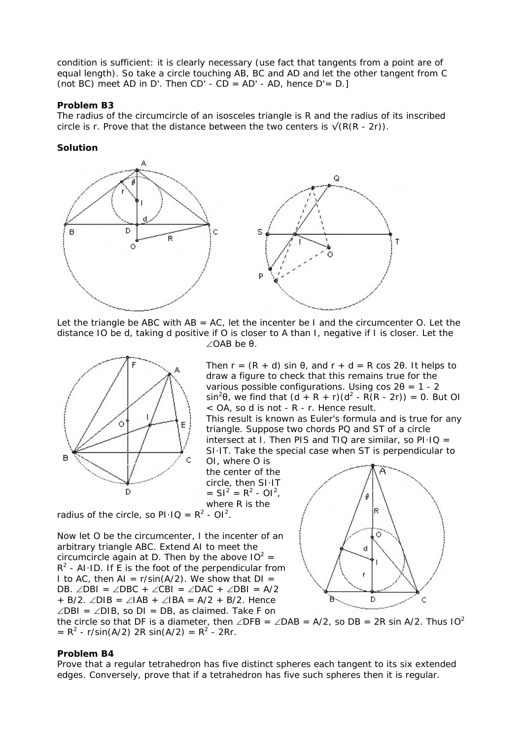condition is sufficient: it is clearly necessary (use fact that tangents from a point are of equal length). So take a circle touching AB, BC and AD and let the other tangent from C (not BC) meet AD in D'. Then CD' - CD = AD' - AD, hence D'= D.]

**Problem B3**

The radius of the circumcircle of an isosceles triangle is R and the radius of its inscribed circle is r. Prove that the distance between the two centers is $\sqrt{R(R - 2r)}$.

**Solution**

Let the triangle be ABC with AB = AC, let the incenter be I and the circumcenter O. Let the distance IO be d, taking d positive if O is closer to A than I, negative if I is closer. Let the $\angle OAB$ be θ.

Then $r = (R + d) \sin \theta$, and $r + d = R \cos 2\theta$. It helps to draw a figure to check that this remains true for the various possible configurations. Using $\cos 2\theta = 1 - 2 \sin^2\theta$, we find that $(d + R + r)(d^2 - R(R - 2r)) = 0$. But OI < OA, so d is not - R - r. Hence result.

This result is known as Euler's formula and is true for any triangle. Suppose two chords PQ and ST of a circle intersect at I. Then PIS and TIQ are similar, so $PI \cdot IQ = SI \cdot IT$. Take the special case when ST is perpendicular to OI, where O is the center of the circle, then $SI \cdot IT = SI^2 = R^2 - OI^2$, where R is the radius of the circle, so $PI \cdot IQ = R^2 - OI^2$.

Now let O be the circumcenter, I the incenter of an arbitrary triangle ABC. Extend AI to meet the circumcircle again at D. Then by the above $IO^2 = R^2 - AI \cdot ID$. If E is the foot of the perpendicular from I to AC, then $AI = r/\sin(A/2)$. We show that DI = DB. $\angle DBI = \angle DBC + \angle CBI = \angle DAC + \angle DBI = A/2 + B/2$. $\angle DIB = \angle IAB + \angle IBA = A/2 + B/2$. Hence $\angle DBI = \angle DIB$, so DI = DB, as claimed. Take F on the circle so that DF is a diameter, then $\angle DFB = \angle DAB = A/2$, so $DB = 2R \sin A/2$. Thus $IO^2 = R^2 - r/\sin(A/2)\ 2R \sin(A/2) = R^2 - 2Rr$.

**Problem B4**

Prove that a regular tetrahedron has five distinct spheres each tangent to its six extended edges. Conversely, prove that if a tetrahedron has five such spheres then it is regular.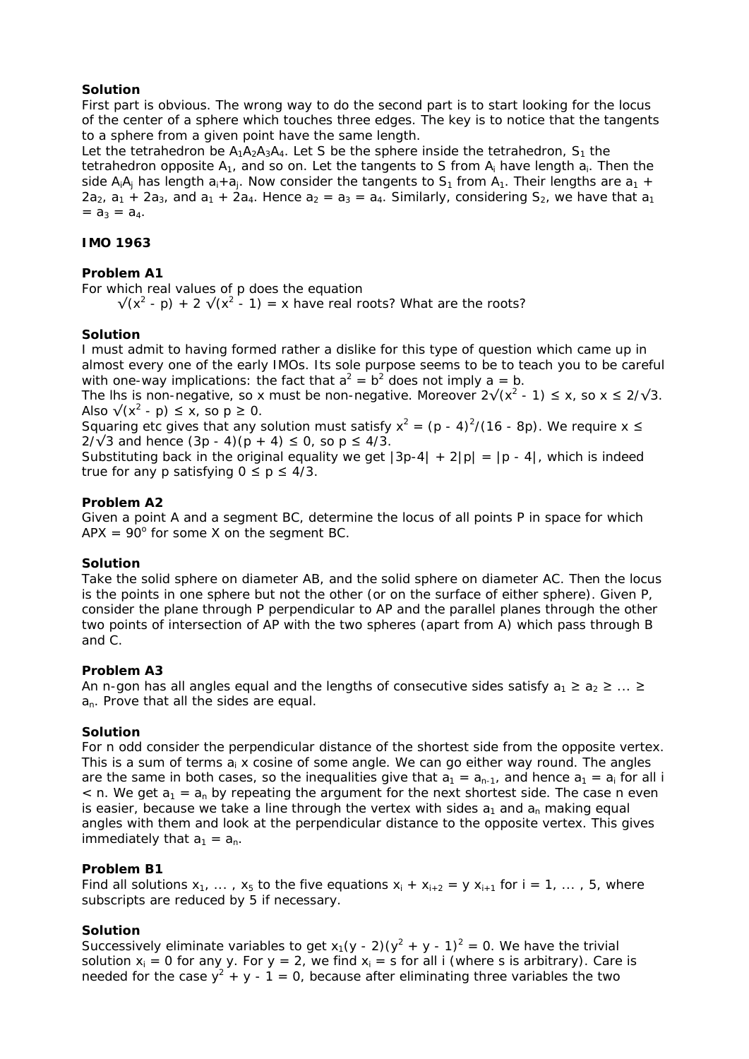**Solution**

First part is obvious. The wrong way to do the second part is to start looking for the locus of the center of a sphere which touches three edges. The key is to notice that the tangents to a sphere from a given point have the same length.

Let the tetrahedron be $A_1A_2A_3A_4$. Let S be the sphere inside the tetrahedron, $S_1$ the tetrahedron opposite $A_1$, and so on. Let the tangents to S from $A_i$ have length $a_i$. Then the side $A_iA_j$ has length $a_i+a_j$. Now consider the tangents to $S_1$ from $A_1$. Their lengths are $a_1 + 2a_2$, $a_1 + 2a_3$, and $a_1 + 2a_4$. Hence $a_2 = a_3 = a_4$. Similarly, considering $S_2$, we have that $a_1 = a_3 = a_4$.

**IMO 1963**

**Problem A1**

For which real values of p does the equation

$\sqrt{(x^2 - p)} + 2 \sqrt{(x^2 - 1)} = x$ have real roots? What are the roots?

**Solution**

I must admit to having formed rather a dislike for this type of question which came up in almost every one of the early IMOs. Its sole purpose seems to be to teach you to be careful with one-way implications: the fact that $a^2 = b^2$ does not imply $a = b$.

The lhs is non-negative, so x must be non-negative. Moreover $2\sqrt{(x^2 - 1)} \le x$, so $x \le 2/\sqrt{3}$. Also $\sqrt{(x^2 - p)} \le x$, so $p \ge 0$.

Squaring etc gives that any solution must satisfy $x^2 = (p - 4)^2/(16 - 8p)$. We require $x \le 2/\sqrt{3}$ and hence $(3p - 4)(p + 4) \le 0$, so $p \le 4/3$.

Substituting back in the original equality we get $|3p-4| + 2|p| = |p - 4|$, which is indeed true for any p satisfying $0 \le p \le 4/3$.

**Problem A2**

Given a point A and a segment BC, determine the locus of all points P in space for which $APX = 90^o$ for some X on the segment BC.

**Solution**

Take the solid sphere on diameter AB, and the solid sphere on diameter AC. Then the locus is the points in one sphere but not the other (or on the surface of either sphere). Given P, consider the plane through P perpendicular to AP and the parallel planes through the other two points of intersection of AP with the two spheres (apart from A) which pass through B and C.

**Problem A3**

An n-gon has all angles equal and the lengths of consecutive sides satisfy $a_1 \ge a_2 \ge \dots \ge a_n$. Prove that all the sides are equal.

**Solution**

For n odd consider the perpendicular distance of the shortest side from the opposite vertex. This is a sum of terms $a_i$ x cosine of some angle. We can go either way round. The angles are the same in both cases, so the inequalities give that $a_1 = a_{n-1}$, and hence $a_1 = a_i$ for all $i < n$. We get $a_1 = a_n$ by repeating the argument for the next shortest side. The case n even is easier, because we take a line through the vertex with sides $a_1$ and $a_n$ making equal angles with them and look at the perpendicular distance to the opposite vertex. This gives immediately that $a_1 = a_n$.

**Problem B1**

Find all solutions $x_1, \dots , x_5$ to the five equations $x_i + x_{i+2} = y\, x_{i+1}$ for $i = 1, \dots , 5$, where subscripts are reduced by 5 if necessary.

**Solution**

Successively eliminate variables to get $x_1(y - 2)(y^2 + y - 1)^2 = 0$. We have the trivial solution $x_i = 0$ for any y. For $y = 2$, we find $x_i = s$ for all i (where s is arbitrary). Care is needed for the case $y^2 + y - 1 = 0$, because after eliminating three variables the two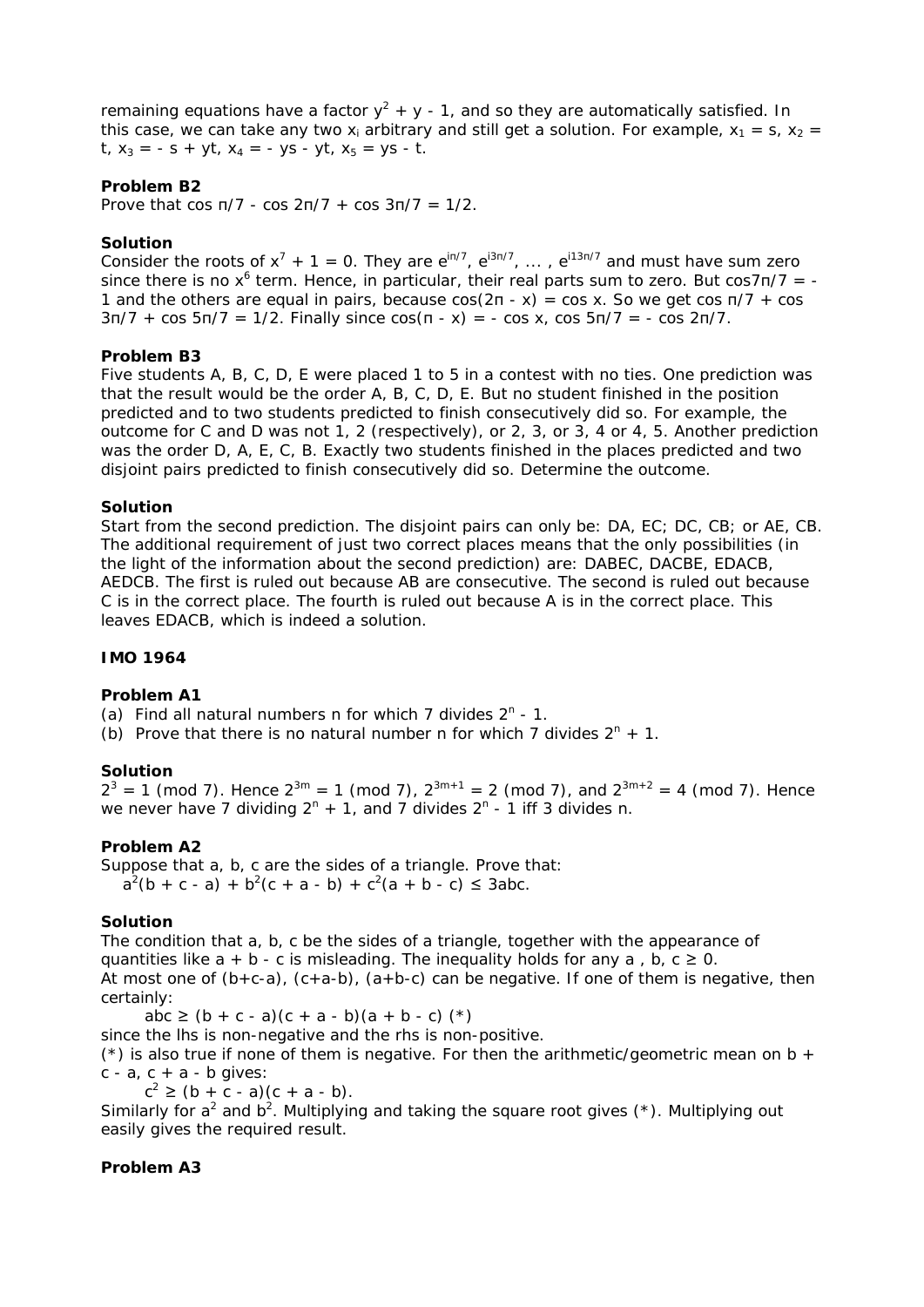remaining equations have a factor $y^2 + y - 1$, and so they are automatically satisfied. In this case, we can take any two $x_i$ arbitrary and still get a solution. For example, $x_1 = s$, $x_2 = t$, $x_3 = - s + yt$, $x_4 = - ys - yt$, $x_5 = ys - t$.

**Problem B2**

Prove that $\cos \pi/7 - \cos 2\pi/7 + \cos 3\pi/7 = 1/2$.

**Solution**

Consider the roots of $x^7 + 1 = 0$. They are $e^{i\pi/7}$, $e^{i3\pi/7}$, ... , $e^{i13\pi/7}$ and must have sum zero since there is no $x^6$ term. Hence, in particular, their real parts sum to zero. But $\cos 7\pi/7 = -1$ and the others are equal in pairs, because $\cos(2\pi - x) = \cos x$. So we get $\cos \pi/7 + \cos 3\pi/7 + \cos 5\pi/7 = 1/2$. Finally since $\cos(\pi - x) = - \cos x$, $\cos 5\pi/7 = - \cos 2\pi/7$.

**Problem B3**

Five students A, B, C, D, E were placed 1 to 5 in a contest with no ties. One prediction was that the result would be the order A, B, C, D, E. But no student finished in the position predicted and to two students predicted to finish consecutively did so. For example, the outcome for C and D was not 1, 2 (respectively), or 2, 3, or 3, 4 or 4, 5. Another prediction was the order D, A, E, C, B. Exactly two students finished in the places predicted and two disjoint pairs predicted to finish consecutively did so. Determine the outcome.

**Solution**

Start from the second prediction. The disjoint pairs can only be: DA, EC; DC, CB; or AE, CB. The additional requirement of just two correct places means that the only possibilities (in the light of the information about the second prediction) are: DABEC, DACBE, EDACB, AEDCB. The first is ruled out because AB are consecutive. The second is ruled out because C is in the correct place. The fourth is ruled out because A is in the correct place. This leaves EDACB, which is indeed a solution.

**IMO 1964**

**Problem A1**

(a) Find all natural numbers n for which 7 divides $2^n - 1$.
(b) Prove that there is no natural number n for which 7 divides $2^n + 1$.

**Solution**

$2^3 = 1 \pmod 7$. Hence $2^{3m} = 1 \pmod 7$, $2^{3m+1} = 2 \pmod 7$, and $2^{3m+2} = 4 \pmod 7$. Hence we never have 7 dividing $2^n + 1$, and 7 divides $2^n - 1$ iff 3 divides n.

**Problem A2**

Suppose that a, b, c are the sides of a triangle. Prove that:

$$a^2(b + c - a) + b^2(c + a - b) + c^2(a + b - c) \le 3abc.$$

**Solution**

The condition that a, b, c be the sides of a triangle, together with the appearance of quantities like $a + b - c$ is misleading. The inequality holds for any $a, b, c \ge 0$.

At most one of $(b+c-a)$, $(c+a-b)$, $(a+b-c)$ can be negative. If one of them is negative, then certainly:

$$abc \ge (b + c - a)(c + a - b)(a + b - c) \quad (*)$$

since the lhs is non-negative and the rhs is non-positive.

(*) is also true if none of them is negative. For then the arithmetic/geometric mean on $b + c - a$, $c + a - b$ gives:

$$c^2 \ge (b + c - a)(c + a - b).$$

Similarly for $a^2$ and $b^2$. Multiplying and taking the square root gives (*). Multiplying out easily gives the required result.

**Problem A3**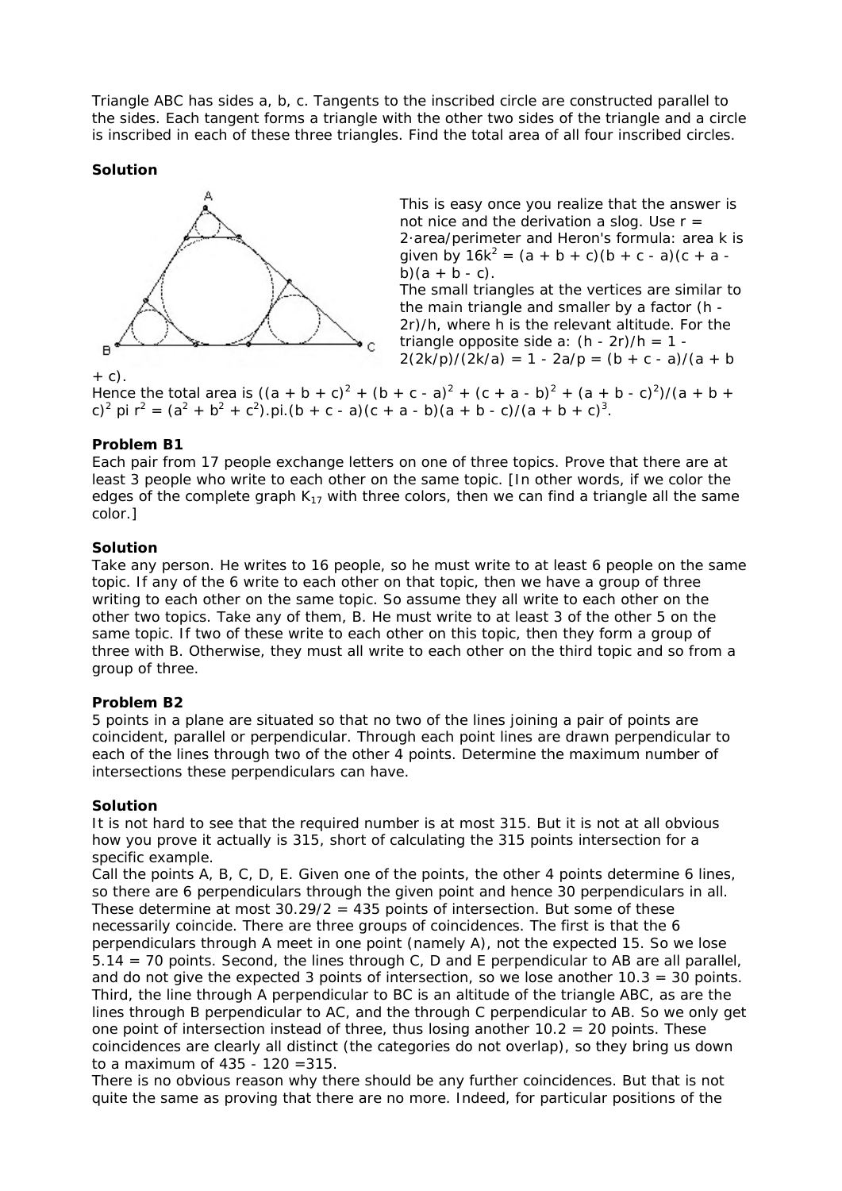Triangle ABC has sides a, b, c. Tangents to the inscribed circle are constructed parallel to the sides. Each tangent forms a triangle with the other two sides of the triangle and a circle is inscribed in each of these three triangles. Find the total area of all four inscribed circles.

**Solution**

This is easy once you realize that the answer is not nice and the derivation a slog. Use $r = 2\cdot\text{area}/\text{perimeter}$ and Heron's formula: area k is given by $16k^2 = (a + b + c)(b + c - a)(c + a - b)(a + b - c)$.

The small triangles at the vertices are similar to the main triangle and smaller by a factor $(h - 2r)/h$, where h is the relevant altitude. For the triangle opposite side a: $(h - 2r)/h = 1 - 2(2k/p)/(2k/a) = 1 - 2a/p = (b + c - a)/(a + b + c)$.

Hence the total area is $((a + b + c)^2 + (b + c - a)^2 + (c + a - b)^2 + (a + b - c)^2)/(a + b + c)^2 \pi r^2 = (a^2 + b^2 + c^2).\pi.(b + c - a)(c + a - b)(a + b - c)/(a + b + c)^3$.

**Problem B1**

Each pair from 17 people exchange letters on one of three topics. Prove that there are at least 3 people who write to each other on the same topic. [In other words, if we color the edges of the complete graph $K_{17}$ with three colors, then we can find a triangle all the same color.]

**Solution**

Take any person. He writes to 16 people, so he must write to at least 6 people on the same topic. If any of the 6 write to each other on that topic, then we have a group of three writing to each other on the same topic. So assume they all write to each other on the other two topics. Take any of them, B. He must write to at least 3 of the other 5 on the same topic. If two of these write to each other on this topic, then they form a group of three with B. Otherwise, they must all write to each other on the third topic and so from a group of three.

**Problem B2**

5 points in a plane are situated so that no two of the lines joining a pair of points are coincident, parallel or perpendicular. Through each point lines are drawn perpendicular to each of the lines through two of the other 4 points. Determine the maximum number of intersections these perpendiculars can have.

**Solution**

It is not hard to see that the required number is at most 315. But it is not at all obvious how you prove it actually is 315, short of calculating the 315 points intersection for a specific example.

Call the points A, B, C, D, E. Given one of the points, the other 4 points determine 6 lines, so there are 6 perpendiculars through the given point and hence 30 perpendiculars in all. These determine at most $30.29/2 = 435$ points of intersection. But some of these necessarily coincide. There are three groups of coincidences. The first is that the 6 perpendiculars through A meet in one point (namely A), not the expected 15. So we lose $5.14 = 70$ points. Second, the lines through C, D and E perpendicular to AB are all parallel, and do not give the expected 3 points of intersection, so we lose another $10.3 = 30$ points. Third, the line through A perpendicular to BC is an altitude of the triangle ABC, as are the lines through B perpendicular to AC, and the through C perpendicular to AB. So we only get one point of intersection instead of three, thus losing another $10.2 = 20$ points. These coincidences are clearly all distinct (the categories do not overlap), so they bring us down to a maximum of $435 - 120 = 315$.

There is no obvious reason why there should be any further coincidences. But that is not quite the same as proving that there are no more. Indeed, for particular positions of the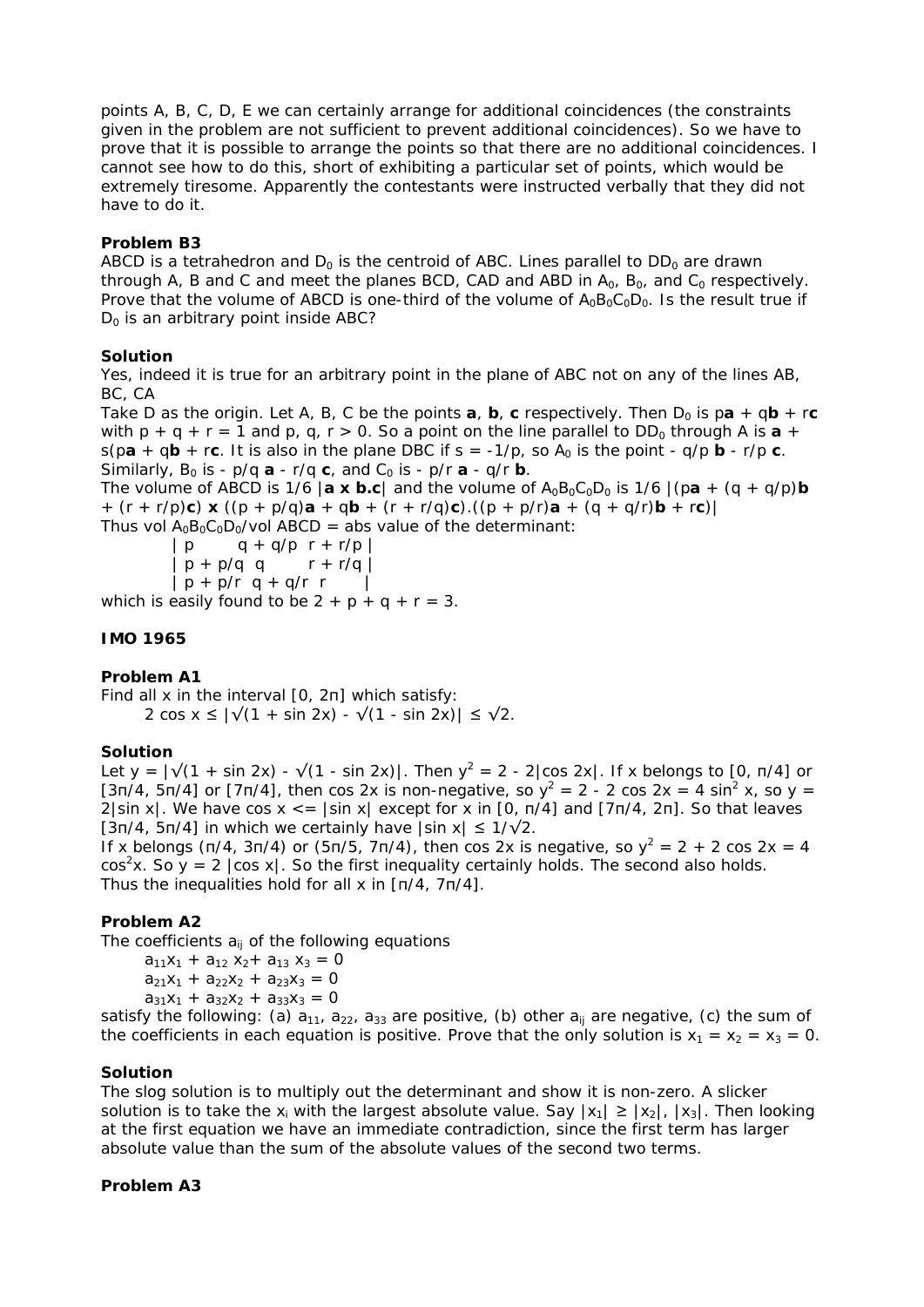points A, B, C, D, E we can certainly arrange for additional coincidences (the constraints given in the problem are not sufficient to prevent additional coincidences). So we have to prove that it is possible to arrange the points so that there are no additional coincidences. I cannot see how to do this, short of exhibiting a particular set of points, which would be extremely tiresome. Apparently the contestants were instructed verbally that they did not have to do it.

### Problem B3

ABCD is a tetrahedron and $D_0$ is the centroid of ABC. Lines parallel to $DD_0$ are drawn through A, B and C and meet the planes BCD, CAD and ABD in $A_0$, $B_0$, and $C_0$ respectively. Prove that the volume of ABCD is one-third of the volume of $A_0B_0C_0D_0$. Is the result true if $D_0$ is an arbitrary point inside ABC?

### Solution

Yes, indeed it is true for an arbitrary point in the plane of ABC not on any of the lines AB, BC, CA

Take D as the origin. Let A, B, C be the points $\mathbf{a}$, $\mathbf{b}$, $\mathbf{c}$ respectively. Then $D_0$ is $p\mathbf{a} + q\mathbf{b} + r\mathbf{c}$ with $p + q + r = 1$ and $p, q, r > 0$. So a point on the line parallel to $DD_0$ through A is $\mathbf{a} + s(p\mathbf{a} + q\mathbf{b} + r\mathbf{c})$. It is also in the plane DBC if $s = -1/p$, so $A_0$ is the point $-q/p\ \mathbf{b} - r/p\ \mathbf{c}$. Similarly, $B_0$ is $-p/q\ \mathbf{a} - r/q\ \mathbf{c}$, and $C_0$ is $-p/r\ \mathbf{a} - q/r\ \mathbf{b}$.

The volume of ABCD is $1/6\ |\mathbf{a} \times \mathbf{b}.\mathbf{c}|$ and the volume of $A_0B_0C_0D_0$ is $1/6\ |(p\mathbf{a} + (q + q/p)\mathbf{b} + (r + r/p)\mathbf{c}) \times ((p + p/q)\mathbf{a} + q\mathbf{b} + (r + r/q)\mathbf{c}).((p + p/r)\mathbf{a} + (q + q/r)\mathbf{b} + r\mathbf{c})|$

Thus vol $A_0B_0C_0D_0$/vol ABCD = abs value of the determinant:

$$\begin{vmatrix} p & q + q/p & r + r/p \\ p + p/q & q & r + r/q \\ p + p/r & q + q/r & r \end{vmatrix}$$

which is easily found to be $2 + p + q + r = 3$.

## IMO 1965

### Problem A1

Find all x in the interval $[0, 2\pi]$ which satisfy:

$$2 \cos x \le |\sqrt{(1 + \sin 2x)} - \sqrt{(1 - \sin 2x)}| \le \sqrt{2}.$$

### Solution

Let $y = |\sqrt{(1 + \sin 2x)} - \sqrt{(1 - \sin 2x)}|$. Then $y^2 = 2 - 2|\cos 2x|$. If x belongs to $[0, \pi/4]$ or $[3\pi/4, 5\pi/4]$ or $[7\pi/4]$, then $\cos 2x$ is non-negative, so $y^2 = 2 - 2 \cos 2x = 4 \sin^2 x$, so $y = 2|\sin x|$. We have $\cos x \le |\sin x|$ except for x in $[0, \pi/4]$ and $[7\pi/4, 2\pi]$. So that leaves $[3\pi/4, 5\pi/4]$ in which we certainly have $|\sin x| \le 1/\sqrt{2}$.

If x belongs $(\pi/4, 3\pi/4)$ or $(5\pi/5, 7\pi/4)$, then $\cos 2x$ is negative, so $y^2 = 2 + 2 \cos 2x = 4 \cos^2 x$. So $y = 2 |\cos x|$. So the first inequality certainly holds. The second also holds. Thus the inequalities hold for all x in $[\pi/4, 7\pi/4]$.

### Problem A2

The coefficients $a_{ij}$ of the following equations

$$a_{11}x_1 + a_{12} x_2 + a_{13} x_3 = 0$$
$$a_{21}x_1 + a_{22}x_2 + a_{23}x_3 = 0$$
$$a_{31}x_1 + a_{32}x_2 + a_{33}x_3 = 0$$

satisfy the following: (a) $a_{11}$, $a_{22}$, $a_{33}$ are positive, (b) other $a_{ij}$ are negative, (c) the sum of the coefficients in each equation is positive. Prove that the only solution is $x_1 = x_2 = x_3 = 0$.

### Solution

The slog solution is to multiply out the determinant and show it is non-zero. A slicker solution is to take the $x_i$ with the largest absolute value. Say $|x_1| \ge |x_2|, |x_3|$. Then looking at the first equation we have an immediate contradiction, since the first term has larger absolute value than the sum of the absolute values of the second two terms.

### Problem A3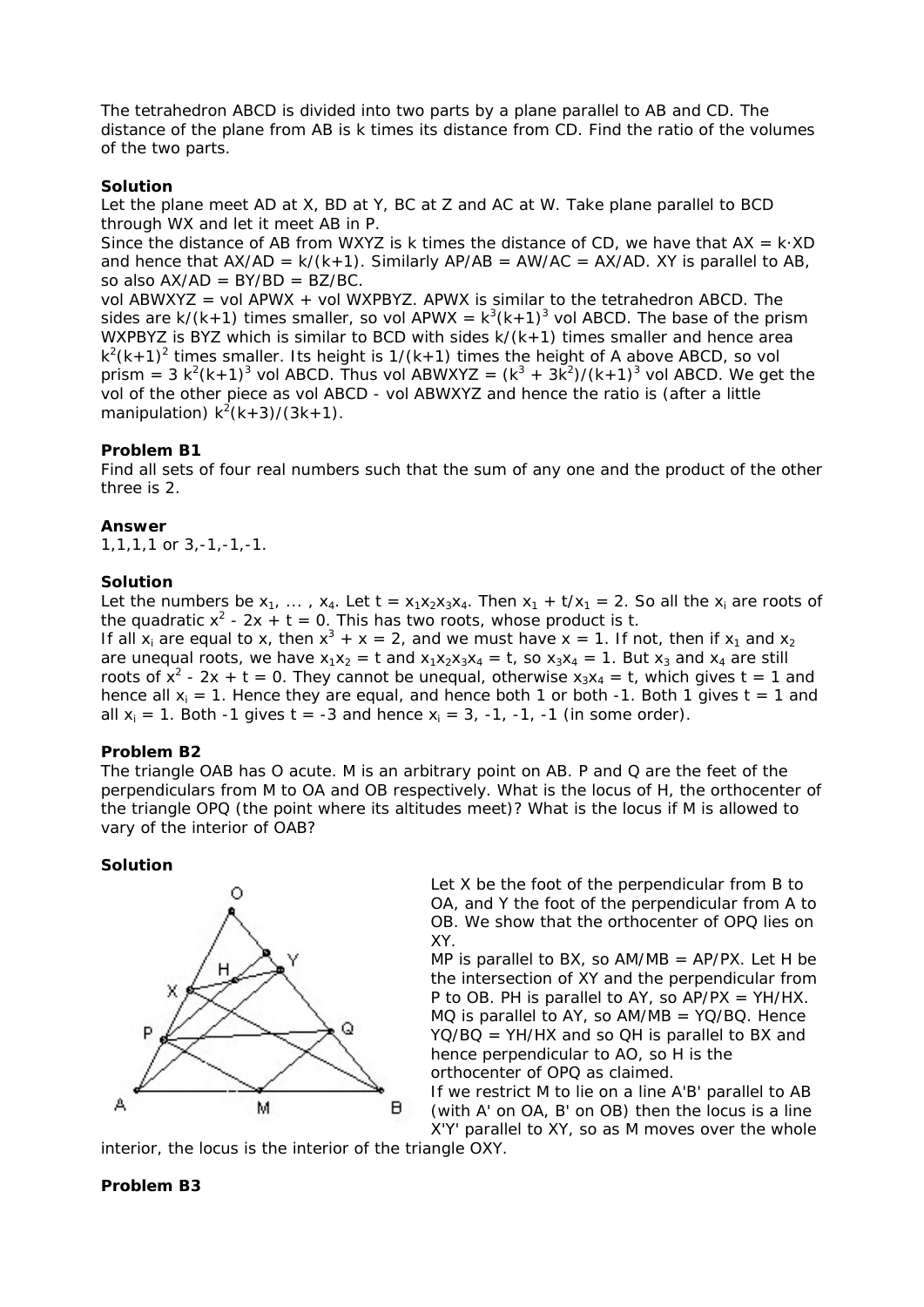The tetrahedron ABCD is divided into two parts by a plane parallel to AB and CD. The distance of the plane from AB is k times its distance from CD. Find the ratio of the volumes of the two parts.

**Solution**

Let the plane meet AD at X, BD at Y, BC at Z and AC at W. Take plane parallel to BCD through WX and let it meet AB in P.

Since the distance of AB from WXYZ is k times the distance of CD, we have that $AX = k \cdot XD$ and hence that $AX/AD = k/(k+1)$. Similarly $AP/AB = AW/AC = AX/AD$. XY is parallel to AB, so also $AX/AD = BY/BD = BZ/BC$.

vol ABWXYZ = vol APWX + vol WXPBYZ. APWX is similar to the tetrahedron ABCD. The sides are $k/(k+1)$ times smaller, so vol APWX = $k^3(k+1)^3$ vol ABCD. The base of the prism WXPBYZ is BYZ which is similar to BCD with sides $k/(k+1)$ times smaller and hence area $k^2(k+1)^2$ times smaller. Its height is $1/(k+1)$ times the height of A above ABCD, so vol prism = $3\ k^2(k+1)^3$ vol ABCD. Thus vol ABWXYZ = $(k^3 + 3k^2)/(k+1)^3$ vol ABCD. We get the vol of the other piece as vol ABCD - vol ABWXYZ and hence the ratio is (after a little manipulation) $k^2(k+3)/(3k+1)$.

**Problem B1**

Find all sets of four real numbers such that the sum of any one and the product of the other three is 2.

**Answer**

1,1,1,1 or 3,-1,-1,-1.

**Solution**

Let the numbers be $x_1, \dots , x_4$. Let $t = x_1x_2x_3x_4$. Then $x_1 + t/x_1 = 2$. So all the $x_i$ are roots of the quadratic $x^2 - 2x + t = 0$. This has two roots, whose product is t.

If all $x_i$ are equal to x, then $x^3 + x = 2$, and we must have $x = 1$. If not, then if $x_1$ and $x_2$ are unequal roots, we have $x_1x_2 = t$ and $x_1x_2x_3x_4 = t$, so $x_3x_4 = 1$. But $x_3$ and $x_4$ are still roots of $x^2 - 2x + t = 0$. They cannot be unequal, otherwise $x_3x_4 = t$, which gives $t = 1$ and hence all $x_i = 1$. Hence they are equal, and hence both 1 or both -1. Both 1 gives $t = 1$ and all $x_i = 1$. Both -1 gives $t = -3$ and hence $x_i = 3, -1, -1, -1$ (in some order).

**Problem B2**

The triangle OAB has O acute. M is an arbitrary point on AB. P and Q are the feet of the perpendiculars from M to OA and OB respectively. What is the locus of H, the orthocenter of the triangle OPQ (the point where its altitudes meet)? What is the locus if M is allowed to vary of the interior of OAB?

**Solution**

Let X be the foot of the perpendicular from B to OA, and Y the foot of the perpendicular from A to OB. We show that the orthocenter of OPQ lies on XY.

MP is parallel to BX, so AM/MB = AP/PX. Let H be the intersection of XY and the perpendicular from P to OB. PH is parallel to AY, so AP/PX = YH/HX. MQ is parallel to AY, so AM/MB = YQ/BQ. Hence YQ/BQ = YH/HX and so QH is parallel to BX and hence perpendicular to AO, so H is the orthocenter of OPQ as claimed.

If we restrict M to lie on a line A'B' parallel to AB (with A' on OA, B' on OB) then the locus is a line X'Y' parallel to XY, so as M moves over the whole interior, the locus is the interior of the triangle OXY.

**Problem B3**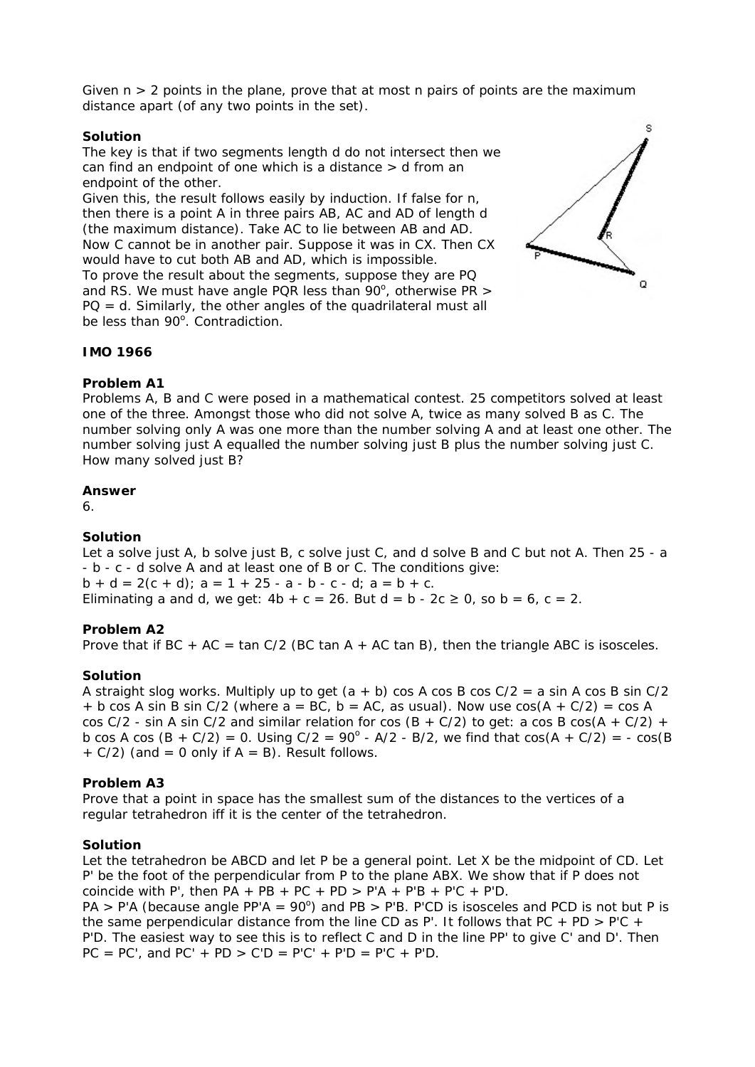Given $n > 2$ points in the plane, prove that at most $n$ pairs of points are the maximum distance apart (of any two points in the set).

**Solution**

The key is that if two segments length $d$ do not intersect then we can find an endpoint of one which is a distance $> d$ from an endpoint of the other.

Given this, the result follows easily by induction. If false for $n$, then there is a point $A$ in three pairs $AB$, $AC$ and $AD$ of length $d$ (the maximum distance). Take $AC$ to lie between $AB$ and $AD$. Now $C$ cannot be in another pair. Suppose it was in $CX$. Then $CX$ would have to cut both $AB$ and $AD$, which is impossible.

To prove the result about the segments, suppose they are $PQ$ and $RS$. We must have angle $PQR$ less than $90^o$, otherwise $PR > PQ = d$. Similarly, the other angles of the quadrilateral must all be less than $90^o$. Contradiction.

## IMO 1966

### Problem A1

Problems A, B and C were posed in a mathematical contest. 25 competitors solved at least one of the three. Amongst those who did not solve A, twice as many solved B as C. The number solving only A was one more than the number solving A and at least one other. The number solving just A equalled the number solving just B plus the number solving just C. How many solved just B?

**Answer**

6.

**Solution**

Let $a$ solve just A, $b$ solve just B, $c$ solve just C, and $d$ solve B and C but not A. Then $25 - a - b - c - d$ solve A and at least one of B or C. The conditions give:

$b + d = 2(c + d)$; $a = 1 + 25 - a - b - c - d$; $a = b + c$.

Eliminating $a$ and $d$, we get: $4b + c = 26$. But $d = b - 2c \ge 0$, so $b = 6$, $c = 2$.

### Problem A2

Prove that if $BC + AC = \tan C/2 \ (BC \tan A + AC \tan B)$, then the triangle $ABC$ is isosceles.

**Solution**

A straight slog works. Multiply up to get $(a + b) \cos A \cos B \cos C/2 = a \sin A \cos B \sin C/2 + b \cos A \sin B \sin C/2$ (where $a = BC$, $b = AC$, as usual). Now use $\cos(A + C/2) = \cos A \cos C/2 - \sin A \sin C/2$ and similar relation for $\cos (B + C/2)$ to get: $a \cos B \cos(A + C/2) + b \cos A \cos (B + C/2) = 0$. Using $C/2 = 90^o - A/2 - B/2$, we find that $\cos(A + C/2) = - \cos(B + C/2)$ (and $= 0$ only if $A = B$). Result follows.

### Problem A3

Prove that a point in space has the smallest sum of the distances to the vertices of a regular tetrahedron iff it is the center of the tetrahedron.

**Solution**

Let the tetrahedron be $ABCD$ and let $P$ be a general point. Let $X$ be the midpoint of $CD$. Let $P'$ be the foot of the perpendicular from $P$ to the plane $ABX$. We show that if $P$ does not coincide with $P'$, then $PA + PB + PC + PD > P'A + P'B + P'C + P'D$.

$PA > P'A$ (because angle $PP'A = 90^o$) and $PB > P'B$. $P'CD$ is isosceles and $PCD$ is not but $P$ is the same perpendicular distance from the line $CD$ as $P'$. It follows that $PC + PD > P'C + P'D$. The easiest way to see this is to reflect $C$ and $D$ in the line $PP'$ to give $C'$ and $D'$. Then $PC = PC'$, and $PC' + PD > C'D = P'C' + P'D = P'C + P'D$.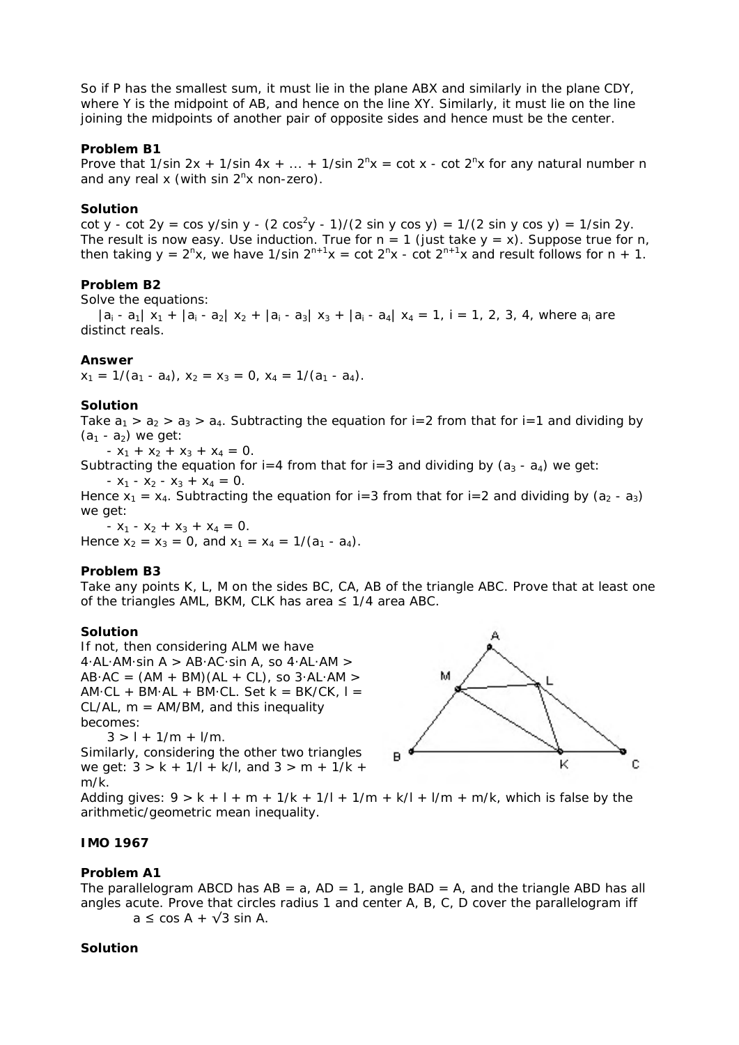So if P has the smallest sum, it must lie in the plane ABX and similarly in the plane CDY, where Y is the midpoint of AB, and hence on the line XY. Similarly, it must lie on the line joining the midpoints of another pair of opposite sides and hence must be the center.

**Problem B1**

Prove that $1/\sin 2x + 1/\sin 4x + ... + 1/\sin 2^n x = \cot x - \cot 2^n x$ for any natural number n and any real x (with $\sin 2^n x$ non-zero).

**Solution**

$\cot y - \cot 2y = \cos y/\sin y - (2 \cos^2 y - 1)/(2 \sin y \cos y) = 1/(2 \sin y \cos y) = 1/\sin 2y$. The result is now easy. Use induction. True for n = 1 (just take y = x). Suppose true for n, then taking $y = 2^n x$, we have $1/\sin 2^{n+1}x = \cot 2^n x - \cot 2^{n+1}x$ and result follows for n + 1.

**Problem B2**

Solve the equations:

$|a_i - a_1| x_1 + |a_i - a_2| x_2 + |a_i - a_3| x_3 + |a_i - a_4| x_4 = 1$, i = 1, 2, 3, 4, where $a_i$ are distinct reals.

**Answer**

$x_1 = 1/(a_1 - a_4)$, $x_2 = x_3 = 0$, $x_4 = 1/(a_1 - a_4)$.

**Solution**

Take $a_1 > a_2 > a_3 > a_4$. Subtracting the equation for i=2 from that for i=1 and dividing by $(a_1 - a_2)$ we get:

$- x_1 + x_2 + x_3 + x_4 = 0$.

Subtracting the equation for i=4 from that for i=3 and dividing by $(a_3 - a_4)$ we get:

$- x_1 - x_2 - x_3 + x_4 = 0$.

Hence $x_1 = x_4$. Subtracting the equation for i=3 from that for i=2 and dividing by $(a_2 - a_3)$ we get:

$- x_1 - x_2 + x_3 + x_4 = 0$.

Hence $x_2 = x_3 = 0$, and $x_1 = x_4 = 1/(a_1 - a_4)$.

**Problem B3**

Take any points K, L, M on the sides BC, CA, AB of the triangle ABC. Prove that at least one of the triangles AML, BKM, CLK has area ≤ 1/4 area ABC.

**Solution**

If not, then considering ALM we have $4 \cdot AL \cdot AM \cdot \sin A > AB \cdot AC \cdot \sin A$, so $4 \cdot AL \cdot AM > AB \cdot AC = (AM + BM)(AL + CL)$, so $3 \cdot AL \cdot AM > AM \cdot CL + BM \cdot AL + BM \cdot CL$. Set $k = BK/CK$, $l = CL/AL$, $m = AM/BM$, and this inequality becomes:

$3 > l + 1/m + l/m$.

Similarly, considering the other two triangles we get: $3 > k + 1/l + k/l$, and $3 > m + 1/k + m/k$.

Adding gives: $9 > k + l + m + 1/k + 1/l + 1/m + k/l + l/m + m/k$, which is false by the arithmetic/geometric mean inequality.

**IMO 1967**

**Problem A1**

The parallelogram ABCD has AB = a, AD = 1, angle BAD = A, and the triangle ABD has all angles acute. Prove that circles radius 1 and center A, B, C, D cover the parallelogram iff

$a \le \cos A + \sqrt{3} \sin A$.

**Solution**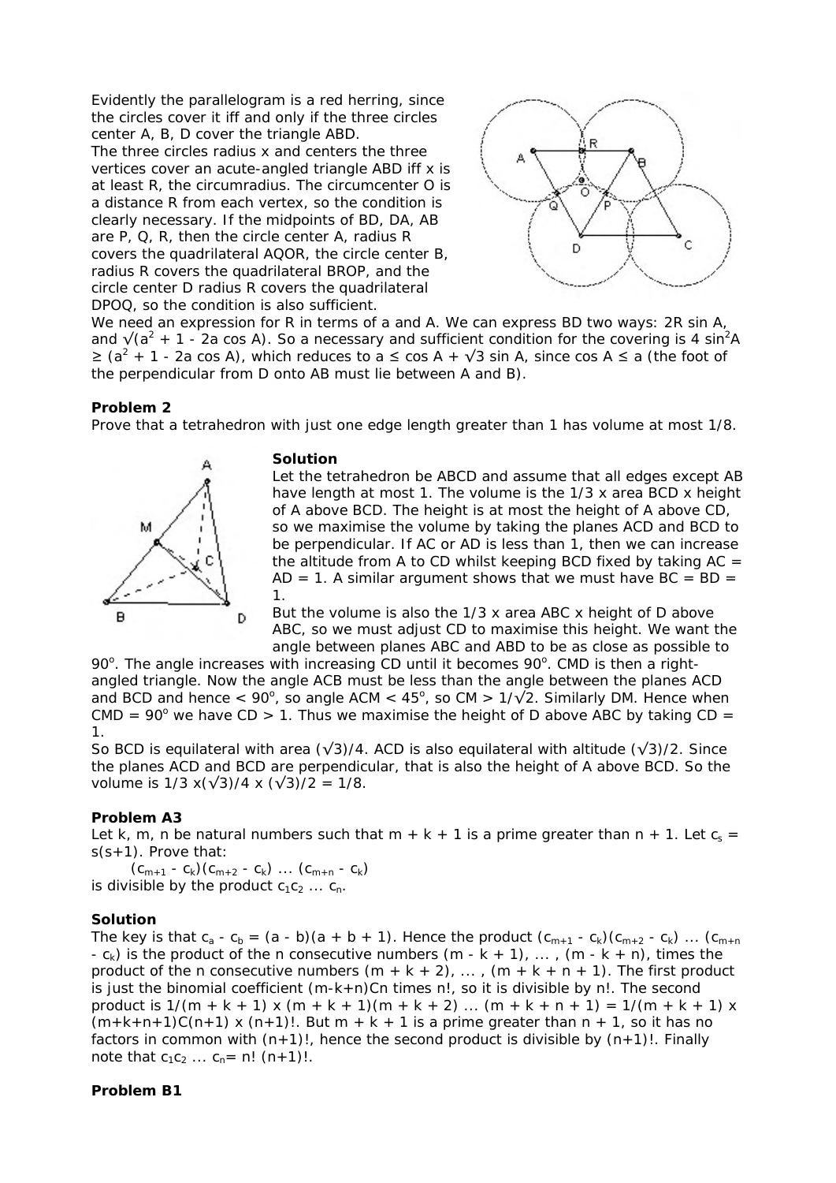Evidently the parallelogram is a red herring, since the circles cover it iff and only if the three circles center A, B, D cover the triangle ABD.
The three circles radius x and centers the three vertices cover an acute-angled triangle ABD iff x is at least R, the circumradius. The circumcenter O is a distance R from each vertex, so the condition is clearly necessary. If the midpoints of BD, DA, AB are P, Q, R, then the circle center A, radius R covers the quadrilateral AQOR, the circle center B, radius R covers the quadrilateral BROP, and the circle center D radius R covers the quadrilateral DPOQ, so the condition is also sufficient.
We need an expression for R in terms of a and A. We can express BD two ways: $2R \sin A$, and $\sqrt{a^2 + 1 - 2a \cos A}$. So a necessary and sufficient condition for the covering is $4 \sin^2 A \ge (a^2 + 1 - 2a \cos A)$, which reduces to $a \le \cos A + \sqrt{3} \sin A$, since $\cos A \le a$ (the foot of the perpendicular from D onto AB must lie between A and B).

**Problem 2**

Prove that a tetrahedron with just one edge length greater than 1 has volume at most 1/8.

**Solution**

Let the tetrahedron be ABCD and assume that all edges except AB have length at most 1. The volume is the 1/3 x area BCD x height of A above BCD. The height is at most the height of A above CD, so we maximise the volume by taking the planes ACD and BCD to be perpendicular. If AC or AD is less than 1, then we can increase the altitude from A to CD whilst keeping BCD fixed by taking AC = AD = 1. A similar argument shows that we must have BC = BD = 1.
But the volume is also the 1/3 x area ABC x height of D above ABC, so we must adjust CD to maximise this height. We want the angle between planes ABC and ABD to be as close as possible to $90^\circ$. The angle increases with increasing CD until it becomes $90^\circ$. CMD is then a right-angled triangle. Now the angle ACB must be less than the angle between the planes ACD and BCD and hence $< 90^\circ$, so angle ACM $< 45^\circ$, so CM $> 1/\sqrt{2}$. Similarly DM. Hence when CMD $= 90^\circ$ we have CD $> 1$. Thus we maximise the height of D above ABC by taking CD = 1.
So BCD is equilateral with area $(\sqrt{3})/4$. ACD is also equilateral with altitude $(\sqrt{3})/2$. Since the planes ACD and BCD are perpendicular, that is also the height of A above BCD. So the volume is $1/3 \times (\sqrt{3})/4 \times (\sqrt{3})/2 = 1/8$.

**Problem A3**

Let k, m, n be natural numbers such that $m + k + 1$ is a prime greater than $n + 1$. Let $c_s = s(s+1)$. Prove that:

$$(c_{m+1} - c_k)(c_{m+2} - c_k) \ldots (c_{m+n} - c_k)$$

is divisible by the product $c_1 c_2 \ldots c_n$.

**Solution**

The key is that $c_a - c_b = (a - b)(a + b + 1)$. Hence the product $(c_{m+1} - c_k)(c_{m+2} - c_k) \ldots (c_{m+n} - c_k)$ is the product of the n consecutive numbers $(m - k + 1), \ldots, (m - k + n)$, times the product of the n consecutive numbers $(m + k + 2), \ldots, (m + k + n + 1)$. The first product is just the binomial coefficient $(m-k+n)Cn$ times $n!$, so it is divisible by $n!$. The second product is $1/(m + k + 1) \times (m + k + 1)(m + k + 2) \ldots (m + k + n + 1) = 1/(m + k + 1) \times (m+k+n+1)C(n+1) \times (n+1)!$. But $m + k + 1$ is a prime greater than $n + 1$, so it has no factors in common with $(n+1)!$, hence the second product is divisible by $(n+1)!$. Finally note that $c_1 c_2 \ldots c_n = n!\,(n+1)!$.

**Problem B1**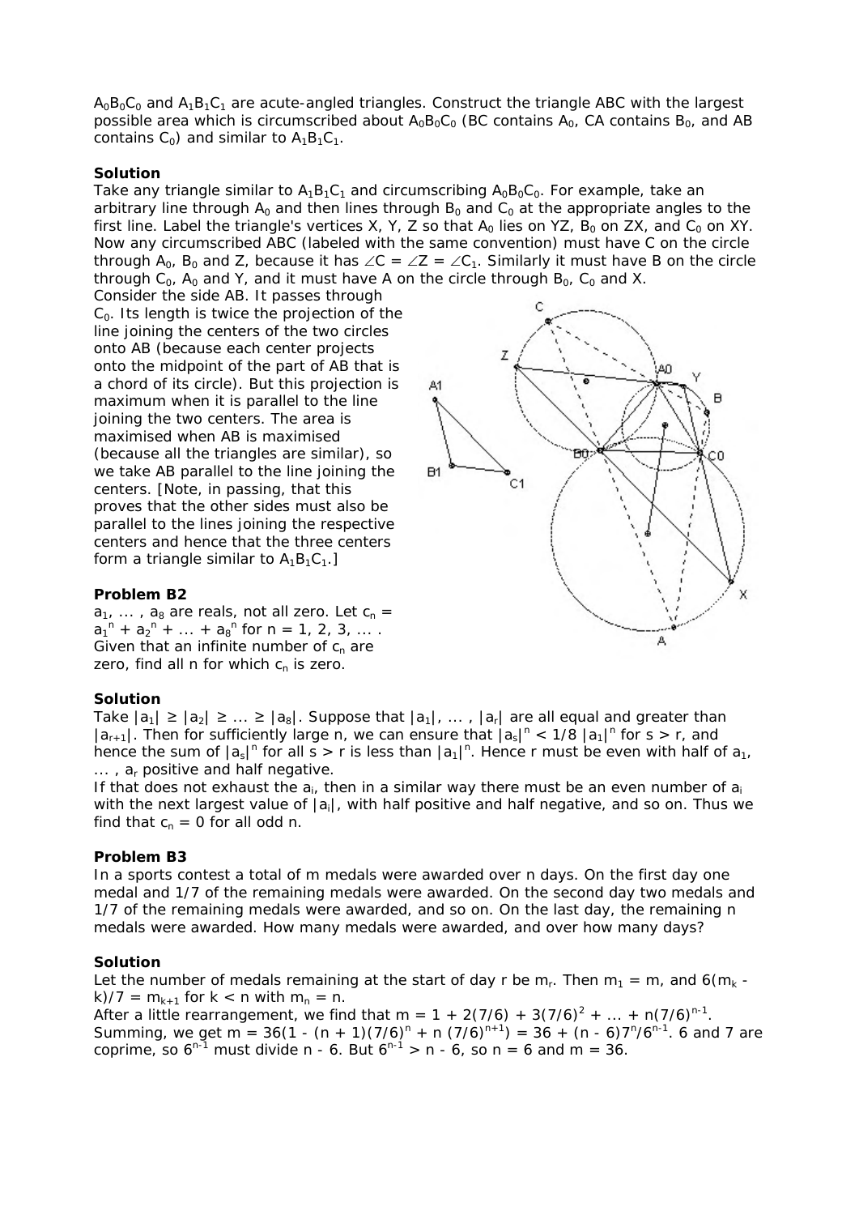$A_0B_0C_0$ and $A_1B_1C_1$ are acute-angled triangles. Construct the triangle ABC with the largest possible area which is circumscribed about $A_0B_0C_0$ (BC contains $A_0$, CA contains $B_0$, and AB contains $C_0$) and similar to $A_1B_1C_1$.

**Solution**

Take any triangle similar to $A_1B_1C_1$ and circumscribing $A_0B_0C_0$. For example, take an arbitrary line through $A_0$ and then lines through $B_0$ and $C_0$ at the appropriate angles to the first line. Label the triangle's vertices X, Y, Z so that $A_0$ lies on YZ, $B_0$ on ZX, and $C_0$ on XY. Now any circumscribed ABC (labeled with the same convention) must have C on the circle through $A_0$, $B_0$ and Z, because it has $\angle C = \angle Z = \angle C_1$. Similarly it must have B on the circle through $C_0$, $A_0$ and Y, and it must have A on the circle through $B_0$, $C_0$ and X.

Consider the side AB. It passes through $C_0$. Its length is twice the projection of the line joining the centers of the two circles onto AB (because each center projects onto the midpoint of the part of AB that is a chord of its circle). But this projection is maximum when it is parallel to the line joining the two centers. The area is maximised when AB is maximised (because all the triangles are similar), so we take AB parallel to the line joining the centers. [Note, in passing, that this proves that the other sides must also be parallel to the lines joining the respective centers and hence that the three centers form a triangle similar to $A_1B_1C_1$.]

**Problem B2**

$a_1, \dots , a_8$ are reals, not all zero. Let $c_n = a_1^n + a_2^n + \dots + a_8^n$ for n = 1, 2, 3, ... . Given that an infinite number of $c_n$ are zero, find all n for which $c_n$ is zero.

**Solution**

Take $|a_1| \ge |a_2| \ge \dots \ge |a_8|$. Suppose that $|a_1|, \dots , |a_r|$ are all equal and greater than $|a_{r+1}|$. Then for sufficiently large n, we can ensure that $|a_s|^n < 1/8\ |a_1|^n$ for $s > r$, and hence the sum of $|a_s|^n$ for all $s > r$ is less than $|a_1|^n$. Hence r must be even with half of $a_1, \dots , a_r$ positive and half negative.

If that does not exhaust the $a_i$, then in a similar way there must be an even number of $a_i$ with the next largest value of $|a_i|$, with half positive and half negative, and so on. Thus we find that $c_n = 0$ for all odd n.

**Problem B3**

In a sports contest a total of m medals were awarded over n days. On the first day one medal and 1/7 of the remaining medals were awarded. On the second day two medals and 1/7 of the remaining medals were awarded, and so on. On the last day, the remaining n medals were awarded. How many medals were awarded, and over how many days?

**Solution**

Let the number of medals remaining at the start of day r be $m_r$. Then $m_1 = m$, and $6(m_k - k)/7 = m_{k+1}$ for $k < n$ with $m_n = n$.

After a little rearrangement, we find that $m = 1 + 2(7/6) + 3(7/6)^2 + \dots + n(7/6)^{n-1}$. Summing, we get $m = 36(1 - (n + 1)(7/6)^n + n\,(7/6)^{n+1}) = 36 + (n - 6)7^n/6^{n-1}$. 6 and 7 are coprime, so $6^{n-1}$ must divide n - 6. But $6^{n-1} > n - 6$, so n = 6 and m = 36.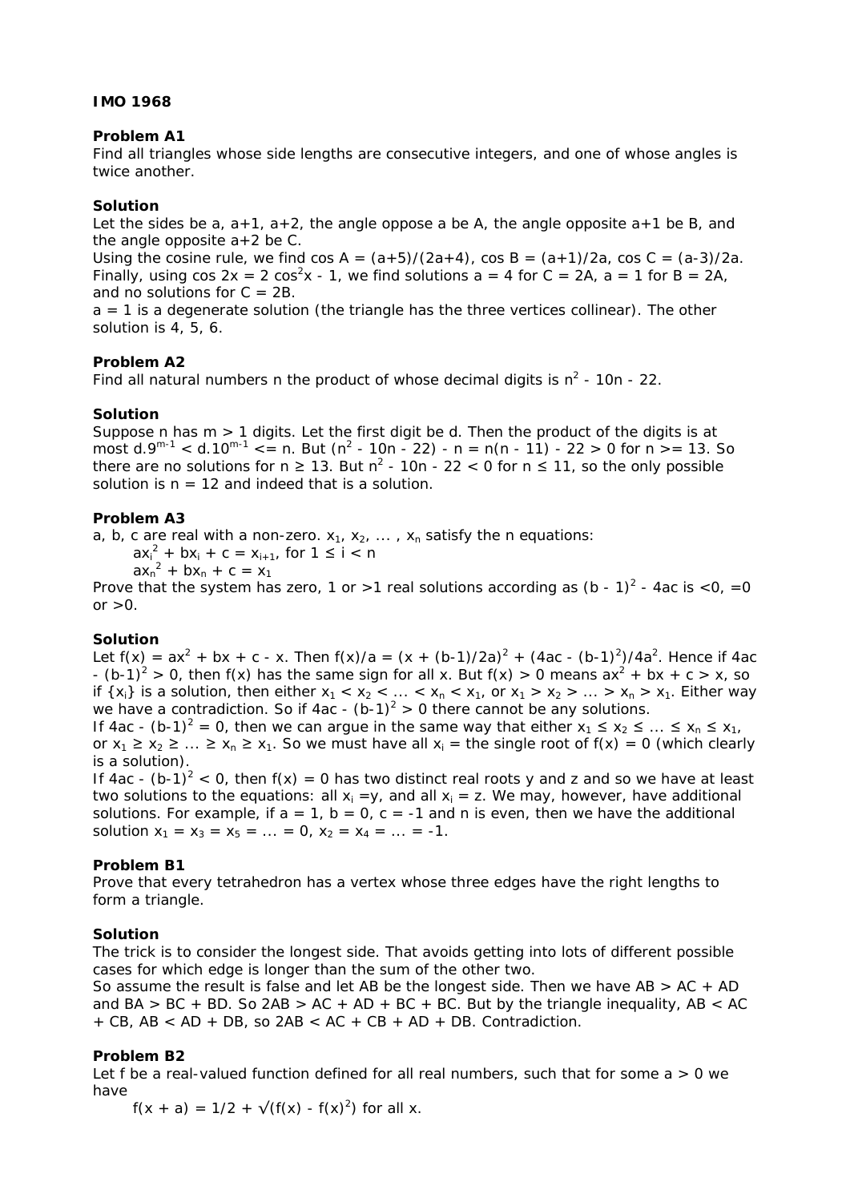**IMO 1968**

**Problem A1**

Find all triangles whose side lengths are consecutive integers, and one of whose angles is twice another.

**Solution**

Let the sides be $a$, $a+1$, $a+2$, the angle oppose $a$ be $A$, the angle opposite $a+1$ be $B$, and the angle opposite $a+2$ be $C$.

Using the cosine rule, we find $\cos A = (a+5)/(2a+4)$, $\cos B = (a+1)/2a$, $\cos C = (a-3)/2a$. Finally, using $\cos 2x = 2 \cos^2 x - 1$, we find solutions $a = 4$ for $C = 2A$, $a = 1$ for $B = 2A$, and no solutions for $C = 2B$.

$a = 1$ is a degenerate solution (the triangle has the three vertices collinear). The other solution is 4, 5, 6.

**Problem A2**

Find all natural numbers $n$ the product of whose decimal digits is $n^2 - 10n - 22$.

**Solution**

Suppose $n$ has $m > 1$ digits. Let the first digit be $d$. Then the product of the digits is at most $d.9^{m-1} < d.10^{m-1} \le n$. But $(n^2 - 10n - 22) - n = n(n - 11) - 22 > 0$ for $n \ge 13$. So there are no solutions for $n \ge 13$. But $n^2 - 10n - 22 < 0$ for $n \le 11$, so the only possible solution is $n = 12$ and indeed that is a solution.

**Problem A3**

$a$, $b$, $c$ are real with $a$ non-zero. $x_1, x_2, \dots , x_n$ satisfy the $n$ equations:

$ax_i^2 + bx_i + c = x_{i+1}$, for $1 \le i < n$

$ax_n^2 + bx_n + c = x_1$

Prove that the system has zero, 1 or >1 real solutions according as $(b - 1)^2 - 4ac$ is <0, =0 or >0.

**Solution**

Let $f(x) = ax^2 + bx + c - x$. Then $f(x)/a = (x + (b-1)/2a)^2 + (4ac - (b-1)^2)/4a^2$. Hence if $4ac - (b-1)^2 > 0$, then $f(x)$ has the same sign for all $x$. But $f(x) > 0$ means $ax^2 + bx + c > x$, so if $\{x_i\}$ is a solution, then either $x_1 < x_2 < \dots < x_n < x_1$, or $x_1 > x_2 > \dots > x_n > x_1$. Either way we have a contradiction. So if $4ac - (b-1)^2 > 0$ there cannot be any solutions.

If $4ac - (b-1)^2 = 0$, then we can argue in the same way that either $x_1 \le x_2 \le \dots \le x_n \le x_1$, or $x_1 \ge x_2 \ge \dots \ge x_n \ge x_1$. So we must have all $x_i$ = the single root of $f(x) = 0$ (which clearly is a solution).

If $4ac - (b-1)^2 < 0$, then $f(x) = 0$ has two distinct real roots $y$ and $z$ and so we have at least two solutions to the equations: all $x_i = y$, and all $x_i = z$. We may, however, have additional solutions. For example, if $a = 1$, $b = 0$, $c = -1$ and $n$ is even, then we have the additional solution $x_1 = x_3 = x_5 = \dots = 0$, $x_2 = x_4 = \dots = -1$.

**Problem B1**

Prove that every tetrahedron has a vertex whose three edges have the right lengths to form a triangle.

**Solution**

The trick is to consider the longest side. That avoids getting into lots of different possible cases for which edge is longer than the sum of the other two.

So assume the result is false and let AB be the longest side. Then we have AB > AC + AD and BA > BC + BD. So 2AB > AC + AD + BC + BC. But by the triangle inequality, AB < AC + CB, AB < AD + DB, so 2AB < AC + CB + AD + DB. Contradiction.

**Problem B2**

Let $f$ be a real-valued function defined for all real numbers, such that for some $a > 0$ we have

$f(x + a) = 1/2 + \sqrt{f(x) - f(x)^2}$ for all $x$.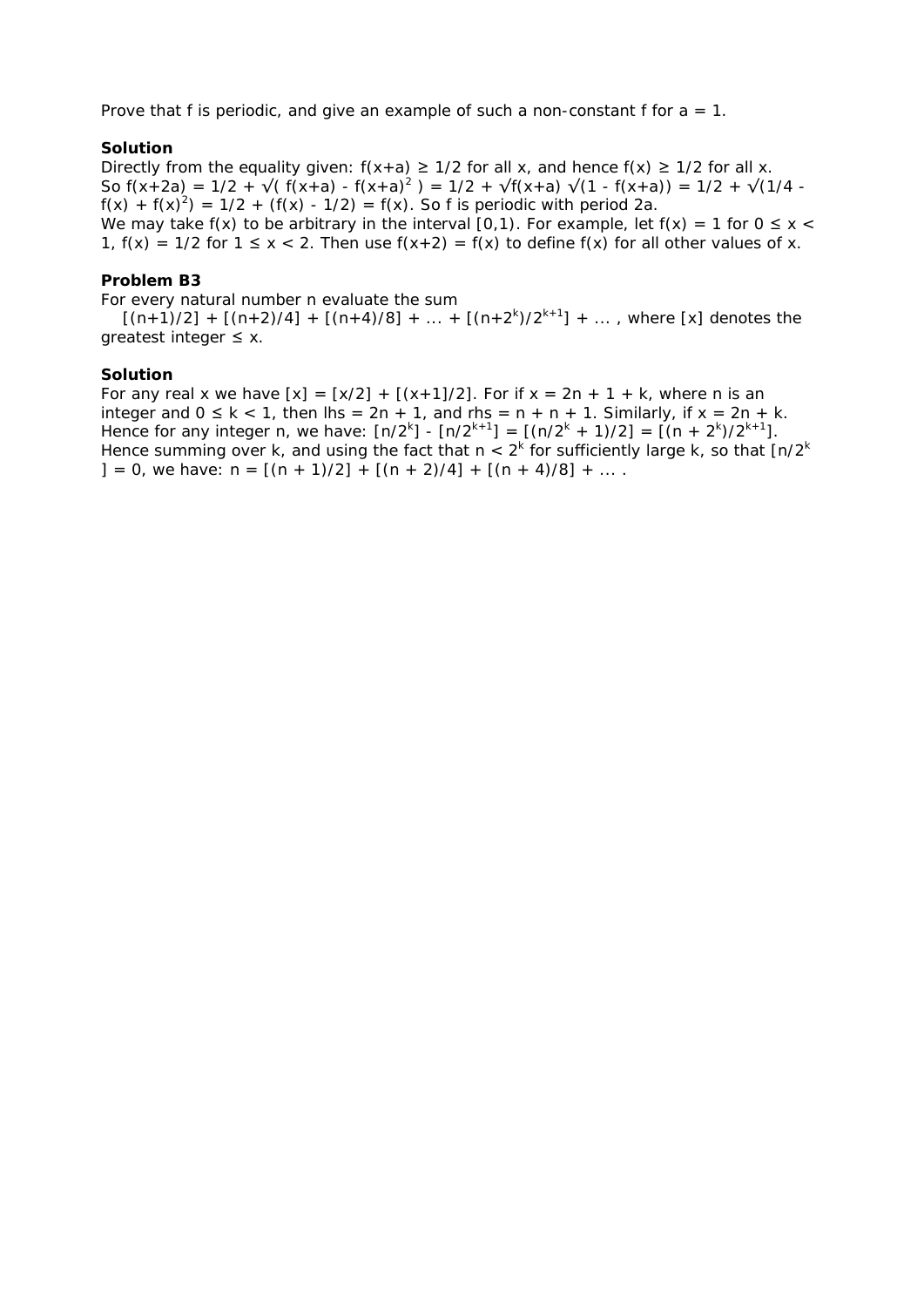Prove that f is periodic, and give an example of such a non-constant f for $a = 1$.

**Solution**

Directly from the equality given: $f(x+a) \geq 1/2$ for all x, and hence $f(x) \geq 1/2$ for all x.
So $f(x+2a) = 1/2 + \sqrt{f(x+a) - f(x+a)^2} = 1/2 + \sqrt{f(x+a)}\sqrt{1 - f(x+a)} = 1/2 + \sqrt{1/4 - f(x) + f(x)^2} = 1/2 + (f(x) - 1/2) = f(x)$. So f is periodic with period 2a.
We may take $f(x)$ to be arbitrary in the interval $[0,1)$. For example, let $f(x) = 1$ for $0 \leq x < 1$, $f(x) = 1/2$ for $1 \leq x < 2$. Then use $f(x+2) = f(x)$ to define $f(x)$ for all other values of x.

**Problem B3**

For every natural number n evaluate the sum

$[(n+1)/2] + [(n+2)/4] + [(n+4)/8] + \dots + [(n+2^k)/2^{k+1}] + \dots$, where $[x]$ denotes the greatest integer $\leq x$.

**Solution**

For any real x we have $[x] = [x/2] + [(x+1)/2]$. For if $x = 2n + 1 + k$, where n is an integer and $0 \leq k < 1$, then lhs $= 2n + 1$, and rhs $= n + n + 1$. Similarly, if $x = 2n + k$. Hence for any integer n, we have: $[n/2^k] - [n/2^{k+1}] = [(n/2^k + 1)/2] = [(n + 2^k)/2^{k+1}]$. Hence summing over k, and using the fact that $n < 2^k$ for sufficiently large k, so that $[n/2^k] = 0$, we have: $n = [(n + 1)/2] + [(n + 2)/4] + [(n + 4)/8] + \dots$ .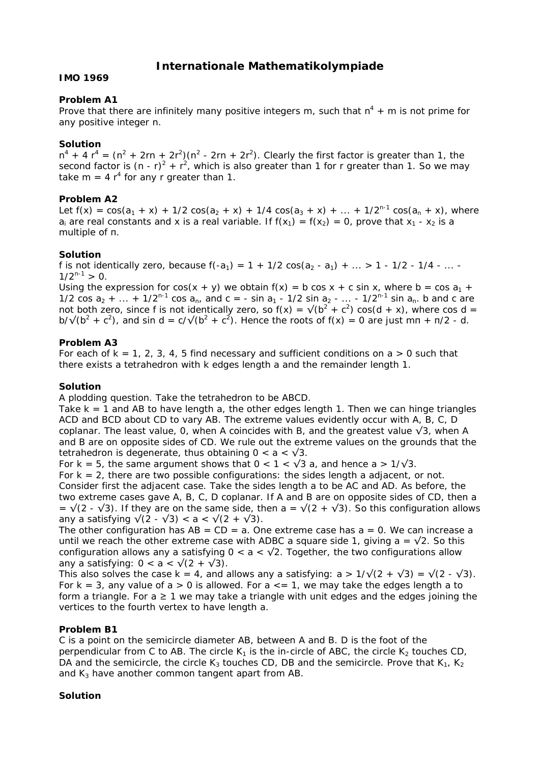# Internationale Mathematikolympiade

**IMO 1969**

**Problem A1**

Prove that there are infinitely many positive integers m, such that $n^4 + m$ is not prime for any positive integer n.

**Solution**

$n^4 + 4 r^4 = (n^2 + 2rn + 2r^2)(n^2 - 2rn + 2r^2)$. Clearly the first factor is greater than 1, the second factor is $(n - r)^2 + r^2$, which is also greater than 1 for r greater than 1. So we may take $m = 4 r^4$ for any r greater than 1.

**Problem A2**

Let $f(x) = \cos(a_1 + x) + 1/2 \cos(a_2 + x) + 1/4 \cos(a_3 + x) + ... + 1/2^{n-1} \cos(a_n + x)$, where $a_i$ are real constants and x is a real variable. If $f(x_1) = f(x_2) = 0$, prove that $x_1 - x_2$ is a multiple of π.

**Solution**

f is not identically zero, because $f(-a_1) = 1 + 1/2 \cos(a_2 - a_1) + ... > 1 - 1/2 - 1/4 - ... - 1/2^{n-1} > 0$.

Using the expression for $\cos(x + y)$ we obtain $f(x) = b \cos x + c \sin x$, where $b = \cos a_1 + 1/2 \cos a_2 + ... + 1/2^{n-1} \cos a_n$, and $c = - \sin a_1 - 1/2 \sin a_2 - ... - 1/2^{n-1} \sin a_n$. b and c are not both zero, since f is not identically zero, so $f(x) = \sqrt{b^2 + c^2} \cos(d + x)$, where $\cos d = b/\sqrt{b^2 + c^2}$, and $\sin d = c/\sqrt{b^2 + c^2}$. Hence the roots of $f(x) = 0$ are just $m\pi + \pi/2 - d$.

**Problem A3**

For each of k = 1, 2, 3, 4, 5 find necessary and sufficient conditions on a > 0 such that there exists a tetrahedron with k edges length a and the remainder length 1.

**Solution**

A plodding question. Take the tetrahedron to be ABCD.

Take k = 1 and AB to have length a, the other edges length 1. Then we can hinge triangles ACD and BCD about CD to vary AB. The extreme values evidently occur with A, B, C, D coplanar. The least value, 0, when A coincides with B, and the greatest value $\sqrt{3}$, when A and B are on opposite sides of CD. We rule out the extreme values on the grounds that the tetrahedron is degenerate, thus obtaining $0 < a < \sqrt{3}$.

For k = 5, the same argument shows that $0 < 1 < \sqrt{3}\, a$, and hence $a > 1/\sqrt{3}$.

For k = 2, there are two possible configurations: the sides length a adjacent, or not. Consider first the adjacent case. Take the sides length a to be AC and AD. As before, the two extreme cases gave A, B, C, D coplanar. If A and B are on opposite sides of CD, then $a = \sqrt{2 - \sqrt{3}}$. If they are on the same side, then $a = \sqrt{2 + \sqrt{3}}$. So this configuration allows any a satisfying $\sqrt{2 - \sqrt{3}} < a < \sqrt{2 + \sqrt{3}}$.

The other configuration has AB = CD = a. One extreme case has a = 0. We can increase a until we reach the other extreme case with ADBC a square side 1, giving $a = \sqrt{2}$. So this configuration allows any a satisfying $0 < a < \sqrt{2}$. Together, the two configurations allow any a satisfying: $0 < a < \sqrt{2 + \sqrt{3}}$.

This also solves the case k = 4, and allows any a satisfying: $a > 1/\sqrt{2 + \sqrt{3}} = \sqrt{2 - \sqrt{3}}$.

For k = 3, any value of a > 0 is allowed. For a <= 1, we may take the edges length a to form a triangle. For a ≥ 1 we may take a triangle with unit edges and the edges joining the vertices to the fourth vertex to have length a.

**Problem B1**

C is a point on the semicircle diameter AB, between A and B. D is the foot of the perpendicular from C to AB. The circle $K_1$ is the in-circle of ABC, the circle $K_2$ touches CD, DA and the semicircle, the circle $K_3$ touches CD, DB and the semicircle. Prove that $K_1$, $K_2$ and $K_3$ have another common tangent apart from AB.

**Solution**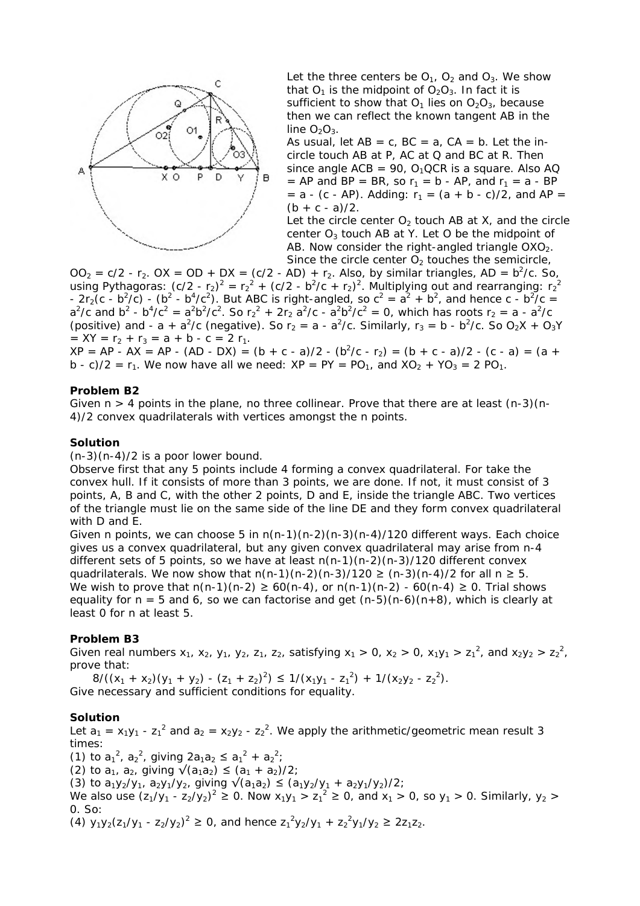Let the three centers be $O_1$, $O_2$ and $O_3$. We show that $O_1$ is the midpoint of $O_2O_3$. In fact it is sufficient to show that $O_1$ lies on $O_2O_3$, because then we can reflect the known tangent AB in the line $O_2O_3$.

As usual, let AB = c, BC = a, CA = b. Let the in-circle touch AB at P, AC at Q and BC at R. Then since angle ACB = 90, $O_1QCR$ is a square. Also AQ = AP and BP = BR, so $r_1 = b - AP$, and $r_1 = a - BP = a - (c - AP)$. Adding: $r_1 = (a + b - c)/2$, and $AP = (b + c - a)/2$.

Let the circle center $O_2$ touch AB at X, and the circle center $O_3$ touch AB at Y. Let O be the midpoint of AB. Now consider the right-angled triangle $OXO_2$. Since the circle center $O_2$ touches the semicircle, $OO_2 = c/2 - r_2$. $OX = OD + DX = (c/2 - AD) + r_2$. Also, by similar triangles, $AD = b^2/c$. So, using Pythagoras: $(c/2 - r_2)^2 = r_2^2 + (c/2 - b^2/c + r_2)^2$. Multiplying out and rearranging: $r_2^2 - 2r_2(c - b^2/c) - (b^2 - b^4/c^2)$. But ABC is right-angled, so $c^2 = a^2 + b^2$, and hence $c - b^2/c = a^2/c$ and $b^2 - b^4/c^2 = a^2b^2/c^2$. So $r_2^2 + 2r_2\, a^2/c - a^2b^2/c^2 = 0$, which has roots $r_2 = a - a^2/c$ (positive) and $- a + a^2/c$ (negative). So $r_2 = a - a^2/c$. Similarly, $r_3 = b - b^2/c$. So $O_2X + O_3Y = XY = r_2 + r_3 = a + b - c = 2 r_1$.

$XP = AP - AX = AP - (AD - DX) = (b + c - a)/2 - (b^2/c - r_2) = (b + c - a)/2 - (c - a) = (a + b - c)/2 = r_1$. We now have all we need: $XP = PY = PO_1$, and $XO_2 + YO_3 = 2\, PO_1$.

### Problem B2

Given n > 4 points in the plane, no three collinear. Prove that there are at least (n-3)(n-4)/2 convex quadrilaterals with vertices amongst the n points.

### Solution

(n-3)(n-4)/2 is a poor lower bound.

Observe first that any 5 points include 4 forming a convex quadrilateral. For take the convex hull. If it consists of more than 3 points, we are done. If not, it must consist of 3 points, A, B and C, with the other 2 points, D and E, inside the triangle ABC. Two vertices of the triangle must lie on the same side of the line DE and they form convex quadrilateral with D and E.

Given n points, we can choose 5 in n(n-1)(n-2)(n-3)(n-4)/120 different ways. Each choice gives us a convex quadrilateral, but any given convex quadrilateral may arise from n-4 different sets of 5 points, so we have at least n(n-1)(n-2)(n-3)/120 different convex quadrilaterals. We now show that n(n-1)(n-2)(n-3)/120 ≥ (n-3)(n-4)/2 for all n ≥ 5.

We wish to prove that n(n-1)(n-2) ≥ 60(n-4), or n(n-1)(n-2) - 60(n-4) ≥ 0. Trial shows equality for n = 5 and 6, so we can factorise and get (n-5)(n-6)(n+8), which is clearly at least 0 for n at least 5.

### Problem B3

Given real numbers $x_1$, $x_2$, $y_1$, $y_2$, $z_1$, $z_2$, satisfying $x_1 > 0$, $x_2 > 0$, $x_1y_1 > z_1^2$, and $x_2y_2 > z_2^2$, prove that:

$$8/((x_1 + x_2)(y_1 + y_2) - (z_1 + z_2)^2) \le 1/(x_1y_1 - z_1^2) + 1/(x_2y_2 - z_2^2).$$

Give necessary and sufficient conditions for equality.

### Solution

Let $a_1 = x_1y_1 - z_1^2$ and $a_2 = x_2y_2 - z_2^2$. We apply the arithmetic/geometric mean result 3 times:

(1) to $a_1^2$, $a_2^2$, giving $2a_1a_2 \le a_1^2 + a_2^2$;

(2) to $a_1$, $a_2$, giving $\sqrt{a_1a_2} \le (a_1 + a_2)/2$;

(3) to $a_1y_2/y_1$, $a_2y_1/y_2$, giving $\sqrt{a_1a_2} \le (a_1y_2/y_1 + a_2y_1/y_2)/2$;

We also use $(z_1/y_1 - z_2/y_2)^2 \ge 0$. Now $x_1y_1 > z_1^2 \ge 0$, and $x_1 > 0$, so $y_1 > 0$. Similarly, $y_2 > 0$. So:

(4) $y_1y_2(z_1/y_1 - z_2/y_2)^2 \ge 0$, and hence $z_1^2y_2/y_1 + z_2^2y_1/y_2 \ge 2z_1z_2$.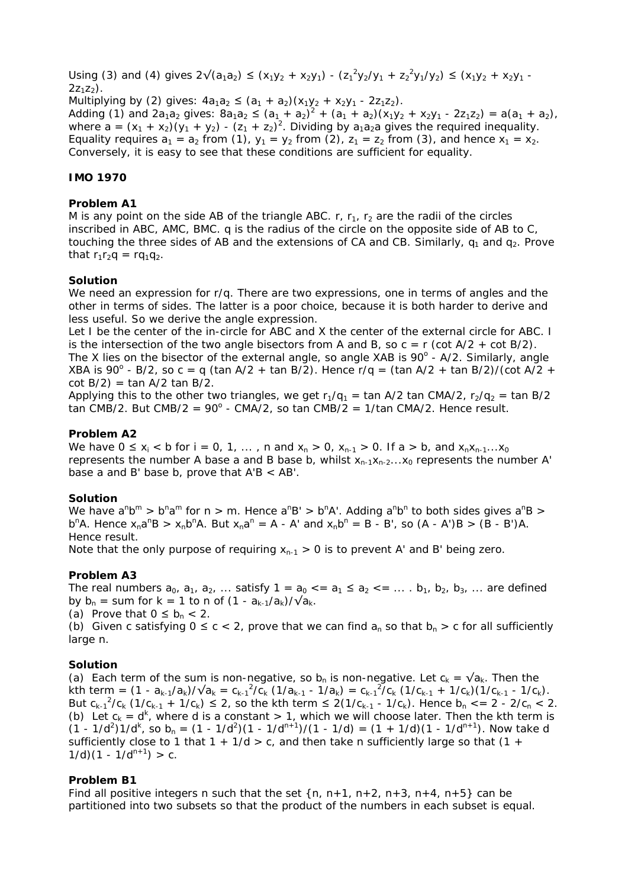Using (3) and (4) gives $2\sqrt{(a_1a_2)} \le (x_1y_2 + x_2y_1) - (z_1^2y_2/y_1 + z_2^2y_1/y_2) \le (x_1y_2 + x_2y_1 - 2z_1z_2)$.

Multiplying by (2) gives: $4a_1a_2 \le (a_1 + a_2)(x_1y_2 + x_2y_1 - 2z_1z_2)$.

Adding (1) and $2a_1a_2$ gives: $8a_1a_2 \le (a_1 + a_2)^2 + (a_1 + a_2)(x_1y_2 + x_2y_1 - 2z_1z_2) = a(a_1 + a_2)$, where $a = (x_1 + x_2)(y_1 + y_2) - (z_1 + z_2)^2$. Dividing by $a_1a_2a$ gives the required inequality.

Equality requires $a_1 = a_2$ from (1), $y_1 = y_2$ from (2), $z_1 = z_2$ from (3), and hence $x_1 = x_2$. Conversely, it is easy to see that these conditions are sufficient for equality.

## IMO 1970

### Problem A1

M is any point on the side AB of the triangle ABC. $r$, $r_1$, $r_2$ are the radii of the circles inscribed in ABC, AMC, BMC. $q$ is the radius of the circle on the opposite side of AB to C, touching the three sides of AB and the extensions of CA and CB. Similarly, $q_1$ and $q_2$. Prove that $r_1r_2q = rq_1q_2$.

### Solution

We need an expression for $r/q$. There are two expressions, one in terms of angles and the other in terms of sides. The latter is a poor choice, because it is both harder to derive and less useful. So we derive the angle expression.

Let I be the center of the in-circle for ABC and X the center of the external circle for ABC. I is the intersection of the two angle bisectors from A and B, so $c = r (\cot A/2 + \cot B/2)$. The X lies on the bisector of the external angle, so angle XAB is $90^\circ - A/2$. Similarly, angle XBA is $90^\circ - B/2$, so $c = q (\tan A/2 + \tan B/2)$. Hence $r/q = (\tan A/2 + \tan B/2)/(\cot A/2 + \cot B/2) = \tan A/2 \tan B/2$.

Applying this to the other two triangles, we get $r_1/q_1 = \tan A/2 \tan CMA/2$, $r_2/q_2 = \tan B/2 \tan CMB/2$. But $CMB/2 = 90^\circ - CMA/2$, so $\tan CMB/2 = 1/\tan CMA/2$. Hence result.

### Problem A2

We have $0 \le x_i < b$ for $i = 0, 1, \dots , n$ and $x_n > 0$, $x_{n-1} > 0$. If $a > b$, and $x_nx_{n-1}\dots x_0$ represents the number A base a and B base b, whilst $x_{n-1}x_{n-2}\dots x_0$ represents the number A' base a and B' base b, prove that $A'B < AB'$.

### Solution

We have $a^nb^m > b^na^m$ for $n > m$. Hence $a^nB' > b^nA'$. Adding $a^nb^n$ to both sides gives $a^nB > b^nA$. Hence $x_na^nB > x_nb^nA$. But $x_na^n = A - A'$ and $x_nb^n = B - B'$, so $(A - A')B > (B - B')A$. Hence result.

Note that the only purpose of requiring $x_{n-1} > 0$ is to prevent A' and B' being zero.

### Problem A3

The real numbers $a_0, a_1, a_2, \dots$ satisfy $1 = a_0 \le a_1 \le a_2 \le \dots$ . $b_1, b_2, b_3, \dots$ are defined by $b_n = $ sum for $k = 1$ to $n$ of $(1 - a_{k-1}/a_k)/\sqrt{a_k}$.

(a) Prove that $0 \le b_n < 2$.

(b) Given c satisfying $0 \le c < 2$, prove that we can find $a_n$ so that $b_n > c$ for all sufficiently large n.

### Solution

(a) Each term of the sum is non-negative, so $b_n$ is non-negative. Let $c_k = \sqrt{a_k}$. Then the kth term $= (1 - a_{k-1}/a_k)/\sqrt{a_k} = c_{k-1}^2/c_k (1/a_{k-1} - 1/a_k) = c_{k-1}^2/c_k (1/c_{k-1} + 1/c_k)(1/c_{k-1} - 1/c_k)$. But $c_{k-1}^2/c_k (1/c_{k-1} + 1/c_k) \le 2$, so the kth term $\le 2(1/c_{k-1} - 1/c_k)$. Hence $b_n \le 2 - 2/c_n < 2$.

(b) Let $c_k = d^k$, where d is a constant $> 1$, which we will choose later. Then the kth term is $(1 - 1/d^2)1/d^k$, so $b_n = (1 - 1/d^2)(1 - 1/d^{n+1})/(1 - 1/d) = (1 + 1/d)(1 - 1/d^{n+1})$. Now take d sufficiently close to 1 that $1 + 1/d > c$, and then take n sufficiently large so that $(1 + 1/d)(1 - 1/d^{n+1}) > c$.

### Problem B1

Find all positive integers n such that the set $\{n, n+1, n+2, n+3, n+4, n+5\}$ can be partitioned into two subsets so that the product of the numbers in each subset is equal.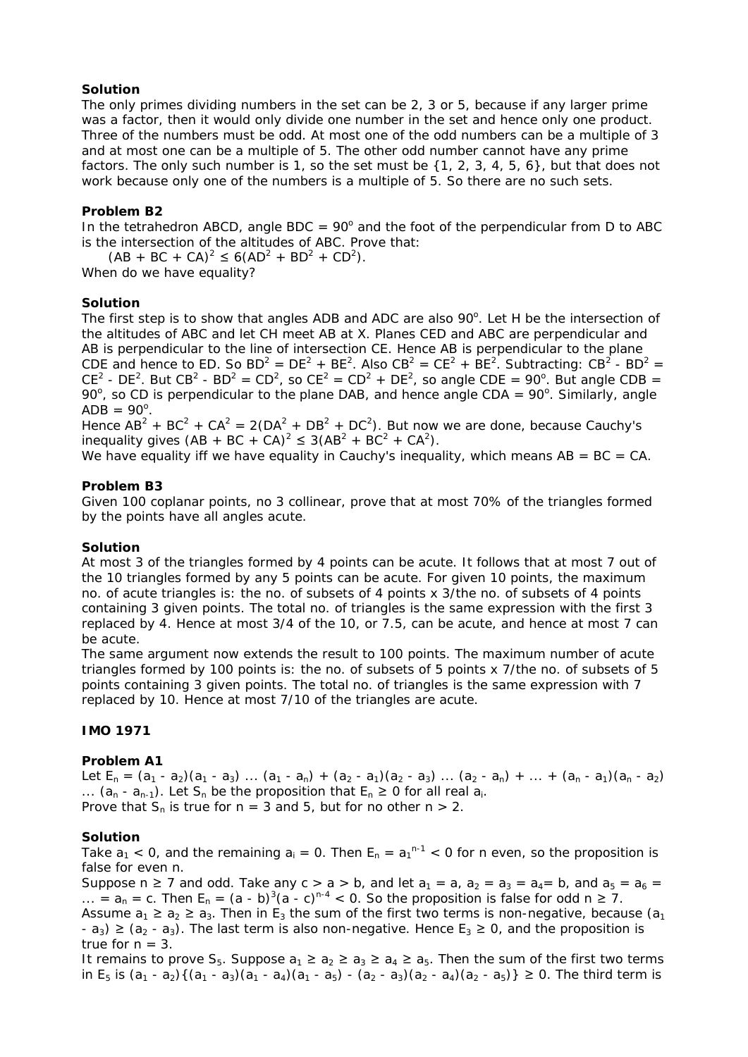**Solution**

The only primes dividing numbers in the set can be 2, 3 or 5, because if any larger prime was a factor, then it would only divide one number in the set and hence only one product. Three of the numbers must be odd. At most one of the odd numbers can be a multiple of 3 and at most one can be a multiple of 5. The other odd number cannot have any prime factors. The only such number is 1, so the set must be {1, 2, 3, 4, 5, 6}, but that does not work because only one of the numbers is a multiple of 5. So there are no such sets.

**Problem B2**

In the tetrahedron ABCD, angle BDC = $90^o$ and the foot of the perpendicular from D to ABC is the intersection of the altitudes of ABC. Prove that:

$$(AB + BC + CA)^2 \le 6(AD^2 + BD^2 + CD^2).$$

When do we have equality?

**Solution**

The first step is to show that angles ADB and ADC are also $90^o$. Let H be the intersection of the altitudes of ABC and let CH meet AB at X. Planes CED and ABC are perpendicular and AB is perpendicular to the line of intersection CE. Hence AB is perpendicular to the plane CDE and hence to ED. So $BD^2 = DE^2 + BE^2$. Also $CB^2 = CE^2 + BE^2$. Subtracting: $CB^2 - BD^2 = CE^2 - DE^2$. But $CB^2 - BD^2 = CD^2$, so $CE^2 = CD^2 + DE^2$, so angle CDE = $90^o$. But angle CDB = $90^o$, so CD is perpendicular to the plane DAB, and hence angle CDA = $90^o$. Similarly, angle ADB = $90^o$.

Hence $AB^2 + BC^2 + CA^2 = 2(DA^2 + DB^2 + DC^2)$. But now we are done, because Cauchy's inequality gives $(AB + BC + CA)^2 \le 3(AB^2 + BC^2 + CA^2)$.

We have equality iff we have equality in Cauchy's inequality, which means AB = BC = CA.

**Problem B3**

Given 100 coplanar points, no 3 collinear, prove that at most 70% of the triangles formed by the points have all angles acute.

**Solution**

At most 3 of the triangles formed by 4 points can be acute. It follows that at most 7 out of the 10 triangles formed by any 5 points can be acute. For given 10 points, the maximum no. of acute triangles is: the no. of subsets of 4 points x 3/the no. of subsets of 4 points containing 3 given points. The total no. of triangles is the same expression with the first 3 replaced by 4. Hence at most 3/4 of the 10, or 7.5, can be acute, and hence at most 7 can be acute.

The same argument now extends the result to 100 points. The maximum number of acute triangles formed by 100 points is: the no. of subsets of 5 points x 7/the no. of subsets of 5 points containing 3 given points. The total no. of triangles is the same expression with 7 replaced by 10. Hence at most 7/10 of the triangles are acute.

**IMO 1971**

**Problem A1**

Let $E_n = (a_1 - a_2)(a_1 - a_3) \dots (a_1 - a_n) + (a_2 - a_1)(a_2 - a_3) \dots (a_2 - a_n) + \dots + (a_n - a_1)(a_n - a_2) \dots (a_n - a_{n-1})$. Let $S_n$ be the proposition that $E_n \ge 0$ for all real $a_i$.

Prove that $S_n$ is true for n = 3 and 5, but for no other n > 2.

**Solution**

Take $a_1 < 0$, and the remaining $a_i = 0$. Then $E_n = a_1^{n-1} < 0$ for n even, so the proposition is false for even n.

Suppose n ≥ 7 and odd. Take any c > a > b, and let $a_1 = a$, $a_2 = a_3 = a_4 = b$, and $a_5 = a_6 = \dots = a_n = c$. Then $E_n = (a - b)^3(a - c)^{n-4} < 0$. So the proposition is false for odd n ≥ 7.

Assume $a_1 \ge a_2 \ge a_3$. Then in $E_3$ the sum of the first two terms is non-negative, because $(a_1 - a_3) \ge (a_2 - a_3)$. The last term is also non-negative. Hence $E_3 \ge 0$, and the proposition is true for n = 3.

It remains to prove $S_5$. Suppose $a_1 \ge a_2 \ge a_3 \ge a_4 \ge a_5$. Then the sum of the first two terms in $E_5$ is $(a_1 - a_2)\{(a_1 - a_3)(a_1 - a_4)(a_1 - a_5) - (a_2 - a_3)(a_2 - a_4)(a_2 - a_5)\} \ge 0$. The third term is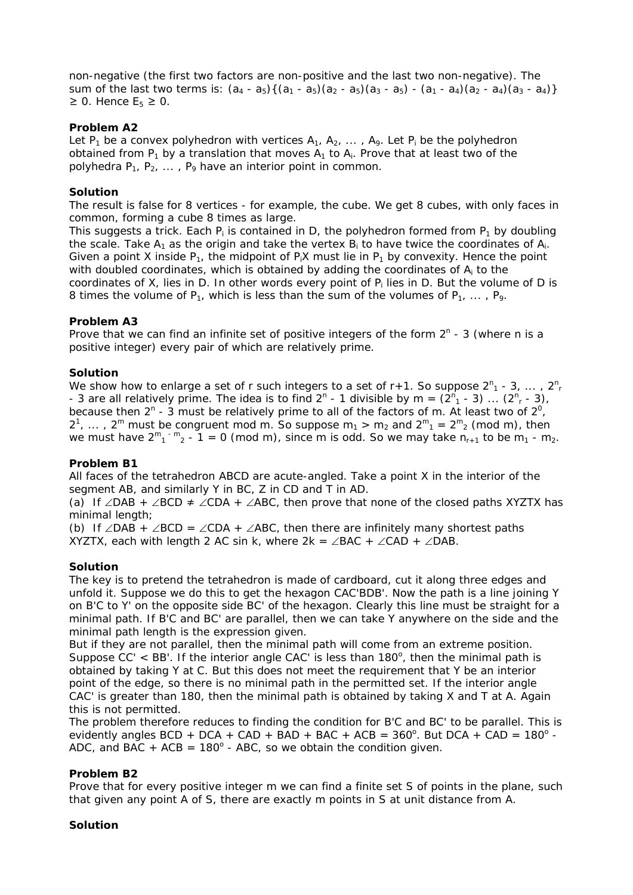non-negative (the first two factors are non-positive and the last two non-negative). The sum of the last two terms is: $(a_4 - a_5)\{(a_1 - a_5)(a_2 - a_5)(a_3 - a_5) - (a_1 - a_4)(a_2 - a_4)(a_3 - a_4)\} \geq 0$. Hence $E_5 \geq 0$.

**Problem A2**

Let $P_1$ be a convex polyhedron with vertices $A_1, A_2, \dots , A_9$. Let $P_i$ be the polyhedron obtained from $P_1$ by a translation that moves $A_1$ to $A_i$. Prove that at least two of the polyhedra $P_1, P_2, \dots , P_9$ have an interior point in common.

**Solution**

The result is false for 8 vertices - for example, the cube. We get 8 cubes, with only faces in common, forming a cube 8 times as large.

This suggests a trick. Each $P_i$ is contained in D, the polyhedron formed from $P_1$ by doubling the scale. Take $A_1$ as the origin and take the vertex $B_i$ to have twice the coordinates of $A_i$. Given a point X inside $P_1$, the midpoint of $P_iX$ must lie in $P_1$ by convexity. Hence the point with doubled coordinates, which is obtained by adding the coordinates of $A_i$ to the coordinates of X, lies in D. In other words every point of $P_i$ lies in D. But the volume of D is 8 times the volume of $P_1$, which is less than the sum of the volumes of $P_1, \dots , P_9$.

**Problem A3**

Prove that we can find an infinite set of positive integers of the form $2^n - 3$ (where n is a positive integer) every pair of which are relatively prime.

**Solution**

We show how to enlarge a set of r such integers to a set of r+1. So suppose $2^{n_1} - 3, \dots , 2^{n_r} - 3$ are all relatively prime. The idea is to find $2^n - 1$ divisible by $m = (2^{n_1} - 3) \dots (2^{n_r} - 3)$, because then $2^n - 3$ must be relatively prime to all of the factors of m. At least two of $2^0, 2^1, \dots , 2^m$ must be congruent mod m. So suppose $m_1 > m_2$ and $2^{m_1} = 2^{m_2} \pmod m$, then we must have $2^{m_1 - m_2} - 1 = 0 \pmod m$, since m is odd. So we may take $n_{r+1}$ to be $m_1 - m_2$.

**Problem B1**

All faces of the tetrahedron ABCD are acute-angled. Take a point X in the interior of the segment AB, and similarly Y in BC, Z in CD and T in AD.

(a) If $\angle DAB + \angle BCD \neq \angle CDA + \angle ABC$, then prove that none of the closed paths XYZTX has minimal length;

(b) If $\angle DAB + \angle BCD = \angle CDA + \angle ABC$, then there are infinitely many shortest paths XYZTX, each with length $2\, AC \sin k$, where $2k = \angle BAC + \angle CAD + \angle DAB$.

**Solution**

The key is to pretend the tetrahedron is made of cardboard, cut it along three edges and unfold it. Suppose we do this to get the hexagon CAC'BDB'. Now the path is a line joining Y on B'C to Y' on the opposite side BC' of the hexagon. Clearly this line must be straight for a minimal path. If B'C and BC' are parallel, then we can take Y anywhere on the side and the minimal path length is the expression given.

But if they are not parallel, then the minimal path will come from an extreme position. Suppose CC' < BB'. If the interior angle CAC' is less than $180^o$, then the minimal path is obtained by taking Y at C. But this does not meet the requirement that Y be an interior point of the edge, so there is no minimal path in the permitted set. If the interior angle CAC' is greater than 180, then the minimal path is obtained by taking X and T at A. Again this is not permitted.

The problem therefore reduces to finding the condition for B'C and BC' to be parallel. This is evidently angles BCD + DCA + CAD + BAD + BAC + ACB = $360^o$. But DCA + CAD = $180^o$ - ADC, and BAC + ACB = $180^o$ - ABC, so we obtain the condition given.

**Problem B2**

Prove that for every positive integer m we can find a finite set S of points in the plane, such that given any point A of S, there are exactly m points in S at unit distance from A.

**Solution**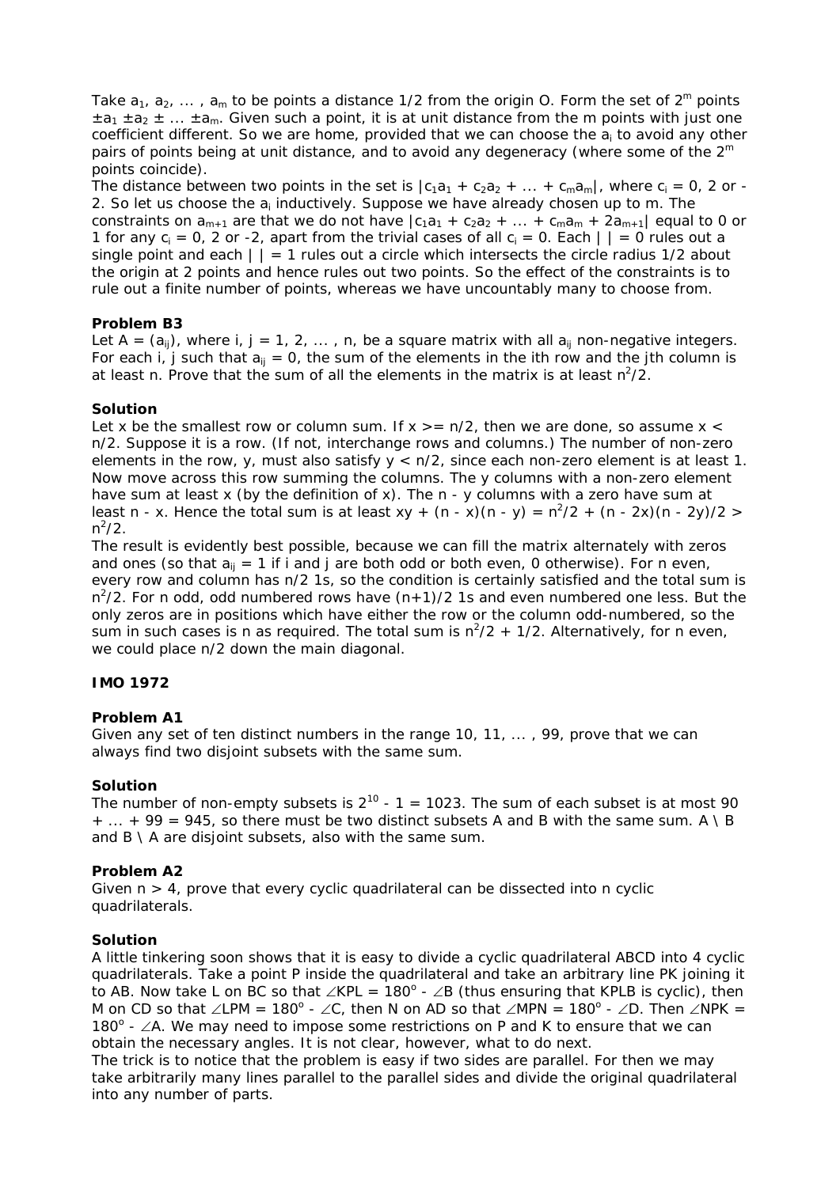Take $a_1, a_2, \dots , a_m$ to be points a distance 1/2 from the origin O. Form the set of $2^m$ points $\pm a_1 \pm a_2 \pm \dots \pm a_m$. Given such a point, it is at unit distance from the m points with just one coefficient different. So we are home, provided that we can choose the $a_i$ to avoid any other pairs of points being at unit distance, and to avoid any degeneracy (where some of the $2^m$ points coincide).

The distance between two points in the set is $|c_1a_1 + c_2a_2 + \dots + c_ma_m|$, where $c_i = 0$, 2 or -2. So let us choose the $a_i$ inductively. Suppose we have already chosen up to m. The constraints on $a_{m+1}$ are that we do not have $|c_1a_1 + c_2a_2 + \dots + c_ma_m + 2a_{m+1}|$ equal to 0 or 1 for any $c_i = 0$, 2 or -2, apart from the trivial cases of all $c_i = 0$. Each $|\ | = 0$ rules out a single point and each $|\ | = 1$ rules out a circle which intersects the circle radius 1/2 about the origin at 2 points and hence rules out two points. So the effect of the constraints is to rule out a finite number of points, whereas we have uncountably many to choose from.

### Problem B3

Let $A = (a_{ij})$, where $i, j = 1, 2, \dots , n$, be a square matrix with all $a_{ij}$ non-negative integers. For each i, j such that $a_{ij} = 0$, the sum of the elements in the ith row and the jth column is at least n. Prove that the sum of all the elements in the matrix is at least $n^2/2$.

### Solution

Let x be the smallest row or column sum. If $x \ge n/2$, then we are done, so assume $x < n/2$. Suppose it is a row. (If not, interchange rows and columns.) The number of non-zero elements in the row, y, must also satisfy $y < n/2$, since each non-zero element is at least 1. Now move across this row summing the columns. The y columns with a non-zero element have sum at least x (by the definition of x). The n - y columns with a zero have sum at least n - x. Hence the total sum is at least $xy + (n - x)(n - y) = n^2/2 + (n - 2x)(n - 2y)/2 > n^2/2$.

The result is evidently best possible, because we can fill the matrix alternately with zeros and ones (so that $a_{ij} = 1$ if i and j are both odd or both even, 0 otherwise). For n even, every row and column has n/2 1s, so the condition is certainly satisfied and the total sum is $n^2/2$. For n odd, odd numbered rows have $(n+1)/2$ 1s and even numbered one less. But the only zeros are in positions which have either the row or the column odd-numbered, so the sum in such cases is n as required. The total sum is $n^2/2 + 1/2$. Alternatively, for n even, we could place n/2 down the main diagonal.

## IMO 1972

### Problem A1

Given any set of ten distinct numbers in the range 10, 11, ... , 99, prove that we can always find two disjoint subsets with the same sum.

### Solution

The number of non-empty subsets is $2^{10} - 1 = 1023$. The sum of each subset is at most $90 + \dots + 99 = 945$, so there must be two distinct subsets A and B with the same sum. A \ B and B \ A are disjoint subsets, also with the same sum.

### Problem A2

Given $n > 4$, prove that every cyclic quadrilateral can be dissected into n cyclic quadrilaterals.

### Solution

A little tinkering soon shows that it is easy to divide a cyclic quadrilateral ABCD into 4 cyclic quadrilaterals. Take a point P inside the quadrilateral and take an arbitrary line PK joining it to AB. Now take L on BC so that $\angle KPL = 180^\circ - \angle B$ (thus ensuring that KPLB is cyclic), then M on CD so that $\angle LPM = 180^\circ - \angle C$, then N on AD so that $\angle MPN = 180^\circ - \angle D$. Then $\angle NPK = 180^\circ - \angle A$. We may need to impose some restrictions on P and K to ensure that we can obtain the necessary angles. It is not clear, however, what to do next.

The trick is to notice that the problem is easy if two sides are parallel. For then we may take arbitrarily many lines parallel to the parallel sides and divide the original quadrilateral into any number of parts.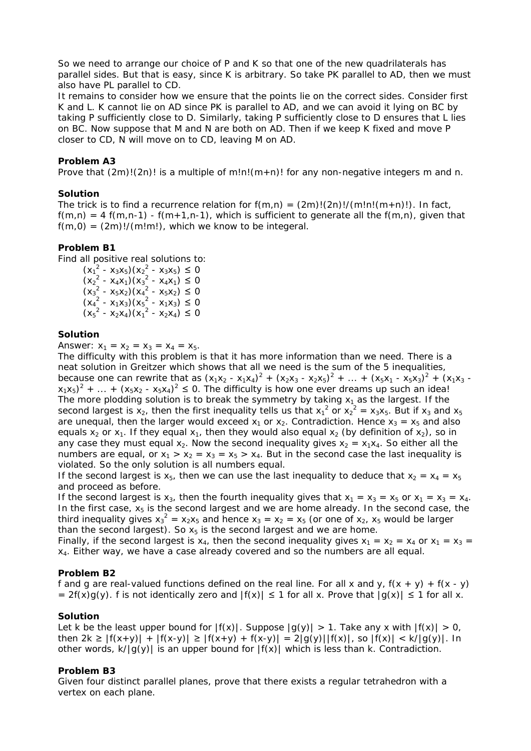So we need to arrange our choice of P and K so that one of the new quadrilaterals has parallel sides. But that is easy, since K is arbitrary. So take PK parallel to AD, then we must also have PL parallel to CD.

It remains to consider how we ensure that the points lie on the correct sides. Consider first K and L. K cannot lie on AD since PK is parallel to AD, and we can avoid it lying on BC by taking P sufficiently close to D. Similarly, taking P sufficiently close to D ensures that L lies on BC. Now suppose that M and N are both on AD. Then if we keep K fixed and move P closer to CD, N will move on to CD, leaving M on AD.

**Problem A3**

Prove that (2m)!(2n)! is a multiple of m!n!(m+n)! for any non-negative integers m and n.

**Solution**

The trick is to find a recurrence relation for f(m,n) = (2m)!(2n)!/(m!n!(m+n)!). In fact, f(m,n) = 4 f(m,n-1) - f(m+1,n-1), which is sufficient to generate all the f(m,n), given that f(m,0) = (2m)!/(m!m!), which we know to be integeral.

**Problem B1**

Find all positive real solutions to:

$(x_1^2 - x_3x_5)(x_2^2 - x_3x_5) \le 0$
$(x_2^2 - x_4x_1)(x_3^2 - x_4x_1) \le 0$
$(x_3^2 - x_5x_2)(x_4^2 - x_5x_2) \le 0$
$(x_4^2 - x_1x_3)(x_5^2 - x_1x_3) \le 0$
$(x_5^2 - x_2x_4)(x_1^2 - x_2x_4) \le 0$

**Solution**

Answer: $x_1 = x_2 = x_3 = x_4 = x_5$.

The difficulty with this problem is that it has more information than we need. There is a neat solution in Greitzer which shows that all we need is the sum of the 5 inequalities, because one can rewrite that as $(x_1x_2 - x_1x_4)^2 + (x_2x_3 - x_2x_5)^2 + \dots + (x_5x_1 - x_5x_3)^2 + (x_1x_3 - x_1x_5)^2 + \dots + (x_5x_2 - x_5x_4)^2 \le 0$. The difficulty is how one ever dreams up such an idea!

The more plodding solution is to break the symmetry by taking $x_1$ as the largest. If the second largest is $x_2$, then the first inequality tells us that $x_1^2$ or $x_2^2 = x_3x_5$. But if $x_3$ and $x_5$ are unequal, then the larger would exceed $x_1$ or $x_2$. Contradiction. Hence $x_3 = x_5$ and also equals $x_2$ or $x_1$. If they equal $x_1$, then they would also equal $x_2$ (by definition of $x_2$), so in any case they must equal $x_2$. Now the second inequality gives $x_2 = x_1x_4$. So either all the numbers are equal, or $x_1 > x_2 = x_3 = x_5 > x_4$. But in the second case the last inequality is violated. So the only solution is all numbers equal.

If the second largest is $x_5$, then we can use the last inequality to deduce that $x_2 = x_4 = x_5$ and proceed as before.

If the second largest is $x_3$, then the fourth inequality gives that $x_1 = x_3 = x_5$ or $x_1 = x_3 = x_4$. In the first case, $x_5$ is the second largest and we are home already. In the second case, the third inequality gives $x_3^2 = x_2x_5$ and hence $x_3 = x_2 = x_5$ (or one of $x_2$, $x_5$ would be larger than the second largest). So $x_5$ is the second largest and we are home.

Finally, if the second largest is $x_4$, then the second inequality gives $x_1 = x_2 = x_4$ or $x_1 = x_3 = x_4$. Either way, we have a case already covered and so the numbers are all equal.

**Problem B2**

f and g are real-valued functions defined on the real line. For all x and y, f(x + y) + f(x - y) = 2f(x)g(y). f is not identically zero and |f(x)| ≤ 1 for all x. Prove that |g(x)| ≤ 1 for all x.

**Solution**

Let k be the least upper bound for |f(x)|. Suppose |g(y)| > 1. Take any x with |f(x)| > 0, then 2k ≥ |f(x+y)| + |f(x-y)| ≥ |f(x+y) + f(x-y)| = 2|g(y)||f(x)|, so |f(x)| < k/|g(y)|. In other words, k/|g(y)| is an upper bound for |f(x)| which is less than k. Contradiction.

**Problem B3**

Given four distinct parallel planes, prove that there exists a regular tetrahedron with a vertex on each plane.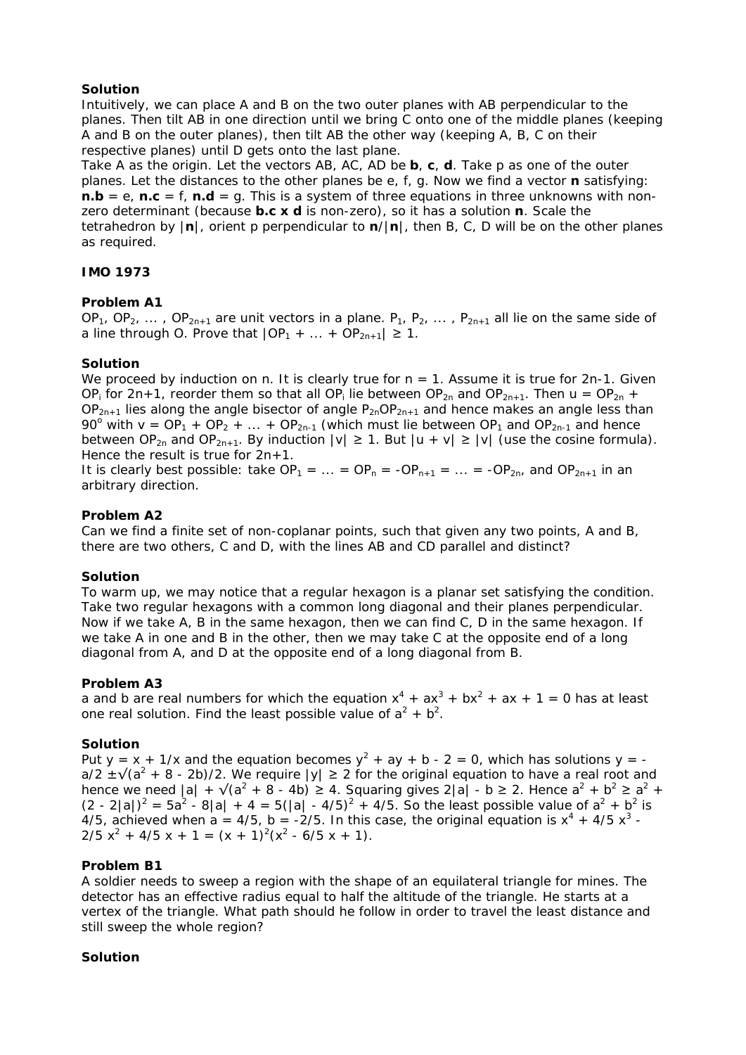**Solution**

Intuitively, we can place A and B on the two outer planes with AB perpendicular to the planes. Then tilt AB in one direction until we bring C onto one of the middle planes (keeping A and B on the outer planes), then tilt AB the other way (keeping A, B, C on their respective planes) until D gets onto the last plane.

Take A as the origin. Let the vectors AB, AC, AD be **b**, **c**, **d**. Take p as one of the outer planes. Let the distances to the other planes be e, f, g. Now we find a vector **n** satisfying: **n.b** = e, **n.c** = f, **n.d** = g. This is a system of three equations in three unknowns with non-zero determinant (because **b.c x d** is non-zero), so it has a solution **n**. Scale the tetrahedron by |**n**|, orient p perpendicular to **n**/|**n**|, then B, C, D will be on the other planes as required.

## IMO 1973

**Problem A1**

$OP_1$, $OP_2$, ... , $OP_{2n+1}$ are unit vectors in a plane. $P_1$, $P_2$, ... , $P_{2n+1}$ all lie on the same side of a line through O. Prove that $|OP_1 + ... + OP_{2n+1}| \ge 1$.

**Solution**

We proceed by induction on n. It is clearly true for n = 1. Assume it is true for 2n-1. Given $OP_i$ for 2n+1, reorder them so that all $OP_i$ lie between $OP_{2n}$ and $OP_{2n+1}$. Then $u = OP_{2n} + OP_{2n+1}$ lies along the angle bisector of angle $P_{2n}OP_{2n+1}$ and hence makes an angle less than $90^o$ with $v = OP_1 + OP_2 + ... + OP_{2n-1}$ (which must lie between $OP_1$ and $OP_{2n-1}$ and hence between $OP_{2n}$ and $OP_{2n+1}$. By induction $|v| \ge 1$. But $|u + v| \ge |v|$ (use the cosine formula). Hence the result is true for 2n+1.

It is clearly best possible: take $OP_1 = ... = OP_n = -OP_{n+1} = ... = -OP_{2n}$, and $OP_{2n+1}$ in an arbitrary direction.

**Problem A2**

Can we find a finite set of non-coplanar points, such that given any two points, A and B, there are two others, C and D, with the lines AB and CD parallel and distinct?

**Solution**

To warm up, we may notice that a regular hexagon is a planar set satisfying the condition. Take two regular hexagons with a common long diagonal and their planes perpendicular. Now if we take A, B in the same hexagon, then we can find C, D in the same hexagon. If we take A in one and B in the other, then we may take C at the opposite end of a long diagonal from A, and D at the opposite end of a long diagonal from B.

**Problem A3**

a and b are real numbers for which the equation $x^4 + ax^3 + bx^2 + ax + 1 = 0$ has at least one real solution. Find the least possible value of $a^2 + b^2$.

**Solution**

Put $y = x + 1/x$ and the equation becomes $y^2 + ay + b - 2 = 0$, which has solutions $y = -a/2 \pm\sqrt{(a^2 + 8 - 2b)}/2$. We require $|y| \ge 2$ for the original equation to have a real root and hence we need $|a| + \sqrt{(a^2 + 8 - 4b)} \ge 4$. Squaring gives $2|a| - b \ge 2$. Hence $a^2 + b^2 \ge a^2 + (2 - 2|a|)^2 = 5a^2 - 8|a| + 4 = 5(|a| - 4/5)^2 + 4/5$. So the least possible value of $a^2 + b^2$ is 4/5, achieved when a = 4/5, b = -2/5. In this case, the original equation is $x^4 + 4/5\ x^3 - 2/5\ x^2 + 4/5\ x + 1 = (x + 1)^2(x^2 - 6/5\ x + 1)$.

**Problem B1**

A soldier needs to sweep a region with the shape of an equilateral triangle for mines. The detector has an effective radius equal to half the altitude of the triangle. He starts at a vertex of the triangle. What path should he follow in order to travel the least distance and still sweep the whole region?

**Solution**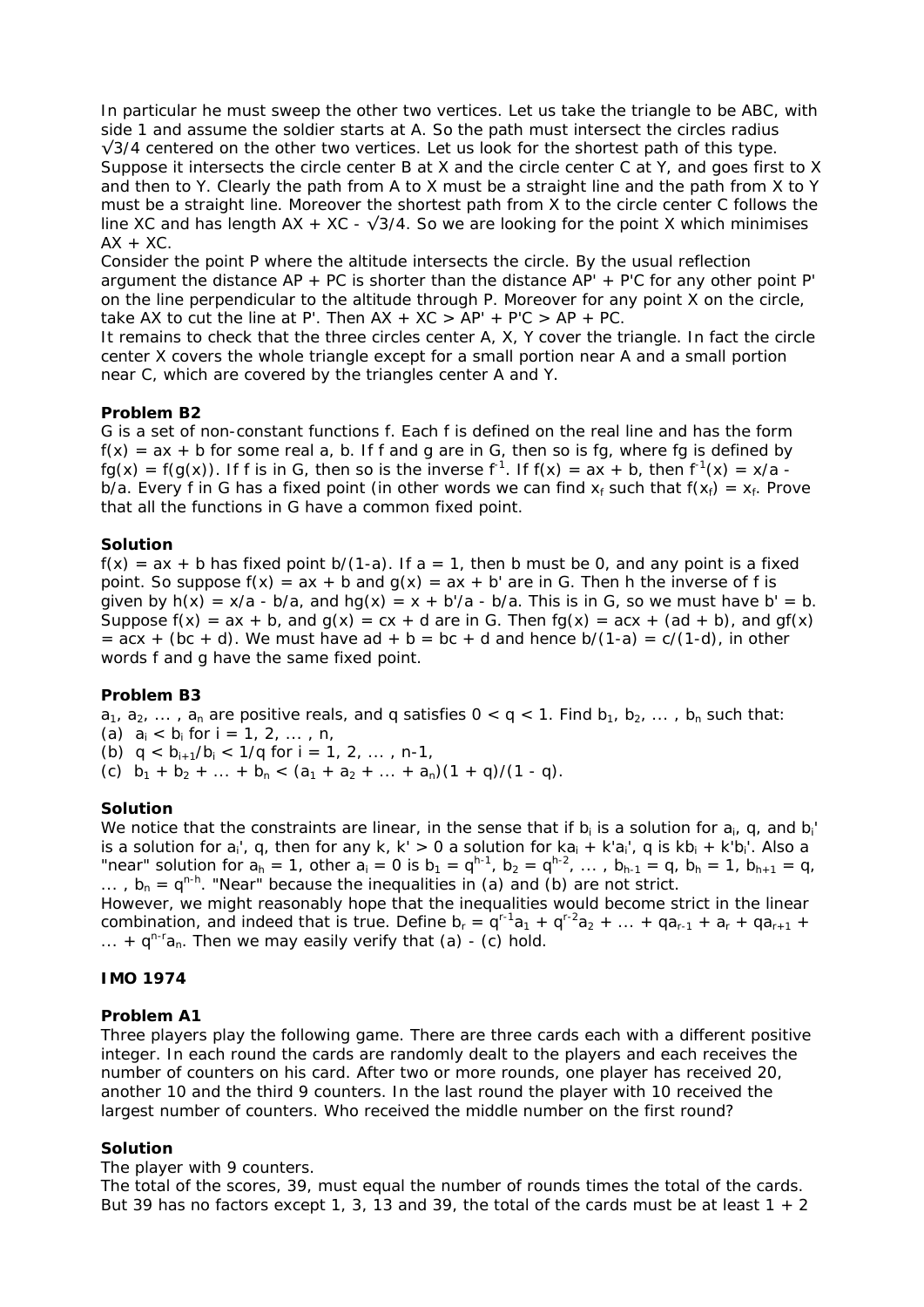In particular he must sweep the other two vertices. Let us take the triangle to be ABC, with side 1 and assume the soldier starts at A. So the path must intersect the circles radius $\sqrt{3}/4$ centered on the other two vertices. Let us look for the shortest path of this type. Suppose it intersects the circle center B at X and the circle center C at Y, and goes first to X and then to Y. Clearly the path from A to X must be a straight line and the path from X to Y must be a straight line. Moreover the shortest path from X to the circle center C follows the line XC and has length AX + XC - $\sqrt{3}/4$. So we are looking for the point X which minimises AX + XC.

Consider the point P where the altitude intersects the circle. By the usual reflection argument the distance AP + PC is shorter than the distance AP' + P'C for any other point P' on the line perpendicular to the altitude through P. Moreover for any point X on the circle, take AX to cut the line at P'. Then AX + XC > AP' + P'C > AP + PC.

It remains to check that the three circles center A, X, Y cover the triangle. In fact the circle center X covers the whole triangle except for a small portion near A and a small portion near C, which are covered by the triangles center A and Y.

### Problem B2

G is a set of non-constant functions f. Each f is defined on the real line and has the form $f(x) = ax + b$ for some real a, b. If f and g are in G, then so is fg, where fg is defined by $fg(x) = f(g(x))$. If f is in G, then so is the inverse $f^{-1}$. If $f(x) = ax + b$, then $f^{-1}(x) = x/a - b/a$. Every f in G has a fixed point (in other words we can find $x_f$ such that $f(x_f) = x_f$. Prove that all the functions in G have a common fixed point.

### Solution

$f(x) = ax + b$ has fixed point $b/(1-a)$. If $a = 1$, then b must be 0, and any point is a fixed point. So suppose $f(x) = ax + b$ and $g(x) = ax + b'$ are in G. Then h the inverse of f is given by $h(x) = x/a - b/a$, and $hg(x) = x + b'/a - b/a$. This is in G, so we must have $b' = b$. Suppose $f(x) = ax + b$, and $g(x) = cx + d$ are in G. Then $fg(x) = acx + (ad + b)$, and $gf(x) = acx + (bc + d)$. We must have $ad + b = bc + d$ and hence $b/(1-a) = c/(1-d)$, in other words f and g have the same fixed point.

### Problem B3

$a_1, a_2, \dots, a_n$ are positive reals, and q satisfies $0 < q < 1$. Find $b_1, b_2, \dots, b_n$ such that:

(a) $a_i < b_i$ for $i = 1, 2, \dots, n$,

(b) $q < b_{i+1}/b_i < 1/q$ for $i = 1, 2, \dots, n-1$,

(c) $b_1 + b_2 + \dots + b_n < (a_1 + a_2 + \dots + a_n)(1 + q)/(1 - q)$.

### Solution

We notice that the constraints are linear, in the sense that if $b_i$ is a solution for $a_i$, q, and $b_i'$ is a solution for $a_i'$, q, then for any k, k' > 0 a solution for $ka_i + k'a_i'$, q is $kb_i + k'b_i'$. Also a "near" solution for $a_h = 1$, other $a_i = 0$ is $b_1 = q^{h-1}$, $b_2 = q^{h-2}$, ... , $b_{h-1} = q$, $b_h = 1$, $b_{h+1} = q$, ... , $b_n = q^{n-h}$. "Near" because the inequalities in (a) and (b) are not strict.

However, we might reasonably hope that the inequalities would become strict in the linear combination, and indeed that is true. Define $b_r = q^{r-1}a_1 + q^{r-2}a_2 + \dots + qa_{r-1} + a_r + qa_{r+1} + \dots + q^{n-r}a_n$. Then we may easily verify that (a) - (c) hold.

## IMO 1974

### Problem A1

Three players play the following game. There are three cards each with a different positive integer. In each round the cards are randomly dealt to the players and each receives the number of counters on his card. After two or more rounds, one player has received 20, another 10 and the third 9 counters. In the last round the player with 10 received the largest number of counters. Who received the middle number on the first round?

### Solution

The player with 9 counters.

The total of the scores, 39, must equal the number of rounds times the total of the cards. But 39 has no factors except 1, 3, 13 and 39, the total of the cards must be at least 1 + 2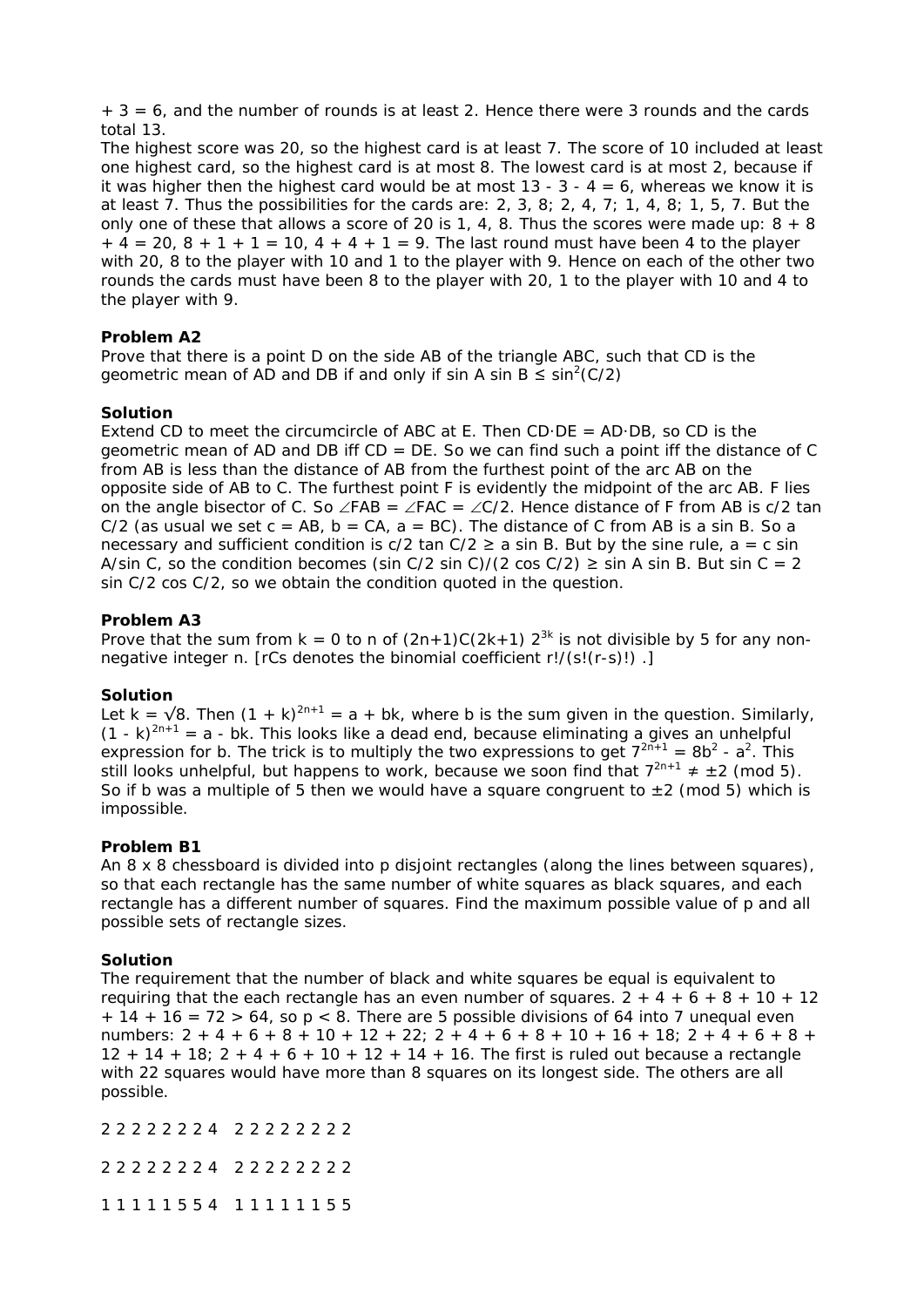+ 3 = 6, and the number of rounds is at least 2. Hence there were 3 rounds and the cards total 13.

The highest score was 20, so the highest card is at least 7. The score of 10 included at least one highest card, so the highest card is at most 8. The lowest card is at most 2, because if it was higher then the highest card would be at most 13 - 3 - 4 = 6, whereas we know it is at least 7. Thus the possibilities for the cards are: 2, 3, 8; 2, 4, 7; 1, 4, 8; 1, 5, 7. But the only one of these that allows a score of 20 is 1, 4, 8. Thus the scores were made up: 8 + 8 + 4 = 20, 8 + 1 + 1 = 10, 4 + 4 + 1 = 9. The last round must have been 4 to the player with 20, 8 to the player with 10 and 1 to the player with 9. Hence on each of the other two rounds the cards must have been 8 to the player with 20, 1 to the player with 10 and 4 to the player with 9.

**Problem A2**

Prove that there is a point D on the side AB of the triangle ABC, such that CD is the geometric mean of AD and DB if and only if $\sin A \sin B \le \sin^2(C/2)$

**Solution**

Extend CD to meet the circumcircle of ABC at E. Then CD·DE = AD·DB, so CD is the geometric mean of AD and DB iff CD = DE. So we can find such a point iff the distance of C from AB is less than the distance of AB from the furthest point of the arc AB on the opposite side of AB to C. The furthest point F is evidently the midpoint of the arc AB. F lies on the angle bisector of C. So $\angle FAB = \angle FAC = \angle C/2$. Hence distance of F from AB is $c/2 \tan C/2$ (as usual we set c = AB, b = CA, a = BC). The distance of C from AB is $a \sin B$. So a necessary and sufficient condition is $c/2 \tan C/2 \ge a \sin B$. But by the sine rule, $a = c \sin A/\sin C$, so the condition becomes $(\sin C/2 \sin C)/(2 \cos C/2) \ge \sin A \sin B$. But $\sin C = 2 \sin C/2 \cos C/2$, so we obtain the condition quoted in the question.

**Problem A3**

Prove that the sum from k = 0 to n of $(2n+1)C(2k+1)\ 2^{3k}$ is not divisible by 5 for any non-negative integer n. [rCs denotes the binomial coefficient r!/(s!(r-s)!) .]

**Solution**

Let $k = \sqrt{8}$. Then $(1 + k)^{2n+1} = a + bk$, where b is the sum given in the question. Similarly, $(1 - k)^{2n+1} = a - bk$. This looks like a dead end, because eliminating a gives an unhelpful expression for b. The trick is to multiply the two expressions to get $7^{2n+1} = 8b^2 - a^2$. This still looks unhelpful, but happens to work, because we soon find that $7^{2n+1} \ne \pm 2 \pmod 5$. So if b was a multiple of 5 then we would have a square congruent to ±2 (mod 5) which is impossible.

**Problem B1**

An 8 x 8 chessboard is divided into p disjoint rectangles (along the lines between squares), so that each rectangle has the same number of white squares as black squares, and each rectangle has a different number of squares. Find the maximum possible value of p and all possible sets of rectangle sizes.

**Solution**

The requirement that the number of black and white squares be equal is equivalent to requiring that the each rectangle has an even number of squares. 2 + 4 + 6 + 8 + 10 + 12 + 14 + 16 = 72 > 64, so p < 8. There are 5 possible divisions of 64 into 7 unequal even numbers: 2 + 4 + 6 + 8 + 10 + 12 + 22; 2 + 4 + 6 + 8 + 10 + 16 + 18; 2 + 4 + 6 + 8 + 12 + 14 + 18; 2 + 4 + 6 + 10 + 12 + 14 + 16. The first is ruled out because a rectangle with 22 squares would have more than 8 squares on its longest side. The others are all possible.

```
2 2 2 2 2 2 2 4   2 2 2 2 2 2 2 2

2 2 2 2 2 2 2 4   2 2 2 2 2 2 2 2

1 1 1 1 1 5 5 4   1 1 1 1 1 1 5 5
```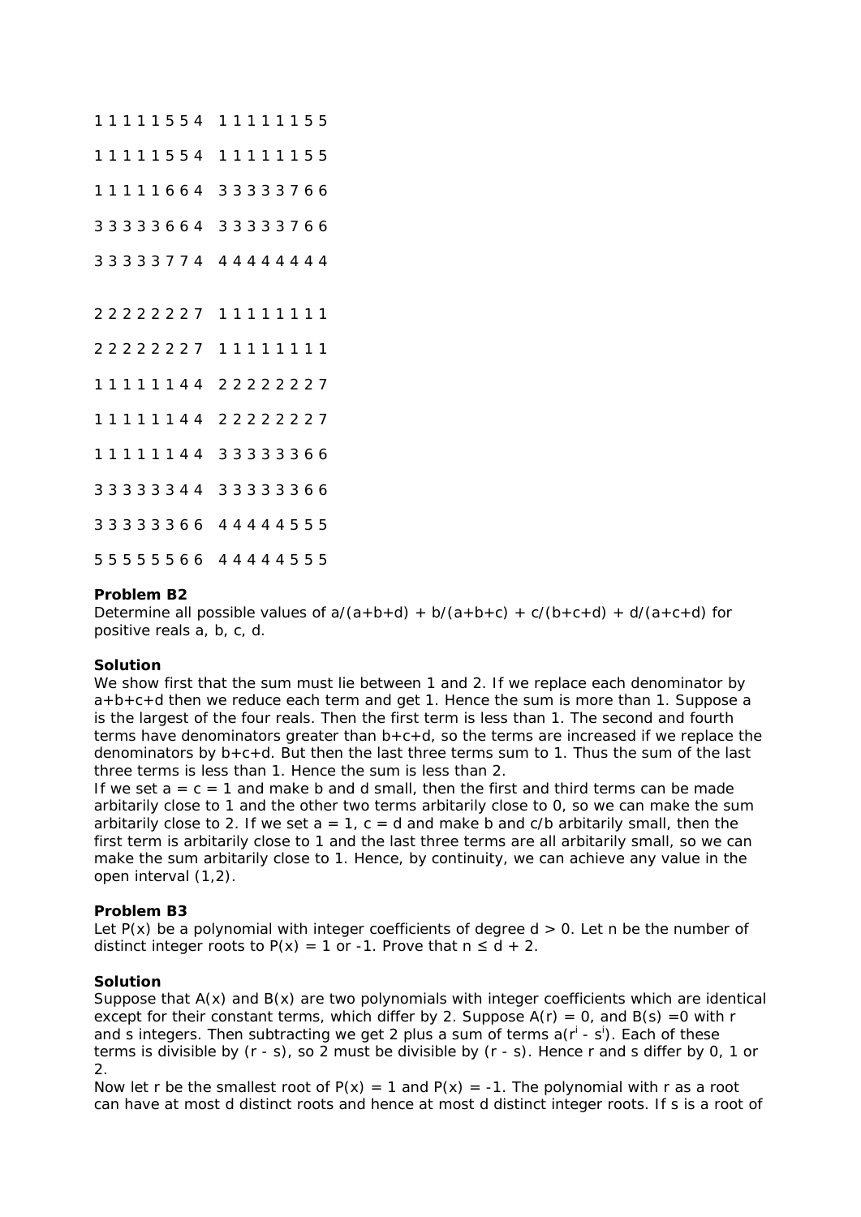1 1 1 1 1 5 5 4  1 1 1 1 1 1 5 5

1 1 1 1 1 5 5 4  1 1 1 1 1 1 5 5

1 1 1 1 1 6 6 4  3 3 3 3 3 7 6 6

3 3 3 3 3 6 6 4  3 3 3 3 3 7 6 6

3 3 3 3 3 7 7 4  4 4 4 4 4 4 4 4

2 2 2 2 2 2 2 7  1 1 1 1 1 1 1 1

2 2 2 2 2 2 2 7  1 1 1 1 1 1 1 1

1 1 1 1 1 1 4 4  2 2 2 2 2 2 2 7

1 1 1 1 1 1 4 4  2 2 2 2 2 2 2 7

1 1 1 1 1 1 4 4  3 3 3 3 3 3 6 6

3 3 3 3 3 3 4 4  3 3 3 3 3 3 6 6

3 3 3 3 3 3 6 6  4 4 4 4 4 5 5 5

5 5 5 5 5 5 6 6  4 4 4 4 4 5 5 5

### Problem B2

Determine all possible values of $a/(a+b+d) + b/(a+b+c) + c/(b+c+d) + d/(a+c+d)$ for positive reals a, b, c, d.

### Solution

We show first that the sum must lie between 1 and 2. If we replace each denominator by $a+b+c+d$ then we reduce each term and get 1. Hence the sum is more than 1. Suppose a is the largest of the four reals. Then the first term is less than 1. The second and fourth terms have denominators greater than $b+c+d$, so the terms are increased if we replace the denominators by $b+c+d$. But then the last three terms sum to 1. Thus the sum of the last three terms is less than 1. Hence the sum is less than 2.

If we set $a = c = 1$ and make b and d small, then the first and third terms can be made arbitarily close to 1 and the other two terms arbitarily close to 0, so we can make the sum arbitarily close to 2. If we set $a = 1$, $c = d$ and make b and $c/b$ arbitarily small, then the first term is arbitarily close to 1 and the last three terms are all arbitarily small, so we can make the sum arbitarily close to 1. Hence, by continuity, we can achieve any value in the open interval $(1,2)$.

### Problem B3

Let $P(x)$ be a polynomial with integer coefficients of degree $d > 0$. Let n be the number of distinct integer roots to $P(x) = 1$ or $-1$. Prove that $n \le d + 2$.

### Solution

Suppose that $A(x)$ and $B(x)$ are two polynomials with integer coefficients which are identical except for their constant terms, which differ by 2. Suppose $A(r) = 0$, and $B(s) = 0$ with r and s integers. Then subtracting we get 2 plus a sum of terms $a(r^i - s^i)$. Each of these terms is divisible by $(r - s)$, so 2 must be divisible by $(r - s)$. Hence r and s differ by 0, 1 or 2.

Now let r be the smallest root of $P(x) = 1$ and $P(x) = -1$. The polynomial with r as a root can have at most d distinct roots and hence at most d distinct integer roots. If s is a root of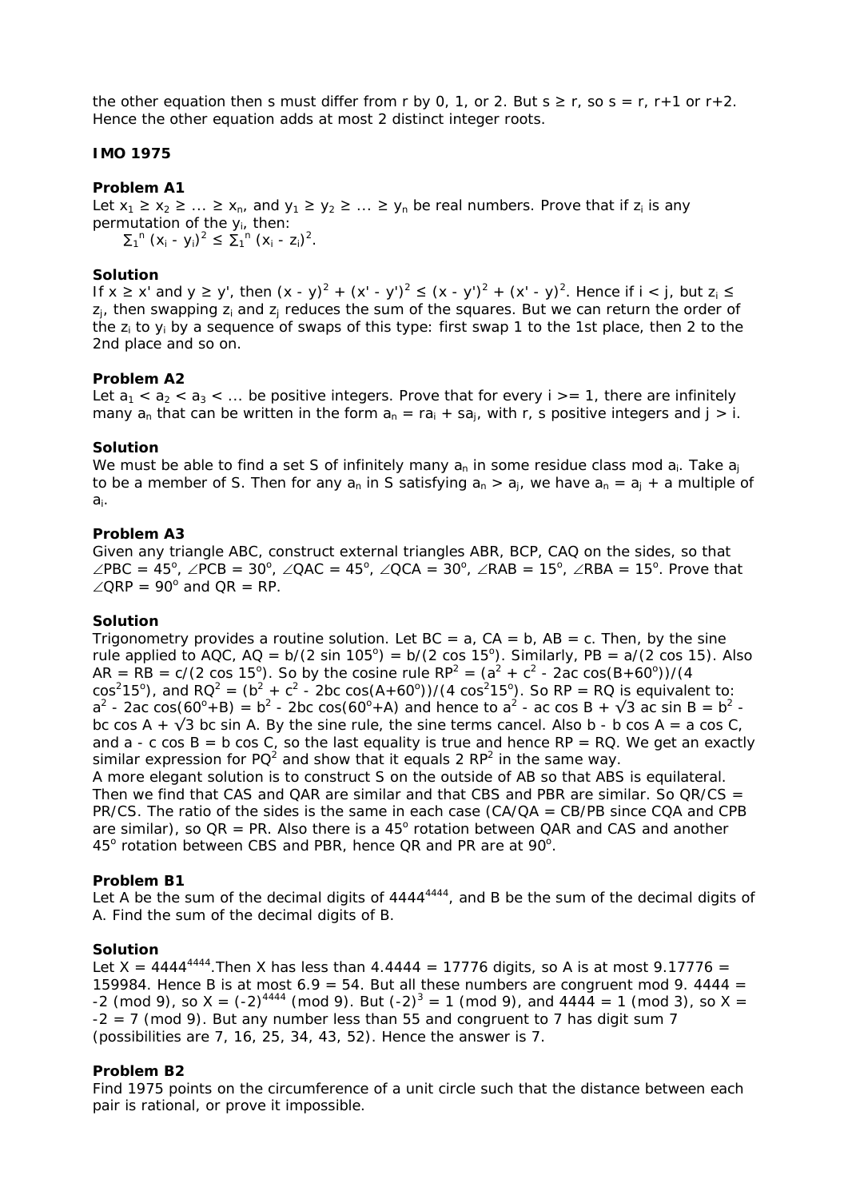the other equation then s must differ from r by 0, 1, or 2. But s ≥ r, so s = r, r+1 or r+2. Hence the other equation adds at most 2 distinct integer roots.

## IMO 1975

### Problem A1

Let $x_1 \ge x_2 \ge \dots \ge x_n$, and $y_1 \ge y_2 \ge \dots \ge y_n$ be real numbers. Prove that if $z_i$ is any permutation of the $y_i$, then:

$$\sum_1^n (x_i - y_i)^2 \le \sum_1^n (x_i - z_i)^2.$$

### Solution

If x ≥ x' and y ≥ y', then $(x - y)^2 + (x' - y')^2 \le (x - y')^2 + (x' - y)^2$. Hence if i < j, but $z_i \le z_j$, then swapping $z_i$ and $z_j$ reduces the sum of the squares. But we can return the order of the $z_i$ to $y_i$ by a sequence of swaps of this type: first swap 1 to the 1st place, then 2 to the 2nd place and so on.

### Problem A2

Let $a_1 < a_2 < a_3 < \dots$ be positive integers. Prove that for every i >= 1, there are infinitely many $a_n$ that can be written in the form $a_n = ra_i + sa_j$, with r, s positive integers and j > i.

### Solution

We must be able to find a set S of infinitely many $a_n$ in some residue class mod $a_i$. Take $a_j$ to be a member of S. Then for any $a_n$ in S satisfying $a_n > a_j$, we have $a_n = a_j$ + a multiple of $a_i$.

### Problem A3

Given any triangle ABC, construct external triangles ABR, BCP, CAQ on the sides, so that ∠PBC = 45°, ∠PCB = 30°, ∠QAC = 45°, ∠QCA = 30°, ∠RAB = 15°, ∠RBA = 15°. Prove that ∠QRP = 90° and QR = RP.

### Solution

Trigonometry provides a routine solution. Let BC = a, CA = b, AB = c. Then, by the sine rule applied to AQC, AQ = b/(2 sin 105°) = b/(2 cos 15°). Similarly, PB = a/(2 cos 15). Also AR = RB = c/(2 cos 15°). So by the cosine rule $RP^2 = (a^2 + c^2 - 2ac\cos(B+60^\circ))/(4\cos^2 15^\circ)$, and $RQ^2 = (b^2 + c^2 - 2bc\cos(A+60^\circ))/(4\cos^2 15^\circ)$. So RP = RQ is equivalent to: $a^2 - 2ac\cos(60^\circ+B) = b^2 - 2bc\cos(60^\circ+A)$ and hence to $a^2 - ac\cos B + \sqrt{3}\, ac\sin B = b^2 - bc\cos A + \sqrt{3}\, bc\sin A$. By the sine rule, the sine terms cancel. Also b - b cos A = a cos C, and a - c cos B = b cos C, so the last equality is true and hence RP = RQ. We get an exactly similar expression for $PQ^2$ and show that it equals $2 RP^2$ in the same way.

A more elegant solution is to construct S on the outside of AB so that ABS is equilateral. Then we find that CAS and QAR are similar and that CBS and PBR are similar. So QR/CS = PR/CS. The ratio of the sides is the same in each case (CA/QA = CB/PB since CQA and CPB are similar), so QR = PR. Also there is a 45° rotation between QAR and CAS and another 45° rotation between CBS and PBR, hence QR and PR are at 90°.

### Problem B1

Let A be the sum of the decimal digits of $4444^{4444}$, and B be the sum of the decimal digits of A. Find the sum of the decimal digits of B.

### Solution

Let $X = 4444^{4444}$. Then X has less than 4.4444 = 17776 digits, so A is at most 9.17776 = 159984. Hence B is at most 6.9 = 54. But all these numbers are congruent mod 9. 4444 = -2 (mod 9), so $X = (-2)^{4444}$ (mod 9). But $(-2)^3 = 1$ (mod 9), and 4444 = 1 (mod 3), so X = -2 = 7 (mod 9). But any number less than 55 and congruent to 7 has digit sum 7 (possibilities are 7, 16, 25, 34, 43, 52). Hence the answer is 7.

### Problem B2

Find 1975 points on the circumference of a unit circle such that the distance between each pair is rational, or prove it impossible.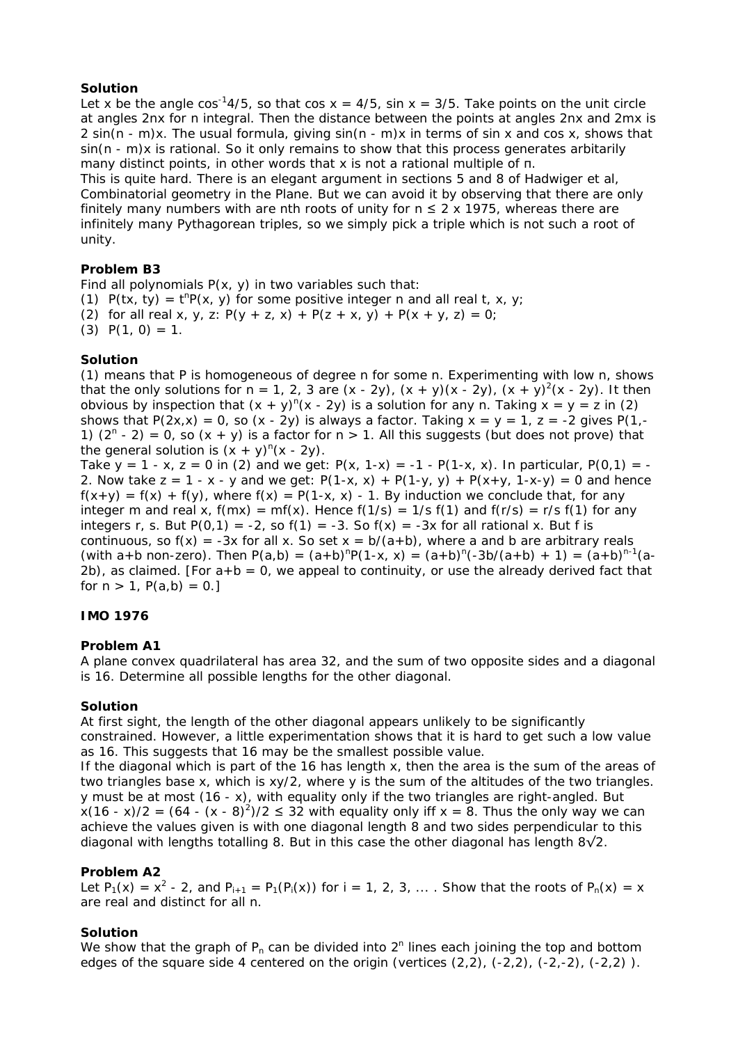**Solution**

Let x be the angle $\cos^{-1}4/5$, so that $\cos x = 4/5$, $\sin x = 3/5$. Take points on the unit circle at angles $2nx$ for n integral. Then the distance between the points at angles $2nx$ and $2mx$ is $2 \sin(n - m)x$. The usual formula, giving $\sin(n - m)x$ in terms of $\sin x$ and $\cos x$, shows that $\sin(n - m)x$ is rational. So it only remains to show that this process generates arbitarily many distinct points, in other words that x is not a rational multiple of π.

This is quite hard. There is an elegant argument in sections 5 and 8 of Hadwiger et al, Combinatorial geometry in the Plane. But we can avoid it by observing that there are only finitely many numbers with are nth roots of unity for $n \le 2 \times 1975$, whereas there are infinitely many Pythagorean triples, so we simply pick a triple which is not such a root of unity.

**Problem B3**

Find all polynomials $P(x, y)$ in two variables such that:

(1) $P(tx, ty) = t^nP(x, y)$ for some positive integer n and all real t, x, y;

(2) for all real x, y, z: $P(y + z, x) + P(z + x, y) + P(x + y, z) = 0$;

(3) $P(1, 0) = 1$.

**Solution**

(1) means that P is homogeneous of degree n for some n. Experimenting with low n, shows that the only solutions for n = 1, 2, 3 are $(x - 2y)$, $(x + y)(x - 2y)$, $(x + y)^2(x - 2y)$. It then obvious by inspection that $(x + y)^n(x - 2y)$ is a solution for any n. Taking $x = y = z$ in (2) shows that $P(2x,x) = 0$, so $(x - 2y)$ is always a factor. Taking $x = y = 1$, $z = -2$ gives $P(1,-1)(2^n - 2) = 0$, so $(x + y)$ is a factor for $n > 1$. All this suggests (but does not prove) that the general solution is $(x + y)^n(x - 2y)$.

Take $y = 1 - x$, $z = 0$ in (2) and we get: $P(x, 1-x) = -1 - P(1-x, x)$. In particular, $P(0,1) = -2$. Now take $z = 1 - x - y$ and we get: $P(1-x, x) + P(1-y, y) + P(x+y, 1-x-y) = 0$ and hence $f(x+y) = f(x) + f(y)$, where $f(x) = P(1-x, x) - 1$. By induction we conclude that, for any integer m and real x, $f(mx) = mf(x)$. Hence $f(1/s) = 1/s\, f(1)$ and $f(r/s) = r/s\, f(1)$ for any integers r, s. But $P(0,1) = -2$, so $f(1) = -3$. So $f(x) = -3x$ for all rational x. But f is continuous, so $f(x) = -3x$ for all x. So set $x = b/(a+b)$, where a and b are arbitrary reals (with a+b non-zero). Then $P(a,b) = (a+b)^nP(1-x, x) = (a+b)^n(-3b/(a+b) + 1) = (a+b)^{n-1}(a-2b)$, as claimed. [For a+b = 0, we appeal to continuity, or use the already derived fact that for $n > 1$, $P(a,b) = 0$.]

## IMO 1976

**Problem A1**

A plane convex quadrilateral has area 32, and the sum of two opposite sides and a diagonal is 16. Determine all possible lengths for the other diagonal.

**Solution**

At first sight, the length of the other diagonal appears unlikely to be significantly constrained. However, a little experimentation shows that it is hard to get such a low value as 16. This suggests that 16 may be the smallest possible value.

If the diagonal which is part of the 16 has length x, then the area is the sum of the areas of two triangles base x, which is xy/2, where y is the sum of the altitudes of the two triangles. y must be at most (16 - x), with equality only if the two triangles are right-angled. But $x(16 - x)/2 = (64 - (x - 8)^2)/2 \le 32$ with equality only iff x = 8. Thus the only way we can achieve the values given is with one diagonal length 8 and two sides perpendicular to this diagonal with lengths totalling 8. But in this case the other diagonal has length $8\sqrt{2}$.

**Problem A2**

Let $P_1(x) = x^2 - 2$, and $P_{i+1} = P_1(P_i(x))$ for i = 1, 2, 3, ... . Show that the roots of $P_n(x) = x$ are real and distinct for all n.

**Solution**

We show that the graph of $P_n$ can be divided into $2^n$ lines each joining the top and bottom edges of the square side 4 centered on the origin (vertices (2,2), (-2,2), (-2,-2), (-2,2) ).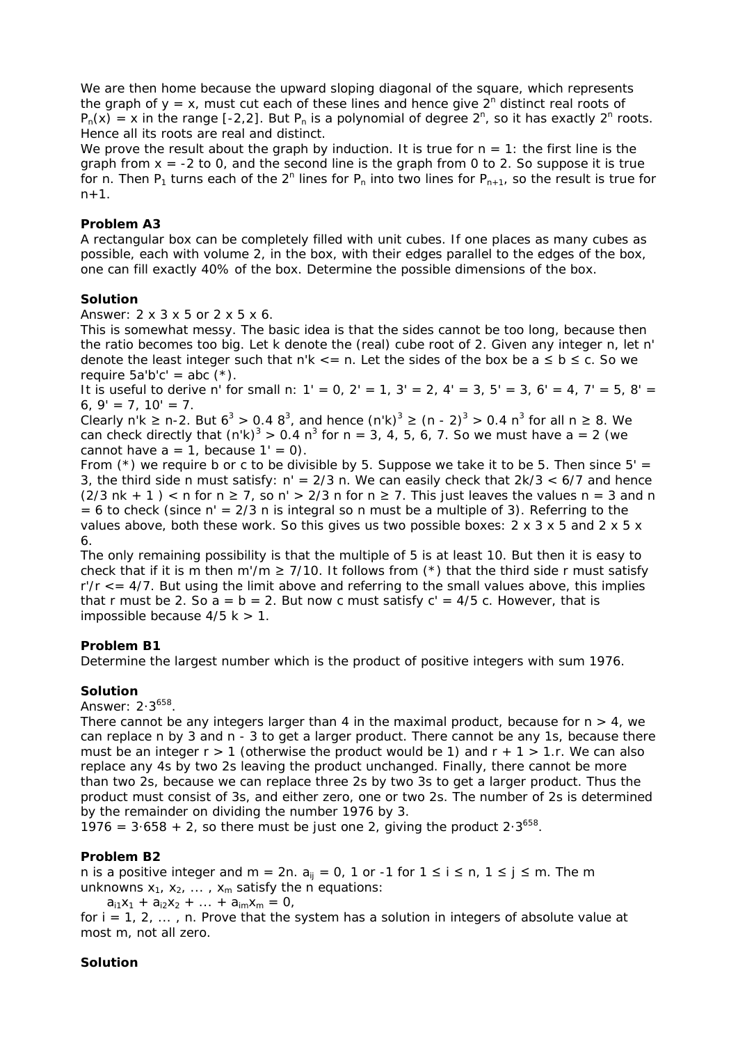We are then home because the upward sloping diagonal of the square, which represents the graph of $y = x$, must cut each of these lines and hence give $2^n$ distinct real roots of $P_n(x) = x$ in the range [-2,2]. But $P_n$ is a polynomial of degree $2^n$, so it has exactly $2^n$ roots. Hence all its roots are real and distinct.

We prove the result about the graph by induction. It is true for $n = 1$: the first line is the graph from $x = -2$ to 0, and the second line is the graph from 0 to 2. So suppose it is true for n. Then $P_1$ turns each of the $2^n$ lines for $P_n$ into two lines for $P_{n+1}$, so the result is true for n+1.

**Problem A3**

A rectangular box can be completely filled with unit cubes. If one places as many cubes as possible, each with volume 2, in the box, with their edges parallel to the edges of the box, one can fill exactly 40% of the box. Determine the possible dimensions of the box.

**Solution**

Answer: 2 x 3 x 5 or 2 x 5 x 6.

This is somewhat messy. The basic idea is that the sides cannot be too long, because then the ratio becomes too big. Let k denote the (real) cube root of 2. Given any integer n, let n' denote the least integer such that $n'k \le n$. Let the sides of the box be $a \le b \le c$. So we require $5a'b'c' = abc$ (*).

It is useful to derive n' for small n: 1' = 0, 2' = 1, 3' = 2, 4' = 3, 5' = 3, 6' = 4, 7' = 5, 8' = 6, 9' = 7, 10' = 7.

Clearly $n'k \ge n-2$. But $6^3 > 0.4\ 8^3$, and hence $(n'k)^3 \ge (n - 2)^3 > 0.4\ n^3$ for all $n \ge 8$. We can check directly that $(n'k)^3 > 0.4\ n^3$ for n = 3, 4, 5, 6, 7. So we must have a = 2 (we cannot have a = 1, because 1' = 0).

From (*) we require b or c to be divisible by 5. Suppose we take it to be 5. Then since 5' = 3, the third side n must satisfy: $n' = 2/3\ n$. We can easily check that $2k/3 < 6/7$ and hence $(2/3\ nk + 1) < n$ for $n \ge 7$, so $n' > 2/3\ n$ for $n \ge 7$. This just leaves the values n = 3 and n = 6 to check (since $n' = 2/3\ n$ is integral so n must be a multiple of 3). Referring to the values above, both these work. So this gives us two possible boxes: 2 x 3 x 5 and 2 x 5 x 6.

The only remaining possibility is that the multiple of 5 is at least 10. But then it is easy to check that if it is m then $m'/m \ge 7/10$. It follows from (*) that the third side r must satisfy $r'/r \le 4/7$. But using the limit above and referring to the small values above, this implies that r must be 2. So a = b = 2. But now c must satisfy $c' = 4/5\ c$. However, that is impossible because $4/5\ k > 1$.

**Problem B1**

Determine the largest number which is the product of positive integers with sum 1976.

**Solution**

Answer: $2 \cdot 3^{658}$.

There cannot be any integers larger than 4 in the maximal product, because for n > 4, we can replace n by 3 and n - 3 to get a larger product. There cannot be any 1s, because there must be an integer r > 1 (otherwise the product would be 1) and r + 1 > 1.r. We can also replace any 4s by two 2s leaving the product unchanged. Finally, there cannot be more than two 2s, because we can replace three 2s by two 3s to get a larger product. Thus the product must consist of 3s, and either zero, one or two 2s. The number of 2s is determined by the remainder on dividing the number 1976 by 3.

$1976 = 3 \cdot 658 + 2$, so there must be just one 2, giving the product $2 \cdot 3^{658}$.

**Problem B2**

n is a positive integer and m = 2n. $a_{ij}$ = 0, 1 or -1 for $1 \le i \le n$, $1 \le j \le m$. The m unknowns $x_1, x_2, \dots , x_m$ satisfy the n equations:

$a_{i1}x_1 + a_{i2}x_2 + \dots + a_{im}x_m = 0,$

for i = 1, 2, ... , n. Prove that the system has a solution in integers of absolute value at most m, not all zero.

**Solution**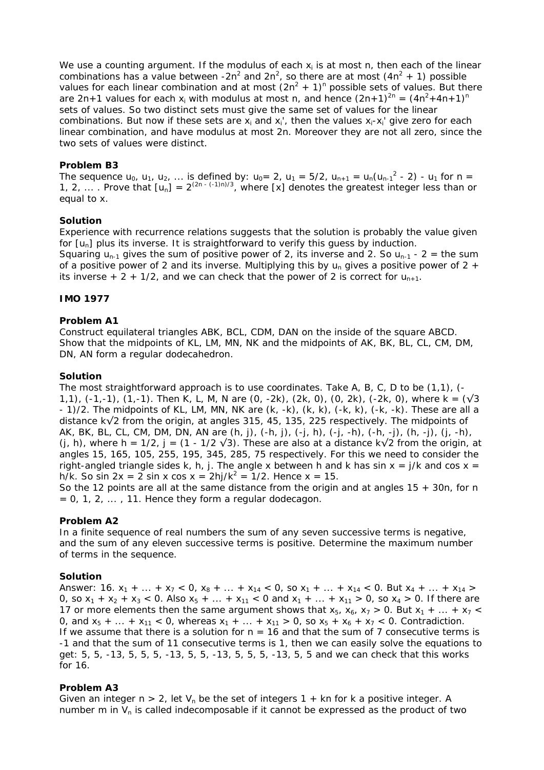We use a counting argument. If the modulus of each $x_i$ is at most n, then each of the linear combinations has a value between $-2n^2$ and $2n^2$, so there are at most $(4n^2 + 1)$ possible values for each linear combination and at most $(2n^2 + 1)^n$ possible sets of values. But there are 2n+1 values for each $x_i$ with modulus at most n, and hence $(2n+1)^{2n} = (4n^2+4n+1)^n$ sets of values. So two distinct sets must give the same set of values for the linear combinations. But now if these sets are $x_i$ and $x_i'$, then the values $x_i-x_i'$ give zero for each linear combination, and have modulus at most 2n. Moreover they are not all zero, since the two sets of values were distinct.

**Problem B3**

The sequence $u_0$, $u_1$, $u_2$, ... is defined by: $u_0= 2$, $u_1 = 5/2$, $u_{n+1} = u_n(u_{n-1}^2 - 2) - u_1$ for n = 1, 2, ... . Prove that $[u_n] = 2^{(2n - (-1)n)/3}$, where [x] denotes the greatest integer less than or equal to x.

**Solution**

Experience with recurrence relations suggests that the solution is probably the value given for $[u_n]$ plus its inverse. It is straightforward to verify this guess by induction.
Squaring $u_{n-1}$ gives the sum of positive power of 2, its inverse and 2. So $u_{n-1}$ - 2 = the sum of a positive power of 2 and its inverse. Multiplying this by $u_n$ gives a positive power of 2 + its inverse + 2 + 1/2, and we can check that the power of 2 is correct for $u_{n+1}$.

**IMO 1977**

**Problem A1**

Construct equilateral triangles ABK, BCL, CDM, DAN on the inside of the square ABCD. Show that the midpoints of KL, LM, MN, NK and the midpoints of AK, BK, BL, CL, CM, DM, DN, AN form a regular dodecahedron.

**Solution**

The most straightforward approach is to use coordinates. Take A, B, C, D to be (1,1), (-1,1), (-1,-1), (1,-1). Then K, L, M, N are (0, -2k), (2k, 0), (0, 2k), (-2k, 0), where k = (√3 - 1)/2. The midpoints of KL, LM, MN, NK are (k, -k), (k, k), (-k, k), (-k, -k). These are all a distance k√2 from the origin, at angles 315, 45, 135, 225 respectively. The midpoints of AK, BK, BL, CL, CM, DM, DN, AN are (h, j), (-h, j), (-j, h), (-j, -h), (-h, -j), (h, -j), (j, -h), (j, h), where h = 1/2, j = (1 - 1/2 √3). These are also at a distance k√2 from the origin, at angles 15, 165, 105, 255, 195, 345, 285, 75 respectively. For this we need to consider the right-angled triangle sides k, h, j. The angle x between h and k has sin x = j/k and cos x = h/k. So sin 2x = 2 sin x cos x = $2hj/k^2$ = 1/2. Hence x = 15.
So the 12 points are all at the same distance from the origin and at angles 15 + 30n, for n = 0, 1, 2, ... , 11. Hence they form a regular dodecagon.

**Problem A2**

In a finite sequence of real numbers the sum of any seven successive terms is negative, and the sum of any eleven successive terms is positive. Determine the maximum number of terms in the sequence.

**Solution**

Answer: 16. $x_1 + ... + x_7 < 0$, $x_8 + ... + x_{14} < 0$, so $x_1 + ... + x_{14} < 0$. But $x_4 + ... + x_{14} > 0$, so $x_1 + x_2 + x_3 < 0$. Also $x_5 + ... + x_{11} < 0$ and $x_1 + ... + x_{11} > 0$, so $x_4 > 0$. If there are 17 or more elements then the same argument shows that $x_5, x_6, x_7 > 0$. But $x_1 + ... + x_7 < 0$, and $x_5 + ... + x_{11} < 0$, whereas $x_1 + ... + x_{11} > 0$, so $x_5 + x_6 + x_7 < 0$. Contradiction.
If we assume that there is a solution for n = 16 and that the sum of 7 consecutive terms is -1 and that the sum of 11 consecutive terms is 1, then we can easily solve the equations to get: 5, 5, -13, 5, 5, 5, -13, 5, 5, -13, 5, 5, 5, -13, 5, 5 and we can check that this works for 16.

**Problem A3**

Given an integer n > 2, let $V_n$ be the set of integers 1 + kn for k a positive integer. A number m in $V_n$ is called indecomposable if it cannot be expressed as the product of two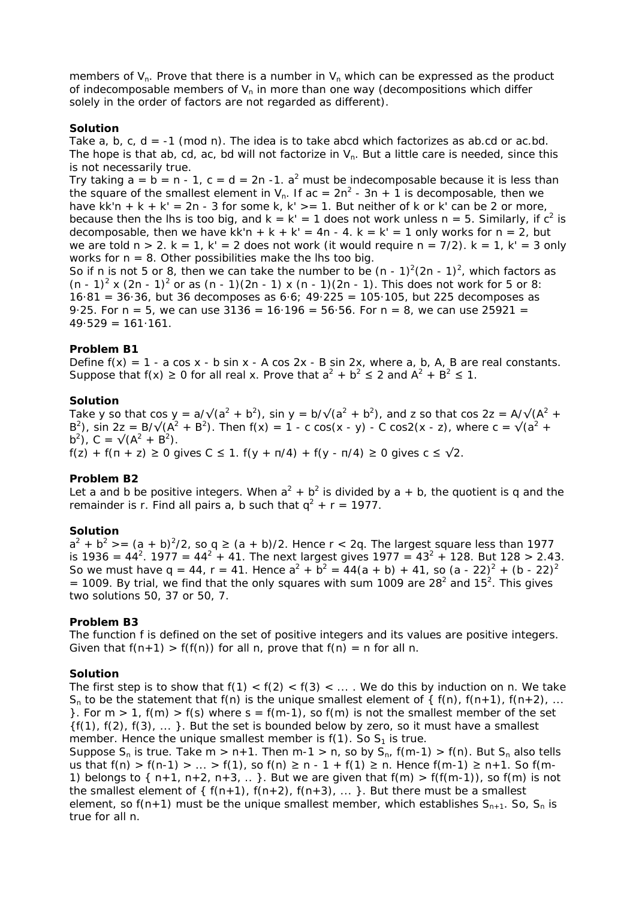members of $V_n$. Prove that there is a number in $V_n$ which can be expressed as the product of indecomposable members of $V_n$ in more than one way (decompositions which differ solely in the order of factors are not regarded as different).

**Solution**

Take a, b, c, d = -1 (mod n). The idea is to take abcd which factorizes as ab.cd or ac.bd. The hope is that ab, cd, ac, bd will not factorize in $V_n$. But a little care is needed, since this is not necessarily true.

Try taking a = b = n - 1, c = d = 2n -1. $a^2$ must be indecomposable because it is less than the square of the smallest element in $V_n$. If ac = $2n^2 - 3n + 1$ is decomposable, then we have kk'n + k + k' = 2n - 3 for some k, k' >= 1. But neither of k or k' can be 2 or more, because then the lhs is too big, and k = k' = 1 does not work unless n = 5. Similarly, if $c^2$ is decomposable, then we have kk'n + k + k' = 4n - 4. k = k' = 1 only works for n = 2, but we are told n > 2. k = 1, k' = 2 does not work (it would require n = 7/2). k = 1, k' = 3 only works for n = 8. Other possibilities make the lhs too big.

So if n is not 5 or 8, then we can take the number to be $(n - 1)^2(2n - 1)^2$, which factors as $(n - 1)^2 \times (2n - 1)^2$ or as (n - 1)(2n - 1) x (n - 1)(2n - 1). This does not work for 5 or 8: 16·81 = 36·36, but 36 decomposes as 6·6; 49·225 = 105·105, but 225 decomposes as 9·25. For n = 5, we can use 3136 = 16·196 = 56·56. For n = 8, we can use 25921 = 49·529 = 161·161.

**Problem B1**

Define f(x) = 1 - a cos x - b sin x - A cos 2x - B sin 2x, where a, b, A, B are real constants. Suppose that f(x) ≥ 0 for all real x. Prove that $a^2 + b^2 \le 2$ and $A^2 + B^2 \le 1$.

**Solution**

Take y so that cos y = $a/\sqrt{a^2 + b^2}$, sin y = $b/\sqrt{a^2 + b^2}$, and z so that cos 2z = $A/\sqrt{A^2 + B^2}$, sin 2z = $B/\sqrt{A^2 + B^2}$. Then f(x) = 1 - c cos(x - y) - C cos2(x - z), where c = $\sqrt{a^2 + b^2}$, C = $\sqrt{A^2 + B^2}$.

f(z) + f(π + z) ≥ 0 gives C ≤ 1. f(y + π/4) + f(y - π/4) ≥ 0 gives c ≤ √2.

**Problem B2**

Let a and b be positive integers. When $a^2 + b^2$ is divided by a + b, the quotient is q and the remainder is r. Find all pairs a, b such that $q^2 + r = 1977$.

**Solution**

$a^2 + b^2 \ge (a + b)^2/2$, so q ≥ (a + b)/2. Hence r < 2q. The largest square less than 1977 is 1936 = $44^2$. 1977 = $44^2$ + 41. The next largest gives 1977 = $43^2$ + 128. But 128 > 2.43. So we must have q = 44, r = 41. Hence $a^2 + b^2$ = 44(a + b) + 41, so $(a - 22)^2 + (b - 22)^2$ = 1009. By trial, we find that the only squares with sum 1009 are $28^2$ and $15^2$. This gives two solutions 50, 37 or 50, 7.

**Problem B3**

The function f is defined on the set of positive integers and its values are positive integers. Given that f(n+1) > f(f(n)) for all n, prove that f(n) = n for all n.

**Solution**

The first step is to show that f(1) < f(2) < f(3) < ... . We do this by induction on n. We take $S_n$ to be the statement that f(n) is the unique smallest element of { f(n), f(n+1), f(n+2), ... }. For m > 1, f(m) > f(s) where s = f(m-1), so f(m) is not the smallest member of the set {f(1), f(2), f(3), ... }. But the set is bounded below by zero, so it must have a smallest member. Hence the unique smallest member is f(1). So $S_1$ is true.

Suppose $S_n$ is true. Take m > n+1. Then m-1 > n, so by $S_n$, f(m-1) > f(n). But $S_n$ also tells us that f(n) > f(n-1) > ... > f(1), so f(n) ≥ n - 1 + f(1) ≥ n. Hence f(m-1) ≥ n+1. So f(m-1) belongs to { n+1, n+2, n+3, .. }. But we are given that f(m) > f(f(m-1)), so f(m) is not the smallest element of { f(n+1), f(n+2), f(n+3), ... }. But there must be a smallest element, so f(n+1) must be the unique smallest member, which establishes $S_{n+1}$. So, $S_n$ is true for all n.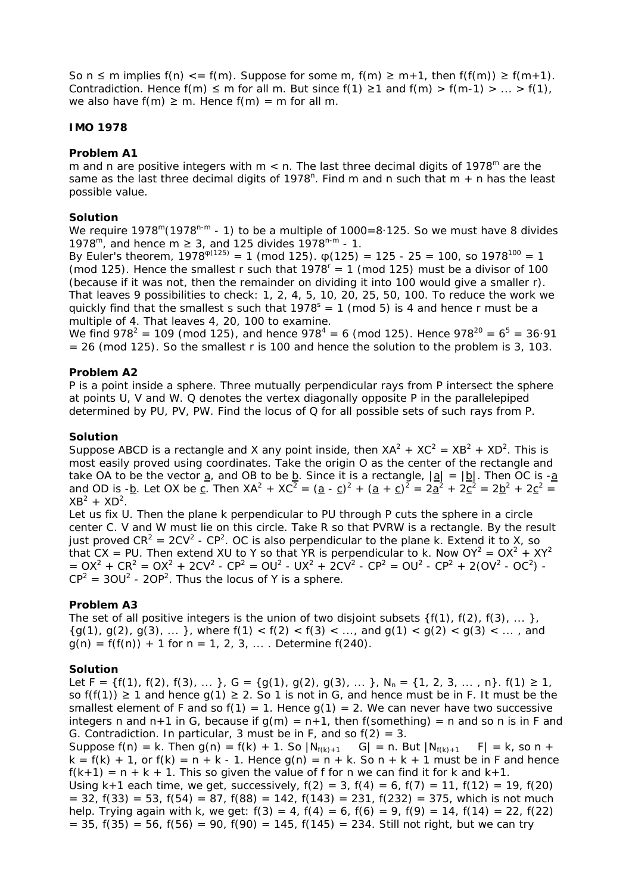So $n \le m$ implies $f(n) \le f(m)$. Suppose for some m, $f(m) \ge m+1$, then $f(f(m)) \ge f(m+1)$. Contradiction. Hence $f(m) \le m$ for all m. But since $f(1) \ge 1$ and $f(m) > f(m-1) > \dots > f(1)$, we also have $f(m) \ge m$. Hence $f(m) = m$ for all m.

**IMO 1978**

**Problem A1**

m and n are positive integers with $m < n$. The last three decimal digits of $1978^m$ are the same as the last three decimal digits of $1978^n$. Find m and n such that $m + n$ has the least possible value.

**Solution**

We require $1978^m(1978^{n-m} - 1)$ to be a multiple of $1000=8 \cdot 125$. So we must have 8 divides $1978^m$, and hence $m \ge 3$, and 125 divides $1978^{n-m} - 1$.

By Euler's theorem, $1978^{\varphi(125)} = 1 \pmod{125}$. $\varphi(125) = 125 - 25 = 100$, so $1978^{100} = 1 \pmod{125}$. Hence the smallest r such that $1978^r = 1 \pmod{125}$ must be a divisor of 100 (because if it was not, then the remainder on dividing it into 100 would give a smaller r). That leaves 9 possibilities to check: 1, 2, 4, 5, 10, 20, 25, 50, 100. To reduce the work we quickly find that the smallest s such that $1978^s = 1 \pmod 5$ is 4 and hence r must be a multiple of 4. That leaves 4, 20, 100 to examine.

We find $978^2 = 109 \pmod{125}$, and hence $978^4 = 6 \pmod{125}$. Hence $978^{20} = 6^5 = 36 \cdot 91 = 26 \pmod{125}$. So the smallest r is 100 and hence the solution to the problem is 3, 103.

**Problem A2**

P is a point inside a sphere. Three mutually perpendicular rays from P intersect the sphere at points U, V and W. Q denotes the vertex diagonally opposite P in the parallelepiped determined by PU, PV, PW. Find the locus of Q for all possible sets of such rays from P.

**Solution**

Suppose ABCD is a rectangle and X any point inside, then $XA^2 + XC^2 = XB^2 + XD^2$. This is most easily proved using coordinates. Take the origin O as the center of the rectangle and take OA to be the vector $\underline{a}$, and OB to be $\underline{b}$. Since it is a rectangle, $|\underline{a}| = |\underline{b}|$. Then OC is $-\underline{a}$ and OD is $-\underline{b}$. Let OX be $\underline{c}$. Then $XA^2 + XC^2 = (\underline{a} - \underline{c})^2 + (\underline{a} + \underline{c})^2 = 2\underline{a}^2 + 2\underline{c}^2 = 2\underline{b}^2 + 2\underline{c}^2 = XB^2 + XD^2$.

Let us fix U. Then the plane k perpendicular to PU through P cuts the sphere in a circle center C. V and W must lie on this circle. Take R so that PVRW is a rectangle. By the result just proved $CR^2 = 2CV^2 - CP^2$. OC is also perpendicular to the plane k. Extend it to X, so that $CX = PU$. Then extend XU to Y so that YR is perpendicular to k. Now $OY^2 = OX^2 + XY^2 = OX^2 + CR^2 = OX^2 + 2CV^2 - CP^2 = OU^2 - UX^2 + 2CV^2 - CP^2 = OU^2 - CP^2 + 2(OV^2 - OC^2) - CP^2 = 3OU^2 - 2OP^2$. Thus the locus of Y is a sphere.

**Problem A3**

The set of all positive integers is the union of two disjoint subsets $\{f(1), f(2), f(3), \dots\}$, $\{g(1), g(2), g(3), \dots\}$, where $f(1) < f(2) < f(3) < \dots$, and $g(1) < g(2) < g(3) < \dots$, and $g(n) = f(f(n)) + 1$ for $n = 1, 2, 3, \dots$. Determine $f(240)$.

**Solution**

Let $F = \{f(1), f(2), f(3), \dots\}$, $G = \{g(1), g(2), g(3), \dots\}$, $N_n = \{1, 2, 3, \dots, n\}$. $f(1) \ge 1$, so $f(f(1)) \ge 1$ and hence $g(1) \ge 2$. So 1 is not in G, and hence must be in F. It must be the smallest element of F and so $f(1) = 1$. Hence $g(1) = 2$. We can never have two successive integers n and n+1 in G, because if $g(m) = n+1$, then $f(\text{something}) = n$ and so n is in F and G. Contradiction. In particular, 3 must be in F, and so $f(2) = 3$.

Suppose $f(n) = k$. Then $g(n) = f(k) + 1$. So $|N_{f(k)+1} \cap G| = n$. But $|N_{f(k)+1} \cap F| = k$, so $n + k = f(k) + 1$, or $f(k) = n + k - 1$. Hence $g(n) = n + k$. So $n + k + 1$ must be in F and hence $f(k+1) = n + k + 1$. This so given the value of f for n we can find it for k and k+1.

Using k+1 each time, we get, successively, $f(2) = 3$, $f(4) = 6$, $f(7) = 11$, $f(12) = 19$, $f(20) = 32$, $f(33) = 53$, $f(54) = 87$, $f(88) = 142$, $f(143) = 231$, $f(232) = 375$, which is not much help. Trying again with k, we get: $f(3) = 4$, $f(4) = 6$, $f(6) = 9$, $f(9) = 14$, $f(14) = 22$, $f(22) = 35$, $f(35) = 56$, $f(56) = 90$, $f(90) = 145$, $f(145) = 234$. Still not right, but we can try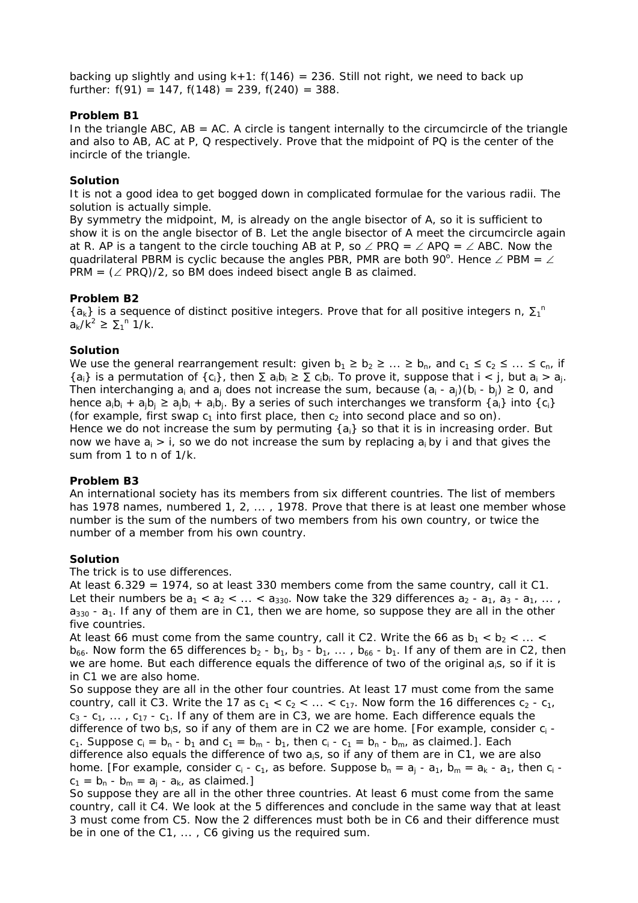backing up slightly and using k+1: $f(146) = 236$. Still not right, we need to back up further: $f(91) = 147$, $f(148) = 239$, $f(240) = 388$.

**Problem B1**

In the triangle ABC, AB = AC. A circle is tangent internally to the circumcircle of the triangle and also to AB, AC at P, Q respectively. Prove that the midpoint of PQ is the center of the incircle of the triangle.

**Solution**

It is not a good idea to get bogged down in complicated formulae for the various radii. The solution is actually simple.

By symmetry the midpoint, M, is already on the angle bisector of A, so it is sufficient to show it is on the angle bisector of B. Let the angle bisector of A meet the circumcircle again at R. AP is a tangent to the circle touching AB at P, so $\angle PRQ = \angle APQ = \angle ABC$. Now the quadrilateral PBRM is cyclic because the angles PBR, PMR are both $90^o$. Hence $\angle PBM = \angle PRM = (\angle PRQ)/2$, so BM does indeed bisect angle B as claimed.

**Problem B2**

$\{a_k\}$ is a sequence of distinct positive integers. Prove that for all positive integers n, $\sum_1^n a_k/k^2 \ge \sum_1^n 1/k$.

**Solution**

We use the general rearrangement result: given $b_1 \ge b_2 \ge \dots \ge b_n$, and $c_1 \le c_2 \le \dots \le c_n$, if $\{a_i\}$ is a permutation of $\{c_i\}$, then $\sum a_i b_i \ge \sum c_i b_i$. To prove it, suppose that $i < j$, but $a_i > a_j$. Then interchanging $a_i$ and $a_j$ does not increase the sum, because $(a_i - a_j)(b_i - b_j) \ge 0$, and hence $a_i b_i + a_j b_j \ge a_j b_i + a_i b_j$. By a series of such interchanges we transform $\{a_i\}$ into $\{c_i\}$ (for example, first swap $c_1$ into first place, then $c_2$ into second place and so on).

Hence we do not increase the sum by permuting $\{a_i\}$ so that it is in increasing order. But now we have $a_i > i$, so we do not increase the sum by replacing $a_i$ by i and that gives the sum from 1 to n of 1/k.

**Problem B3**

An international society has its members from six different countries. The list of members has 1978 names, numbered 1, 2, ... , 1978. Prove that there is at least one member whose number is the sum of the numbers of two members from his own country, or twice the number of a member from his own country.

**Solution**

The trick is to use differences.

At least 6.329 = 1974, so at least 330 members come from the same country, call it C1. Let their numbers be $a_1 < a_2 < \dots < a_{330}$. Now take the 329 differences $a_2 - a_1, a_3 - a_1, \dots , a_{330} - a_1$. If any of them are in C1, then we are home, so suppose they are all in the other five countries.

At least 66 must come from the same country, call it C2. Write the 66 as $b_1 < b_2 < \dots < b_{66}$. Now form the 65 differences $b_2 - b_1, b_3 - b_1, \dots , b_{66} - b_1$. If any of them are in C2, then we are home. But each difference equals the difference of two of the original $a_i$s, so if it is in C1 we are also home.

So suppose they are all in the other four countries. At least 17 must come from the same country, call it C3. Write the 17 as $c_1 < c_2 < \dots < c_{17}$. Now form the 16 differences $c_2 - c_1, c_3 - c_1, \dots , c_{17} - c_1$. If any of them are in C3, we are home. Each difference equals the difference of two $b_i$s, so if any of them are in C2 we are home. [For example, consider $c_i - c_1$. Suppose $c_i = b_n - b_1$ and $c_1 = b_m - b_1$, then $c_i - c_1 = b_n - b_m$, as claimed.]. Each difference also equals the difference of two $a_i$s, so if any of them are in C1, we are also home. [For example, consider $c_i - c_1$, as before. Suppose $b_n = a_j - a_1$, $b_m = a_k - a_1$, then $c_i - c_1 = b_n - b_m = a_j - a_k$, as claimed.]

So suppose they are all in the other three countries. At least 6 must come from the same country, call it C4. We look at the 5 differences and conclude in the same way that at least 3 must come from C5. Now the 2 differences must both be in C6 and their difference must be in one of the C1, ... , C6 giving us the required sum.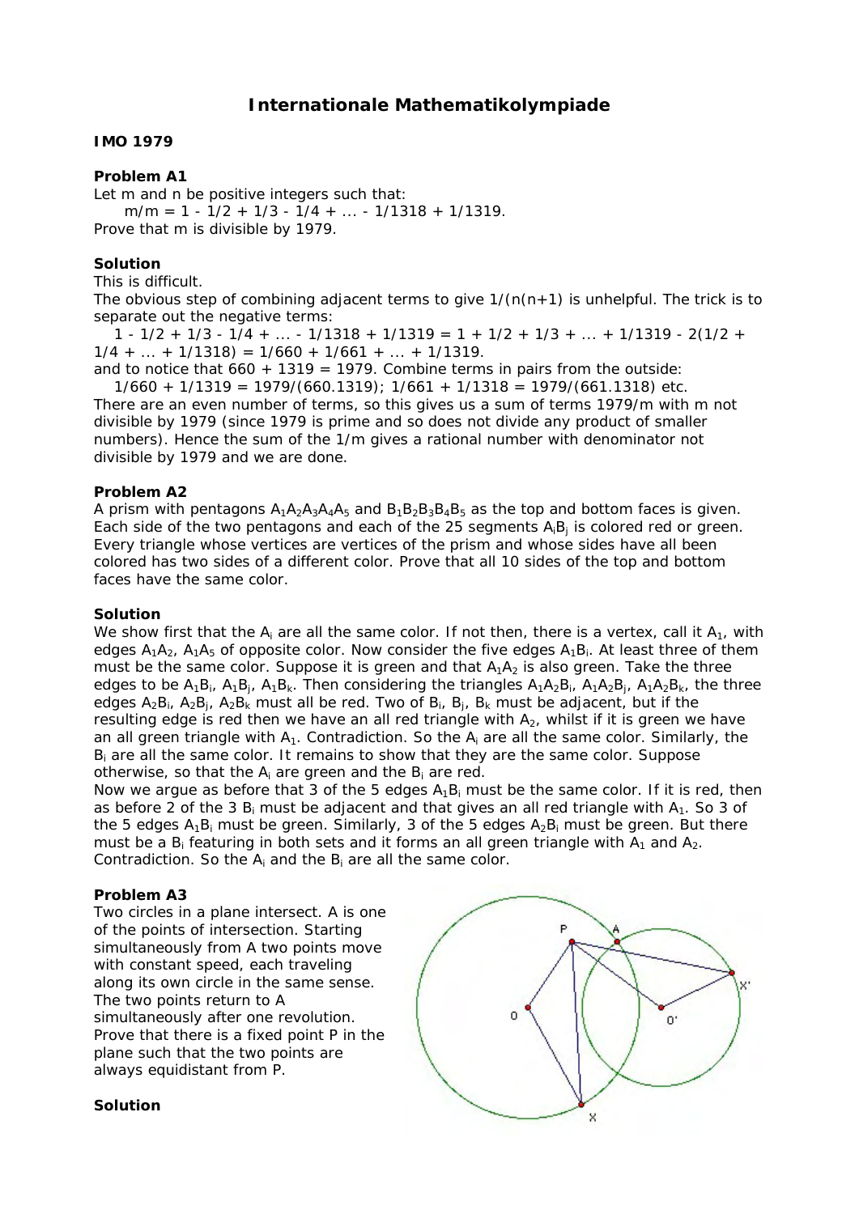## Internationale Mathematikolympiade

**IMO 1979**

**Problem A1**

Let m and n be positive integers such that:

$m/m = 1 - 1/2 + 1/3 - 1/4 + ... - 1/1318 + 1/1319.$

Prove that m is divisible by 1979.

**Solution**

This is difficult.

The obvious step of combining adjacent terms to give $1/(n(n+1)$ is unhelpful. The trick is to separate out the negative terms:

$1 - 1/2 + 1/3 - 1/4 + ... - 1/1318 + 1/1319 = 1 + 1/2 + 1/3 + ... + 1/1319 - 2(1/2 + 1/4 + ... + 1/1318) = 1/660 + 1/661 + ... + 1/1319.$

and to notice that $660 + 1319 = 1979$. Combine terms in pairs from the outside:

$1/660 + 1/1319 = 1979/(660.1319)$; $1/661 + 1/1318 = 1979/(661.1318)$ etc.

There are an even number of terms, so this gives us a sum of terms 1979/m with m not divisible by 1979 (since 1979 is prime and so does not divide any product of smaller numbers). Hence the sum of the 1/m gives a rational number with denominator not divisible by 1979 and we are done.

**Problem A2**

A prism with pentagons $A_1A_2A_3A_4A_5$ and $B_1B_2B_3B_4B_5$ as the top and bottom faces is given. Each side of the two pentagons and each of the 25 segments $A_iB_j$ is colored red or green. Every triangle whose vertices are vertices of the prism and whose sides have all been colored has two sides of a different color. Prove that all 10 sides of the top and bottom faces have the same color.

**Solution**

We show first that the $A_i$ are all the same color. If not then, there is a vertex, call it $A_1$, with edges $A_1A_2$, $A_1A_5$ of opposite color. Now consider the five edges $A_1B_i$. At least three of them must be the same color. Suppose it is green and that $A_1A_2$ is also green. Take the three edges to be $A_1B_i$, $A_1B_j$, $A_1B_k$. Then considering the triangles $A_1A_2B_i$, $A_1A_2B_j$, $A_1A_2B_k$, the three edges $A_2B_i$, $A_2B_j$, $A_2B_k$ must all be red. Two of $B_i$, $B_j$, $B_k$ must be adjacent, but if the resulting edge is red then we have an all red triangle with $A_2$, whilst if it is green we have an all green triangle with $A_1$. Contradiction. So the $A_i$ are all the same color. Similarly, the $B_i$ are all the same color. It remains to show that they are the same color. Suppose otherwise, so that the $A_i$ are green and the $B_i$ are red.

Now we argue as before that 3 of the 5 edges $A_1B_i$ must be the same color. If it is red, then as before 2 of the 3 $B_i$ must be adjacent and that gives an all red triangle with $A_1$. So 3 of the 5 edges $A_1B_i$ must be green. Similarly, 3 of the 5 edges $A_2B_i$ must be green. But there must be a $B_i$ featuring in both sets and it forms an all green triangle with $A_1$ and $A_2$. Contradiction. So the $A_i$ and the $B_i$ are all the same color.

**Problem A3**

Two circles in a plane intersect. A is one of the points of intersection. Starting simultaneously from A two points move with constant speed, each traveling along its own circle in the same sense. The two points return to A simultaneously after one revolution. Prove that there is a fixed point P in the plane such that the two points are always equidistant from P.

**Solution**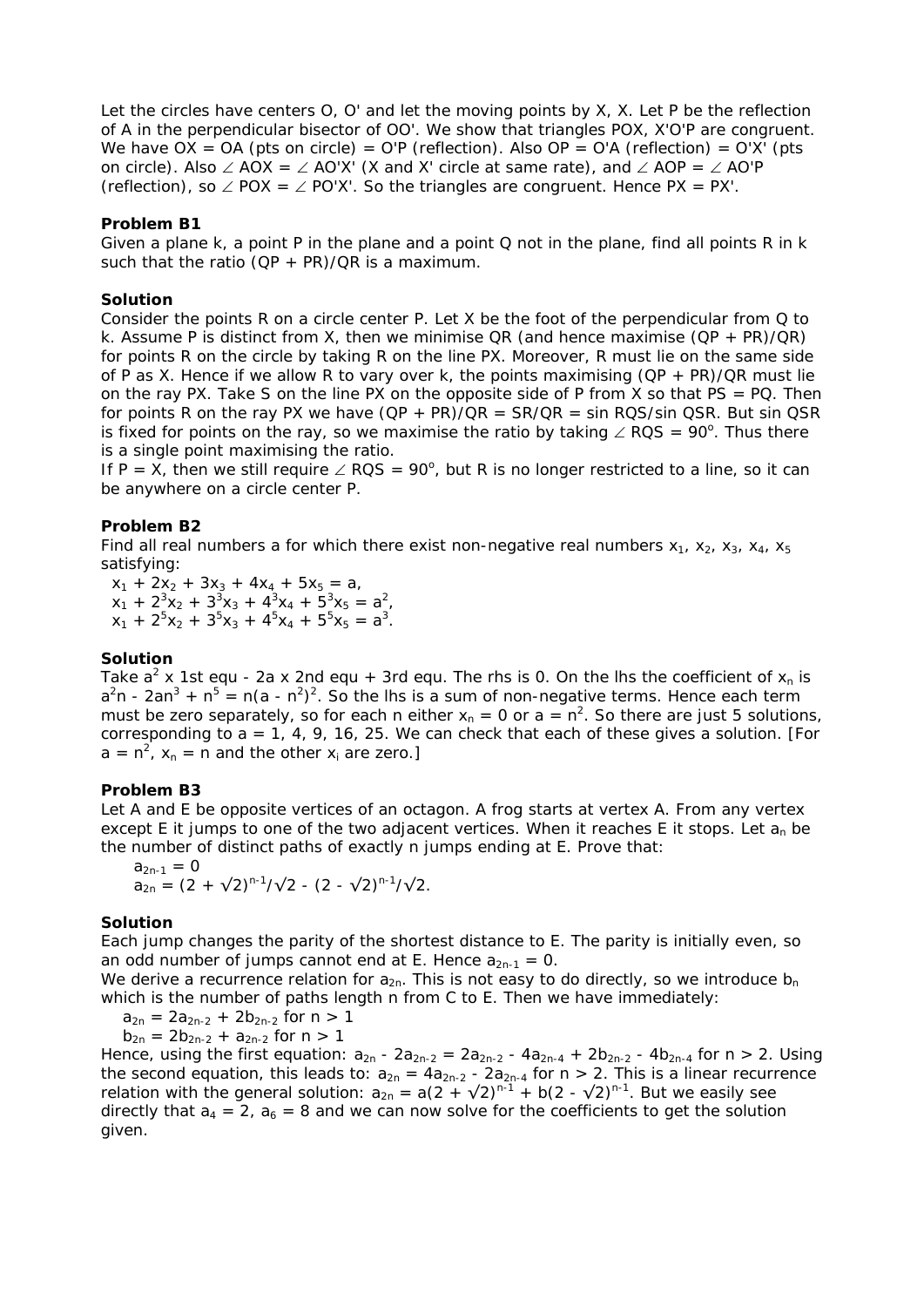Let the circles have centers O, O' and let the moving points by X, X. Let P be the reflection of A in the perpendicular bisector of OO'. We show that triangles POX, X'O'P are congruent. We have OX = OA (pts on circle) = O'P (reflection). Also OP = O'A (reflection) = O'X' (pts on circle). Also ∠ AOX = ∠ AO'X' (X and X' circle at same rate), and ∠ AOP = ∠ AO'P (reflection), so ∠ POX = ∠ PO'X'. So the triangles are congruent. Hence PX = PX'.

**Problem B1**

Given a plane k, a point P in the plane and a point Q not in the plane, find all points R in k such that the ratio (QP + PR)/QR is a maximum.

**Solution**

Consider the points R on a circle center P. Let X be the foot of the perpendicular from Q to k. Assume P is distinct from X, then we minimise QR (and hence maximise (QP + PR)/QR) for points R on the circle by taking R on the line PX. Moreover, R must lie on the same side of P as X. Hence if we allow R to vary over k, the points maximising (QP + PR)/QR must lie on the ray PX. Take S on the line PX on the opposite side of P from X so that PS = PQ. Then for points R on the ray PX we have (QP + PR)/QR = SR/QR = sin RQS/sin QSR. But sin QSR is fixed for points on the ray, so we maximise the ratio by taking ∠ RQS = $90^o$. Thus there is a single point maximising the ratio.

If P = X, then we still require ∠ RQS = $90^o$, but R is no longer restricted to a line, so it can be anywhere on a circle center P.

**Problem B2**

Find all real numbers a for which there exist non-negative real numbers $x_1$, $x_2$, $x_3$, $x_4$, $x_5$ satisfying:

$x_1 + 2x_2 + 3x_3 + 4x_4 + 5x_5 = a$,
$x_1 + 2^3x_2 + 3^3x_3 + 4^3x_4 + 5^3x_5 = a^2$,
$x_1 + 2^5x_2 + 3^5x_3 + 4^5x_4 + 5^5x_5 = a^3$.

**Solution**

Take $a^2$ x 1st equ - 2a x 2nd equ + 3rd equ. The rhs is 0. On the lhs the coefficient of $x_n$ is $a^2n - 2an^3 + n^5 = n(a - n^2)^2$. So the lhs is a sum of non-negative terms. Hence each term must be zero separately, so for each n either $x_n = 0$ or $a = n^2$. So there are just 5 solutions, corresponding to a = 1, 4, 9, 16, 25. We can check that each of these gives a solution. [For $a = n^2$, $x_n = n$ and the other $x_i$ are zero.]

**Problem B3**

Let A and E be opposite vertices of an octagon. A frog starts at vertex A. From any vertex except E it jumps to one of the two adjacent vertices. When it reaches E it stops. Let $a_n$ be the number of distinct paths of exactly n jumps ending at E. Prove that:

$a_{2n-1} = 0$
$a_{2n} = (2 + \sqrt{2})^{n-1}/\sqrt{2} - (2 - \sqrt{2})^{n-1}/\sqrt{2}$.

**Solution**

Each jump changes the parity of the shortest distance to E. The parity is initially even, so an odd number of jumps cannot end at E. Hence $a_{2n-1} = 0$.

We derive a recurrence relation for $a_{2n}$. This is not easy to do directly, so we introduce $b_n$ which is the number of paths length n from C to E. Then we have immediately:

$a_{2n} = 2a_{2n-2} + 2b_{2n-2}$ for n > 1
$b_{2n} = 2b_{2n-2} + a_{2n-2}$ for n > 1

Hence, using the first equation: $a_{2n} - 2a_{2n-2} = 2a_{2n-2} - 4a_{2n-4} + 2b_{2n-2} - 4b_{2n-4}$ for n > 2. Using the second equation, this leads to: $a_{2n} = 4a_{2n-2} - 2a_{2n-4}$ for n > 2. This is a linear recurrence relation with the general solution: $a_{2n} = a(2 + \sqrt{2})^{n-1} + b(2 - \sqrt{2})^{n-1}$. But we easily see directly that $a_4 = 2$, $a_6 = 8$ and we can now solve for the coefficients to get the solution given.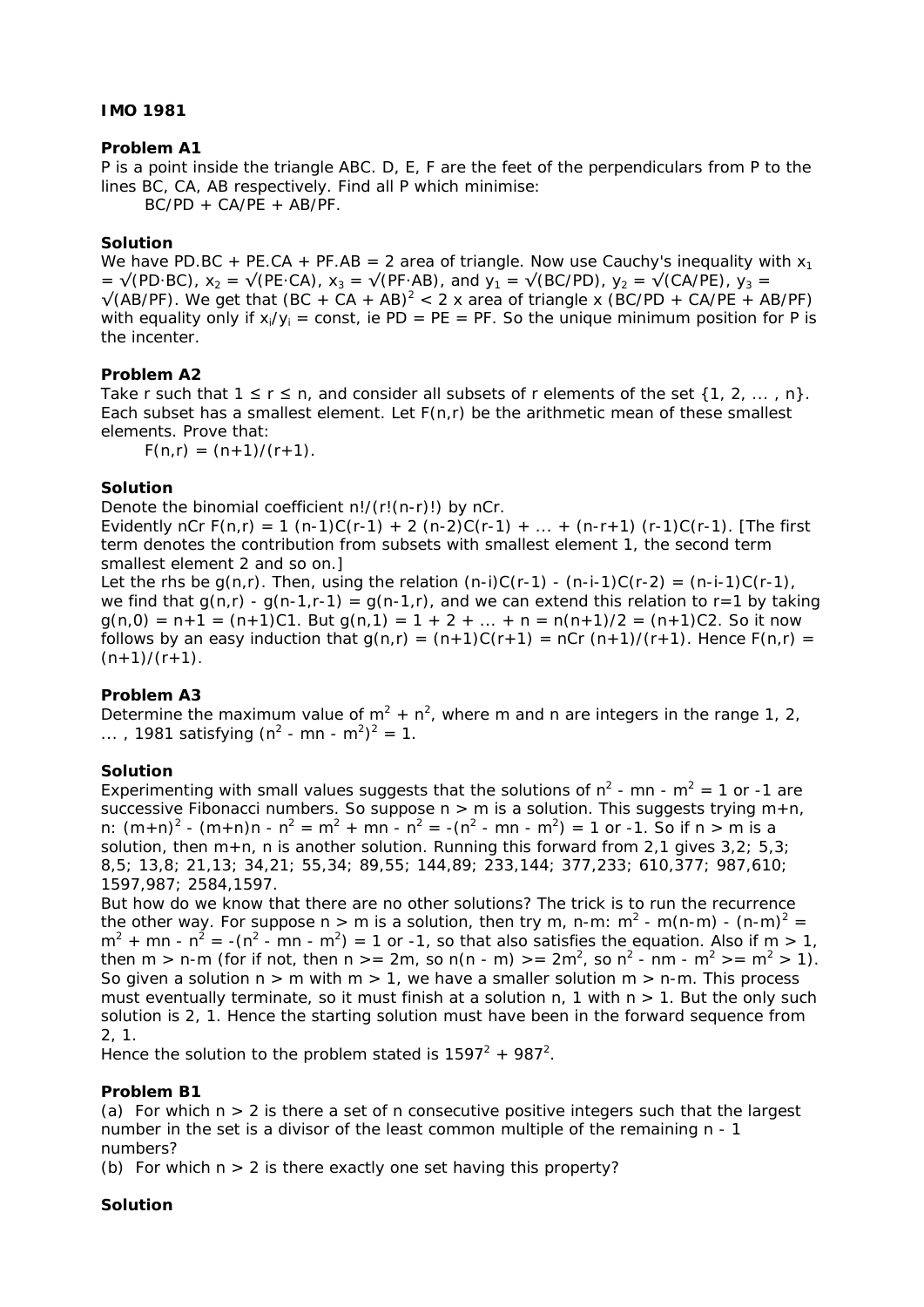**IMO 1981**

**Problem A1**

P is a point inside the triangle ABC. D, E, F are the feet of the perpendiculars from P to the lines BC, CA, AB respectively. Find all P which minimise:

$BC/PD + CA/PE + AB/PF$.

**Solution**

We have $PD.BC + PE.CA + PF.AB = 2$ area of triangle. Now use Cauchy's inequality with $x_1 = \sqrt{PD \cdot BC}$, $x_2 = \sqrt{PE \cdot CA}$, $x_3 = \sqrt{PF \cdot AB}$, and $y_1 = \sqrt{BC/PD}$, $y_2 = \sqrt{CA/PE}$, $y_3 = \sqrt{AB/PF}$. We get that $(BC + CA + AB)^2 < 2 \times$ area of triangle $\times (BC/PD + CA/PE + AB/PF)$ with equality only if $x_i/y_i = \text{const}$, ie $PD = PE = PF$. So the unique minimum position for P is the incenter.

**Problem A2**

Take r such that $1 \le r \le n$, and consider all subsets of r elements of the set $\{1, 2, \ldots , n\}$. Each subset has a smallest element. Let $F(n,r)$ be the arithmetic mean of these smallest elements. Prove that:

$F(n,r) = (n+1)/(r+1)$.

**Solution**

Denote the binomial coefficient $n!/(r!(n-r)!)$ by nCr.

Evidently nCr $F(n,r) = 1\ (n-1)C(r-1) + 2\ (n-2)C(r-1) + \ldots + (n-r+1)\ (r-1)C(r-1)$. [The first term denotes the contribution from subsets with smallest element 1, the second term smallest element 2 and so on.]

Let the rhs be $g(n,r)$. Then, using the relation $(n-i)C(r-1) - (n-i-1)C(r-2) = (n-i-1)C(r-1)$, we find that $g(n,r) - g(n-1,r-1) = g(n-1,r)$, and we can extend this relation to $r=1$ by taking $g(n,0) = n+1 = (n+1)C1$. But $g(n,1) = 1 + 2 + \ldots + n = n(n+1)/2 = (n+1)C2$. So it now follows by an easy induction that $g(n,r) = (n+1)C(r+1) = nCr\ (n+1)/(r+1)$. Hence $F(n,r) = (n+1)/(r+1)$.

**Problem A3**

Determine the maximum value of $m^2 + n^2$, where m and n are integers in the range 1, 2, ... , 1981 satisfying $(n^2 - mn - m^2)^2 = 1$.

**Solution**

Experimenting with small values suggests that the solutions of $n^2 - mn - m^2 = 1$ or $-1$ are successive Fibonacci numbers. So suppose $n > m$ is a solution. This suggests trying $m+n$, n: $(m+n)^2 - (m+n)n - n^2 = m^2 + mn - n^2 = -(n^2 - mn - m^2) = 1$ or $-1$. So if $n > m$ is a solution, then $m+n$, n is another solution. Running this forward from 2,1 gives 3,2; 5,3; 8,5; 13,8; 21,13; 34,21; 55,34; 89,55; 144,89; 233,144; 377,233; 610,377; 987,610; 1597,987; 2584,1597.

But how do we know that there are no other solutions? The trick is to run the recurrence the other way. For suppose $n > m$ is a solution, then try m, $n-m$: $m^2 - m(n-m) - (n-m)^2 = m^2 + mn - n^2 = -(n^2 - mn - m^2) = 1$ or $-1$, so that also satisfies the equation. Also if $m > 1$, then $m > n-m$ (for if not, then $n >= 2m$, so $n(n - m) >= 2m^2$, so $n^2 - nm - m^2 >= m^2 > 1$). So given a solution $n > m$ with $m > 1$, we have a smaller solution $m > n-m$. This process must eventually terminate, so it must finish at a solution n, 1 with $n > 1$. But the only such solution is 2, 1. Hence the starting solution must have been in the forward sequence from 2, 1.

Hence the solution to the problem stated is $1597^2 + 987^2$.

**Problem B1**

(a) For which $n > 2$ is there a set of n consecutive positive integers such that the largest number in the set is a divisor of the least common multiple of the remaining $n - 1$ numbers?

(b) For which $n > 2$ is there exactly one set having this property?

**Solution**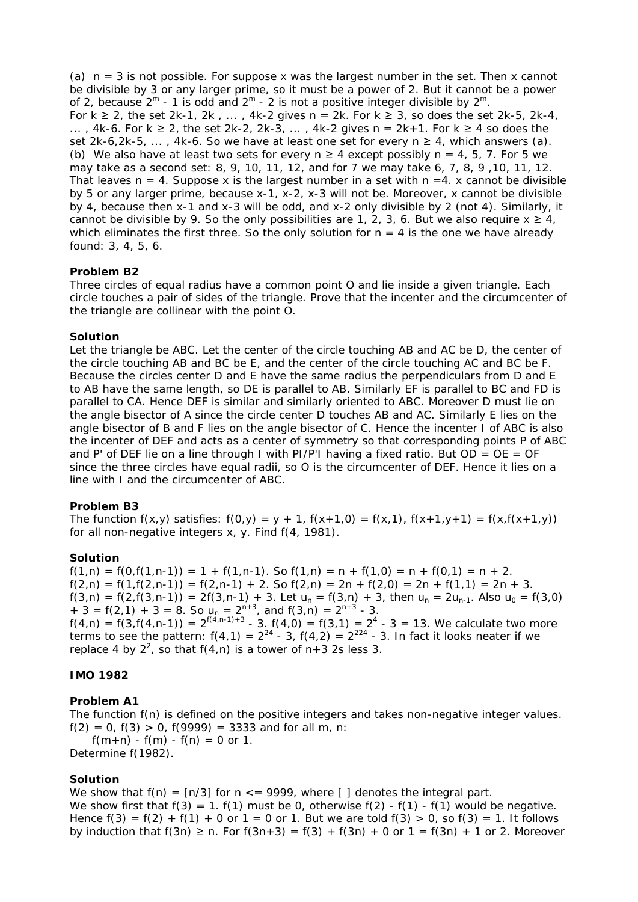(a) $n = 3$ is not possible. For suppose x was the largest number in the set. Then x cannot be divisible by 3 or any larger prime, so it must be a power of 2. But it cannot be a power of 2, because $2^m - 1$ is odd and $2^m - 2$ is not a positive integer divisible by $2^m$.
For $k \ge 2$, the set $2k-1, 2k, \dots, 4k-2$ gives $n = 2k$. For $k \ge 3$, so does the set $2k-5, 2k-4, \dots, 4k-6$. For $k \ge 2$, the set $2k-2, 2k-3, \dots, 4k-2$ gives $n = 2k+1$. For $k \ge 4$ so does the set $2k-6, 2k-5, \dots, 4k-6$. So we have at least one set for every $n \ge 4$, which answers (a).
(b) We also have at least two sets for every $n \ge 4$ except possibly $n = 4, 5, 7$. For 5 we may take as a second set: 8, 9, 10, 11, 12, and for 7 we may take 6, 7, 8, 9, 10, 11, 12. That leaves $n = 4$. Suppose x is the largest number in a set with $n = 4$. x cannot be divisible by 5 or any larger prime, because $x-1, x-2, x-3$ will not be. Moreover, x cannot be divisible by 4, because then $x-1$ and $x-3$ will be odd, and $x-2$ only divisible by 2 (not 4). Similarly, it cannot be divisible by 9. So the only possibilities are 1, 2, 3, 6. But we also require $x \ge 4$, which eliminates the first three. So the only solution for $n = 4$ is the one we have already found: 3, 4, 5, 6.

**Problem B2**

Three circles of equal radius have a common point O and lie inside a given triangle. Each circle touches a pair of sides of the triangle. Prove that the incenter and the circumcenter of the triangle are collinear with the point O.

**Solution**

Let the triangle be ABC. Let the center of the circle touching AB and AC be D, the center of the circle touching AB and BC be E, and the center of the circle touching AC and BC be F. Because the circles center D and E have the same radius the perpendiculars from D and E to AB have the same length, so DE is parallel to AB. Similarly EF is parallel to BC and FD is parallel to CA. Hence DEF is similar and similarly oriented to ABC. Moreover D must lie on the angle bisector of A since the circle center D touches AB and AC. Similarly E lies on the angle bisector of B and F lies on the angle bisector of C. Hence the incenter I of ABC is also the incenter of DEF and acts as a center of symmetry so that corresponding points P of ABC and P' of DEF lie on a line through I with PI/P'I having a fixed ratio. But OD = OE = OF since the three circles have equal radii, so O is the circumcenter of DEF. Hence it lies on a line with I and the circumcenter of ABC.

**Problem B3**

The function $f(x,y)$ satisfies: $f(0,y) = y + 1$, $f(x+1,0) = f(x,1)$, $f(x+1,y+1) = f(x,f(x+1,y))$ for all non-negative integers x, y. Find $f(4, 1981)$.

**Solution**

$f(1,n) = f(0,f(1,n-1)) = 1 + f(1,n-1)$. So $f(1,n) = n + f(1,0) = n + f(0,1) = n + 2$.
$f(2,n) = f(1,f(2,n-1)) = f(2,n-1) + 2$. So $f(2,n) = 2n + f(2,0) = 2n + f(1,1) = 2n + 3$.
$f(3,n) = f(2,f(3,n-1)) = 2f(3,n-1) + 3$. Let $u_n = f(3,n) + 3$, then $u_n = 2u_{n-1}$. Also $u_0 = f(3,0) + 3 = f(2,1) + 3 = 8$. So $u_n = 2^{n+3}$, and $f(3,n) = 2^{n+3} - 3$.
$f(4,n) = f(3,f(4,n-1)) = 2^{f(4,n-1)+3} - 3$. $f(4,0) = f(3,1) = 2^4 - 3 = 13$. We calculate two more terms to see the pattern: $f(4,1) = 2^{2^4} - 3$, $f(4,2) = 2^{2^{2^4}} - 3$. In fact it looks neater if we replace 4 by $2^2$, so that $f(4,n)$ is a tower of n+3 2s less 3.

**IMO 1982**

**Problem A1**

The function $f(n)$ is defined on the positive integers and takes non-negative integer values. $f(2) = 0$, $f(3) > 0$, $f(9999) = 3333$ and for all m, n:

$f(m+n) - f(m) - f(n) = 0$ or $1$.

Determine $f(1982)$.

**Solution**

We show that $f(n) = [n/3]$ for $n \le 9999$, where [ ] denotes the integral part.
We show first that $f(3) = 1$. $f(1)$ must be 0, otherwise $f(2) - f(1) - f(1)$ would be negative. Hence $f(3) = f(2) + f(1) + 0$ or $1 = 0$ or $1$. But we are told $f(3) > 0$, so $f(3) = 1$. It follows by induction that $f(3n) \ge n$. For $f(3n+3) = f(3) + f(3n) + 0$ or $1 = f(3n) + 1$ or $2$. Moreover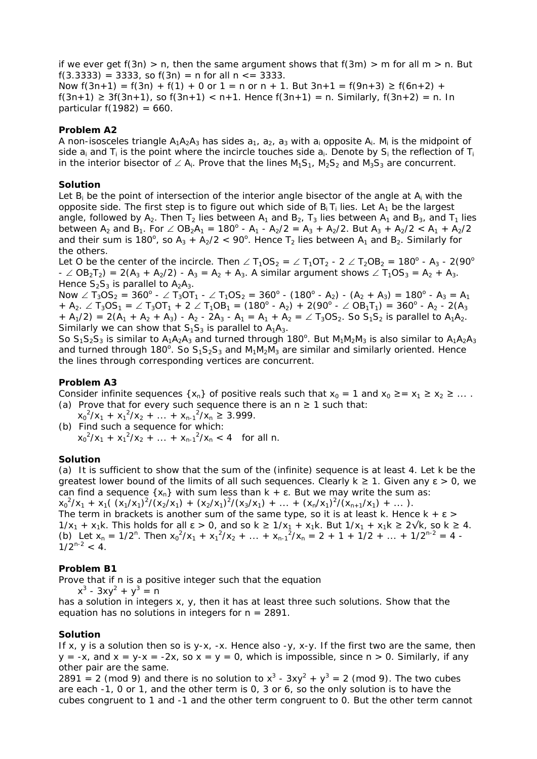if we ever get $f(3n) > n$, then the same argument shows that $f(3m) > m$ for all $m > n$. But $f(3.3333) = 3333$, so $f(3n) = n$ for all $n <= 3333$.
Now $f(3n+1) = f(3n) + f(1) + 0$ or $1 = n$ or $n + 1$. But $3n+1 = f(9n+3) \geq f(6n+2) + f(3n+1) \geq 3f(3n+1)$, so $f(3n+1) < n+1$. Hence $f(3n+1) = n$. Similarly, $f(3n+2) = n$. In particular $f(1982) = 660$.

**Problem A2**

A non-isosceles triangle $A_1A_2A_3$ has sides $a_1$, $a_2$, $a_3$ with $a_i$ opposite $A_i$. $M_i$ is the midpoint of side $a_i$ and $T_i$ is the point where the incircle touches side $a_i$. Denote by $S_i$ the reflection of $T_i$ in the interior bisector of $\angle A_i$. Prove that the lines $M_1S_1$, $M_2S_2$ and $M_3S_3$ are concurrent.

**Solution**

Let $B_i$ be the point of intersection of the interior angle bisector of the angle at $A_i$ with the opposite side. The first step is to figure out which side of $B_iT_i$ lies. Let $A_1$ be the largest angle, followed by $A_2$. Then $T_2$ lies between $A_1$ and $B_2$, $T_3$ lies between $A_1$ and $B_3$, and $T_1$ lies between $A_2$ and $B_1$. For $\angle OB_2A_1 = 180^o - A_1 - A_2/2 = A_3 + A_2/2$. But $A_3 + A_2/2 < A_1 + A_2/2$ and their sum is $180^o$, so $A_3 + A_2/2 < 90^o$. Hence $T_2$ lies between $A_1$ and $B_2$. Similarly for the others.

Let O be the center of the incircle. Then $\angle T_1OS_2 = \angle T_1OT_2 - 2\angle T_2OB_2 = 180^o - A_3 - 2(90^o - \angle OB_2T_2) = 2(A_3 + A_2/2) - A_3 = A_2 + A_3$. A similar argument shows $\angle T_1OS_3 = A_2 + A_3$. Hence $S_2S_3$ is parallel to $A_2A_3$.

Now $\angle T_3OS_2 = 360^o - \angle T_3OT_1 - \angle T_1OS_2 = 360^o - (180^o - A_2) - (A_2 + A_3) = 180^o - A_3 = A_1 + A_2$. $\angle T_3OS_1 = \angle T_3OT_1 + 2\angle T_1OB_1 = (180^o - A_2) + 2(90^o - \angle OB_1T_1) = 360^o - A_2 - 2(A_3 + A_1/2) = 2(A_1 + A_2 + A_3) - A_2 - 2A_3 - A_1 = A_1 + A_2 = \angle T_3OS_2$. So $S_1S_2$ is parallel to $A_1A_2$. Similarly we can show that $S_1S_3$ is parallel to $A_1A_3$.

So $S_1S_2S_3$ is similar to $A_1A_2A_3$ and turned through $180^o$. But $M_1M_2M_3$ is also similar to $A_1A_2A_3$ and turned through $180^o$. So $S_1S_2S_3$ and $M_1M_2M_3$ are similar and similarly oriented. Hence the lines through corresponding vertices are concurrent.

**Problem A3**

Consider infinite sequences $\{x_n\}$ of positive reals such that $x_0 = 1$ and $x_0 \geq= x_1 \geq x_2 \geq \dots$ .

(a) Prove that for every such sequence there is an $n \geq 1$ such that:
$x_0^2/x_1 + x_1^2/x_2 + \dots + x_{n-1}^2/x_n \geq 3.999$.

(b) Find such a sequence for which:
$x_0^2/x_1 + x_1^2/x_2 + \dots + x_{n-1}^2/x_n < 4$ for all n.

**Solution**

(a) It is sufficient to show that the sum of the (infinite) sequence is at least 4. Let k be the greatest lower bound of the limits of all such sequences. Clearly $k \geq 1$. Given any $\varepsilon > 0$, we can find a sequence $\{x_n\}$ with sum less than $k + \varepsilon$. But we may write the sum as:
$x_0^2/x_1 + x_1( (x_1/x_1)^2/(x_2/x_1) + (x_2/x_1)^2/(x_3/x_1) + \dots + (x_n/x_1)^2/(x_{n+1}/x_1) + \dots )$.
The term in brackets is another sum of the same type, so it is at least k. Hence $k + \varepsilon > 1/x_1 + x_1k$. This holds for all $\varepsilon > 0$, and so $k \geq 1/x_1 + x_1k$. But $1/x_1 + x_1k \geq 2\sqrt{k}$, so $k \geq 4$.

(b) Let $x_n = 1/2^n$. Then $x_0^2/x_1 + x_1^2/x_2 + \dots + x_{n-1}^2/x_n = 2 + 1 + 1/2 + \dots + 1/2^{n-2} = 4 - 1/2^{n-2} < 4$.

**Problem B1**

Prove that if n is a positive integer such that the equation

$$x^3 - 3xy^2 + y^3 = n$$

has a solution in integers x, y, then it has at least three such solutions. Show that the equation has no solutions in integers for $n = 2891$.

**Solution**

If x, y is a solution then so is $y-x$, $-x$. Hence also $-y$, $x-y$. If the first two are the same, then $y = -x$, and $x = y-x = -2x$, so $x = y = 0$, which is impossible, since $n > 0$. Similarly, if any other pair are the same.

$2891 = 2 \pmod 9$ and there is no solution to $x^3 - 3xy^2 + y^3 = 2 \pmod 9$. The two cubes are each -1, 0 or 1, and the other term is 0, 3 or 6, so the only solution is to have the cubes congruent to 1 and -1 and the other term congruent to 0. But the other term cannot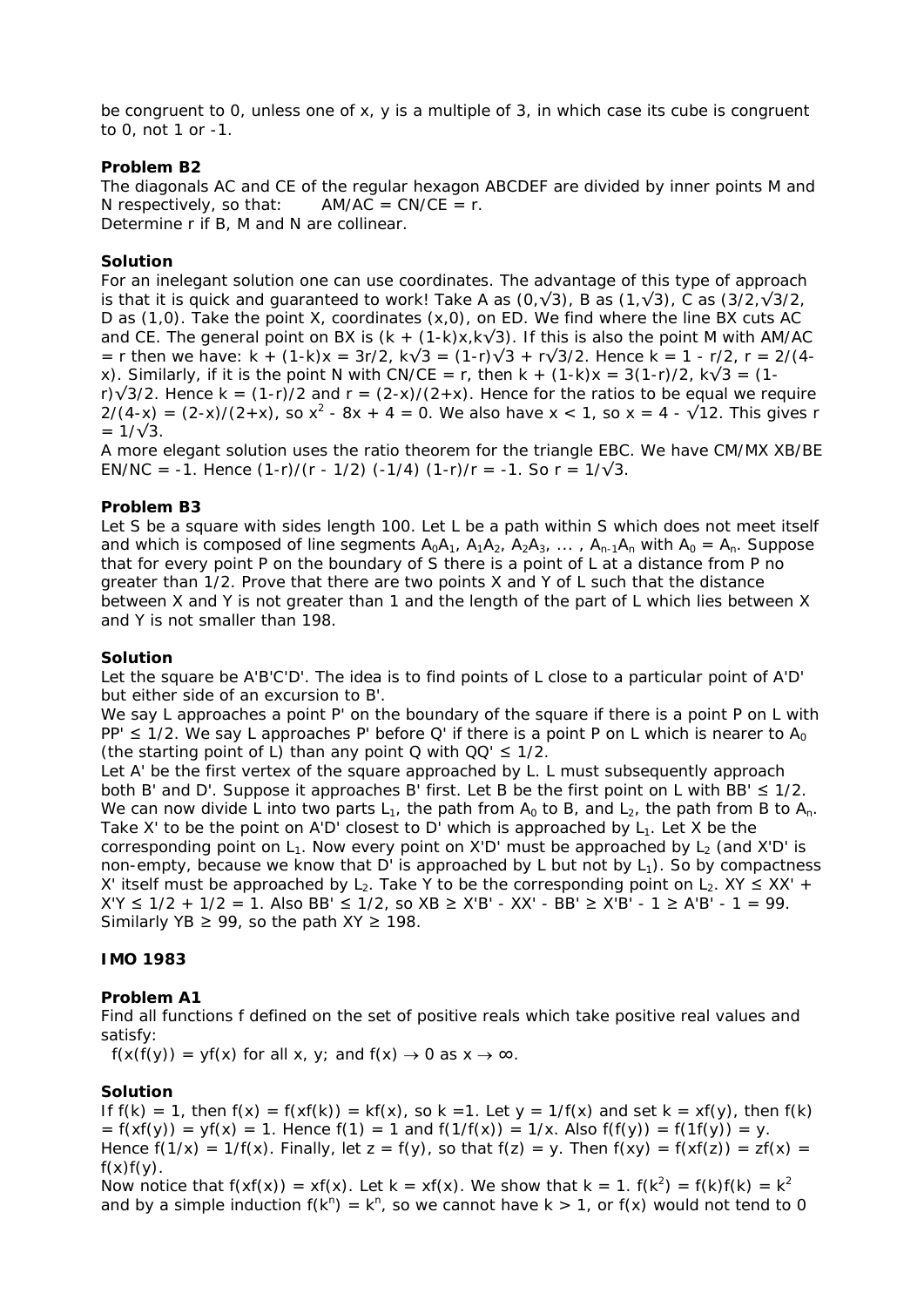be congruent to 0, unless one of x, y is a multiple of 3, in which case its cube is congruent to 0, not 1 or -1.

**Problem B2**

The diagonals AC and CE of the regular hexagon ABCDEF are divided by inner points M and N respectively, so that: $AM/AC = CN/CE = r$.
Determine r if B, M and N are collinear.

**Solution**

For an inelegant solution one can use coordinates. The advantage of this type of approach is that it is quick and guaranteed to work! Take A as $(0,\sqrt{3})$, B as $(1,\sqrt{3})$, C as $(3/2,\sqrt{3}/2$, D as $(1,0)$. Take the point X, coordinates $(x,0)$, on ED. We find where the line BX cuts AC and CE. The general point on BX is $(k + (1-k)x, k\sqrt{3})$. If this is also the point M with $AM/AC = r$ then we have: $k + (1-k)x = 3r/2$, $k\sqrt{3} = (1-r)\sqrt{3} + r\sqrt{3}/2$. Hence $k = 1 - r/2$, $r = 2/(4-x)$. Similarly, if it is the point N with $CN/CE = r$, then $k + (1-k)x = 3(1-r)/2$, $k\sqrt{3} = (1-r)\sqrt{3}/2$. Hence $k = (1-r)/2$ and $r = (2-x)/(2+x)$. Hence for the ratios to be equal we require $2/(4-x) = (2-x)/(2+x)$, so $x^2 - 8x + 4 = 0$. We also have $x < 1$, so $x = 4 - \sqrt{12}$. This gives $r = 1/\sqrt{3}$.
A more elegant solution uses the ratio theorem for the triangle EBC. We have $CM/MX\ XB/BE\ EN/NC = -1$. Hence $(1-r)/(r - 1/2)\ (-1/4)\ (1-r)/r = -1$. So $r = 1/\sqrt{3}$.

**Problem B3**

Let S be a square with sides length 100. Let L be a path within S which does not meet itself and which is composed of line segments $A_0A_1$, $A_1A_2$, $A_2A_3$, ... , $A_{n-1}A_n$ with $A_0 = A_n$. Suppose that for every point P on the boundary of S there is a point of L at a distance from P no greater than 1/2. Prove that there are two points X and Y of L such that the distance between X and Y is not greater than 1 and the length of the part of L which lies between X and Y is not smaller than 198.

**Solution**

Let the square be A'B'C'D'. The idea is to find points of L close to a particular point of A'D' but either side of an excursion to B'.
We say L approaches a point P' on the boundary of the square if there is a point P on L with $PP' \le 1/2$. We say L approaches P' before Q' if there is a point P on L which is nearer to $A_0$ (the starting point of L) than any point Q with $QQ' \le 1/2$.
Let A' be the first vertex of the square approached by L. L must subsequently approach both B' and D'. Suppose it approaches B' first. Let B be the first point on L with $BB' \le 1/2$. We can now divide L into two parts $L_1$, the path from $A_0$ to B, and $L_2$, the path from B to $A_n$. Take X' to be the point on A'D' closest to D' which is approached by $L_1$. Let X be the corresponding point on $L_1$. Now every point on X'D' must be approached by $L_2$ (and X'D' is non-empty, because we know that D' is approached by L but not by $L_1$). So by compactness X' itself must be approached by $L_2$. Take Y to be the corresponding point on $L_2$. $XY \le XX' + X'Y \le 1/2 + 1/2 = 1$. Also $BB' \le 1/2$, so $XB \ge X'B' - XX' - BB' \ge X'B' - 1 \ge A'B' - 1 = 99$. Similarly $YB \ge 99$, so the path $XY \ge 198$.

## IMO 1983

**Problem A1**

Find all functions f defined on the set of positive reals which take positive real values and satisfy:

$f(x(f(y)) = yf(x)$ for all x, y; and $f(x) \to 0$ as $x \to \infty$.

**Solution**

If $f(k) = 1$, then $f(x) = f(xf(k)) = kf(x)$, so $k = 1$. Let $y = 1/f(x)$ and set $k = xf(y)$, then $f(k) = f(xf(y)) = yf(x) = 1$. Hence $f(1) = 1$ and $f(1/f(x)) = 1/x$. Also $f(f(y)) = f(1f(y)) = y$. Hence $f(1/x) = 1/f(x)$. Finally, let $z = f(y)$, so that $f(z) = y$. Then $f(xy) = f(xf(z)) = zf(x) = f(x)f(y)$.
Now notice that $f(xf(x)) = xf(x)$. Let $k = xf(x)$. We show that $k = 1$. $f(k^2) = f(k)f(k) = k^2$ and by a simple induction $f(k^n) = k^n$, so we cannot have $k > 1$, or $f(x)$ would not tend to 0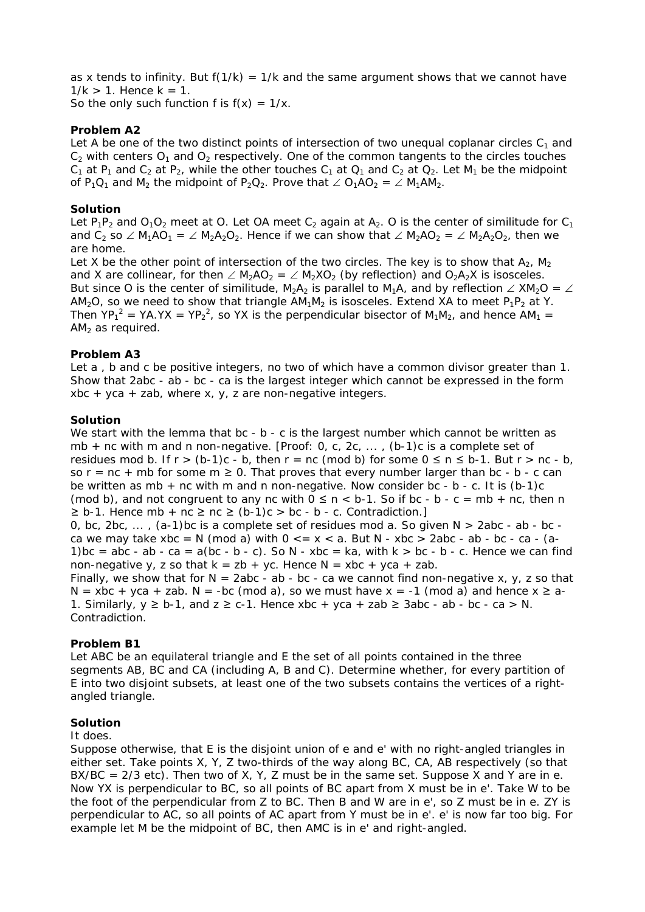as x tends to infinity. But $f(1/k) = 1/k$ and the same argument shows that we cannot have $1/k > 1$. Hence $k = 1$.
So the only such function f is $f(x) = 1/x$.

**Problem A2**

Let A be one of the two distinct points of intersection of two unequal coplanar circles $C_1$ and $C_2$ with centers $O_1$ and $O_2$ respectively. One of the common tangents to the circles touches $C_1$ at $P_1$ and $C_2$ at $P_2$, while the other touches $C_1$ at $Q_1$ and $C_2$ at $Q_2$. Let $M_1$ be the midpoint of $P_1Q_1$ and $M_2$ the midpoint of $P_2Q_2$. Prove that $\angle O_1AO_2 = \angle M_1AM_2$.

**Solution**

Let $P_1P_2$ and $O_1O_2$ meet at O. Let OA meet $C_2$ again at $A_2$. O is the center of similitude for $C_1$ and $C_2$ so $\angle M_1AO_1 = \angle M_2A_2O_2$. Hence if we can show that $\angle M_2AO_2 = \angle M_2A_2O_2$, then we are home.

Let X be the other point of intersection of the two circles. The key is to show that $A_2$, $M_2$ and X are collinear, for then $\angle M_2AO_2 = \angle M_2XO_2$ (by reflection) and $O_2A_2X$ is isosceles. But since O is the center of similitude, $M_2A_2$ is parallel to $M_1A$, and by reflection $\angle XM_2O = \angle AM_2O$, so we need to show that triangle $AM_1M_2$ is isosceles. Extend XA to meet $P_1P_2$ at Y. Then $YP_1^2 = YA.YX = YP_2^2$, so YX is the perpendicular bisector of $M_1M_2$, and hence $AM_1 = AM_2$ as required.

**Problem A3**

Let a , b and c be positive integers, no two of which have a common divisor greater than 1. Show that $2abc - ab - bc - ca$ is the largest integer which cannot be expressed in the form $xbc + yca + zab$, where x, y, z are non-negative integers.

**Solution**

We start with the lemma that $bc - b - c$ is the largest number which cannot be written as $mb + nc$ with m and n non-negative. [Proof: 0, c, 2c, ... , $(b-1)c$ is a complete set of residues mod b. If $r > (b-1)c - b$, then $r = nc \pmod b$ for some $0 \le n \le b-1$. But $r > nc - b$, so $r = nc + mb$ for some $m \ge 0$. That proves that every number larger than $bc - b - c$ can be written as $mb + nc$ with m and n non-negative. Now consider $bc - b - c$. It is $(b-1)c \pmod b$, and not congruent to any nc with $0 \le n < b-1$. So if $bc - b - c = mb + nc$, then $n \ge b-1$. Hence $mb + nc \ge nc \ge (b-1)c > bc - b - c$. Contradiction.]

0, bc, 2bc, ... , $(a-1)bc$ is a complete set of residues mod a. So given $N > 2abc - ab - bc - ca$ we may take $xbc = N \pmod a$ with $0 \le x < a$. But $N - xbc > 2abc - ab - bc - ca - (a-1)bc = abc - ab - ca = a(bc - b - c)$. So $N - xbc = ka$, with $k > bc - b - c$. Hence we can find non-negative y, z so that $k = zb + yc$. Hence $N = xbc + yca + zab$.

Finally, we show that for $N = 2abc - ab - bc - ca$ we cannot find non-negative x, y, z so that $N = xbc + yca + zab$. $N = -bc \pmod a$, so we must have $x = -1 \pmod a$ and hence $x \ge a-1$. Similarly, $y \ge b-1$, and $z \ge c-1$. Hence $xbc + yca + zab \ge 3abc - ab - bc - ca > N$. Contradiction.

**Problem B1**

Let ABC be an equilateral triangle and E the set of all points contained in the three segments AB, BC and CA (including A, B and C). Determine whether, for every partition of E into two disjoint subsets, at least one of the two subsets contains the vertices of a right-angled triangle.

**Solution**

It does.

Suppose otherwise, that E is the disjoint union of e and e' with no right-angled triangles in either set. Take points X, Y, Z two-thirds of the way along BC, CA, AB respectively (so that $BX/BC = 2/3$ etc). Then two of X, Y, Z must be in the same set. Suppose X and Y are in e. Now YX is perpendicular to BC, so all points of BC apart from X must be in e'. Take W to be the foot of the perpendicular from Z to BC. Then B and W are in e', so Z must be in e. ZY is perpendicular to AC, so all points of AC apart from Y must be in e'. e' is now far too big. For example let M be the midpoint of BC, then AMC is in e' and right-angled.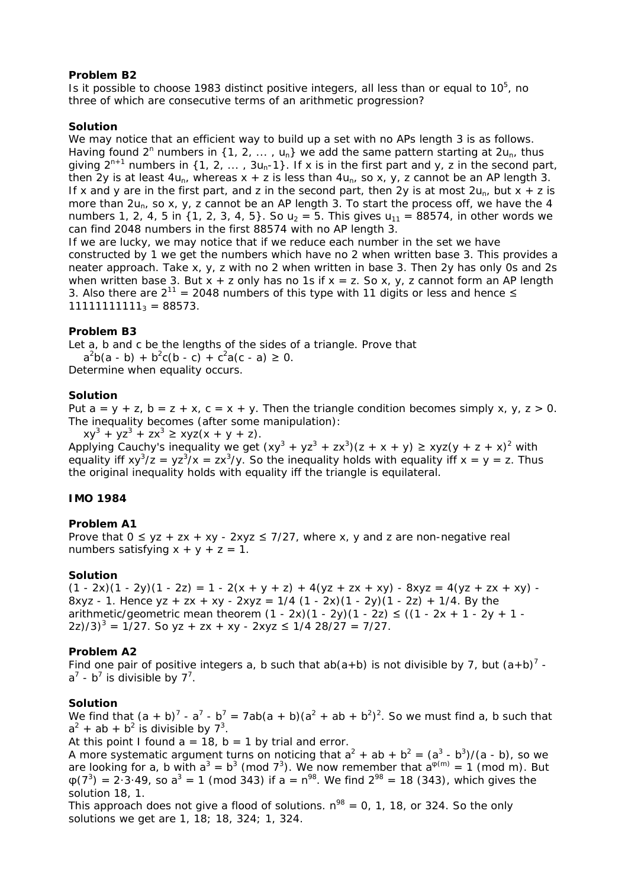**Problem B2**

Is it possible to choose 1983 distinct positive integers, all less than or equal to $10^5$, no three of which are consecutive terms of an arithmetic progression?

**Solution**

We may notice that an efficient way to build up a set with no APs length 3 is as follows. Having found $2^n$ numbers in $\{1, 2, \dots , u_n\}$ we add the same pattern starting at $2u_n$, thus giving $2^{n+1}$ numbers in $\{1, 2, \dots , 3u_n-1\}$. If x is in the first part and y, z in the second part, then 2y is at least $4u_n$, whereas x + z is less than $4u_n$, so x, y, z cannot be an AP length 3. If x and y are in the first part, and z in the second part, then 2y is at most $2u_n$, but x + z is more than $2u_n$, so x, y, z cannot be an AP length 3. To start the process off, we have the 4 numbers 1, 2, 4, 5 in $\{1, 2, 3, 4, 5\}$. So $u_2 = 5$. This gives $u_{11} = 88574$, in other words we can find 2048 numbers in the first 88574 with no AP length 3.

If we are lucky, we may notice that if we reduce each number in the set we have constructed by 1 we get the numbers which have no 2 when written base 3. This provides a neater approach. Take x, y, z with no 2 when written in base 3. Then 2y has only 0s and 2s when written base 3. But x + z only has no 1s if x = z. So x, y, z cannot form an AP length 3. Also there are $2^{11} = 2048$ numbers of this type with 11 digits or less and hence ≤ $11111111111_3 = 88573$.

**Problem B3**

Let a, b and c be the lengths of the sides of a triangle. Prove that

$a^2b(a - b) + b^2c(b - c) + c^2a(c - a) \ge 0.$

Determine when equality occurs.

**Solution**

Put a = y + z, b = z + x, c = x + y. Then the triangle condition becomes simply x, y, z > 0. The inequality becomes (after some manipulation):

$xy^3 + yz^3 + zx^3 \ge xyz(x + y + z).$

Applying Cauchy's inequality we get $(xy^3 + yz^3 + zx^3)(z + x + y) \ge xyz(y + z + x)^2$ with equality iff $xy^3/z = yz^3/x = zx^3/y$. So the inequality holds with equality iff x = y = z. Thus the original inequality holds with equality iff the triangle is equilateral.

**IMO 1984**

**Problem A1**

Prove that $0 \le yz + zx + xy - 2xyz \le 7/27$, where x, y and z are non-negative real numbers satisfying x + y + z = 1.

**Solution**

$(1 - 2x)(1 - 2y)(1 - 2z) = 1 - 2(x + y + z) + 4(yz + zx + xy) - 8xyz = 4(yz + zx + xy) - 8xyz - 1$. Hence $yz + zx + xy - 2xyz = 1/4\ (1 - 2x)(1 - 2y)(1 - 2z) + 1/4$. By the arithmetic/geometric mean theorem $(1 - 2x)(1 - 2y)(1 - 2z) \le ((1 - 2x + 1 - 2y + 1 - 2z)/3)^3 = 1/27$. So $yz + zx + xy - 2xyz \le 1/4\ 28/27 = 7/27$.

**Problem A2**

Find one pair of positive integers a, b such that ab(a+b) is not divisible by 7, but $(a+b)^7 - a^7 - b^7$ is divisible by $7^7$.

**Solution**

We find that $(a + b)^7 - a^7 - b^7 = 7ab(a + b)(a^2 + ab + b^2)^2$. So we must find a, b such that $a^2 + ab + b^2$ is divisible by $7^3$.

At this point I found a = 18, b = 1 by trial and error.

A more systematic argument turns on noticing that $a^2 + ab + b^2 = (a^3 - b^3)/(a - b)$, so we are looking for a, b with $a^3 = b^3 \pmod{7^3}$. We now remember that $a^{\varphi(m)} = 1 \pmod{m}$. But $\varphi(7^3) = 2\cdot 3\cdot 49$, so $a^3 = 1 \pmod{343}$ if $a = n^{98}$. We find $2^{98} = 18\ (343)$, which gives the solution 18, 1.

This approach does not give a flood of solutions. $n^{98} = 0, 1, 18$, or 324. So the only solutions we get are 1, 18; 18, 324; 1, 324.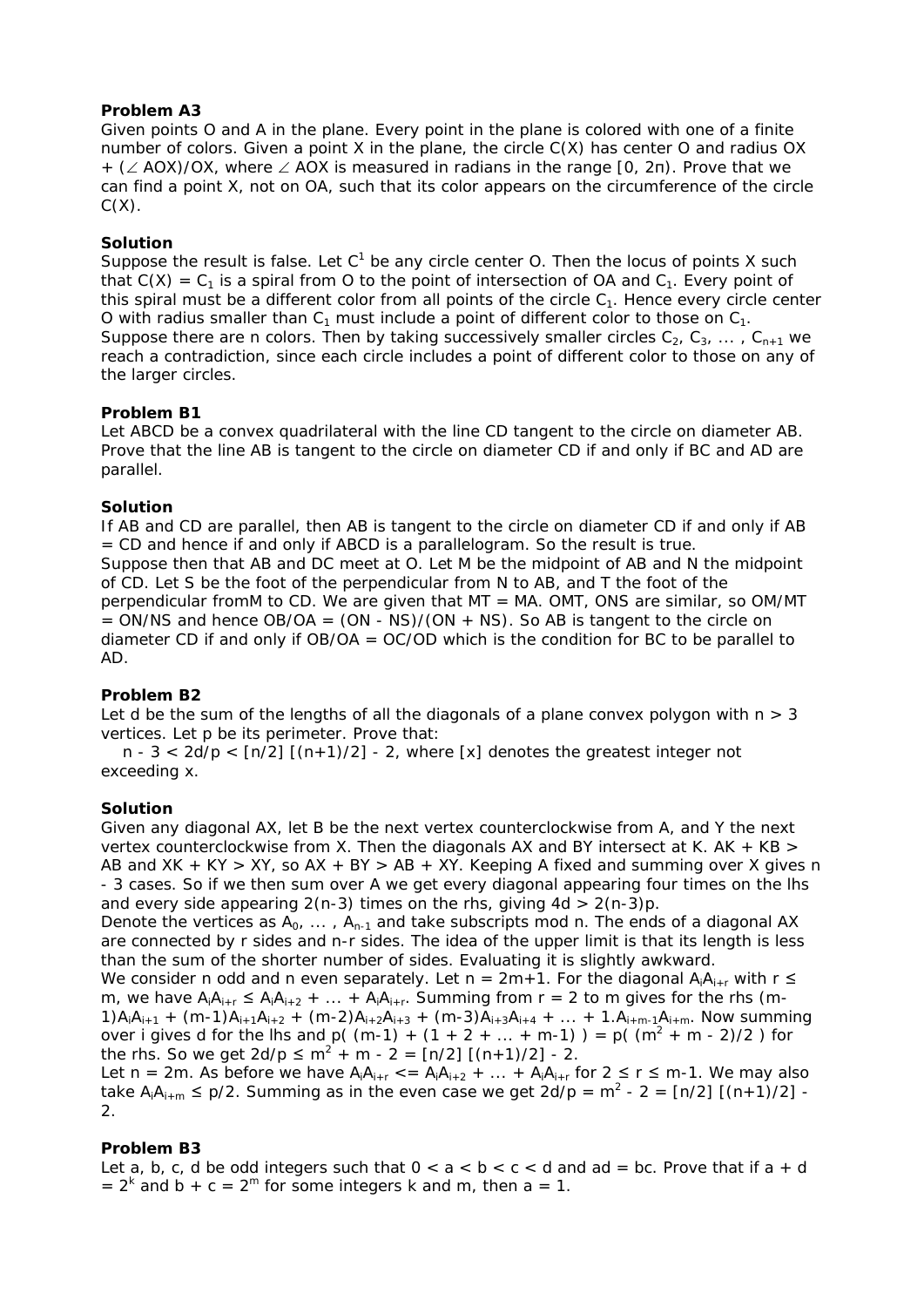**Problem A3**

Given points O and A in the plane. Every point in the plane is colored with one of a finite number of colors. Given a point X in the plane, the circle C(X) has center O and radius OX + (∠ AOX)/OX, where ∠ AOX is measured in radians in the range [0, 2π). Prove that we can find a point X, not on OA, such that its color appears on the circumference of the circle C(X).

**Solution**

Suppose the result is false. Let $C^1$ be any circle center O. Then the locus of points X such that C(X) = $C_1$ is a spiral from O to the point of intersection of OA and $C_1$. Every point of this spiral must be a different color from all points of the circle $C_1$. Hence every circle center O with radius smaller than $C_1$ must include a point of different color to those on $C_1$. Suppose there are n colors. Then by taking successively smaller circles $C_2$, $C_3$, ... , $C_{n+1}$ we reach a contradiction, since each circle includes a point of different color to those on any of the larger circles.

**Problem B1**

Let ABCD be a convex quadrilateral with the line CD tangent to the circle on diameter AB. Prove that the line AB is tangent to the circle on diameter CD if and only if BC and AD are parallel.

**Solution**

If AB and CD are parallel, then AB is tangent to the circle on diameter CD if and only if AB = CD and hence if and only if ABCD is a parallelogram. So the result is true.

Suppose then that AB and DC meet at O. Let M be the midpoint of AB and N the midpoint of CD. Let S be the foot of the perpendicular from N to AB, and T the foot of the perpendicular fromM to CD. We are given that MT = MA. OMT, ONS are similar, so OM/MT = ON/NS and hence OB/OA = (ON - NS)/(ON + NS). So AB is tangent to the circle on diameter CD if and only if OB/OA = OC/OD which is the condition for BC to be parallel to AD.

**Problem B2**

Let d be the sum of the lengths of all the diagonals of a plane convex polygon with n > 3 vertices. Let p be its perimeter. Prove that:

n - 3 < 2d/p < [n/2] [(n+1)/2] - 2, where [x] denotes the greatest integer not exceeding x.

**Solution**

Given any diagonal AX, let B be the next vertex counterclockwise from A, and Y the next vertex counterclockwise from X. Then the diagonals AX and BY intersect at K. AK + KB > AB and XK + KY > XY, so AX + BY > AB + XY. Keeping A fixed and summing over X gives n - 3 cases. So if we then sum over A we get every diagonal appearing four times on the lhs and every side appearing 2(n-3) times on the rhs, giving 4d > 2(n-3)p.

Denote the vertices as $A_0$, ... , $A_{n-1}$ and take subscripts mod n. The ends of a diagonal AX are connected by r sides and n-r sides. The idea of the upper limit is that its length is less than the sum of the shorter number of sides. Evaluating it is slightly awkward.

We consider n odd and n even separately. Let n = 2m+1. For the diagonal $A_iA_{i+r}$ with r ≤ m, we have $A_iA_{i+r} \le A_iA_{i+2} + \dots + A_iA_{i+r}$. Summing from r = 2 to m gives for the rhs $(m-1)A_iA_{i+1} + (m-1)A_{i+1}A_{i+2} + (m-2)A_{i+2}A_{i+3} + (m-3)A_{i+3}A_{i+4} + \dots + 1.A_{i+m-1}A_{i+m}$. Now summing over i gives d for the lhs and p( (m-1) + (1 + 2 + ... + m-1) ) = p( $(m^2 + m - 2)/2$ ) for the rhs. So we get 2d/p ≤ $m^2 + m - 2$ = [n/2] [(n+1)/2] - 2.

Let n = 2m. As before we have $A_iA_{i+r} \le A_iA_{i+2} + \dots + A_iA_{i+r}$ for 2 ≤ r ≤ m-1. We may also take $A_iA_{i+m} \le p/2$. Summing as in the even case we get 2d/p = $m^2 - 2$ = [n/2] [(n+1)/2] - 2.

**Problem B3**

Let a, b, c, d be odd integers such that 0 < a < b < c < d and ad = bc. Prove that if a + d = $2^k$ and b + c = $2^m$ for some integers k and m, then a = 1.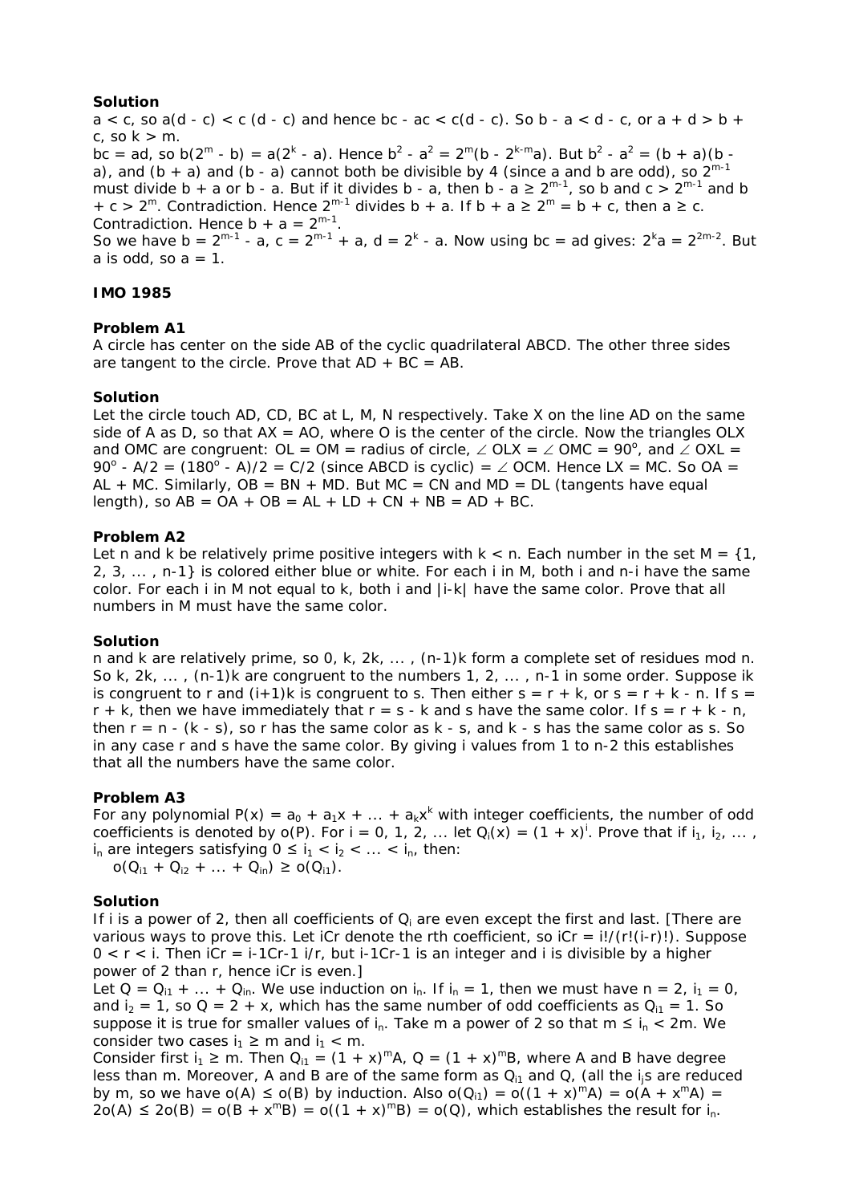**Solution**

$a < c$, so $a(d - c) < c(d - c)$ and hence $bc - ac < c(d - c)$. So $b - a < d - c$, or $a + d > b + c$, so $k > m$.

$bc = ad$, so $b(2^m - b) = a(2^k - a)$. Hence $b^2 - a^2 = 2^m(b - 2^{k-m}a)$. But $b^2 - a^2 = (b + a)(b - a)$, and $(b + a)$ and $(b - a)$ cannot both be divisible by 4 (since a and b are odd), so $2^{m-1}$ must divide $b + a$ or $b - a$. But if it divides $b - a$, then $b - a \geq 2^{m-1}$, so b and $c > 2^{m-1}$ and $b + c > 2^m$. Contradiction. Hence $2^{m-1}$ divides $b + a$. If $b + a \geq 2^m = b + c$, then $a \geq c$. Contradiction. Hence $b + a = 2^{m-1}$.

So we have $b = 2^{m-1} - a$, $c = 2^{m-1} + a$, $d = 2^k - a$. Now using $bc = ad$ gives: $2^k a = 2^{2m-2}$. But a is odd, so $a = 1$.

**IMO 1985**

**Problem A1**

A circle has center on the side AB of the cyclic quadrilateral ABCD. The other three sides are tangent to the circle. Prove that $AD + BC = AB$.

**Solution**

Let the circle touch AD, CD, BC at L, M, N respectively. Take X on the line AD on the same side of A as D, so that $AX = AO$, where O is the center of the circle. Now the triangles OLX and OMC are congruent: $OL = OM$ = radius of circle, $\angle OLX = \angle OMC = 90^o$, and $\angle OXL = 90^o - A/2 = (180^o - A)/2 = C/2$ (since ABCD is cyclic) $= \angle OCM$. Hence $LX = MC$. So $OA = AL + MC$. Similarly, $OB = BN + MD$. But $MC = CN$ and $MD = DL$ (tangents have equal length), so $AB = OA + OB = AL + LD + CN + NB = AD + BC$.

**Problem A2**

Let n and k be relatively prime positive integers with $k < n$. Each number in the set $M = \{1, 2, 3, ... , n-1\}$ is colored either blue or white. For each i in M, both i and $n-i$ have the same color. For each i in M not equal to k, both i and $|i-k|$ have the same color. Prove that all numbers in M must have the same color.

**Solution**

n and k are relatively prime, so $0, k, 2k, ... , (n-1)k$ form a complete set of residues mod n. So $k, 2k, ... , (n-1)k$ are congruent to the numbers $1, 2, ... , n-1$ in some order. Suppose ik is congruent to r and $(i+1)k$ is congruent to s. Then either $s = r + k$, or $s = r + k - n$. If $s = r + k$, then we have immediately that $r = s - k$ and s have the same color. If $s = r + k - n$, then $r = n - (k - s)$, so r has the same color as $k - s$, and $k - s$ has the same color as s. So in any case r and s have the same color. By giving i values from 1 to n-2 this establishes that all the numbers have the same color.

**Problem A3**

For any polynomial $P(x) = a_0 + a_1x + ... + a_kx^k$ with integer coefficients, the number of odd coefficients is denoted by $o(P)$. For $i = 0, 1, 2, ...$ let $Q_i(x) = (1 + x)^i$. Prove that if $i_1, i_2, ... , i_n$ are integers satisfying $0 \leq i_1 < i_2 < ... < i_n$, then:

$o(Q_{i1} + Q_{i2} + ... + Q_{in}) \geq o(Q_{i1})$.

**Solution**

If i is a power of 2, then all coefficients of $Q_i$ are even except the first and last. [There are various ways to prove this. Let iCr denote the rth coefficient, so $iCr = i!/(r!(i-r)!)$. Suppose $0 < r < i$. Then $iCr = i\text{-}1Cr\text{-}1\ i/r$, but $i\text{-}1Cr\text{-}1$ is an integer and i is divisible by a higher power of 2 than r, hence iCr is even.]

Let $Q = Q_{i1} + ... + Q_{in}$. We use induction on $i_n$. If $i_n = 1$, then we must have $n = 2$, $i_1 = 0$, and $i_2 = 1$, so $Q = 2 + x$, which has the same number of odd coefficients as $Q_{i1} = 1$. So suppose it is true for smaller values of $i_n$. Take m a power of 2 so that $m \leq i_n < 2m$. We consider two cases $i_1 \geq m$ and $i_1 < m$.

Consider first $i_1 \geq m$. Then $Q_{i1} = (1 + x)^m A$, $Q = (1 + x)^m B$, where A and B have degree less than m. Moreover, A and B are of the same form as $Q_{i1}$ and Q, (all the $i_j$s are reduced by m, so we have $o(A) \leq o(B)$ by induction. Also $o(Q_{i1}) = o((1 + x)^m A) = o(A + x^m A) = 2o(A) \leq 2o(B) = o(B + x^m B) = o((1 + x)^m B) = o(Q)$, which establishes the result for $i_n$.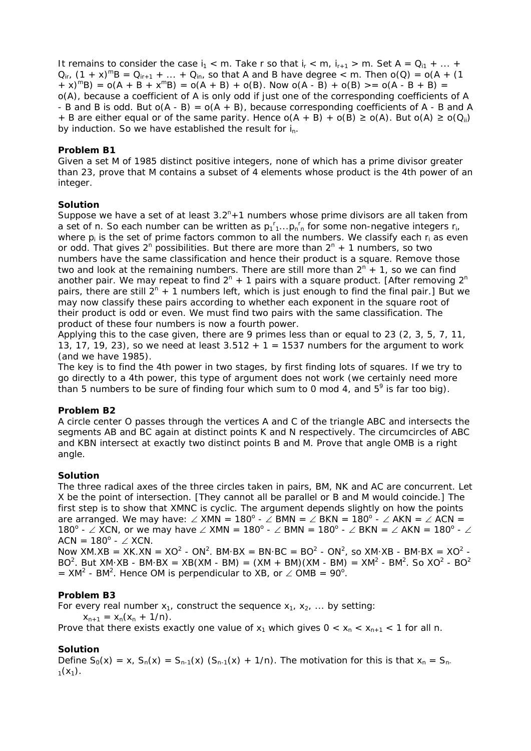It remains to consider the case $i_1 < m$. Take r so that $i_r < m$, $i_{r+1} > m$. Set $A = Q_{i1} + ... + Q_{ir}$, $(1 + x)^m B = Q_{ir+1} + ... + Q_{in}$, so that A and B have degree < m. Then $o(Q) = o(A + (1 + x)^m B) = o(A + B + x^m B) = o(A + B) + o(B)$. Now $o(A - B) + o(B) >= o(A - B + B) = o(A)$, because a coefficient of A is only odd if just one of the corresponding coefficients of A - B and B is odd. But $o(A - B) = o(A + B)$, because corresponding coefficients of A - B and A + B are either equal or of the same parity. Hence $o(A + B) + o(B) \geq o(A)$. But $o(A) \geq o(Q_{ii})$ by induction. So we have established the result for $i_n$.

**Problem B1**

Given a set M of 1985 distinct positive integers, none of which has a prime divisor greater than 23, prove that M contains a subset of 4 elements whose product is the 4th power of an integer.

**Solution**

Suppose we have a set of at least $3.2^n+1$ numbers whose prime divisors are all taken from a set of n. So each number can be written as $p_1^{r_1}...p_n^{r_n}$ for some non-negative integers $r_i$, where $p_i$ is the set of prime factors common to all the numbers. We classify each $r_i$ as even or odd. That gives $2^n$ possibilities. But there are more than $2^n + 1$ numbers, so two numbers have the same classification and hence their product is a square. Remove those two and look at the remaining numbers. There are still more than $2^n + 1$, so we can find another pair. We may repeat to find $2^n + 1$ pairs with a square product. [After removing $2^n$ pairs, there are still $2^n + 1$ numbers left, which is just enough to find the final pair.] But we may now classify these pairs according to whether each exponent in the square root of their product is odd or even. We must find two pairs with the same classification. The product of these four numbers is now a fourth power.

Applying this to the case given, there are 9 primes less than or equal to 23 (2, 3, 5, 7, 11, 13, 17, 19, 23), so we need at least $3.512 + 1 = 1537$ numbers for the argument to work (and we have 1985).

The key is to find the 4th power in two stages, by first finding lots of squares. If we try to go directly to a 4th power, this type of argument does not work (we certainly need more than 5 numbers to be sure of finding four which sum to 0 mod 4, and $5^9$ is far too big).

**Problem B2**

A circle center O passes through the vertices A and C of the triangle ABC and intersects the segments AB and BC again at distinct points K and N respectively. The circumcircles of ABC and KBN intersect at exactly two distinct points B and M. Prove that angle OMB is a right angle.

**Solution**

The three radical axes of the three circles taken in pairs, BM, NK and AC are concurrent. Let X be the point of intersection. [They cannot all be parallel or B and M would coincide.] The first step is to show that XMNC is cyclic. The argument depends slightly on how the points are arranged. We may have: $\angle XMN = 180^o - \angle BMN = \angle BKN = 180^o - \angle AKN = \angle ACN = 180^o - \angle XCN$, or we may have $\angle XMN = 180^o - \angle BMN = 180^o - \angle BKN = \angle AKN = 180^o - \angle ACN = 180^o - \angle XCN$.

Now $XM.XB = XK.XN = XO^2 - ON^2$. $BM \cdot BX = BN \cdot BC = BO^2 - ON^2$, so $XM \cdot XB - BM \cdot BX = XO^2 - BO^2$. But $XM \cdot XB - BM \cdot BX = XB(XM - BM) = (XM + BM)(XM - BM) = XM^2 - BM^2$. So $XO^2 - BO^2 = XM^2 - BM^2$. Hence OM is perpendicular to XB, or $\angle OMB = 90^o$.

**Problem B3**

For every real number $x_1$, construct the sequence $x_1, x_2, ...$ by setting:

$$x_{n+1} = x_n(x_n + 1/n).$$

Prove that there exists exactly one value of $x_1$ which gives $0 < x_n < x_{n+1} < 1$ for all n.

**Solution**

Define $S_0(x) = x$, $S_n(x) = S_{n-1}(x) (S_{n-1}(x) + 1/n)$. The motivation for this is that $x_n = S_{n-1}(x_1)$.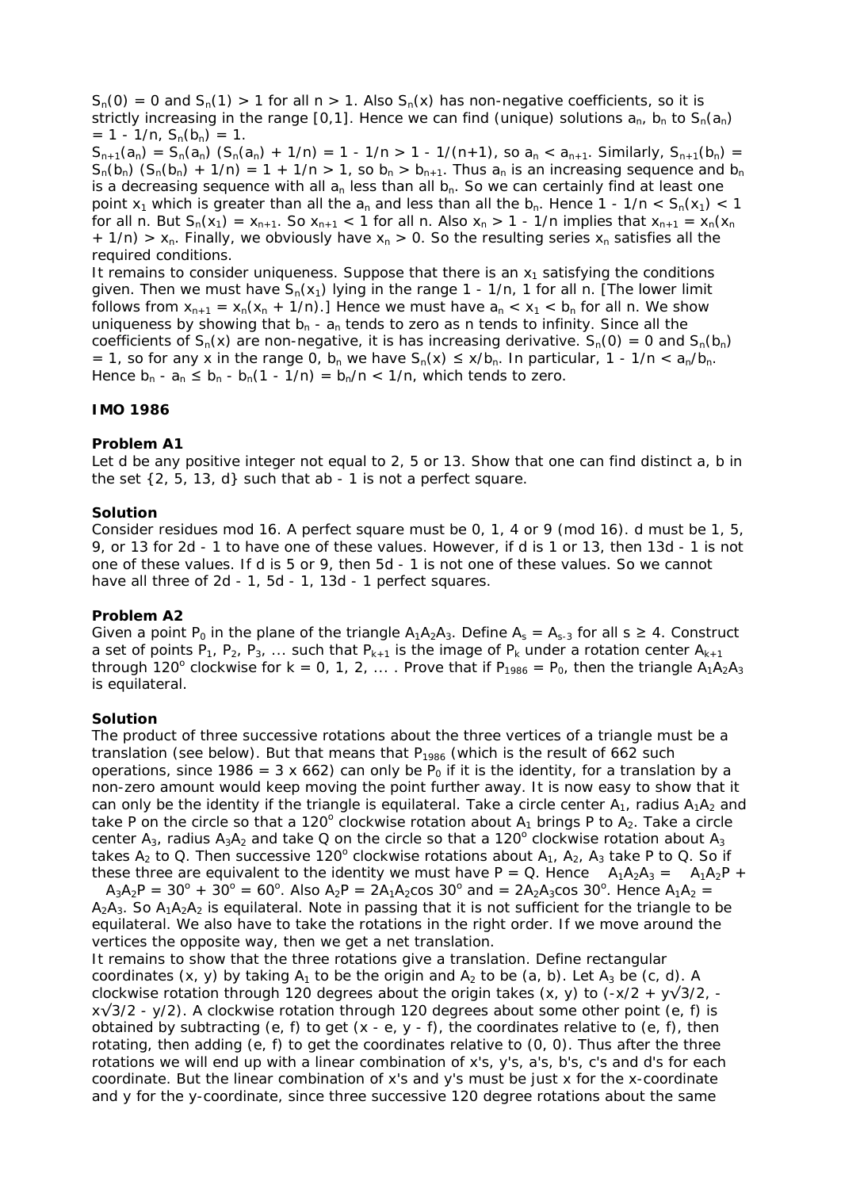$S_n(0) = 0$ and $S_n(1) > 1$ for all $n > 1$. Also $S_n(x)$ has non-negative coefficients, so it is strictly increasing in the range [0,1]. Hence we can find (unique) solutions $a_n$, $b_n$ to $S_n(a_n) = 1 - 1/n$, $S_n(b_n) = 1$.

$S_{n+1}(a_n) = S_n(a_n)\ (S_n(a_n) + 1/n) = 1 - 1/n > 1 - 1/(n+1)$, so $a_n < a_{n+1}$. Similarly, $S_{n+1}(b_n) = S_n(b_n)\ (S_n(b_n) + 1/n) = 1 + 1/n > 1$, so $b_n > b_{n+1}$. Thus $a_n$ is an increasing sequence and $b_n$ is a decreasing sequence with all $a_n$ less than all $b_n$. So we can certainly find at least one point $x_1$ which is greater than all the $a_n$ and less than all the $b_n$. Hence $1 - 1/n < S_n(x_1) < 1$ for all n. But $S_n(x_1) = x_{n+1}$. So $x_{n+1} < 1$ for all n. Also $x_n > 1 - 1/n$ implies that $x_{n+1} = x_n(x_n + 1/n) > x_n$. Finally, we obviously have $x_n > 0$. So the resulting series $x_n$ satisfies all the required conditions.

It remains to consider uniqueness. Suppose that there is an $x_1$ satisfying the conditions given. Then we must have $S_n(x_1)$ lying in the range $1 - 1/n$, 1 for all n. [The lower limit follows from $x_{n+1} = x_n(x_n + 1/n)$.] Hence we must have $a_n < x_1 < b_n$ for all n. We show uniqueness by showing that $b_n - a_n$ tends to zero as n tends to infinity. Since all the coefficients of $S_n(x)$ are non-negative, it is has increasing derivative. $S_n(0) = 0$ and $S_n(b_n) = 1$, so for any x in the range 0, $b_n$ we have $S_n(x) \le x/b_n$. In particular, $1 - 1/n < a_n/b_n$. Hence $b_n - a_n \le b_n - b_n(1 - 1/n) = b_n/n < 1/n$, which tends to zero.

**IMO 1986**

**Problem A1**

Let d be any positive integer not equal to 2, 5 or 13. Show that one can find distinct a, b in the set {2, 5, 13, d} such that ab - 1 is not a perfect square.

**Solution**

Consider residues mod 16. A perfect square must be 0, 1, 4 or 9 (mod 16). d must be 1, 5, 9, or 13 for 2d - 1 to have one of these values. However, if d is 1 or 13, then 13d - 1 is not one of these values. If d is 5 or 9, then 5d - 1 is not one of these values. So we cannot have all three of 2d - 1, 5d - 1, 13d - 1 perfect squares.

**Problem A2**

Given a point $P_0$ in the plane of the triangle $A_1A_2A_3$. Define $A_s = A_{s-3}$ for all $s \ge 4$. Construct a set of points $P_1, P_2, P_3, \dots$ such that $P_{k+1}$ is the image of $P_k$ under a rotation center $A_{k+1}$ through $120^o$ clockwise for $k = 0, 1, 2, \dots$ . Prove that if $P_{1986} = P_0$, then the triangle $A_1A_2A_3$ is equilateral.

**Solution**

The product of three successive rotations about the three vertices of a triangle must be a translation (see below). But that means that $P_{1986}$ (which is the result of 662 such operations, since 1986 = 3 x 662) can only be $P_0$ if it is the identity, for a translation by a non-zero amount would keep moving the point further away. It is now easy to show that it can only be the identity if the triangle is equilateral. Take a circle center $A_1$, radius $A_1A_2$ and take P on the circle so that a $120^o$ clockwise rotation about $A_1$ brings P to $A_2$. Take a circle center $A_3$, radius $A_3A_2$ and take Q on the circle so that a $120^o$ clockwise rotation about $A_3$ takes $A_2$ to Q. Then successive $120^o$ clockwise rotations about $A_1$, $A_2$, $A_3$ take P to Q. So if these three are equivalent to the identity we must have P = Q. Hence $\angle A_1A_2A_3 = \angle A_1A_2P + \angle A_3A_2P = 30^o + 30^o = 60^o$. Also $A_2P = 2A_1A_2\cos 30^o$ and $= 2A_2A_3\cos 30^o$. Hence $A_1A_2 = A_2A_3$. So $A_1A_2A_2$ is equilateral. Note in passing that it is not sufficient for the triangle to be equilateral. We also have to take the rotations in the right order. If we move around the vertices the opposite way, then we get a net translation.

It remains to show that the three rotations give a translation. Define rectangular coordinates (x, y) by taking $A_1$ to be the origin and $A_2$ to be (a, b). Let $A_3$ be (c, d). A clockwise rotation through 120 degrees about the origin takes (x, y) to $(-x/2 + y\sqrt{3}/2, -x\sqrt{3}/2 - y/2)$. A clockwise rotation through 120 degrees about some other point (e, f) is obtained by subtracting (e, f) to get (x - e, y - f), the coordinates relative to (e, f), then rotating, then adding (e, f) to get the coordinates relative to (0, 0). Thus after the three rotations we will end up with a linear combination of x's, y's, a's, b's, c's and d's for each coordinate. But the linear combination of x's and y's must be just x for the x-coordinate and y for the y-coordinate, since three successive 120 degree rotations about the same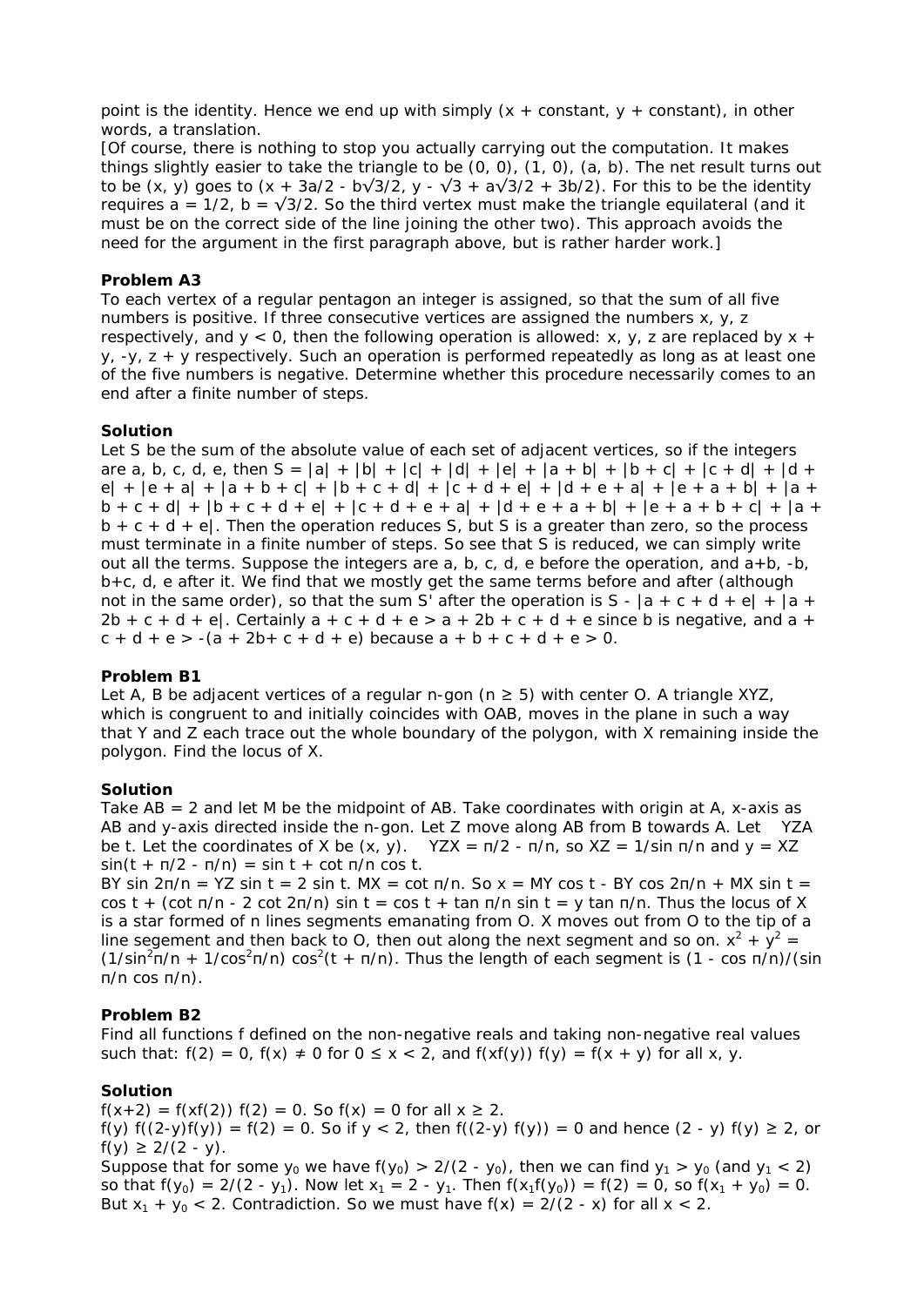point is the identity. Hence we end up with simply (x + constant, y + constant), in other words, a translation.
[Of course, there is nothing to stop you actually carrying out the computation. It makes things slightly easier to take the triangle to be (0, 0), (1, 0), (a, b). The net result turns out to be (x, y) goes to $(x + 3a/2 - b\sqrt{3}/2, y - \sqrt{3} + a\sqrt{3}/2 + 3b/2)$. For this to be the identity requires $a = 1/2$, $b = \sqrt{3}/2$. So the third vertex must make the triangle equilateral (and it must be on the correct side of the line joining the other two). This approach avoids the need for the argument in the first paragraph above, but is rather harder work.]

**Problem A3**

To each vertex of a regular pentagon an integer is assigned, so that the sum of all five numbers is positive. If three consecutive vertices are assigned the numbers x, y, z respectively, and $y < 0$, then the following operation is allowed: x, y, z are replaced by $x + y$, $-y$, $z + y$ respectively. Such an operation is performed repeatedly as long as at least one of the five numbers is negative. Determine whether this procedure necessarily comes to an end after a finite number of steps.

**Solution**

Let S be the sum of the absolute value of each set of adjacent vertices, so if the integers are a, b, c, d, e, then $S = |a| + |b| + |c| + |d| + |e| + |a + b| + |b + c| + |c + d| + |d + e| + |e + a| + |a + b + c| + |b + c + d| + |c + d + e| + |d + e + a| + |e + a + b| + |a + b + c + d| + |b + c + d + e| + |c + d + e + a| + |d + e + a + b| + |e + a + b + c| + |a + b + c + d + e|$. Then the operation reduces S, but S is a greater than zero, so the process must terminate in a finite number of steps. So see that S is reduced, we can simply write out all the terms. Suppose the integers are a, b, c, d, e before the operation, and a+b, -b, b+c, d, e after it. We find that we mostly get the same terms before and after (although not in the same order), so that the sum S' after the operation is $S - |a + c + d + e| + |a + 2b + c + d + e|$. Certainly $a + c + d + e > a + 2b + c + d + e$ since b is negative, and $a + c + d + e > -(a + 2b + c + d + e)$ because $a + b + c + d + e > 0$.

**Problem B1**

Let A, B be adjacent vertices of a regular n-gon ($n \ge 5$) with center O. A triangle XYZ, which is congruent to and initially coincides with OAB, moves in the plane in such a way that Y and Z each trace out the whole boundary of the polygon, with X remaining inside the polygon. Find the locus of X.

**Solution**

Take AB = 2 and let M be the midpoint of AB. Take coordinates with origin at A, x-axis as AB and y-axis directed inside the n-gon. Let Z move along AB from B towards A. Let ∠YZA be t. Let the coordinates of X be (x, y). ∠YZX = $\pi/2 - \pi/n$, so $XZ = 1/\sin \pi/n$ and $y = XZ \sin(t + \pi/2 - \pi/n) = \sin t + \cot \pi/n \cos t$.
$BY \sin 2\pi/n = YZ \sin t = 2 \sin t$. $MX = \cot \pi/n$. So $x = MY \cos t - BY \cos 2\pi/n + MX \sin t = \cos t + (\cot \pi/n - 2 \cot 2\pi/n) \sin t = \cos t + \tan \pi/n \sin t = y \tan \pi/n$. Thus the locus of X is a star formed of n lines segments emanating from O. X moves out from O to the tip of a line segement and then back to O, then out along the next segment and so on. $x^2 + y^2 = (1/\sin^2\pi/n + 1/\cos^2\pi/n) \cos^2(t + \pi/n)$. Thus the length of each segment is $(1 - \cos \pi/n)/(\sin \pi/n \cos \pi/n)$.

**Problem B2**

Find all functions f defined on the non-negative reals and taking non-negative real values such that: $f(2) = 0$, $f(x) \ne 0$ for $0 \le x < 2$, and $f(xf(y)) f(y) = f(x + y)$ for all x, y.

**Solution**

$f(x+2) = f(xf(2)) f(2) = 0$. So $f(x) = 0$ for all $x \ge 2$.
$f(y) f((2-y)f(y)) = f(2) = 0$. So if $y < 2$, then $f((2-y) f(y)) = 0$ and hence $(2 - y) f(y) \ge 2$, or $f(y) \ge 2/(2 - y)$.
Suppose that for some $y_0$ we have $f(y_0) > 2/(2 - y_0)$, then we can find $y_1 > y_0$ (and $y_1 < 2$) so that $f(y_0) = 2/(2 - y_1)$. Now let $x_1 = 2 - y_1$. Then $f(x_1f(y_0)) = f(2) = 0$, so $f(x_1 + y_0) = 0$. But $x_1 + y_0 < 2$. Contradiction. So we must have $f(x) = 2/(2 - x)$ for all $x < 2$.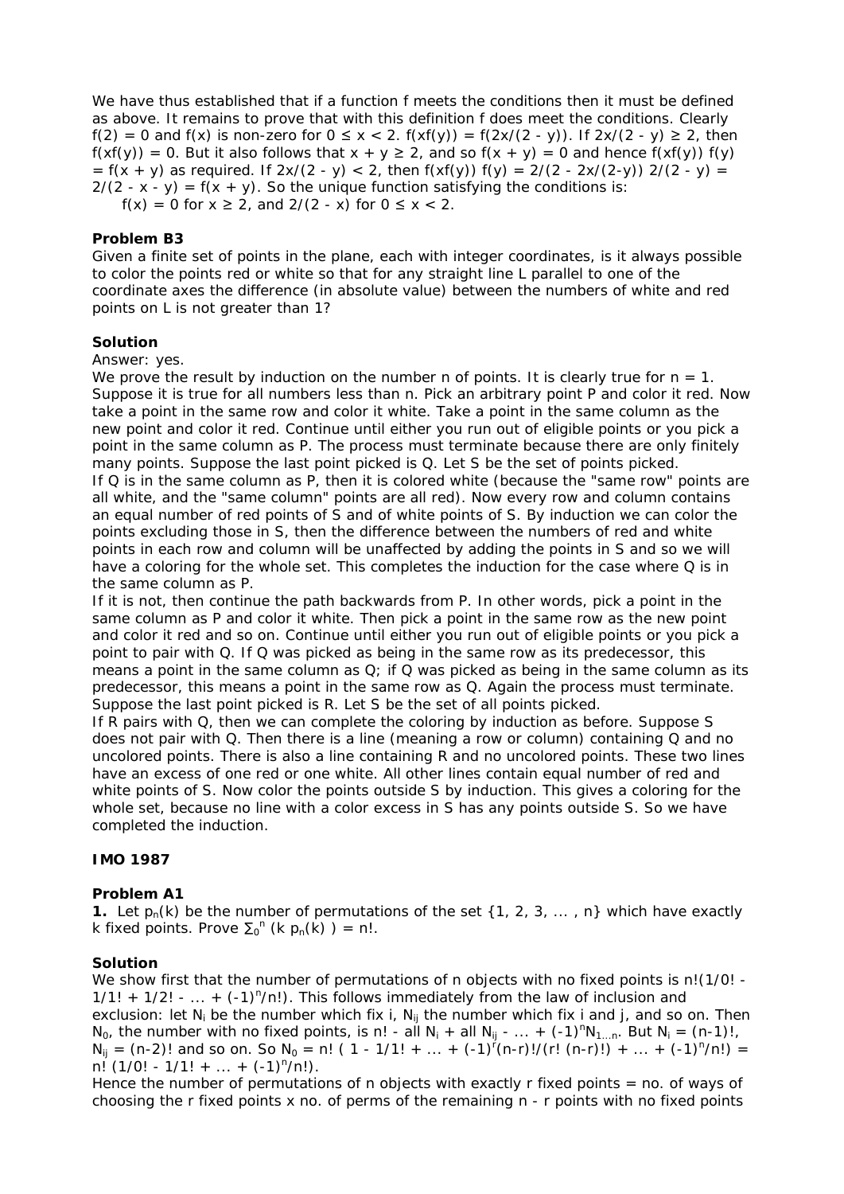We have thus established that if a function f meets the conditions then it must be defined as above. It remains to prove that with this definition f does meet the conditions. Clearly $f(2) = 0$ and $f(x)$ is non-zero for $0 \le x < 2$. $f(xf(y)) = f(2x/(2 - y))$. If $2x/(2 - y) \ge 2$, then $f(xf(y)) = 0$. But it also follows that $x + y \ge 2$, and so $f(x + y) = 0$ and hence $f(xf(y)) f(y) = f(x + y)$ as required. If $2x/(2 - y) < 2$, then $f(xf(y)) f(y) = 2/(2 - 2x/(2-y)) \, 2/(2 - y) = 2/(2 - x - y) = f(x + y)$. So the unique function satisfying the conditions is:

$f(x) = 0$ for $x \ge 2$, and $2/(2 - x)$ for $0 \le x < 2$.

### Problem B3

Given a finite set of points in the plane, each with integer coordinates, is it always possible to color the points red or white so that for any straight line L parallel to one of the coordinate axes the difference (in absolute value) between the numbers of white and red points on L is not greater than 1?

### Solution

Answer: yes.

We prove the result by induction on the number n of points. It is clearly true for n = 1. Suppose it is true for all numbers less than n. Pick an arbitrary point P and color it red. Now take a point in the same row and color it white. Take a point in the same column as the new point and color it red. Continue until either you run out of eligible points or you pick a point in the same column as P. The process must terminate because there are only finitely many points. Suppose the last point picked is Q. Let S be the set of points picked.

If Q is in the same column as P, then it is colored white (because the "same row" points are all white, and the "same column" points are all red). Now every row and column contains an equal number of red points of S and of white points of S. By induction we can color the points excluding those in S, then the difference between the numbers of red and white points in each row and column will be unaffected by adding the points in S and so we will have a coloring for the whole set. This completes the induction for the case where Q is in the same column as P.

If it is not, then continue the path backwards from P. In other words, pick a point in the same column as P and color it white. Then pick a point in the same row as the new point and color it red and so on. Continue until either you run out of eligible points or you pick a point to pair with Q. If Q was picked as being in the same row as its predecessor, this means a point in the same column as Q; if Q was picked as being in the same column as its predecessor, this means a point in the same row as Q. Again the process must terminate. Suppose the last point picked is R. Let S be the set of all points picked.

If R pairs with Q, then we can complete the coloring by induction as before. Suppose S does not pair with Q. Then there is a line (meaning a row or column) containing Q and no uncolored points. There is also a line containing R and no uncolored points. These two lines have an excess of one red or one white. All other lines contain equal number of red and white points of S. Now color the points outside S by induction. This gives a coloring for the whole set, because no line with a color excess in S has any points outside S. So we have completed the induction.

## IMO 1987

### Problem A1

**1.** Let $p_n(k)$ be the number of permutations of the set {1, 2, 3, ... , n} which have exactly k fixed points. Prove $\sum_0^n (k\, p_n(k)) = n!$.

### Solution

We show first that the number of permutations of n objects with no fixed points is $n!(1/0! - 1/1! + 1/2! - ... + (-1)^n/n!)$. This follows immediately from the law of inclusion and exclusion: let $N_i$ be the number which fix i, $N_{ij}$ the number which fix i and j, and so on. Then $N_0$, the number with no fixed points, is $n!$ - all $N_i$ + all $N_{ij}$ - ... + $(-1)^n N_{1\ldots n}$. But $N_i = (n-1)!$, $N_{ij} = (n-2)!$ and so on. So $N_0 = n! \, ( 1 - 1/1! + ... + (-1)^r (n-r)!/(r! \, (n-r)!) + ... + (-1)^n/n!) = n! \, (1/0! - 1/1! + ... + (-1)^n/n!)$.

Hence the number of permutations of n objects with exactly r fixed points = no. of ways of choosing the r fixed points x no. of perms of the remaining n - r points with no fixed points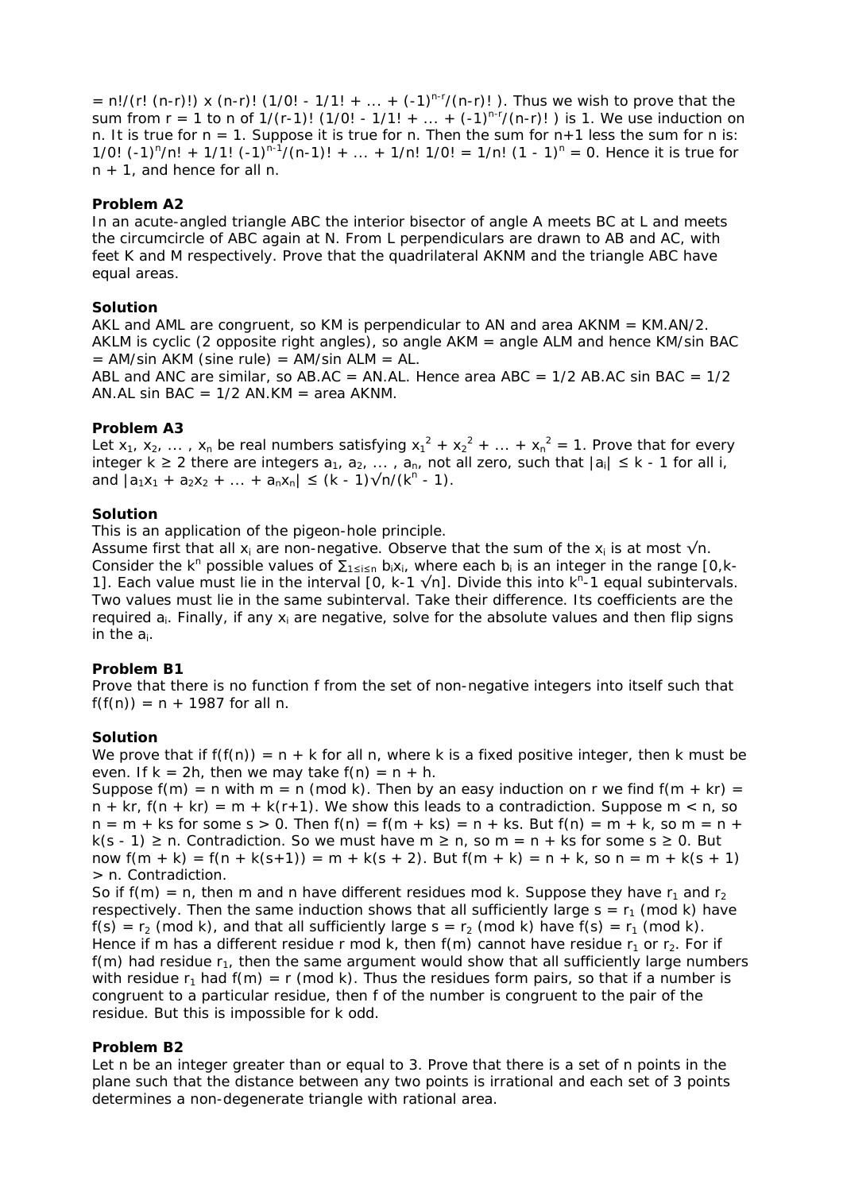$= n!/(r! (n-r)!) \times (n-r)! (1/0! - 1/1! + ... + (-1)^{n-r}/(n-r)! )$. Thus we wish to prove that the sum from r = 1 to n of $1/(r-1)! (1/0! - 1/1! + ... + (-1)^{n-r}/(n-r)! )$ is 1. We use induction on n. It is true for n = 1. Suppose it is true for n. Then the sum for n+1 less the sum for n is: $1/0! (-1)^n/n! + 1/1! (-1)^{n-1}/(n-1)! + ... + 1/n! 1/0! = 1/n! (1 - 1)^n = 0$. Hence it is true for n + 1, and hence for all n.

**Problem A2**

In an acute-angled triangle ABC the interior bisector of angle A meets BC at L and meets the circumcircle of ABC again at N. From L perpendiculars are drawn to AB and AC, with feet K and M respectively. Prove that the quadrilateral AKNM and the triangle ABC have equal areas.

**Solution**

AKL and AML are congruent, so KM is perpendicular to AN and area AKNM = KM.AN/2. AKLM is cyclic (2 opposite right angles), so angle AKM = angle ALM and hence KM/sin BAC = AM/sin AKM (sine rule) = AM/sin ALM = AL.

ABL and ANC are similar, so AB.AC = AN.AL. Hence area ABC = 1/2 AB.AC sin BAC = 1/2 AN.AL sin BAC = 1/2 AN.KM = area AKNM.

**Problem A3**

Let $x_1, x_2, \dots , x_n$ be real numbers satisfying $x_1^2 + x_2^2 + \dots + x_n^2 = 1$. Prove that for every integer $k \ge 2$ there are integers $a_1, a_2, \dots , a_n$, not all zero, such that $|a_i| \le k - 1$ for all i, and $|a_1x_1 + a_2x_2 + \dots + a_nx_n| \le (k - 1)\sqrt{n}/(k^n - 1)$.

**Solution**

This is an application of the pigeon-hole principle.

Assume first that all $x_i$ are non-negative. Observe that the sum of the $x_i$ is at most $\sqrt{n}$. Consider the $k^n$ possible values of $\sum_{1\le i\le n} b_ix_i$, where each $b_i$ is an integer in the range [0,k-1]. Each value must lie in the interval $[0, k-1 \sqrt{n}]$. Divide this into $k^n-1$ equal subintervals. Two values must lie in the same subinterval. Take their difference. Its coefficients are the required $a_i$. Finally, if any $x_i$ are negative, solve for the absolute values and then flip signs in the $a_i$.

**Problem B1**

Prove that there is no function f from the set of non-negative integers into itself such that f(f(n)) = n + 1987 for all n.

**Solution**

We prove that if f(f(n)) = n + k for all n, where k is a fixed positive integer, then k must be even. If k = 2h, then we may take f(n) = n + h.

Suppose f(m) = n with m = n (mod k). Then by an easy induction on r we find f(m + kr) = n + kr, f(n + kr) = m + k(r+1). We show this leads to a contradiction. Suppose m < n, so n = m + ks for some s > 0. Then f(n) = f(m + ks) = n + ks. But f(n) = m + k, so m = n + k(s - 1) ≥ n. Contradiction. So we must have m ≥ n, so m = n + ks for some s ≥ 0. But now f(m + k) = f(n + k(s+1)) = m + k(s + 2). But f(m + k) = n + k, so n = m + k(s + 1) > n. Contradiction.

So if f(m) = n, then m and n have different residues mod k. Suppose they have $r_1$ and $r_2$ respectively. Then the same induction shows that all sufficiently large s = $r_1$ (mod k) have f(s) = $r_2$ (mod k), and that all sufficiently large s = $r_2$ (mod k) have f(s) = $r_1$ (mod k). Hence if m has a different residue r mod k, then f(m) cannot have residue $r_1$ or $r_2$. For if f(m) had residue $r_1$, then the same argument would show that all sufficiently large numbers with residue $r_1$ had f(m) = r (mod k). Thus the residues form pairs, so that if a number is congruent to a particular residue, then f of the number is congruent to the pair of the residue. But this is impossible for k odd.

**Problem B2**

Let n be an integer greater than or equal to 3. Prove that there is a set of n points in the plane such that the distance between any two points is irrational and each set of 3 points determines a non-degenerate triangle with rational area.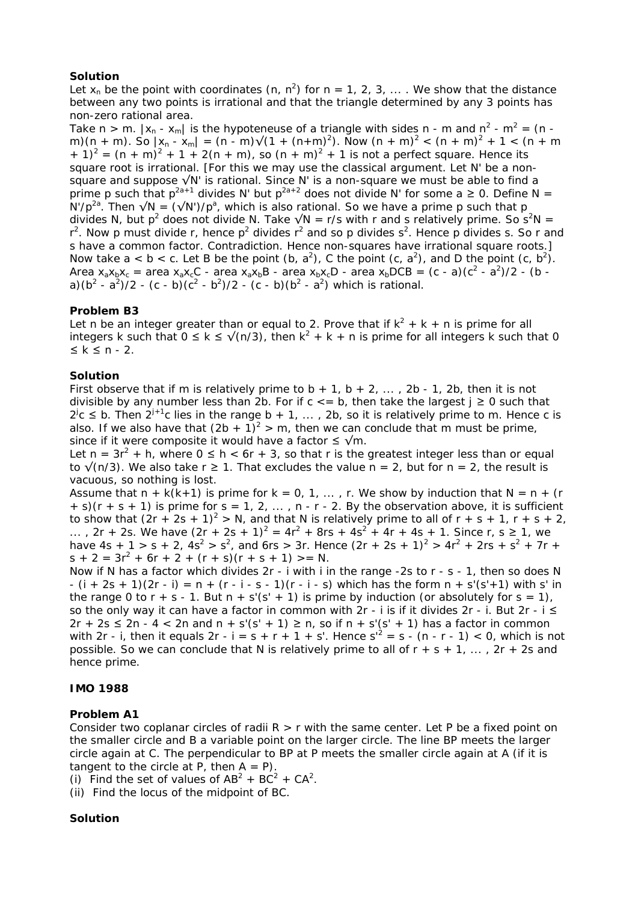**Solution**

Let $x_n$ be the point with coordinates $(n, n^2)$ for $n = 1, 2, 3, \dots$ . We show that the distance between any two points is irrational and that the triangle determined by any 3 points has non-zero rational area.

Take $n > m$. $|x_n - x_m|$ is the hypoteneuse of a triangle with sides $n - m$ and $n^2 - m^2 = (n - m)(n + m)$. So $|x_n - x_m| = (n - m)\sqrt{(1 + (n+m)^2)}$. Now $(n + m)^2 < (n + m)^2 + 1 < (n + m + 1)^2 = (n + m)^2 + 1 + 2(n + m)$, so $(n + m)^2 + 1$ is not a perfect square. Hence its square root is irrational. [For this we may use the classical argument. Let N' be a non-square and suppose $\sqrt{N'}$ is rational. Since N' is a non-square we must be able to find a prime p such that $p^{2a+1}$ divides N' but $p^{2a+2}$ does not divide N' for some $a \geq 0$. Define $N = N'/p^{2a}$. Then $\sqrt{N} = (\sqrt{N'})/p^a$, which is also rational. So we have a prime p such that p divides N, but $p^2$ does not divide N. Take $\sqrt{N} = r/s$ with r and s relatively prime. So $s^2N = r^2$. Now p must divide r, hence $p^2$ divides $r^2$ and so p divides $s^2$. Hence p divides s. So r and s have a common factor. Contradiction. Hence non-squares have irrational square roots.]

Now take $a < b < c$. Let B be the point $(b, a^2)$, C the point $(c, a^2)$, and D the point $(c, b^2)$. Area $x_ax_bx_c$ = area $x_ax_cC$ - area $x_ax_bB$ - area $x_bx_cD$ - area $x_bDCB = (c - a)(c^2 - a^2)/2 - (b - a)(b^2 - a^2)/2 - (c - b)(c^2 - b^2)/2 - (c - b)(b^2 - a^2)$ which is rational.

**Problem B3**

Let n be an integer greater than or equal to 2. Prove that if $k^2 + k + n$ is prime for all integers k such that $0 \leq k \leq \sqrt{(n/3)}$, then $k^2 + k + n$ is prime for all integers k such that $0 \leq k \leq n - 2$.

**Solution**

First observe that if m is relatively prime to $b + 1, b + 2, \dots , 2b - 1, 2b$, then it is not divisible by any number less than 2b. For if $c <= b$, then take the largest $j \geq 0$ such that $2^jc \leq b$. Then $2^{j+1}c$ lies in the range $b + 1, \dots , 2b$, so it is relatively prime to m. Hence c is also. If we also have that $(2b + 1)^2 > m$, then we can conclude that m must be prime, since if it were composite it would have a factor $\leq \sqrt{m}$.

Let $n = 3r^2 + h$, where $0 \leq h < 6r + 3$, so that r is the greatest integer less than or equal to $\sqrt{(n/3)}$. We also take $r \geq 1$. That excludes the value $n = 2$, but for $n = 2$, the result is vacuous, so nothing is lost.

Assume that $n + k(k+1)$ is prime for $k = 0, 1, \dots , r$. We show by induction that $N = n + (r + s)(r + s + 1)$ is prime for $s = 1, 2, \dots , n - r - 2$. By the observation above, it is sufficient to show that $(2r + 2s + 1)^2 > N$, and that N is relatively prime to all of $r + s + 1, r + s + 2, \dots , 2r + 2s$. We have $(2r + 2s + 1)^2 = 4r^2 + 8rs + 4s^2 + 4r + 4s + 1$. Since $r, s \geq 1$, we have $4s + 1 > s + 2$, $4s^2 > s^2$, and $6rs > 3r$. Hence $(2r + 2s + 1)^2 > 4r^2 + 2rs + s^2 + 7r + s + 2 = 3r^2 + 6r + 2 + (r + s)(r + s + 1) >= N$.

Now if N has a factor which divides $2r - i$ with i in the range $-2s$ to $r - s - 1$, then so does $N - (i + 2s + 1)(2r - i) = n + (r - i - s - 1)(r - i - s)$ which has the form $n + s'(s'+1)$ with s' in the range 0 to $r + s - 1$. But $n + s'(s' + 1)$ is prime by induction (or absolutely for $s = 1$), so the only way it can have a factor in common with $2r - i$ is if it divides $2r - i$. But $2r - i \leq 2r + 2s \leq 2n - 4 < 2n$ and $n + s'(s' + 1) \geq n$, so if $n + s'(s' + 1)$ has a factor in common with $2r - i$, then it equals $2r - i = s + r + 1 + s'$. Hence $s'^2 = s - (n - r - 1) < 0$, which is not possible. So we can conclude that N is relatively prime to all of $r + s + 1, \dots , 2r + 2s$ and hence prime.

**IMO 1988**

**Problem A1**

Consider two coplanar circles of radii $R > r$ with the same center. Let P be a fixed point on the smaller circle and B a variable point on the larger circle. The line BP meets the larger circle again at C. The perpendicular to BP at P meets the smaller circle again at A (if it is tangent to the circle at P, then A = P).

(i) Find the set of values of $AB^2 + BC^2 + CA^2$.

(ii) Find the locus of the midpoint of BC.

**Solution**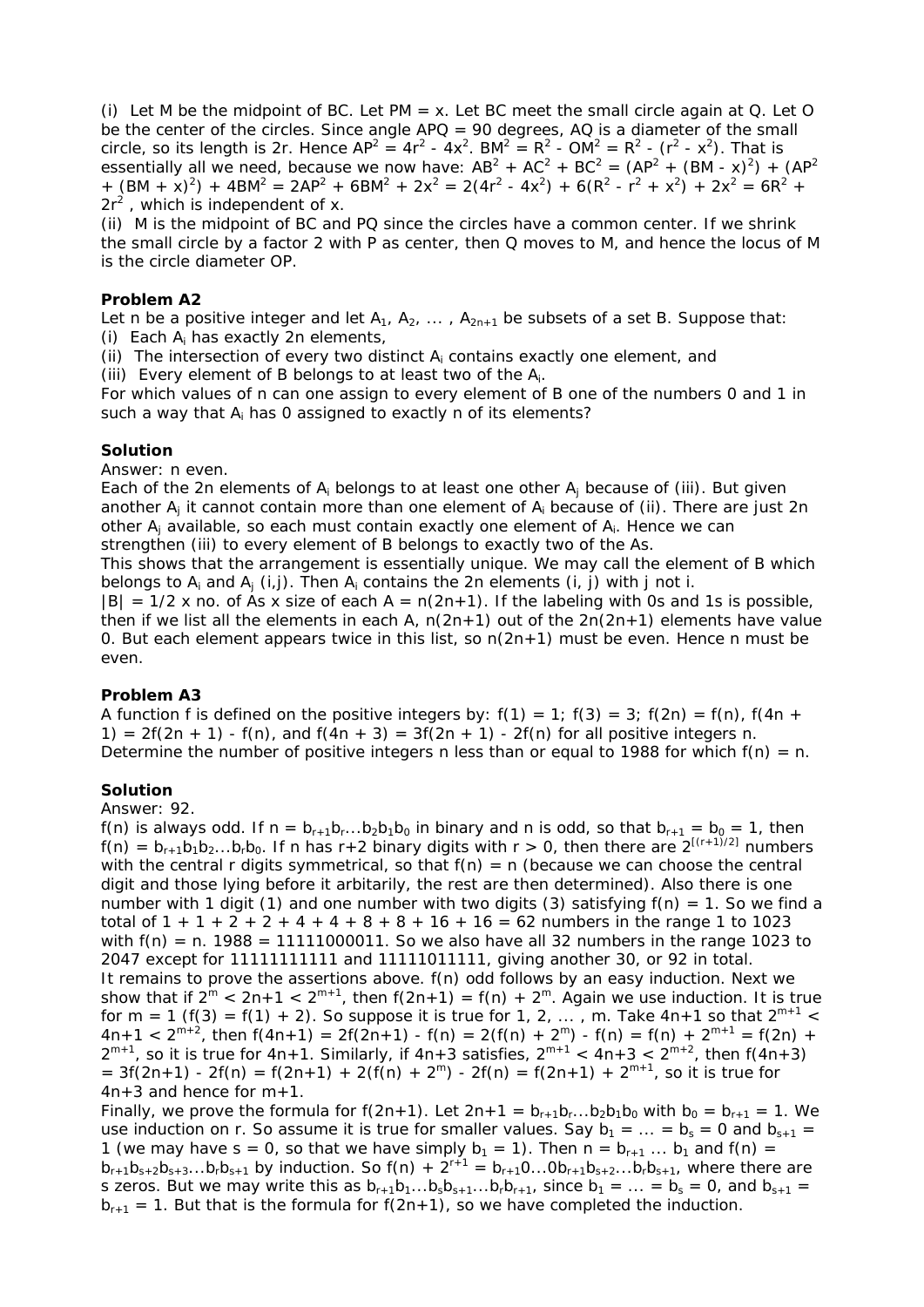(i) Let M be the midpoint of BC. Let PM = x. Let BC meet the small circle again at Q. Let O be the center of the circles. Since angle APQ = 90 degrees, AQ is a diameter of the small circle, so its length is 2r. Hence $AP^2 = 4r^2 - 4x^2$. $BM^2 = R^2 - OM^2 = R^2 - (r^2 - x^2)$. That is essentially all we need, because we now have: $AB^2 + AC^2 + BC^2 = (AP^2 + (BM - x)^2) + (AP^2 + (BM + x)^2) + 4BM^2 = 2AP^2 + 6BM^2 + 2x^2 = 2(4r^2 - 4x^2) + 6(R^2 - r^2 + x^2) + 2x^2 = 6R^2 + 2r^2$ , which is independent of x.

(ii) M is the midpoint of BC and PQ since the circles have a common center. If we shrink the small circle by a factor 2 with P as center, then Q moves to M, and hence the locus of M is the circle diameter OP.

**Problem A2**

Let n be a positive integer and let $A_1, A_2, \dots , A_{2n+1}$ be subsets of a set B. Suppose that:

(i) Each $A_i$ has exactly 2n elements,

(ii) The intersection of every two distinct $A_i$ contains exactly one element, and

(iii) Every element of B belongs to at least two of the $A_i$.

For which values of n can one assign to every element of B one of the numbers 0 and 1 in such a way that $A_i$ has 0 assigned to exactly n of its elements?

**Solution**

Answer: n even.

Each of the 2n elements of $A_i$ belongs to at least one other $A_j$ because of (iii). But given another $A_j$ it cannot contain more than one element of $A_i$ because of (ii). There are just 2n other $A_j$ available, so each must contain exactly one element of $A_i$. Hence we can strengthen (iii) to every element of B belongs to exactly two of the As.

This shows that the arrangement is essentially unique. We may call the element of B which belongs to $A_i$ and $A_j$ (i,j). Then $A_i$ contains the 2n elements (i, j) with j not i.

$|B| = 1/2$ x no. of As x size of each A = n(2n+1). If the labeling with 0s and 1s is possible, then if we list all the elements in each A, n(2n+1) out of the 2n(2n+1) elements have value 0. But each element appears twice in this list, so n(2n+1) must be even. Hence n must be even.

**Problem A3**

A function f is defined on the positive integers by: f(1) = 1; f(3) = 3; f(2n) = f(n), f(4n + 1) = 2f(2n + 1) - f(n), and f(4n + 3) = 3f(2n + 1) - 2f(n) for all positive integers n. Determine the number of positive integers n less than or equal to 1988 for which f(n) = n.

**Solution**

Answer: 92.

f(n) is always odd. If $n = b_{r+1}b_r\dots b_2b_1b_0$ in binary and n is odd, so that $b_{r+1} = b_0 = 1$, then $f(n) = b_{r+1}b_1b_2\dots b_rb_0$. If n has r+2 binary digits with r > 0, then there are $2^{[(r+1)/2]}$ numbers with the central r digits symmetrical, so that f(n) = n (because we can choose the central digit and those lying before it arbitarily, the rest are then determined). Also there is one number with 1 digit (1) and one number with two digits (3) satisfying f(n) = 1. So we find a total of 1 + 1 + 2 + 2 + 4 + 4 + 8 + 8 + 16 + 16 = 62 numbers in the range 1 to 1023 with f(n) = n. 1988 = 11111000011. So we also have all 32 numbers in the range 1023 to 2047 except for 11111111111 and 11111011111, giving another 30, or 92 in total.

It remains to prove the assertions above. f(n) odd follows by an easy induction. Next we show that if $2^m < 2n+1 < 2^{m+1}$, then $f(2n+1) = f(n) + 2^m$. Again we use induction. It is true for m = 1 (f(3) = f(1) + 2). So suppose it is true for 1, 2, ... , m. Take 4n+1 so that $2^{m+1} < 4n+1 < 2^{m+2}$, then $f(4n+1) = 2f(2n+1) - f(n) = 2(f(n) + 2^m) - f(n) = f(n) + 2^{m+1} = f(2n) + 2^{m+1}$, so it is true for 4n+1. Similarly, if 4n+3 satisfies, $2^{m+1} < 4n+3 < 2^{m+2}$, then $f(4n+3) = 3f(2n+1) - 2f(n) = f(2n+1) + 2(f(n) + 2^m) - 2f(n) = f(2n+1) + 2^{m+1}$, so it is true for 4n+3 and hence for m+1.

Finally, we prove the formula for f(2n+1). Let $2n+1 = b_{r+1}b_r\dots b_2b_1b_0$ with $b_0 = b_{r+1} = 1$. We use induction on r. So assume it is true for smaller values. Say $b_1 = \dots = b_s = 0$ and $b_{s+1} = 1$ (we may have s = 0, so that we have simply $b_1 = 1$). Then $n = b_{r+1} \dots b_1$ and $f(n) = b_{r+1}b_{s+2}b_{s+3}\dots b_rb_{s+1}$ by induction. So $f(n) + 2^{r+1} = b_{r+1}0\dots0b_{r+1}b_{s+2}\dots b_rb_{s+1}$, where there are s zeros. But we may write this as $b_{r+1}b_1\dots b_sb_{s+1}\dots b_rb_{r+1}$, since $b_1 = \dots = b_s = 0$, and $b_{s+1} = b_{r+1} = 1$. But that is the formula for f(2n+1), so we have completed the induction.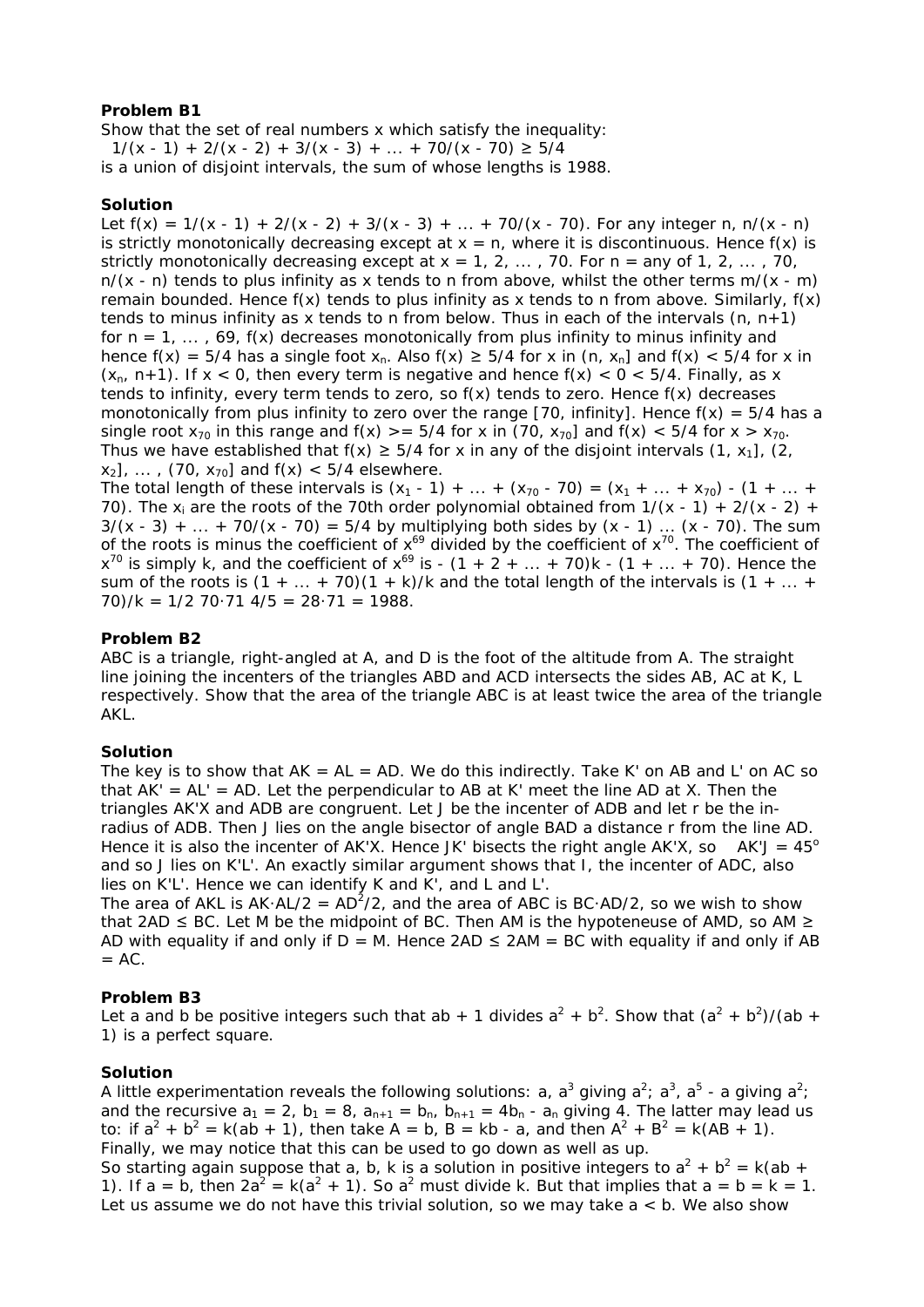**Problem B1**

Show that the set of real numbers x which satisfy the inequality:

$1/(x - 1) + 2/(x - 2) + 3/(x - 3) + \dots + 70/(x - 70) \geq 5/4$

is a union of disjoint intervals, the sum of whose lengths is 1988.

**Solution**

Let $f(x) = 1/(x - 1) + 2/(x - 2) + 3/(x - 3) + \dots + 70/(x - 70)$. For any integer n, $n/(x - n)$ is strictly monotonically decreasing except at $x = n$, where it is discontinuous. Hence $f(x)$ is strictly monotonically decreasing except at $x = 1, 2, \dots, 70$. For n = any of $1, 2, \dots, 70$, $n/(x - n)$ tends to plus infinity as x tends to n from above, whilst the other terms $m/(x - m)$ remain bounded. Hence $f(x)$ tends to plus infinity as x tends to n from above. Similarly, $f(x)$ tends to minus infinity as x tends to n from below. Thus in each of the intervals $(n, n+1)$ for $n = 1, \dots, 69$, $f(x)$ decreases monotonically from plus infinity to minus infinity and hence $f(x) = 5/4$ has a single foot $x_n$. Also $f(x) \geq 5/4$ for x in $(n, x_n]$ and $f(x) < 5/4$ for x in $(x_n, n+1)$. If $x < 0$, then every term is negative and hence $f(x) < 0 < 5/4$. Finally, as x tends to infinity, every term tends to zero, so $f(x)$ tends to zero. Hence $f(x)$ decreases monotonically from plus infinity to zero over the range $[70, \text{infinity}]$. Hence $f(x) = 5/4$ has a single root $x_{70}$ in this range and $f(x) >= 5/4$ for x in $(70, x_{70}]$ and $f(x) < 5/4$ for $x > x_{70}$. Thus we have established that $f(x) \geq 5/4$ for x in any of the disjoint intervals $(1, x_1]$, $(2, x_2]$, ... , $(70, x_{70}]$ and $f(x) < 5/4$ elsewhere.

The total length of these intervals is $(x_1 - 1) + \dots + (x_{70} - 70) = (x_1 + \dots + x_{70}) - (1 + \dots + 70)$. The $x_i$ are the roots of the 70th order polynomial obtained from $1/(x - 1) + 2/(x - 2) + 3/(x - 3) + \dots + 70/(x - 70) = 5/4$ by multiplying both sides by $(x - 1) \dots (x - 70)$. The sum of the roots is minus the coefficient of $x^{69}$ divided by the coefficient of $x^{70}$. The coefficient of $x^{70}$ is simply k, and the coefficient of $x^{69}$ is $-(1 + 2 + \dots + 70)k - (1 + \dots + 70)$. Hence the sum of the roots is $(1 + \dots + 70)(1 + k)/k$ and the total length of the intervals is $(1 + \dots + 70)/k = 1/2\ 70\cdot 71\ 4/5 = 28\cdot 71 = 1988$.

**Problem B2**

ABC is a triangle, right-angled at A, and D is the foot of the altitude from A. The straight line joining the incenters of the triangles ABD and ACD intersects the sides AB, AC at K, L respectively. Show that the area of the triangle ABC is at least twice the area of the triangle AKL.

**Solution**

The key is to show that AK = AL = AD. We do this indirectly. Take K' on AB and L' on AC so that AK' = AL' = AD. Let the perpendicular to AB at K' meet the line AD at X. Then the triangles AK'X and ADB are congruent. Let J be the incenter of ADB and let r be the in-radius of ADB. Then J lies on the angle bisector of angle BAD a distance r from the line AD. Hence it is also the incenter of AK'X. Hence JK' bisects the right angle AK'X, so AK'J = $45^\circ$ and so J lies on K'L'. An exactly similar argument shows that I, the incenter of ADC, also lies on K'L'. Hence we can identify K and K', and L and L'.

The area of AKL is $AK\cdot AL/2 = AD^2/2$, and the area of ABC is $BC\cdot AD/2$, so we wish to show that $2AD \leq BC$. Let M be the midpoint of BC. Then AM is the hypoteneuse of AMD, so $AM \geq AD$ with equality if and only if D = M. Hence $2AD \leq 2AM = BC$ with equality if and only if AB = AC.

**Problem B3**

Let a and b be positive integers such that $ab + 1$ divides $a^2 + b^2$. Show that $(a^2 + b^2)/(ab + 1)$ is a perfect square.

**Solution**

A little experimentation reveals the following solutions: a, $a^3$ giving $a^2$; $a^3$, $a^5 - a$ giving $a^2$; and the recursive $a_1 = 2$, $b_1 = 8$, $a_{n+1} = b_n$, $b_{n+1} = 4b_n - a_n$ giving 4. The latter may lead us to: if $a^2 + b^2 = k(ab + 1)$, then take $A = b$, $B = kb - a$, and then $A^2 + B^2 = k(AB + 1)$. Finally, we may notice that this can be used to go down as well as up.

So starting again suppose that a, b, k is a solution in positive integers to $a^2 + b^2 = k(ab + 1)$. If a = b, then $2a^2 = k(a^2 + 1)$. So $a^2$ must divide k. But that implies that a = b = k = 1. Let us assume we do not have this trivial solution, so we may take a < b. We also show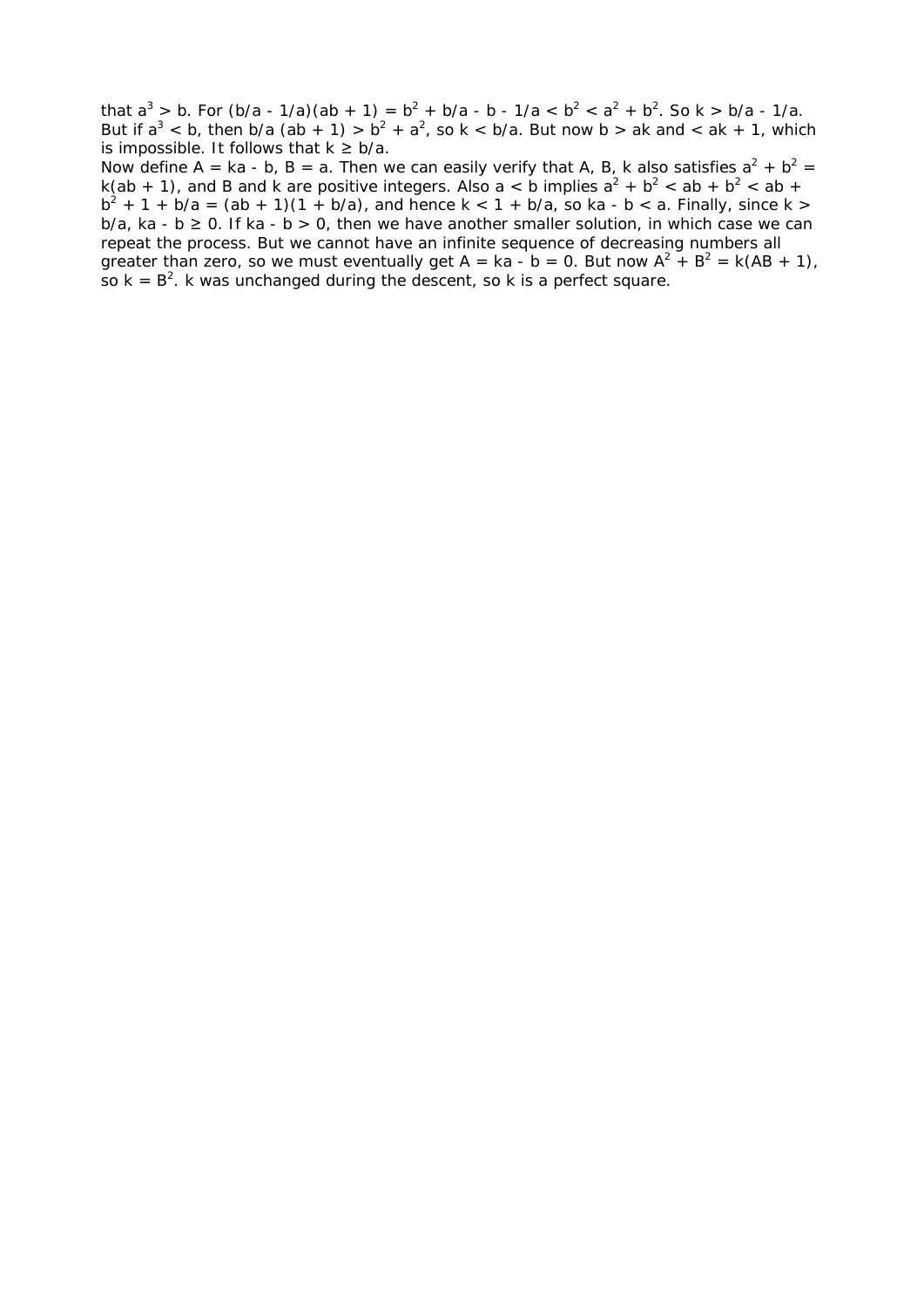that $a^3 > b$. For $(b/a - 1/a)(ab + 1) = b^2 + b/a - b - 1/a < b^2 < a^2 + b^2$. So $k > b/a - 1/a$. But if $a^3 < b$, then $b/a\ (ab + 1) > b^2 + a^2$, so $k < b/a$. But now $b > ak$ and $< ak + 1$, which is impossible. It follows that $k \geq b/a$.

Now define $A = ka - b$, $B = a$. Then we can easily verify that $A$, $B$, $k$ also satisfies $a^2 + b^2 = k(ab + 1)$, and $B$ and $k$ are positive integers. Also $a < b$ implies $a^2 + b^2 < ab + b^2 < ab + b^2 + 1 + b/a = (ab + 1)(1 + b/a)$, and hence $k < 1 + b/a$, so $ka - b < a$. Finally, since $k > b/a$, $ka - b \geq 0$. If $ka - b > 0$, then we have another smaller solution, in which case we can repeat the process. But we cannot have an infinite sequence of decreasing numbers all greater than zero, so we must eventually get $A = ka - b = 0$. But now $A^2 + B^2 = k(AB + 1)$, so $k = B^2$. $k$ was unchanged during the descent, so $k$ is a perfect square.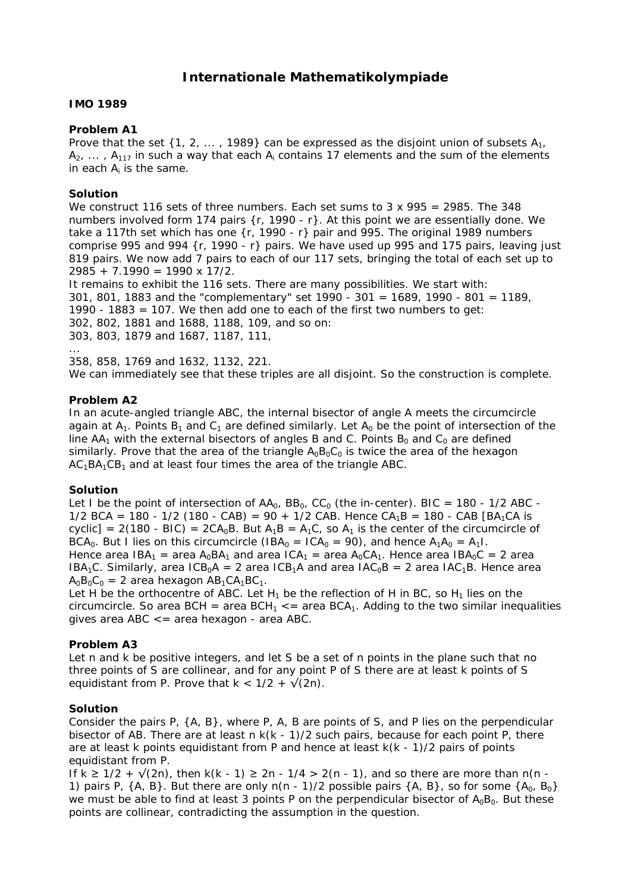# Internationale Mathematikolympiade

**IMO 1989**

**Problem A1**

Prove that the set {1, 2, ... , 1989} can be expressed as the disjoint union of subsets $A_1$, $A_2$, ... , $A_{117}$ in such a way that each $A_i$ contains 17 elements and the sum of the elements in each $A_i$ is the same.

**Solution**

We construct 116 sets of three numbers. Each set sums to 3 x 995 = 2985. The 348 numbers involved form 174 pairs {r, 1990 - r}. At this point we are essentially done. We take a 117th set which has one {r, 1990 - r} pair and 995. The original 1989 numbers comprise 995 and 994 {r, 1990 - r} pairs. We have used up 995 and 175 pairs, leaving just 819 pairs. We now add 7 pairs to each of our 117 sets, bringing the total of each set up to 2985 + 7.1990 = 1990 x 17/2.

It remains to exhibit the 116 sets. There are many possibilities. We start with:

301, 801, 1883 and the "complementary" set 1990 - 301 = 1689, 1990 - 801 = 1189, 1990 - 1883 = 107. We then add one to each of the first two numbers to get:

302, 802, 1881 and 1688, 1188, 109, and so on:

303, 803, 1879 and 1687, 1187, 111,

...

358, 858, 1769 and 1632, 1132, 221.

We can immediately see that these triples are all disjoint. So the construction is complete.

**Problem A2**

In an acute-angled triangle ABC, the internal bisector of angle A meets the circumcircle again at $A_1$. Points $B_1$ and $C_1$ are defined similarly. Let $A_0$ be the point of intersection of the line $AA_1$ with the external bisectors of angles B and C. Points $B_0$ and $C_0$ are defined similarly. Prove that the area of the triangle $A_0B_0C_0$ is twice the area of the hexagon $AC_1BA_1CB_1$ and at least four times the area of the triangle ABC.

**Solution**

Let I be the point of intersection of $AA_0$, $BB_0$, $CC_0$ (the in-center). BIC = 180 - 1/2 ABC - 1/2 BCA = 180 - 1/2 (180 - CAB) = 90 + 1/2 CAB. Hence $CA_1B$ = 180 - CAB [$BA_1CA$ is cyclic] = 2(180 - BIC) = $2CA_0B$. But $A_1B = A_1C$, so $A_1$ is the center of the circumcircle of $BCA_0$. But I lies on this circumcircle ($IBA_0 = ICA_0 = 90$), and hence $A_1A_0 = A_1I$.

Hence area $IBA_1$ = area $A_0BA_1$ and area $ICA_1$ = area $A_0CA_1$. Hence area $IBA_0C$ = 2 area $IBA_1C$. Similarly, area $ICB_0A$ = 2 area $ICB_1A$ and area $IAC_0B$ = 2 area $IAC_1B$. Hence area $A_0B_0C_0$ = 2 area hexagon $AB_1CA_1BC_1$.

Let H be the orthocentre of ABC. Let $H_1$ be the reflection of H in BC, so $H_1$ lies on the circumcircle. So area BCH = area $BCH_1$ <= area $BCA_1$. Adding to the two similar inequalities gives area ABC <= area hexagon - area ABC.

**Problem A3**

Let n and k be positive integers, and let S be a set of n points in the plane such that no three points of S are collinear, and for any point P of S there are at least k points of S equidistant from P. Prove that $k < 1/2 + \sqrt{2n}$.

**Solution**

Consider the pairs P, {A, B}, where P, A, B are points of S, and P lies on the perpendicular bisector of AB. There are at least n k(k - 1)/2 such pairs, because for each point P, there are at least k points equidistant from P and hence at least k(k - 1)/2 pairs of points equidistant from P.

If $k \geq 1/2 + \sqrt{2n}$, then $k(k - 1) \geq 2n - 1/4 > 2(n - 1)$, and so there are more than n(n - 1) pairs P, {A, B}. But there are only n(n - 1)/2 possible pairs {A, B}, so for some {$A_0$, $B_0$} we must be able to find at least 3 points P on the perpendicular bisector of $A_0B_0$. But these points are collinear, contradicting the assumption in the question.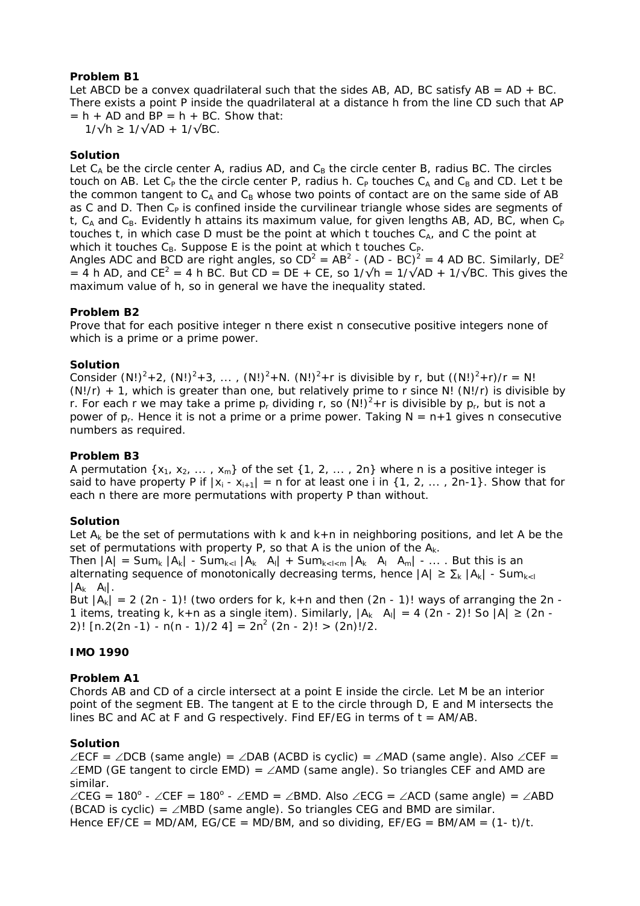**Problem B1**

Let ABCD be a convex quadrilateral such that the sides AB, AD, BC satisfy AB = AD + BC. There exists a point P inside the quadrilateral at a distance h from the line CD such that AP = h + AD and BP = h + BC. Show that:

$1/\sqrt{h} \ge 1/\sqrt{AD} + 1/\sqrt{BC}$.

**Solution**

Let $C_A$ be the circle center A, radius AD, and $C_B$ the circle center B, radius BC. The circles touch on AB. Let $C_P$ the the circle center P, radius h. $C_P$ touches $C_A$ and $C_B$ and CD. Let t be the common tangent to $C_A$ and $C_B$ whose two points of contact are on the same side of AB as C and D. Then $C_P$ is confined inside the curvilinear triangle whose sides are segments of t, $C_A$ and $C_B$. Evidently h attains its maximum value, for given lengths AB, AD, BC, when $C_P$ touches t, in which case D must be the point at which t touches $C_A$, and C the point at which it touches $C_B$. Suppose E is the point at which t touches $C_P$.

Angles ADC and BCD are right angles, so $CD^2 = AB^2 - (AD - BC)^2 = 4\ AD\ BC$. Similarly, $DE^2 = 4\ h\ AD$, and $CE^2 = 4\ h\ BC$. But CD = DE + CE, so $1/\sqrt{h} = 1/\sqrt{AD} + 1/\sqrt{BC}$. This gives the maximum value of h, so in general we have the inequality stated.

**Problem B2**

Prove that for each positive integer n there exist n consecutive positive integers none of which is a prime or a prime power.

**Solution**

Consider $(N!)^2+2, (N!)^2+3, \dots , (N!)^2+N$. $(N!)^2+r$ is divisible by r, but $((N!)^2+r)/r = N!\,(N!/r) + 1$, which is greater than one, but relatively prime to r since $N!\,(N!/r)$ is divisible by r. For each r we may take a prime $p_r$ dividing r, so $(N!)^2+r$ is divisible by $p_r$, but is not a power of $p_r$. Hence it is not a prime or a prime power. Taking N = n+1 gives n consecutive numbers as required.

**Problem B3**

A permutation $\{x_1, x_2, \dots , x_m\}$ of the set $\{1, 2, \dots , 2n\}$ where n is a positive integer is said to have property P if $|x_i - x_{i+1}| = n$ for at least one i in $\{1, 2, \dots , 2n-1\}$. Show that for each n there are more permutations with property P than without.

**Solution**

Let $A_k$ be the set of permutations with k and k+n in neighboring positions, and let A be the set of permutations with property P, so that A is the union of the $A_k$.

Then $|A| = \text{Sum}_k |A_k| - \text{Sum}_{k<l} |A_k \cap A_l| + \text{Sum}_{k<l<m} |A_k \cap A_l \cap A_m| - \dots$ . But this is an alternating sequence of monotonically decreasing terms, hence $|A| \ge \sum_k |A_k| - \text{Sum}_{k<l} |A_k \cap A_l|$.

But $|A_k| = 2\,(2n - 1)!$ (two orders for k, k+n and then (2n - 1)! ways of arranging the 2n - 1 items, treating k, k+n as a single item). Similarly, $|A_k \cap A_l| = 4\,(2n - 2)!$ So $|A| \ge (2n - 2)!\,[n.2(2n -1) - n(n - 1)/2\ 4] = 2n^2\,(2n - 2)! > (2n)!/2$.

**IMO 1990**

**Problem A1**

Chords AB and CD of a circle intersect at a point E inside the circle. Let M be an interior point of the segment EB. The tangent at E to the circle through D, E and M intersects the lines BC and AC at F and G respectively. Find EF/EG in terms of t = AM/AB.

**Solution**

$\angle$ECF = $\angle$DCB (same angle) = $\angle$DAB (ACBD is cyclic) = $\angle$MAD (same angle). Also $\angle$CEF = $\angle$EMD (GE tangent to circle EMD) = $\angle$AMD (same angle). So triangles CEF and AMD are similar.

$\angle$CEG = 180° - $\angle$CEF = 180° - $\angle$EMD = $\angle$BMD. Also $\angle$ECG = $\angle$ACD (same angle) = $\angle$ABD (BCAD is cyclic) = $\angle$MBD (same angle). So triangles CEG and BMD are similar.

Hence EF/CE = MD/AM, EG/CE = MD/BM, and so dividing, EF/EG = BM/AM = (1- t)/t.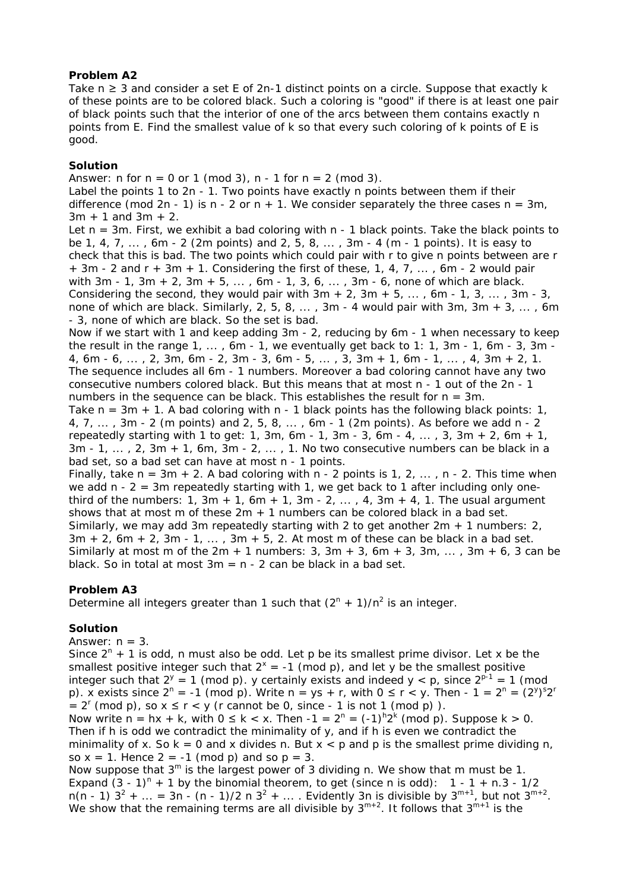### Problem A2

Take $n \geq 3$ and consider a set E of $2n-1$ distinct points on a circle. Suppose that exactly k of these points are to be colored black. Such a coloring is "good" if there is at least one pair of black points such that the interior of one of the arcs between them contains exactly n points from E. Find the smallest value of k so that every such coloring of k points of E is good.

### Solution

Answer: n for $n = 0$ or $1 \pmod 3$, $n - 1$ for $n = 2 \pmod 3$.

Label the points 1 to $2n - 1$. Two points have exactly n points between them if their difference (mod $2n - 1$) is $n - 2$ or $n + 1$. We consider separately the three cases $n = 3m$, $3m + 1$ and $3m + 2$.

Let $n = 3m$. First, we exhibit a bad coloring with $n - 1$ black points. Take the black points to be 1, 4, 7, ... , $6m - 2$ ($2m$ points) and 2, 5, 8, ... , $3m - 4$ ($m - 1$ points). It is easy to check that this is bad. The two points which could pair with r to give n points between are $r + 3m - 2$ and $r + 3m + 1$. Considering the first of these, 1, 4, 7, ... , $6m - 2$ would pair with $3m - 1$, $3m + 2$, $3m + 5$, ... , $6m - 1$, 3, 6, ... , $3m - 6$, none of which are black. Considering the second, they would pair with $3m + 2$, $3m + 5$, ... , $6m - 1$, 3, ... , $3m - 3$, none of which are black. Similarly, 2, 5, 8, ... , $3m - 4$ would pair with $3m$, $3m + 3$, ... , $6m - 3$, none of which are black. So the set is bad.

Now if we start with 1 and keep adding $3m - 2$, reducing by $6m - 1$ when necessary to keep the result in the range 1, ... , $6m - 1$, we eventually get back to 1: 1, $3m - 1$, $6m - 3$, $3m - 4$, $6m - 6$, ... , 2, $3m$, $6m - 2$, $3m - 3$, $6m - 5$, ... , 3, $3m + 1$, $6m - 1$, ... , 4, $3m + 2$, 1. The sequence includes all $6m - 1$ numbers. Moreover a bad coloring cannot have any two consecutive numbers colored black. But this means that at most $n - 1$ out of the $2n - 1$ numbers in the sequence can be black. This establishes the result for $n = 3m$.

Take $n = 3m + 1$. A bad coloring with $n - 1$ black points has the following black points: 1, 4, 7, ... , $3m - 2$ ($m$ points) and 2, 5, 8, ... , $6m - 1$ ($2m$ points). As before we add $n - 2$ repeatedly starting with 1 to get: 1, $3m$, $6m - 1$, $3m - 3$, $6m - 4$, ... , 3, $3m + 2$, $6m + 1$, $3m - 1$, ... , 2, $3m + 1$, $6m$, $3m - 2$, ... , 1. No two consecutive numbers can be black in a bad set, so a bad set can have at most $n - 1$ points.

Finally, take $n = 3m + 2$. A bad coloring with $n - 2$ points is 1, 2, ... , $n - 2$. This time when we add $n - 2 = 3m$ repeatedly starting with 1, we get back to 1 after including only one-third of the numbers: 1, $3m + 1$, $6m + 1$, $3m - 2$, ... , 4, $3m + 4$, 1. The usual argument shows that at most m of these $2m + 1$ numbers can be colored black in a bad set. Similarly, we may add $3m$ repeatedly starting with 2 to get another $2m + 1$ numbers: 2, $3m + 2$, $6m + 2$, $3m - 1$, ... , $3m + 5$, 2. At most m of these can be black in a bad set. Similarly at most m of the $2m + 1$ numbers: 3, $3m + 3$, $6m + 3$, $3m$, ... , $3m + 6$, 3 can be black. So in total at most $3m = n - 2$ can be black in a bad set.

### Problem A3

Determine all integers greater than 1 such that $(2^n + 1)/n^2$ is an integer.

### Solution

Answer: $n = 3$.

Since $2^n + 1$ is odd, n must also be odd. Let p be its smallest prime divisor. Let x be the smallest positive integer such that $2^x = -1 \pmod p$, and let y be the smallest positive integer such that $2^y = 1 \pmod p$. y certainly exists and indeed $y < p$, since $2^{p-1} = 1 \pmod p$. x exists since $2^n = -1 \pmod p$. Write $n = ys + r$, with $0 \leq r < y$. Then $-1 = 2^n = (2^y)^s 2^r = 2^r \pmod p$, so $x \leq r < y$ (r cannot be 0, since $-1$ is not $1 \pmod p$ ).

Now write $n = hx + k$, with $0 \leq k < x$. Then $-1 = 2^n = (-1)^h 2^k \pmod p$. Suppose $k > 0$. Then if h is odd we contradict the minimality of y, and if h is even we contradict the minimality of x. So $k = 0$ and x divides n. But $x < p$ and p is the smallest prime dividing n, so $x = 1$. Hence $2 = -1 \pmod p$ and so $p = 3$.

Now suppose that $3^m$ is the largest power of 3 dividing n. We show that m must be 1. Expand $(3 - 1)^n + 1$ by the binomial theorem, to get (since n is odd): $1 - 1 + n.3 - 1/2\, n(n - 1)\, 3^2 + ... = 3n - (n - 1)/2\, n\, 3^2 + ...$ . Evidently $3n$ is divisible by $3^{m+1}$, but not $3^{m+2}$. We show that the remaining terms are all divisible by $3^{m+2}$. It follows that $3^{m+1}$ is the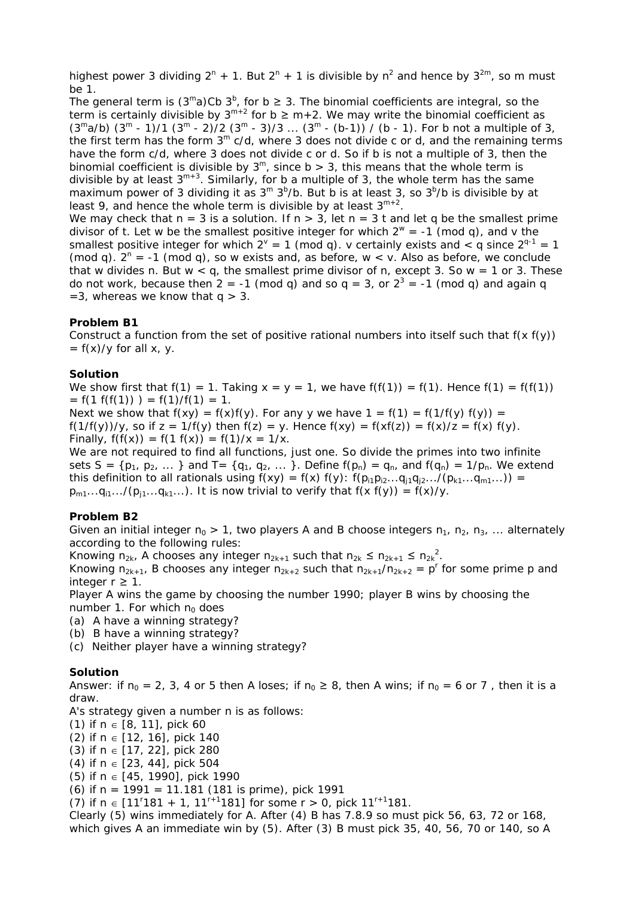highest power 3 dividing $2^n + 1$. But $2^n + 1$ is divisible by $n^2$ and hence by $3^{2m}$, so m must be 1.

The general term is $(3^m a)Cb\ 3^b$, for $b \geq 3$. The binomial coefficients are integral, so the term is certainly divisible by $3^{m+2}$ for $b \geq m+2$. We may write the binomial coefficient as $(3^m a/b)\ (3^m - 1)/1\ (3^m - 2)/2\ (3^m - 3)/3 \dots (3^m - (b-1))\ /\ (b - 1)$. For b not a multiple of 3, the first term has the form $3^m c/d$, where 3 does not divide c or d, and the remaining terms have the form c/d, where 3 does not divide c or d. So if b is not a multiple of 3, then the binomial coefficient is divisible by $3^m$, since $b > 3$, this means that the whole term is divisible by at least $3^{m+3}$. Similarly, for b a multiple of 3, the whole term has the same maximum power of 3 dividing it as $3^m\ 3^b/b$. But b is at least 3, so $3^b/b$ is divisible by at least 9, and hence the whole term is divisible by at least $3^{m+2}$.

We may check that n = 3 is a solution. If n > 3, let n = 3 t and let q be the smallest prime divisor of t. Let w be the smallest positive integer for which $2^w = -1 \pmod q$, and v the smallest positive integer for which $2^v = 1 \pmod q$. v certainly exists and < q since $2^{q-1} = 1 \pmod q$. $2^n = -1 \pmod q$, so w exists and, as before, w < v. Also as before, we conclude that w divides n. But w < q, the smallest prime divisor of n, except 3. So w = 1 or 3. These do not work, because then $2 = -1 \pmod q$ and so q = 3, or $2^3 = -1 \pmod q$ and again q =3, whereas we know that q > 3.

**Problem B1**

Construct a function from the set of positive rational numbers into itself such that $f(x\ f(y)) = f(x)/y$ for all x, y.

**Solution**

We show first that f(1) = 1. Taking x = y = 1, we have f(f(1)) = f(1). Hence f(1) = f(f(1)) = f(1 f(f(1)) ) = f(1)/f(1) = 1.

Next we show that f(xy) = f(x)f(y). For any y we have 1 = f(1) = f(1/f(y) f(y)) = f(1/f(y))/y, so if z = 1/f(y) then f(z) = y. Hence f(xy) = f(xf(z)) = f(x)/z = f(x) f(y).

Finally, f(f(x)) = f(1 f(x)) = f(1)/x = 1/x.

We are not required to find all functions, just one. So divide the primes into two infinite sets $S = \{p_1, p_2, \dots \}$ and $T = \{q_1, q_2, \dots \}$. Define $f(p_n) = q_n$, and $f(q_n) = 1/p_n$. We extend this definition to all rationals using f(xy) = f(x) f(y): $f(p_{i1}p_{i2}\dots q_{j1}q_{j2}\dots/(p_{k1}\dots q_{m1}\dots)) = p_{m1}\dots q_{i1}\dots/(p_{j1}\dots q_{k1}\dots)$. It is now trivial to verify that f(x f(y)) = f(x)/y.

**Problem B2**

Given an initial integer $n_0 > 1$, two players A and B choose integers $n_1, n_2, n_3, \dots$ alternately according to the following rules:

Knowing $n_{2k}$, A chooses any integer $n_{2k+1}$ such that $n_{2k} \leq n_{2k+1} \leq n_{2k}^2$.

Knowing $n_{2k+1}$, B chooses any integer $n_{2k+2}$ such that $n_{2k+1}/n_{2k+2} = p^r$ for some prime p and integer $r \geq 1$.

Player A wins the game by choosing the number 1990; player B wins by choosing the number 1. For which $n_0$ does

(a) A have a winning strategy?
(b) B have a winning strategy?
(c) Neither player have a winning strategy?

**Solution**

Answer: if $n_0$ = 2, 3, 4 or 5 then A loses; if $n_0 \geq 8$, then A wins; if $n_0$ = 6 or 7 , then it is a draw.

A's strategy given a number n is as follows:

(1) if $n \in [8, 11]$, pick 60
(2) if $n \in [12, 16]$, pick 140
(3) if $n \in [17, 22]$, pick 280
(4) if $n \in [23, 44]$, pick 504
(5) if $n \in [45, 1990]$, pick 1990
(6) if n = 1991 = 11.181 (181 is prime), pick 1991
(7) if $n \in [11^r 181 + 1, 11^{r+1}181]$ for some r > 0, pick $11^{r+1}181$.

Clearly (5) wins immediately for A. After (4) B has 7.8.9 so must pick 56, 63, 72 or 168, which gives A an immediate win by (5). After (3) B must pick 35, 40, 56, 70 or 140, so A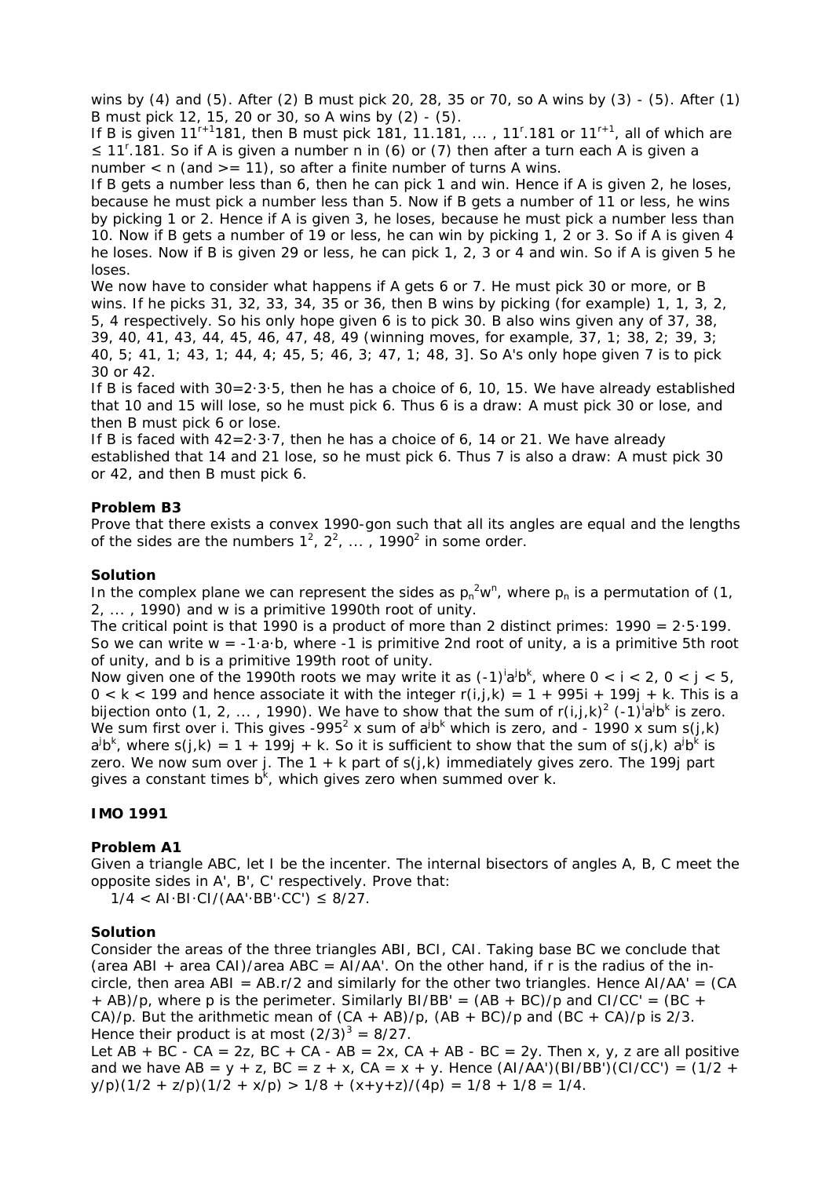wins by (4) and (5). After (2) B must pick 20, 28, 35 or 70, so A wins by (3) - (5). After (1) B must pick 12, 15, 20 or 30, so A wins by (2) - (5).

If B is given $11^{r+1}181$, then B must pick 181, 11.181, ... , $11^r$.181 or $11^{r+1}$, all of which are ≤ $11^r$.181. So if A is given a number n in (6) or (7) then after a turn each A is given a number < n (and >= 11), so after a finite number of turns A wins.

If B gets a number less than 6, then he can pick 1 and win. Hence if A is given 2, he loses, because he must pick a number less than 5. Now if B gets a number of 11 or less, he wins by picking 1 or 2. Hence if A is given 3, he loses, because he must pick a number less than 10. Now if B gets a number of 19 or less, he can win by picking 1, 2 or 3. So if A is given 4 he loses. Now if B is given 29 or less, he can pick 1, 2, 3 or 4 and win. So if A is given 5 he loses.

We now have to consider what happens if A gets 6 or 7. He must pick 30 or more, or B wins. If he picks 31, 32, 33, 34, 35 or 36, then B wins by picking (for example) 1, 1, 3, 2, 5, 4 respectively. So his only hope given 6 is to pick 30. B also wins given any of 37, 38, 39, 40, 41, 43, 44, 45, 46, 47, 48, 49 (winning moves, for example, 37, 1; 38, 2; 39, 3; 40, 5; 41, 1; 43, 1; 44, 4; 45, 5; 46, 3; 47, 1; 48, 3]. So A's only hope given 7 is to pick 30 or 42.

If B is faced with 30=2·3·5, then he has a choice of 6, 10, 15. We have already established that 10 and 15 will lose, so he must pick 6. Thus 6 is a draw: A must pick 30 or lose, and then B must pick 6 or lose.

If B is faced with 42=2·3·7, then he has a choice of 6, 14 or 21. We have already established that 14 and 21 lose, so he must pick 6. Thus 7 is also a draw: A must pick 30 or 42, and then B must pick 6.

**Problem B3**

Prove that there exists a convex 1990-gon such that all its angles are equal and the lengths of the sides are the numbers $1^2$, $2^2$, ... , $1990^2$ in some order.

**Solution**

In the complex plane we can represent the sides as $p_n^2w^n$, where $p_n$ is a permutation of (1, 2, ... , 1990) and w is a primitive 1990th root of unity.

The critical point is that 1990 is a product of more than 2 distinct primes: 1990 = 2·5·199. So we can write w = -1·a·b, where -1 is primitive 2nd root of unity, a is a primitive 5th root of unity, and b is a primitive 199th root of unity.

Now given one of the 1990th roots we may write it as $(-1)^ia^jb^k$, where 0 < i < 2, 0 < j < 5, 0 < k < 199 and hence associate it with the integer r(i,j,k) = 1 + 995i + 199j + k. This is a bijection onto (1, 2, ... , 1990). We have to show that the sum of $r(i,j,k)^2 (-1)^ia^jb^k$ is zero. We sum first over i. This gives $-995^2$ x sum of $a^jb^k$ which is zero, and - 1990 x sum s(j,k) $a^jb^k$, where s(j,k) = 1 + 199j + k. So it is sufficient to show that the sum of s(j,k) $a^jb^k$ is zero. We now sum over j. The 1 + k part of s(j,k) immediately gives zero. The 199j part gives a constant times $b^k$, which gives zero when summed over k.

**IMO 1991**

**Problem A1**

Given a triangle ABC, let I be the incenter. The internal bisectors of angles A, B, C meet the opposite sides in A', B', C' respectively. Prove that:

1/4 < AI·BI·CI/(AA'·BB'·CC') ≤ 8/27.

**Solution**

Consider the areas of the three triangles ABI, BCI, CAI. Taking base BC we conclude that (area ABI + area CAI)/area ABC = AI/AA'. On the other hand, if r is the radius of the in-circle, then area ABI = AB.r/2 and similarly for the other two triangles. Hence AI/AA' = (CA + AB)/p, where p is the perimeter. Similarly BI/BB' = (AB + BC)/p and CI/CC' = (BC + CA)/p. But the arithmetic mean of (CA + AB)/p, (AB + BC)/p and (BC + CA)/p is 2/3. Hence their product is at most $(2/3)^3$ = 8/27.

Let AB + BC - CA = 2z, BC + CA - AB = 2x, CA + AB - BC = 2y. Then x, y, z are all positive and we have AB = y + z, BC = z + x, CA = x + y. Hence (AI/AA')(BI/BB')(CI/CC') = (1/2 + y/p)(1/2 + z/p)(1/2 + x/p) > 1/8 + (x+y+z)/(4p) = 1/8 + 1/8 = 1/4.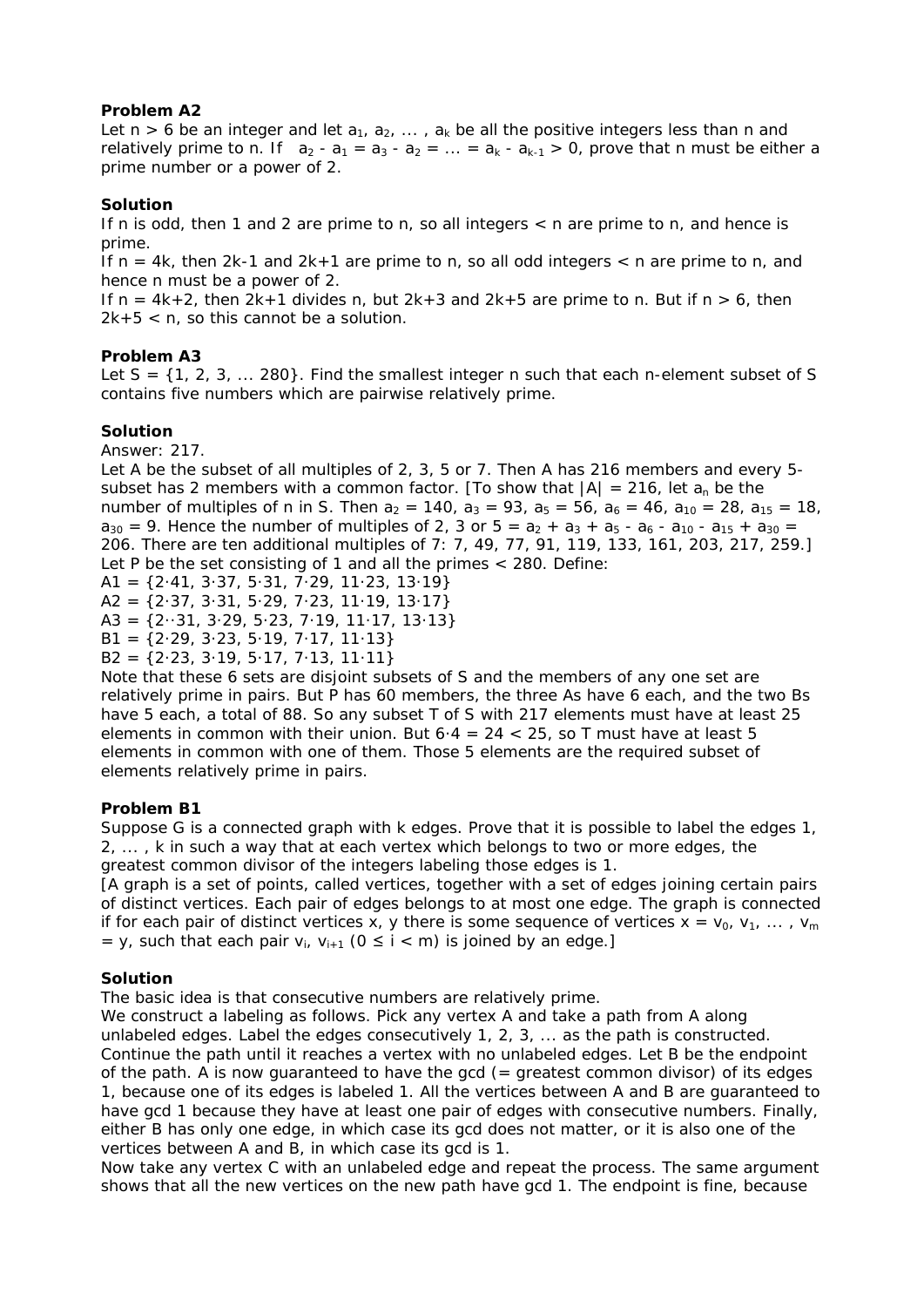**Problem A2**

Let $n > 6$ be an integer and let $a_1, a_2, \dots, a_k$ be all the positive integers less than n and relatively prime to n. If $a_2 - a_1 = a_3 - a_2 = \dots = a_k - a_{k-1} > 0$, prove that n must be either a prime number or a power of 2.

**Solution**

If n is odd, then 1 and 2 are prime to n, so all integers < n are prime to n, and hence is prime.

If $n = 4k$, then $2k-1$ and $2k+1$ are prime to n, so all odd integers < n are prime to n, and hence n must be a power of 2.

If $n = 4k+2$, then $2k+1$ divides n, but $2k+3$ and $2k+5$ are prime to n. But if $n > 6$, then $2k+5 < n$, so this cannot be a solution.

**Problem A3**

Let $S = \{1, 2, 3, \dots 280\}$. Find the smallest integer n such that each n-element subset of S contains five numbers which are pairwise relatively prime.

**Solution**

Answer: 217.

Let A be the subset of all multiples of 2, 3, 5 or 7. Then A has 216 members and every 5-subset has 2 members with a common factor. [To show that $|A| = 216$, let $a_n$ be the number of multiples of n in S. Then $a_2 = 140$, $a_3 = 93$, $a_5 = 56$, $a_6 = 46$, $a_{10} = 28$, $a_{15} = 18$, $a_{30} = 9$. Hence the number of multiples of 2, 3 or 5 = $a_2 + a_3 + a_5 - a_6 - a_{10} - a_{15} + a_{30} = 206$. There are ten additional multiples of 7: 7, 49, 77, 91, 119, 133, 161, 203, 217, 259.]

Let P be the set consisting of 1 and all the primes < 280. Define:

$A1 = \{2\cdot41, 3\cdot37, 5\cdot31, 7\cdot29, 11\cdot23, 13\cdot19\}$

$A2 = \{2\cdot37, 3\cdot31, 5\cdot29, 7\cdot23, 11\cdot19, 13\cdot17\}$

$A3 = \{2\cdot\cdot31, 3\cdot29, 5\cdot23, 7\cdot19, 11\cdot17, 13\cdot13\}$

$B1 = \{2\cdot29, 3\cdot23, 5\cdot19, 7\cdot17, 11\cdot13\}$

$B2 = \{2\cdot23, 3\cdot19, 5\cdot17, 7\cdot13, 11\cdot11\}$

Note that these 6 sets are disjoint subsets of S and the members of any one set are relatively prime in pairs. But P has 60 members, the three As have 6 each, and the two Bs have 5 each, a total of 88. So any subset T of S with 217 elements must have at least 25 elements in common with their union. But $6\cdot4 = 24 < 25$, so T must have at least 5 elements in common with one of them. Those 5 elements are the required subset of elements relatively prime in pairs.

**Problem B1**

Suppose G is a connected graph with k edges. Prove that it is possible to label the edges 1, 2, ... , k in such a way that at each vertex which belongs to two or more edges, the greatest common divisor of the integers labeling those edges is 1.

[A graph is a set of points, called vertices, together with a set of edges joining certain pairs of distinct vertices. Each pair of edges belongs to at most one edge. The graph is connected if for each pair of distinct vertices x, y there is some sequence of vertices $x = v_0, v_1, \dots, v_m = y$, such that each pair $v_i, v_{i+1}$ ($0 \le i < m$) is joined by an edge.]

**Solution**

The basic idea is that consecutive numbers are relatively prime.

We construct a labeling as follows. Pick any vertex A and take a path from A along unlabeled edges. Label the edges consecutively 1, 2, 3, ... as the path is constructed. Continue the path until it reaches a vertex with no unlabeled edges. Let B be the endpoint of the path. A is now guaranteed to have the gcd (= greatest common divisor) of its edges 1, because one of its edges is labeled 1. All the vertices between A and B are guaranteed to have gcd 1 because they have at least one pair of edges with consecutive numbers. Finally, either B has only one edge, in which case its gcd does not matter, or it is also one of the vertices between A and B, in which case its gcd is 1.

Now take any vertex C with an unlabeled edge and repeat the process. The same argument shows that all the new vertices on the new path have gcd 1. The endpoint is fine, because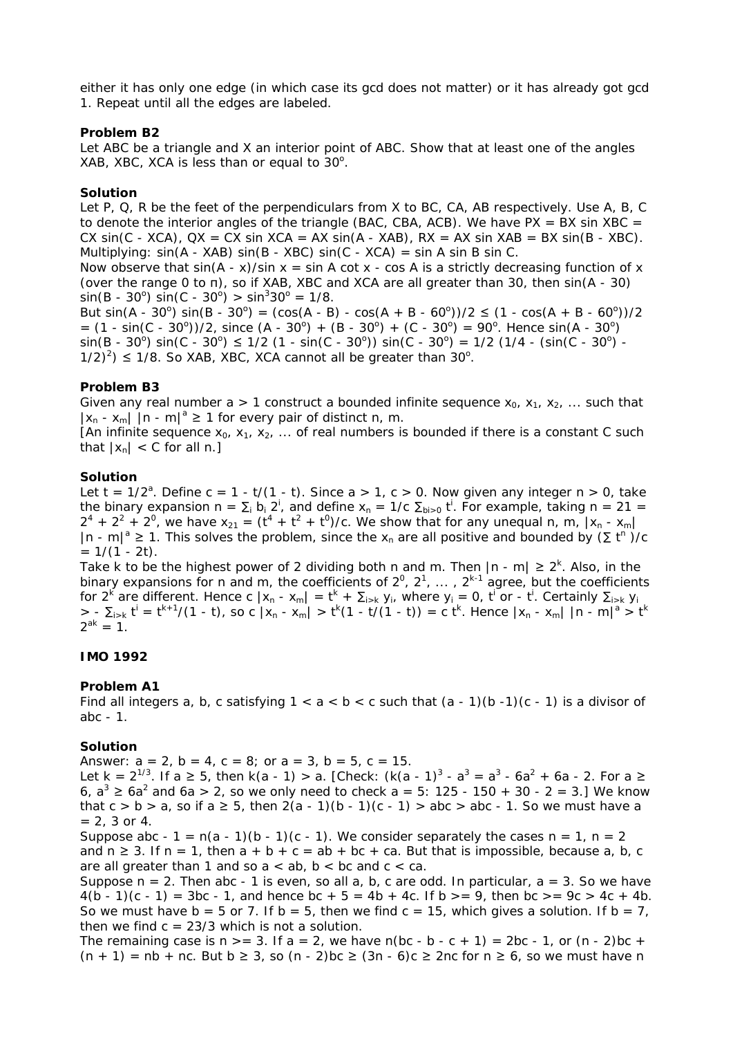either it has only one edge (in which case its gcd does not matter) or it has already got gcd 1. Repeat until all the edges are labeled.

**Problem B2**

Let ABC be a triangle and X an interior point of ABC. Show that at least one of the angles XAB, XBC, XCA is less than or equal to $30^o$.

**Solution**

Let P, Q, R be the feet of the perpendiculars from X to BC, CA, AB respectively. Use A, B, C to denote the interior angles of the triangle (BAC, CBA, ACB). We have PX = BX sin XBC = CX sin(C - XCA), QX = CX sin XCA = AX sin(A - XAB), RX = AX sin XAB = BX sin(B - XBC). Multiplying: sin(A - XAB) sin(B - XBC) sin(C - XCA) = sin A sin B sin C.

Now observe that sin(A - x)/sin x = sin A cot x - cos A is a strictly decreasing function of x (over the range 0 to π), so if XAB, XBC and XCA are all greater than 30, then sin(A - 30) sin(B - $30^o$) sin(C - $30^o$) > $\sin^3 30^o$ = 1/8.

But sin(A - $30^o$) sin(B - $30^o$) = (cos(A - B) - cos(A + B - $60^o$))/2 ≤ (1 - cos(A + B - $60^o$))/2 = (1 - sin(C - $30^o$))/2, since (A - $30^o$) + (B - $30^o$) + (C - $30^o$) = $90^o$. Hence sin(A - $30^o$) sin(B - $30^o$) sin(C - $30^o$) ≤ 1/2 (1 - sin(C - $30^o$)) sin(C - $30^o$) = 1/2 (1/4 - (sin(C - $30^o$) - $1/2)^2$) ≤ 1/8. So XAB, XBC, XCA cannot all be greater than $30^o$.

**Problem B3**

Given any real number a > 1 construct a bounded infinite sequence $x_0, x_1, x_2, \ldots$ such that $|x_n - x_m| |n - m|^a \ge 1$ for every pair of distinct n, m.

[An infinite sequence $x_0, x_1, x_2, \ldots$ of real numbers is bounded if there is a constant C such that $|x_n| < C$ for all n.]

**Solution**

Let $t = 1/2^a$. Define c = 1 - t/(1 - t). Since a > 1, c > 0. Now given any integer n > 0, take the binary expansion $n = \sum_i b_i 2^i$, and define $x_n = 1/c \sum_{b_i>0} t^i$. For example, taking n = 21 = $2^4 + 2^2 + 2^0$, we have $x_{21} = (t^4 + t^2 + t^0)/c$. We show that for any unequal n, m, $|x_n - x_m| |n - m|^a \ge 1$. This solves the problem, since the $x_n$ are all positive and bounded by $(\sum t^n)/c = 1/(1 - 2t)$.

Take k to be the highest power of 2 dividing both n and m. Then $|n - m| \ge 2^k$. Also, in the binary expansions for n and m, the coefficients of $2^0, 2^1, \ldots, 2^{k-1}$ agree, but the coefficients for $2^k$ are different. Hence $c |x_n - x_m| = t^k + \sum_{i>k} y_i$, where $y_i = 0$, $t^i$ or $-t^i$. Certainly $\sum_{i>k} y_i > -\sum_{i>k} t^i = t^{k+1}/(1 - t)$, so $c |x_n - x_m| > t^k(1 - t/(1 - t)) = c\, t^k$. Hence $|x_n - x_m| |n - m|^a > t^k 2^{ak} = 1$.

**IMO 1992**

**Problem A1**

Find all integers a, b, c satisfying 1 < a < b < c such that (a - 1)(b -1)(c - 1) is a divisor of abc - 1.

**Solution**

Answer: a = 2, b = 4, c = 8; or a = 3, b = 5, c = 15.

Let $k = 2^{1/3}$. If a ≥ 5, then k(a - 1) > a. [Check: $(k(a - 1))^3 - a^3 = a^3 - 6a^2 + 6a - 2$. For a ≥ 6, $a^3 \ge 6a^2$ and 6a > 2, so we only need to check a = 5: 125 - 150 + 30 - 2 = 3.] We know that c > b > a, so if a ≥ 5, then 2(a - 1)(b - 1)(c - 1) > abc > abc - 1. So we must have a = 2, 3 or 4.

Suppose abc - 1 = n(a - 1)(b - 1)(c - 1). We consider separately the cases n = 1, n = 2 and n ≥ 3. If n = 1, then a + b + c = ab + bc + ca. But that is impossible, because a, b, c are all greater than 1 and so a < ab, b < bc and c < ca.

Suppose n = 2. Then abc - 1 is even, so all a, b, c are odd. In particular, a = 3. So we have 4(b - 1)(c - 1) = 3bc - 1, and hence bc + 5 = 4b + 4c. If b >= 9, then bc >= 9c > 4c + 4b. So we must have b = 5 or 7. If b = 5, then we find c = 15, which gives a solution. If b = 7, then we find c = 23/3 which is not a solution.

The remaining case is n >= 3. If a = 2, we have n(bc - b - c + 1) = 2bc - 1, or (n - 2)bc + (n + 1) = nb + nc. But b ≥ 3, so (n - 2)bc ≥ (3n - 6)c ≥ 2nc for n ≥ 6, so we must have n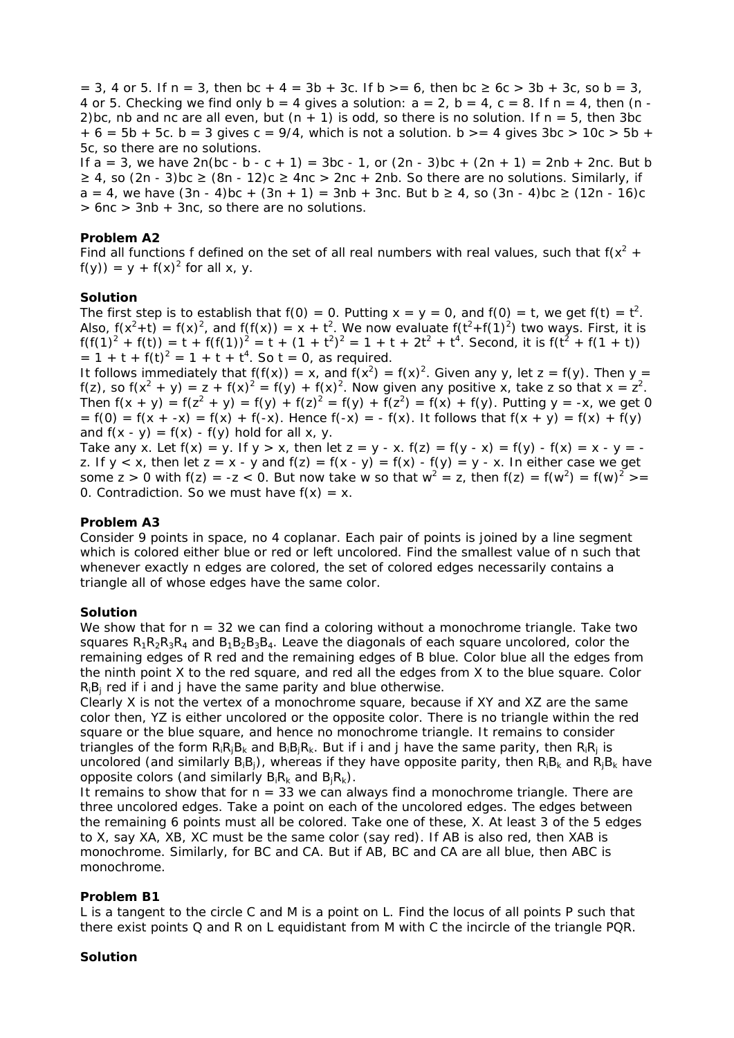= 3, 4 or 5. If n = 3, then bc + 4 = 3b + 3c. If b >= 6, then bc ≥ 6c > 3b + 3c, so b = 3, 4 or 5. Checking we find only b = 4 gives a solution: a = 2, b = 4, c = 8. If n = 4, then (n - 2)bc, nb and nc are all even, but (n + 1) is odd, so there is no solution. If n = 5, then 3bc + 6 = 5b + 5c. b = 3 gives c = 9/4, which is not a solution. b >= 4 gives 3bc > 10c > 5b + 5c, so there are no solutions.

If a = 3, we have 2n(bc - b - c + 1) = 3bc - 1, or (2n - 3)bc + (2n + 1) = 2nb + 2nc. But b ≥ 4, so (2n - 3)bc ≥ (8n - 12)c ≥ 4nc > 2nc + 2nb. So there are no solutions. Similarly, if a = 4, we have (3n - 4)bc + (3n + 1) = 3nb + 3nc. But b ≥ 4, so (3n - 4)bc ≥ (12n - 16)c > 6nc > 3nb + 3nc, so there are no solutions.

**Problem A2**

Find all functions f defined on the set of all real numbers with real values, such that $f(x^2 + f(y)) = y + f(x)^2$ for all x, y.

**Solution**

The first step is to establish that f(0) = 0. Putting x = y = 0, and f(0) = t, we get $f(t) = t^2$. Also, $f(x^2+t) = f(x)^2$, and $f(f(x)) = x + t^2$. We now evaluate $f(t^2+f(1)^2)$ two ways. First, it is $f(f(1)^2 + f(t)) = t + f(f(1))^2 = t + (1 + t^2)^2 = 1 + t + 2t^2 + t^4$. Second, it is $f(t^2 + f(1 + t)) = 1 + t + f(t)^2 = 1 + t + t^4$. So t = 0, as required.

It follows immediately that f(f(x)) = x, and $f(x^2) = f(x)^2$. Given any y, let z = f(y). Then y = f(z), so $f(x^2 + y) = z + f(x)^2 = f(y) + f(x)^2$. Now given any positive x, take z so that $x = z^2$. Then $f(x + y) = f(z^2 + y) = f(y) + f(z)^2 = f(y) + f(z^2) = f(x) + f(y)$. Putting y = -x, we get 0 = f(0) = f(x + -x) = f(x) + f(-x). Hence f(-x) = - f(x). It follows that f(x + y) = f(x) + f(y) and f(x - y) = f(x) - f(y) hold for all x, y.

Take any x. Let f(x) = y. If y > x, then let z = y - x. f(z) = f(y - x) = f(y) - f(x) = x - y = -z. If y < x, then let z = x - y and f(z) = f(x - y) = f(x) - f(y) = y - x. In either case we get some z > 0 with f(z) = -z < 0. But now take w so that $w^2 = z$, then $f(z) = f(w^2) = f(w)^2 >= 0$. Contradiction. So we must have f(x) = x.

**Problem A3**

Consider 9 points in space, no 4 coplanar. Each pair of points is joined by a line segment which is colored either blue or red or left uncolored. Find the smallest value of n such that whenever exactly n edges are colored, the set of colored edges necessarily contains a triangle all of whose edges have the same color.

**Solution**

We show that for n = 32 we can find a coloring without a monochrome triangle. Take two squares $R_1R_2R_3R_4$ and $B_1B_2B_3B_4$. Leave the diagonals of each square uncolored, color the remaining edges of R red and the remaining edges of B blue. Color blue all the edges from the ninth point X to the red square, and red all the edges from X to the blue square. Color $R_iB_j$ red if i and j have the same parity and blue otherwise.

Clearly X is not the vertex of a monochrome square, because if XY and XZ are the same color then, YZ is either uncolored or the opposite color. There is no triangle within the red square or the blue square, and hence no monochrome triangle. It remains to consider triangles of the form $R_iR_jB_k$ and $B_iB_jR_k$. But if i and j have the same parity, then $R_iR_j$ is uncolored (and similarly $B_iB_j$), whereas if they have opposite parity, then $R_iB_k$ and $R_jB_k$ have opposite colors (and similarly $B_iR_k$ and $B_jR_k$).

It remains to show that for n = 33 we can always find a monochrome triangle. There are three uncolored edges. Take a point on each of the uncolored edges. The edges between the remaining 6 points must all be colored. Take one of these, X. At least 3 of the 5 edges to X, say XA, XB, XC must be the same color (say red). If AB is also red, then XAB is monochrome. Similarly, for BC and CA. But if AB, BC and CA are all blue, then ABC is monochrome.

**Problem B1**

L is a tangent to the circle C and M is a point on L. Find the locus of all points P such that there exist points Q and R on L equidistant from M with C the incircle of the triangle PQR.

**Solution**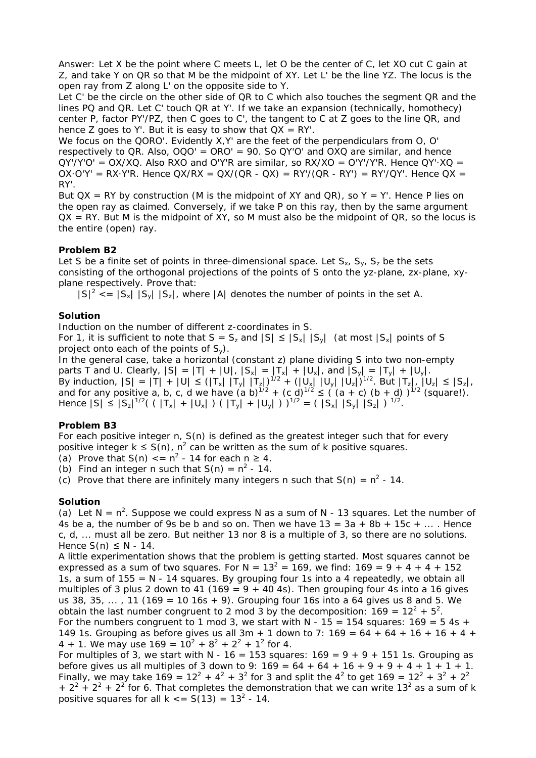Answer: Let X be the point where C meets L, let O be the center of C, let XO cut C gain at Z, and take Y on QR so that M be the midpoint of XY. Let L' be the line YZ. The locus is the open ray from Z along L' on the opposite side to Y.

Let C' be the circle on the other side of QR to C which also touches the segment QR and the lines PQ and QR. Let C' touch QR at Y'. If we take an expansion (technically, homothecy) center P, factor PY'/PZ, then C goes to C', the tangent to C at Z goes to the line QR, and hence Z goes to Y'. But it is easy to show that QX = RY'.

We focus on the QORO'. Evidently X,Y' are the feet of the perpendiculars from O, O' respectively to QR. Also, OQO' = ORO' = 90. So QY'O' and OXQ are similar, and hence QY'/Y'O' = OX/XQ. Also RXO and O'Y'R are similar, so RX/XO = O'Y'/Y'R. Hence QY'·XQ = OX·O'Y' = RX·Y'R. Hence QX/RX = QX/(QR - QX) = RY'/(QR - RY') = RY'/QY'. Hence QX = RY'.

But QX = RY by construction (M is the midpoint of XY and QR), so Y = Y'. Hence P lies on the open ray as claimed. Conversely, if we take P on this ray, then by the same argument QX = RY. But M is the midpoint of XY, so M must also be the midpoint of QR, so the locus is the entire (open) ray.

### Problem B2

Let S be a finite set of points in three-dimensional space. Let $S_x$, $S_y$, $S_z$ be the sets consisting of the orthogonal projections of the points of S onto the yz-plane, zx-plane, xy-plane respectively. Prove that:

$|S|^2 \le |S_x|\,|S_y|\,|S_z|$, where $|A|$ denotes the number of points in the set A.

### Solution

Induction on the number of different z-coordinates in S.

For 1, it is sufficient to note that $S = S_z$ and $|S| \le |S_x|\,|S_y|$ (at most $|S_x|$ points of S project onto each of the points of $S_y$).

In the general case, take a horizontal (constant z) plane dividing S into two non-empty parts T and U. Clearly, $|S| = |T| + |U|$, $|S_x| = |T_x| + |U_x|$, and $|S_y| = |T_y| + |U_y|$.

By induction, $|S| = |T| + |U| \le (|T_x|\,|T_y|\,|T_z|)^{1/2} + (|U_x|\,|U_y|\,|U_z|)^{1/2}$. But $|T_z|, |U_z| \le |S_z|$, and for any positive a, b, c, d we have $(a\,b)^{1/2} + (c\,d)^{1/2} \le (\,(a + c)\,(b + d)\,)^{1/2}$ (square!).

Hence $|S| \le |S_z|^{1/2}(\,(\,|T_x| + |U_x|\,)\,(\,|T_y| + |U_y|\,)\,)^{1/2} = (\,|S_x|\,|S_y|\,|S_z|\,)^{1/2}$.

### Problem B3

For each positive integer n, S(n) is defined as the greatest integer such that for every positive integer $k \le S(n)$, $n^2$ can be written as the sum of k positive squares.

(a) Prove that $S(n) \le n^2 - 14$ for each $n \ge 4$.

(b) Find an integer n such that $S(n) = n^2 - 14$.

(c) Prove that there are infinitely many integers n such that $S(n) = n^2 - 14$.

### Solution

(a) Let $N = n^2$. Suppose we could express N as a sum of N - 13 squares. Let the number of 4s be a, the number of 9s be b and so on. Then we have 13 = 3a + 8b + 15c + ... . Hence c, d, ... must all be zero. But neither 13 nor 8 is a multiple of 3, so there are no solutions. Hence $S(n) \le N - 14$.

A little experimentation shows that the problem is getting started. Most squares cannot be expressed as a sum of two squares. For $N = 13^2 = 169$, we find: 169 = 9 + 4 + 4 + 152 1s, a sum of 155 = N - 14 squares. By grouping four 1s into a 4 repeatedly, we obtain all multiples of 3 plus 2 down to 41 (169 = 9 + 40 4s). Then grouping four 4s into a 16 gives us 38, 35, ... , 11 (169 = 10 16s + 9). Grouping four 16s into a 64 gives us 8 and 5. We obtain the last number congruent to 2 mod 3 by the decomposition: $169 = 12^2 + 5^2$.

For the numbers congruent to 1 mod 3, we start with N - 15 = 154 squares: 169 = 5 4s + 149 1s. Grouping as before gives us all 3m + 1 down to 7: 169 = 64 + 64 + 16 + 16 + 4 + 4 + 1. We may use $169 = 10^2 + 8^2 + 2^2 + 1^2$ for 4.

For multiples of 3, we start with N - 16 = 153 squares: 169 = 9 + 9 + 151 1s. Grouping as before gives us all multiples of 3 down to 9: 169 = 64 + 64 + 16 + 9 + 9 + 4 + 1 + 1 + 1. Finally, we may take $169 = 12^2 + 4^2 + 3^2$ for 3 and split the $4^2$ to get $169 = 12^2 + 3^2 + 2^2 + 2^2 + 2^2 + 2^2$ for 6. That completes the demonstration that we can write $13^2$ as a sum of k positive squares for all $k \le S(13) = 13^2 - 14$.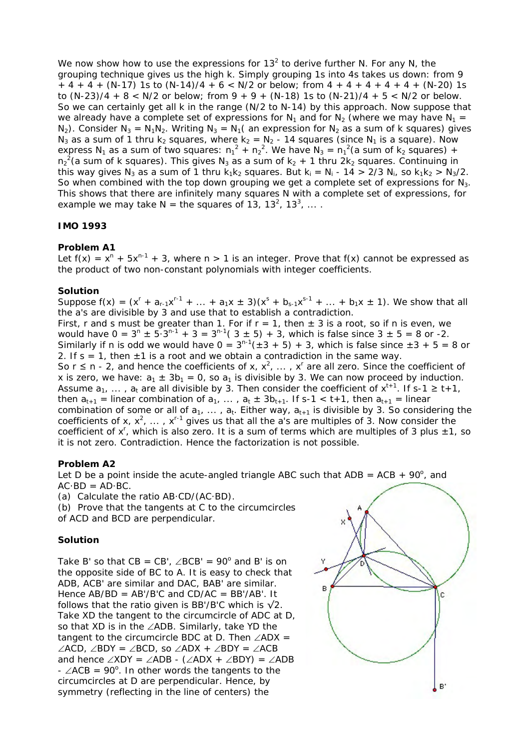We now show how to use the expressions for $13^2$ to derive further N. For any N, the grouping technique gives us the high k. Simply grouping 1s into 4s takes us down: from 9 + 4 + 4 + (N-17) 1s to (N-14)/4 + 6 < N/2 or below; from 4 + 4 + 4 + 4 + 4 + (N-20) 1s to (N-23)/4 + 8 < N/2 or below; from 9 + 9 + (N-18) 1s to (N-21)/4 + 5 < N/2 or below. So we can certainly get all k in the range (N/2 to N-14) by this approach. Now suppose that we already have a complete set of expressions for $N_1$ and for $N_2$ (where we may have $N_1 = N_2$). Consider $N_3 = N_1N_2$. Writing $N_3 = N_1$( an expression for $N_2$ as a sum of k squares) gives $N_3$ as a sum of 1 thru $k_2$ squares, where $k_2 = N_2$ - 14 squares (since $N_1$ is a square). Now express $N_1$ as a sum of two squares: $n_1^2 + n_2^2$. We have $N_3 = n_1^2$(a sum of $k_2$ squares) + $n_2^2$(a sum of k squares). This gives $N_3$ as a sum of $k_2$ + 1 thru $2k_2$ squares. Continuing in this way gives $N_3$ as a sum of 1 thru $k_1k_2$ squares. But $k_i = N_i - 14 > 2/3\ N_i$, so $k_1k_2 > N_3/2$. So when combined with the top down grouping we get a complete set of expressions for $N_3$. This shows that there are infinitely many squares N with a complete set of expressions, for example we may take N = the squares of 13, $13^2$, $13^3$, ... .

## IMO 1993

### Problem A1

Let $f(x) = x^n + 5x^{n-1} + 3$, where $n > 1$ is an integer. Prove that f(x) cannot be expressed as the product of two non-constant polynomials with integer coefficients.

### Solution

Suppose $f(x) = (x^r + a_{r-1}x^{r-1} + ... + a_1x \pm 3)(x^s + b_{s-1}x^{s-1} + ... + b_1x \pm 1)$. We show that all the a's are divisible by 3 and use that to establish a contradiction.

First, r and s must be greater than 1. For if r = 1, then ± 3 is a root, so if n is even, we would have $0 = 3^n \pm 5 \cdot 3^{n-1} + 3 = 3^{n-1}( 3 \pm 5) + 3$, which is false since 3 ± 5 = 8 or -2. Similarly if n is odd we would have $0 = 3^{n-1}(\pm 3 + 5) + 3$, which is false since ±3 + 5 = 8 or 2. If s = 1, then ±1 is a root and we obtain a contradiction in the same way.

So r ≤ n - 2, and hence the coefficients of x, $x^2$, ... , $x^r$ are all zero. Since the coefficient of x is zero, we have: $a_1 \pm 3b_1 = 0$, so $a_1$ is divisible by 3. We can now proceed by induction. Assume $a_1, ... , a_t$ are all divisible by 3. Then consider the coefficient of $x^{t+1}$. If s-1 ≥ t+1, then $a_{t+1}$ = linear combination of $a_1, ... , a_t \pm 3b_{t+1}$. If s-1 < t+1, then $a_{t+1}$ = linear combination of some or all of $a_1, ... , a_t$. Either way, $a_{t+1}$ is divisible by 3. So considering the coefficients of x, $x^2$, ... , $x^{r-1}$ gives us that all the a's are multiples of 3. Now consider the coefficient of $x^r$, which is also zero. It is a sum of terms which are multiples of 3 plus ±1, so it is not zero. Contradiction. Hence the factorization is not possible.

### Problem A2

Let D be a point inside the acute-angled triangle ABC such that ADB = ACB + 90°, and AC·BD = AD·BC.

(a) Calculate the ratio AB·CD/(AC·BD).

(b) Prove that the tangents at C to the circumcircles of ACD and BCD are perpendicular.

### Solution

Take B' so that CB = CB', ∠BCB' = 90° and B' is on the opposite side of BC to A. It is easy to check that ADB, ACB' are similar and DAC, BAB' are similar. Hence AB/BD = AB'/B'C and CD/AC = BB'/AB'. It follows that the ratio given is BB'/B'C which is √2.

Take XD the tangent to the circumcircle of ADC at D, so that XD is in the ∠ADB. Similarly, take YD the tangent to the circumcircle BDC at D. Then ∠ADX = ∠ACD, ∠BDY = ∠BCD, so ∠ADX + ∠BDY = ∠ACB and hence ∠XDY = ∠ADB - (∠ADX + ∠BDY) = ∠ADB - ∠ACB = 90°. In other words the tangents to the circumcircles at D are perpendicular. Hence, by symmetry (reflecting in the line of centers) the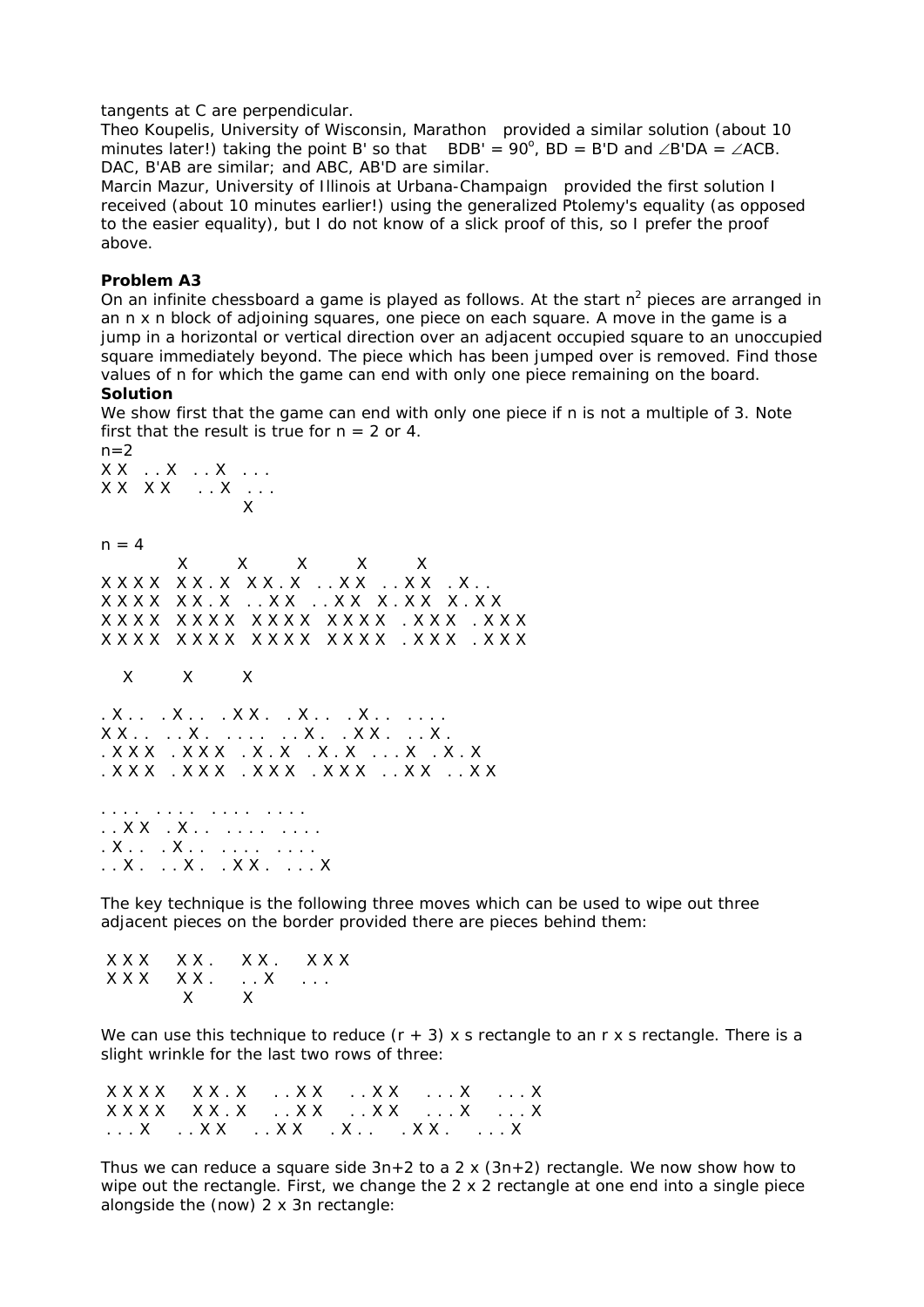tangents at C are perpendicular.

Theo Koupelis, University of Wisconsin, Marathon provided a similar solution (about 10 minutes later!) taking the point B' so that BDB' = 90°, BD = B'D and ∠B'DA = ∠ACB. DAC, B'AB are similar; and ABC, AB'D are similar.

Marcin Mazur, University of Illinois at Urbana-Champaign provided the first solution I received (about 10 minutes earlier!) using the generalized Ptolemy's equality (as opposed to the easier equality), but I do not know of a slick proof of this, so I prefer the proof above.

### Problem A3

On an infinite chessboard a game is played as follows. At the start $n^2$ pieces are arranged in an n x n block of adjoining squares, one piece on each square. A move in the game is a jump in a horizontal or vertical direction over an adjacent occupied square to an unoccupied square immediately beyond. The piece which has been jumped over is removed. Find those values of n for which the game can end with only one piece remaining on the board.

### Solution

We show first that the game can end with only one piece if n is not a multiple of 3. Note first that the result is true for n = 2 or 4.

n=2

```
XX  ..X  ..X  ...
XX  XX   ..X  ...
                X
```

n = 4

```
        X       X       X       X       X
XXXX  XX.X  XX.X  ..XX  ..XX  .X..
XXXX  XX.X  ..XX  ..XX  X.XX  X.XX
XXXX  XXXX  XXXX  XXXX  .XXX  .XXX
XXXX  XXXX  XXXX  XXXX  .XXX  .XXX

   X       X       X

.X..  .X..  .XX.  .X..  .X..  ....
XX..  ..X.  ....  ..X.  .XX.  ..X.
.XXX  .XXX  .X.X  .X.X  ...X  .X.X
.XXX  .XXX  .XXX  .XXX  ..XX  ..XX

....  ....  ....  ....
..XX  .X..  ....  ....
.X..  .X..  ....  ....
..X.  ..X.  .XX.  ...X
```

The key technique is the following three moves which can be used to wipe out three adjacent pieces on the border provided there are pieces behind them:

```
XXX   XX.   XX.   XXX
XXX   XX.   ..X   ...
       X     X
```

We can use this technique to reduce (r + 3) x s rectangle to an r x s rectangle. There is a slight wrinkle for the last two rows of three:

```
XXXX   XX.X   ..XX   ..XX   ...X   ...X
XXXX   XX.X   ..XX   ..XX   ...X   ...X
...X   ..XX   ..XX   .X..   .XX.   ...X
```

Thus we can reduce a square side 3n+2 to a 2 x (3n+2) rectangle. We now show how to wipe out the rectangle. First, we change the 2 x 2 rectangle at one end into a single piece alongside the (now) 2 x 3n rectangle: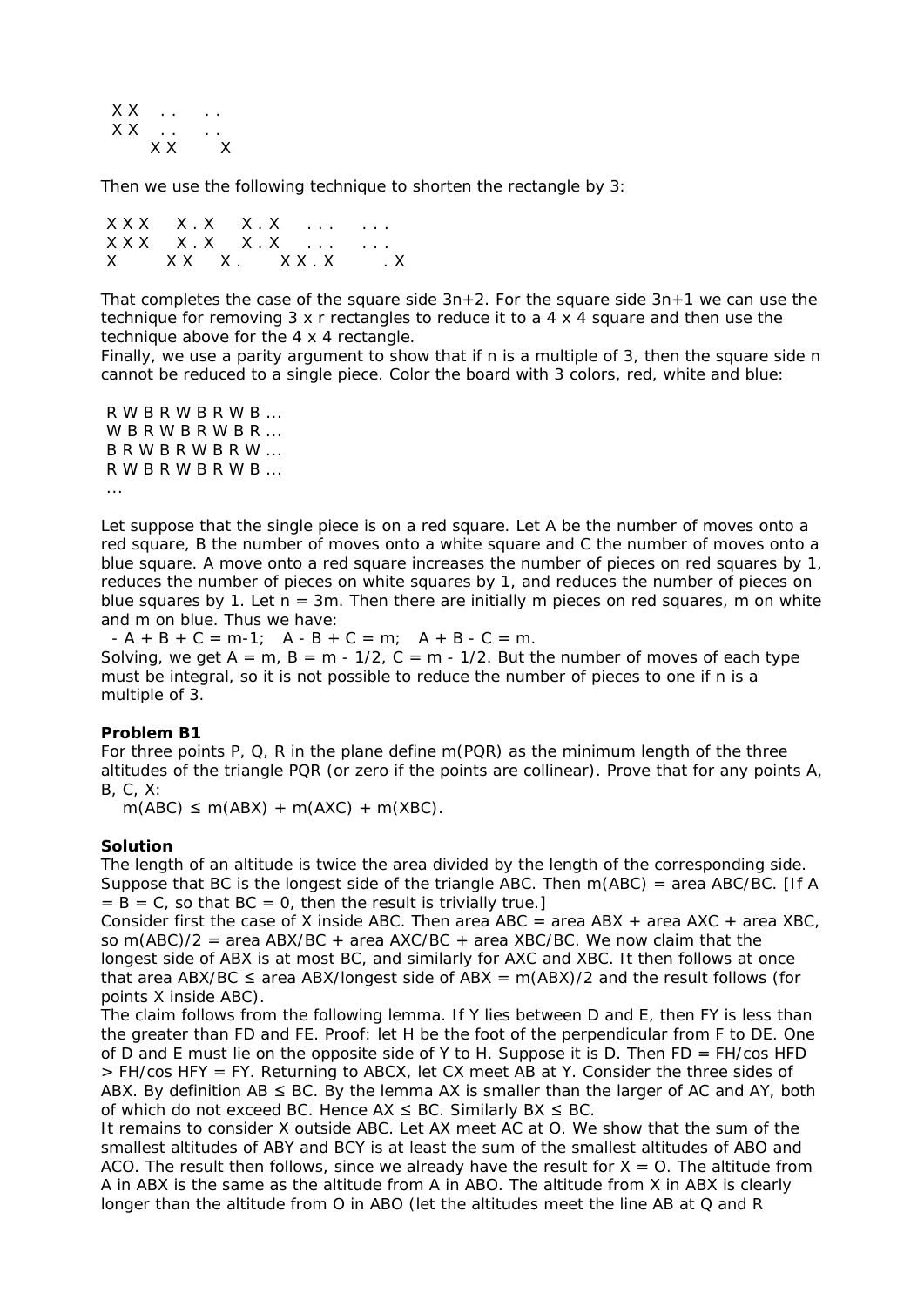```
 X X   . .    . .
 X X   . .    . .
      X X      X
```

Then we use the following technique to shorten the rectangle by 3:

```
X X X    X . X    X . X    . . .    . . .
X X X    X . X    X . X    . . .    . . .
X        X X      X .      X X . X     . X
```

That completes the case of the square side 3n+2. For the square side 3n+1 we can use the technique for removing 3 x r rectangles to reduce it to a 4 x 4 square and then use the technique above for the 4 x 4 rectangle.

Finally, we use a parity argument to show that if n is a multiple of 3, then the square side n cannot be reduced to a single piece. Color the board with 3 colors, red, white and blue:

```
R W B R W B R W B ...
W B R W B R W B R ...
B R W B R W B R W ...
R W B R W B R W B ...
...
```

Let suppose that the single piece is on a red square. Let A be the number of moves onto a red square, B the number of moves onto a white square and C the number of moves onto a blue square. A move onto a red square increases the number of pieces on red squares by 1, reduces the number of pieces on white squares by 1, and reduces the number of pieces on blue squares by 1. Let $n = 3m$. Then there are initially m pieces on red squares, m on white and m on blue. Thus we have:

$- A + B + C = m-1$; $A - B + C = m$; $A + B - C = m$.

Solving, we get $A = m$, $B = m - 1/2$, $C = m - 1/2$. But the number of moves of each type must be integral, so it is not possible to reduce the number of pieces to one if n is a multiple of 3.

**Problem B1**

For three points P, Q, R in the plane define m(PQR) as the minimum length of the three altitudes of the triangle PQR (or zero if the points are collinear). Prove that for any points A, B, C, X:

$m(ABC) \le m(ABX) + m(AXC) + m(XBC)$.

**Solution**

The length of an altitude is twice the area divided by the length of the corresponding side. Suppose that BC is the longest side of the triangle ABC. Then m(ABC) = area ABC/BC. [If A = B = C, so that BC = 0, then the result is trivially true.]

Consider first the case of X inside ABC. Then area ABC = area ABX + area AXC + area XBC, so m(ABC)/2 = area ABX/BC + area AXC/BC + area XBC/BC. We now claim that the longest side of ABX is at most BC, and similarly for AXC and XBC. It then follows at once that area ABX/BC ≤ area ABX/longest side of ABX = m(ABX)/2 and the result follows (for points X inside ABC).

The claim follows from the following lemma. If Y lies between D and E, then FY is less than the greater than FD and FE. Proof: let H be the foot of the perpendicular from F to DE. One of D and E must lie on the opposite side of Y to H. Suppose it is D. Then FD = FH/cos HFD > FH/cos HFY = FY. Returning to ABCX, let CX meet AB at Y. Consider the three sides of ABX. By definition AB ≤ BC. By the lemma AX is smaller than the larger of AC and AY, both of which do not exceed BC. Hence AX ≤ BC. Similarly BX ≤ BC.

It remains to consider X outside ABC. Let AX meet AC at O. We show that the sum of the smallest altitudes of ABY and BCY is at least the sum of the smallest altitudes of ABO and ACO. The result then follows, since we already have the result for X = O. The altitude from A in ABX is the same as the altitude from A in ABO. The altitude from X in ABX is clearly longer than the altitude from O in ABO (let the altitudes meet the line AB at Q and R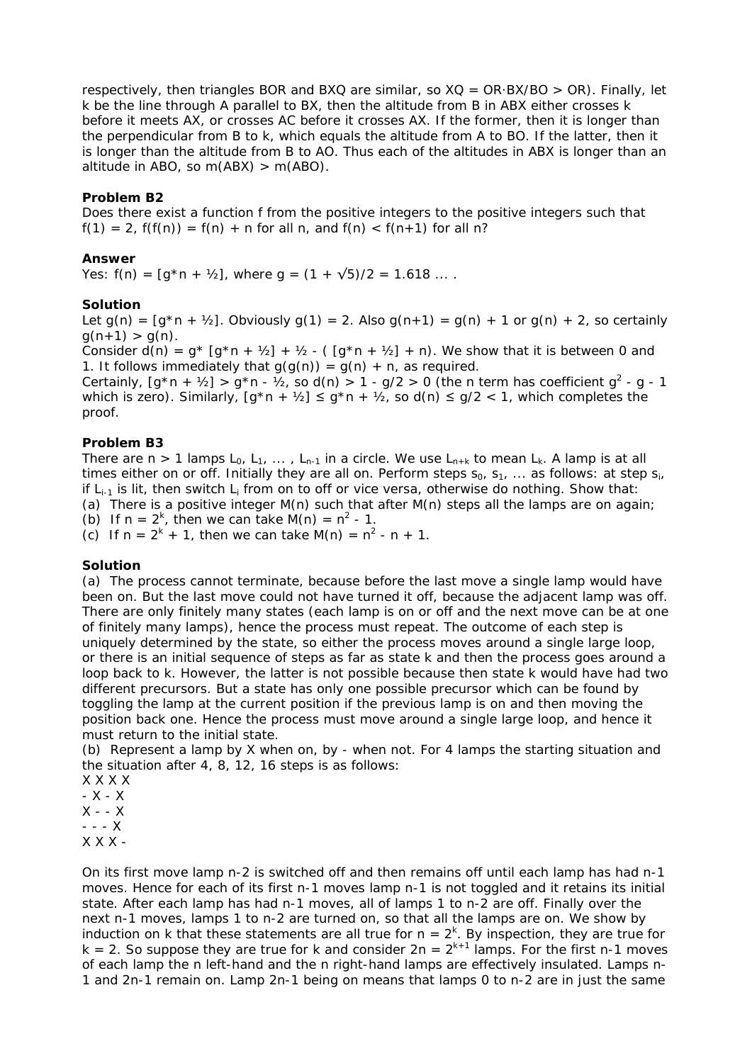respectively, then triangles BOR and BXQ are similar, so $XQ = OR \cdot BX/BO > OR$). Finally, let k be the line through A parallel to BX, then the altitude from B in ABX either crosses k before it meets AX, or crosses AC before it crosses AX. If the former, then it is longer than the perpendicular from B to k, which equals the altitude from A to BO. If the latter, then it is longer than the altitude from B to AO. Thus each of the altitudes in ABX is longer than an altitude in ABO, so $m(ABX) > m(ABO)$.

### Problem B2

Does there exist a function f from the positive integers to the positive integers such that $f(1) = 2$, $f(f(n)) = f(n) + n$ for all n, and $f(n) < f(n+1)$ for all n?

### Answer

Yes: $f(n) = [g^*n + ½]$, where $g = (1 + \sqrt{5})/2 = 1.618 \ldots$ .

### Solution

Let $g(n) = [g^*n + ½]$. Obviously $g(1) = 2$. Also $g(n+1) = g(n) + 1$ or $g(n) + 2$, so certainly $g(n+1) > g(n)$.

Consider $d(n) = g^* [g^*n + ½] + ½ - ( [g^*n + ½] + n)$. We show that it is between 0 and 1. It follows immediately that $g(g(n)) = g(n) + n$, as required.

Certainly, $[g^*n + ½] > g^*n - ½$, so $d(n) > 1 - g/2 > 0$ (the n term has coefficient $g^2 - g - 1$ which is zero). Similarly, $[g^*n + ½] \le g^*n + ½$, so $d(n) \le g/2 < 1$, which completes the proof.

### Problem B3

There are $n > 1$ lamps $L_0, L_1, \ldots, L_{n-1}$ in a circle. We use $L_{n+k}$ to mean $L_k$. A lamp is at all times either on or off. Initially they are all on. Perform steps $s_0, s_1, \ldots$ as follows: at step $s_i$, if $L_{i-1}$ is lit, then switch $L_i$ from on to off or vice versa, otherwise do nothing. Show that:

(a) There is a positive integer $M(n)$ such that after $M(n)$ steps all the lamps are on again;

(b) If $n = 2^k$, then we can take $M(n) = n^2 - 1$.

(c) If $n = 2^k + 1$, then we can take $M(n) = n^2 - n + 1$.

### Solution

(a) The process cannot terminate, because before the last move a single lamp would have been on. But the last move could not have turned it off, because the adjacent lamp was off. There are only finitely many states (each lamp is on or off and the next move can be at one of finitely many lamps), hence the process must repeat. The outcome of each step is uniquely determined by the state, so either the process moves around a single large loop, or there is an initial sequence of steps as far as state k and then the process goes around a loop back to k. However, the latter is not possible because then state k would have had two different precursors. But a state has only one possible precursor which can be found by toggling the lamp at the current position if the previous lamp is on and then moving the position back one. Hence the process must move around a single large loop, and hence it must return to the initial state.

(b) Represent a lamp by X when on, by - when not. For 4 lamps the starting situation and the situation after 4, 8, 12, 16 steps is as follows:

X X X X
- X - X
X - - X
- - - X
X X X -

On its first move lamp n-2 is switched off and then remains off until each lamp has had n-1 moves. Hence for each of its first n-1 moves lamp n-1 is not toggled and it retains its initial state. After each lamp has had n-1 moves, all of lamps 1 to n-2 are off. Finally over the next n-1 moves, lamps 1 to n-2 are turned on, so that all the lamps are on. We show by induction on k that these statements are all true for $n = 2^k$. By inspection, they are true for $k = 2$. So suppose they are true for k and consider $2n = 2^{k+1}$ lamps. For the first n-1 moves of each lamp the n left-hand and the n right-hand lamps are effectively insulated. Lamps n-1 and 2n-1 remain on. Lamp 2n-1 being on means that lamps 0 to n-2 are in just the same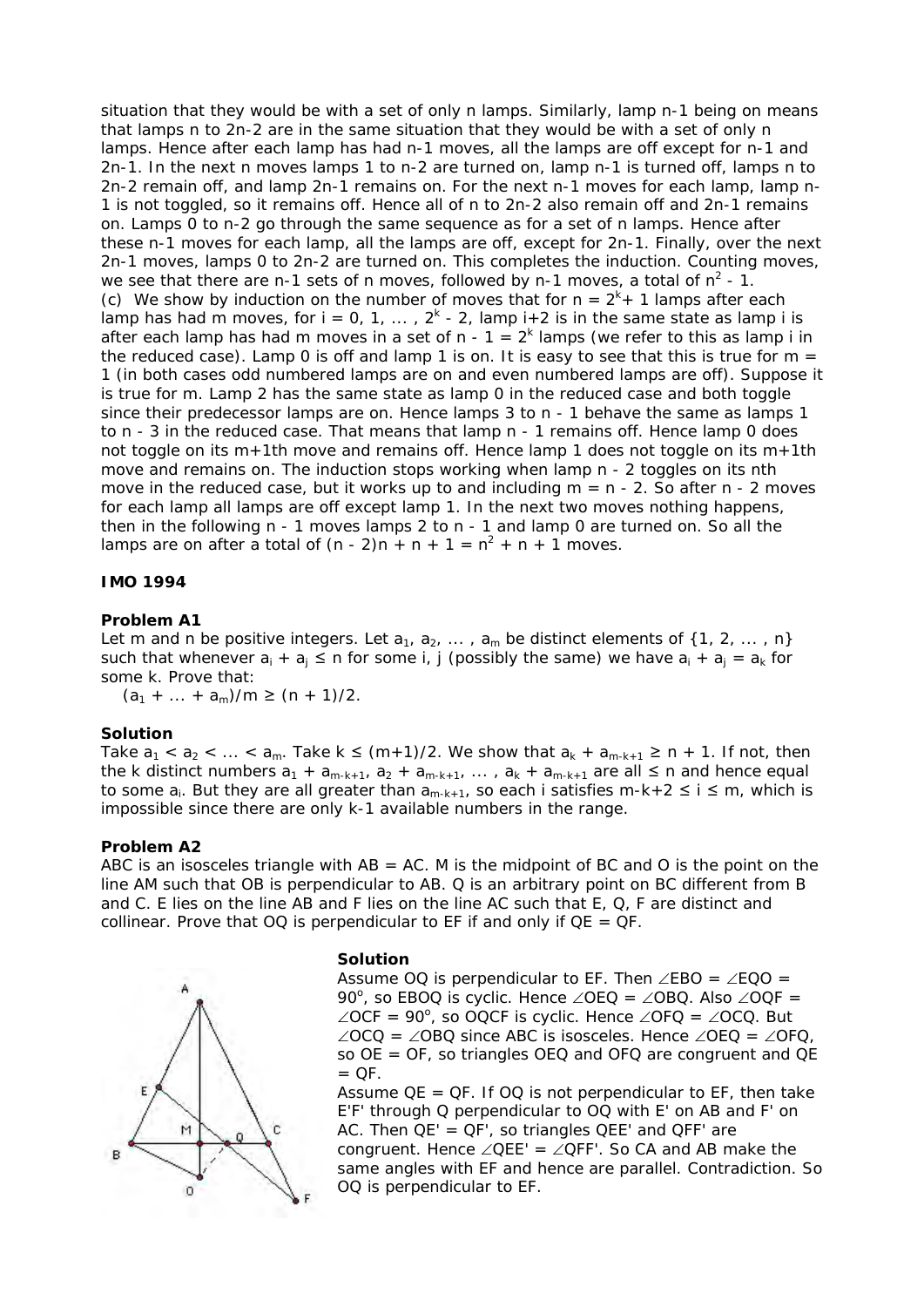situation that they would be with a set of only n lamps. Similarly, lamp n-1 being on means that lamps n to 2n-2 are in the same situation that they would be with a set of only n lamps. Hence after each lamp has had n-1 moves, all the lamps are off except for n-1 and 2n-1. In the next n moves lamps 1 to n-2 are turned on, lamp n-1 is turned off, lamps n to 2n-2 remain off, and lamp 2n-1 remains on. For the next n-1 moves for each lamp, lamp n-1 is not toggled, so it remains off. Hence all of n to 2n-2 also remain off and 2n-1 remains on. Lamps 0 to n-2 go through the same sequence as for a set of n lamps. Hence after these n-1 moves for each lamp, all the lamps are off, except for 2n-1. Finally, over the next 2n-1 moves, lamps 0 to 2n-2 are turned on. This completes the induction. Counting moves, we see that there are n-1 sets of n moves, followed by n-1 moves, a total of $n^2 - 1$.

(c) We show by induction on the number of moves that for $n = 2^k + 1$ lamps after each lamp has had m moves, for i = 0, 1, ... , $2^k - 2$, lamp i+2 is in the same state as lamp i is after each lamp has had m moves in a set of $n - 1 = 2^k$ lamps (we refer to this as lamp i in the reduced case). Lamp 0 is off and lamp 1 is on. It is easy to see that this is true for m = 1 (in both cases odd numbered lamps are on and even numbered lamps are off). Suppose it is true for m. Lamp 2 has the same state as lamp 0 in the reduced case and both toggle since their predecessor lamps are on. Hence lamps 3 to n - 1 behave the same as lamps 1 to n - 3 in the reduced case. That means that lamp n - 1 remains off. Hence lamp 0 does not toggle on its m+1th move and remains off. Hence lamp 1 does not toggle on its m+1th move and remains on. The induction stops working when lamp n - 2 toggles on its nth move in the reduced case, but it works up to and including m = n - 2. So after n - 2 moves for each lamp all lamps are off except lamp 1. In the next two moves nothing happens, then in the following n - 1 moves lamps 2 to n - 1 and lamp 0 are turned on. So all the lamps are on after a total of $(n - 2)n + n + 1 = n^2 + n + 1$ moves.

## IMO 1994

### Problem A1

Let m and n be positive integers. Let $a_1, a_2, \dots, a_m$ be distinct elements of {1, 2, ... , n} such that whenever $a_i + a_j \le n$ for some i, j (possibly the same) we have $a_i + a_j = a_k$ for some k. Prove that:

$(a_1 + \dots + a_m)/m \ge (n + 1)/2.$

### Solution

Take $a_1 < a_2 < \dots < a_m$. Take $k \le (m+1)/2$. We show that $a_k + a_{m-k+1} \ge n + 1$. If not, then the k distinct numbers $a_1 + a_{m-k+1}, a_2 + a_{m-k+1}, \dots, a_k + a_{m-k+1}$ are all $\le n$ and hence equal to some $a_i$. But they are all greater than $a_{m-k+1}$, so each i satisfies $m-k+2 \le i \le m$, which is impossible since there are only k-1 available numbers in the range.

### Problem A2

ABC is an isosceles triangle with AB = AC. M is the midpoint of BC and O is the point on the line AM such that OB is perpendicular to AB. Q is an arbitrary point on BC different from B and C. E lies on the line AB and F lies on the line AC such that E, Q, F are distinct and collinear. Prove that OQ is perpendicular to EF if and only if QE = QF.

### Solution

Assume OQ is perpendicular to EF. Then ∠EBO = ∠EQO = 90°, so EBOQ is cyclic. Hence ∠OEQ = ∠OBQ. Also ∠OQF = ∠OCF = 90°, so OQCF is cyclic. Hence ∠OFQ = ∠OCQ. But ∠OCQ = ∠OBQ since ABC is isosceles. Hence ∠OEQ = ∠OFQ, so OE = OF, so triangles OEQ and OFQ are congruent and QE = QF.

Assume QE = QF. If OQ is not perpendicular to EF, then take E'F' through Q perpendicular to OQ with E' on AB and F' on AC. Then QE' = QF', so triangles QEE' and QFF' are congruent. Hence ∠QEE' = ∠QFF'. So CA and AB make the same angles with EF and hence are parallel. Contradiction. So OQ is perpendicular to EF.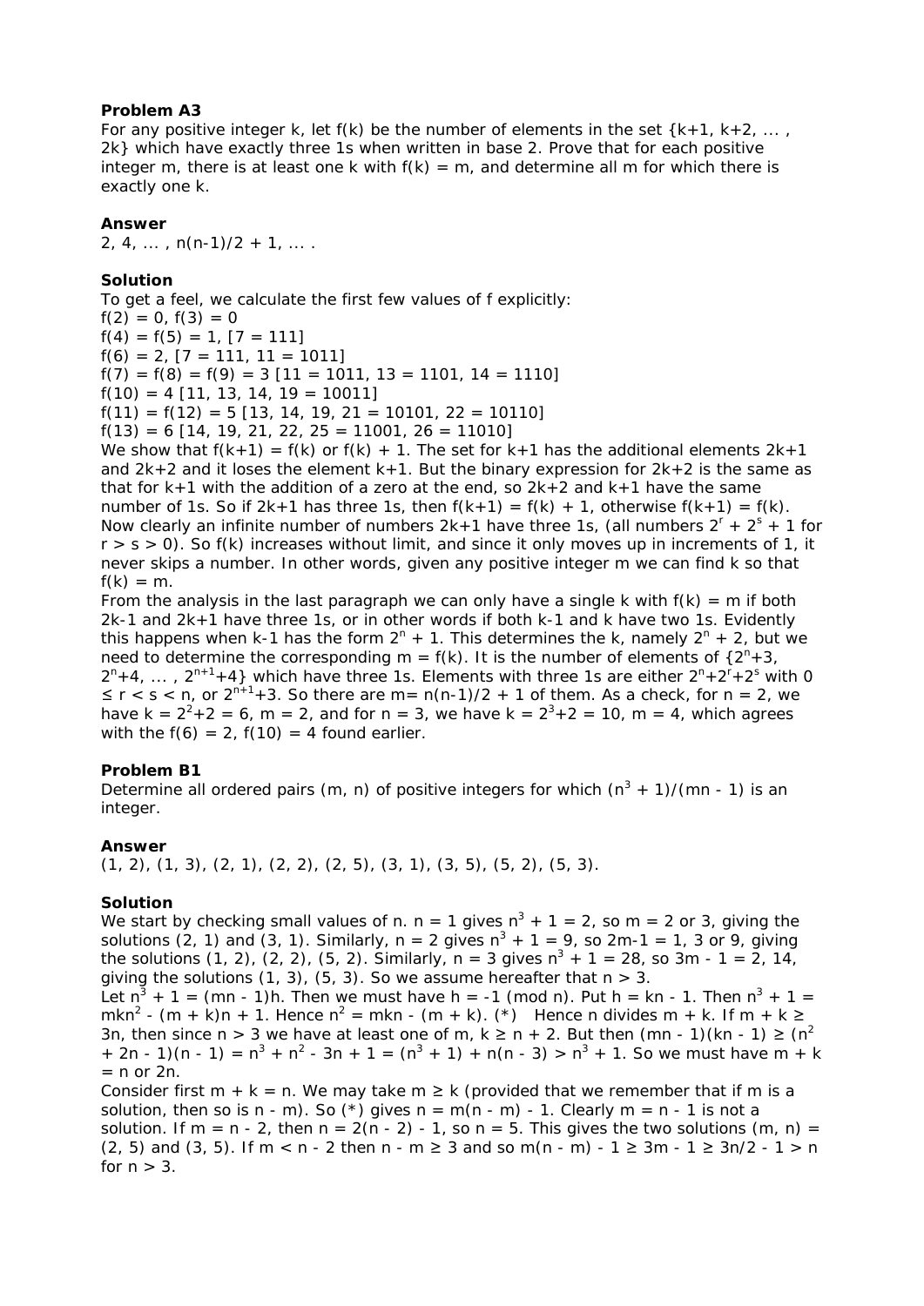**Problem A3**

For any positive integer k, let f(k) be the number of elements in the set {k+1, k+2, ... , 2k} which have exactly three 1s when written in base 2. Prove that for each positive integer m, there is at least one k with f(k) = m, and determine all m for which there is exactly one k.

**Answer**

2, 4, ... , n(n-1)/2 + 1, ... .

**Solution**

To get a feel, we calculate the first few values of f explicitly:

f(2) = 0, f(3) = 0

f(4) = f(5) = 1, [7 = 111]

f(6) = 2, [7 = 111, 11 = 1011]

f(7) = f(8) = f(9) = 3 [11 = 1011, 13 = 1101, 14 = 1110]

f(10) = 4 [11, 13, 14, 19 = 10011]

f(11) = f(12) = 5 [13, 14, 19, 21 = 10101, 22 = 10110]

f(13) = 6 [14, 19, 21, 22, 25 = 11001, 26 = 11010]

We show that f(k+1) = f(k) or f(k) + 1. The set for k+1 has the additional elements 2k+1 and 2k+2 and it loses the element k+1. But the binary expression for 2k+2 is the same as that for k+1 with the addition of a zero at the end, so 2k+2 and k+1 have the same number of 1s. So if 2k+1 has three 1s, then f(k+1) = f(k) + 1, otherwise f(k+1) = f(k). Now clearly an infinite number of numbers 2k+1 have three 1s, (all numbers $2^r + 2^s + 1$ for r > s > 0). So f(k) increases without limit, and since it only moves up in increments of 1, it never skips a number. In other words, given any positive integer m we can find k so that f(k) = m.

From the analysis in the last paragraph we can only have a single k with f(k) = m if both 2k-1 and 2k+1 have three 1s, or in other words if both k-1 and k have two 1s. Evidently this happens when k-1 has the form $2^n + 1$. This determines the k, namely $2^n + 2$, but we need to determine the corresponding m = f(k). It is the number of elements of $\{2^n+3, 2^n+4, \dots , 2^{n+1}+4\}$ which have three 1s. Elements with three 1s are either $2^n+2^r+2^s$ with $0 \le r < s < n$, or $2^{n+1}+3$. So there are m= n(n-1)/2 + 1 of them. As a check, for n = 2, we have $k = 2^2+2 = 6$, m = 2, and for n = 3, we have $k = 2^3+2 = 10$, m = 4, which agrees with the f(6) = 2, f(10) = 4 found earlier.

**Problem B1**

Determine all ordered pairs (m, n) of positive integers for which $(n^3 + 1)/(mn - 1)$ is an integer.

**Answer**

(1, 2), (1, 3), (2, 1), (2, 2), (2, 5), (3, 1), (3, 5), (5, 2), (5, 3).

**Solution**

We start by checking small values of n. n = 1 gives $n^3 + 1 = 2$, so m = 2 or 3, giving the solutions (2, 1) and (3, 1). Similarly, n = 2 gives $n^3 + 1 = 9$, so 2m-1 = 1, 3 or 9, giving the solutions (1, 2), (2, 2), (5, 2). Similarly, n = 3 gives $n^3 + 1 = 28$, so 3m - 1 = 2, 14, giving the solutions (1, 3), (5, 3). So we assume hereafter that n > 3.

Let $n^3 + 1 = (mn - 1)h$. Then we must have h = -1 (mod n). Put h = kn - 1. Then $n^3 + 1 = mkn^2 - (m + k)n + 1$. Hence $n^2 = mkn - (m + k)$. (*) Hence n divides m + k. If m + k ≥ 3n, then since n > 3 we have at least one of m, k ≥ n + 2. But then $(mn - 1)(kn - 1) \ge (n^2 + 2n - 1)(n - 1) = n^3 + n^2 - 3n + 1 = (n^3 + 1) + n(n - 3) > n^3 + 1$. So we must have m + k = n or 2n.

Consider first m + k = n. We may take m ≥ k (provided that we remember that if m is a solution, then so is n - m). So (*) gives n = m(n - m) - 1. Clearly m = n - 1 is not a solution. If m = n - 2, then n = 2(n - 2) - 1, so n = 5. This gives the two solutions (m, n) = (2, 5) and (3, 5). If m < n - 2 then n - m ≥ 3 and so m(n - m) - 1 ≥ 3m - 1 ≥ 3n/2 - 1 > n for n > 3.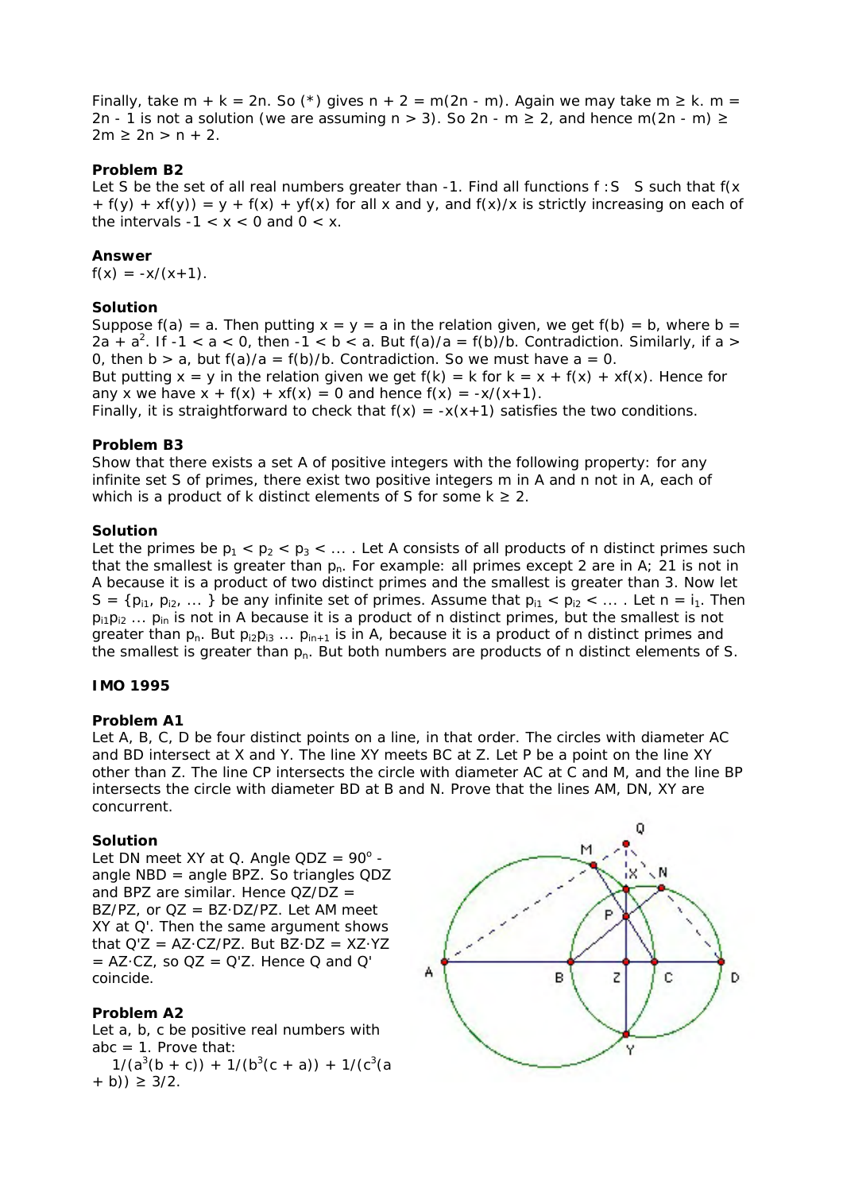Finally, take $m + k = 2n$. So (*) gives $n + 2 = m(2n - m)$. Again we may take $m \geq k$. $m = 2n - 1$ is not a solution (we are assuming $n > 3$). So $2n - m \geq 2$, and hence $m(2n - m) \geq 2m \geq 2n > n + 2$.

**Problem B2**

Let S be the set of all real numbers greater than -1. Find all functions $f : S \to S$ such that $f(x + f(y) + xf(y)) = y + f(x) + yf(x)$ for all x and y, and $f(x)/x$ is strictly increasing on each of the intervals $-1 < x < 0$ and $0 < x$.

**Answer**

$f(x) = -x/(x+1)$.

**Solution**

Suppose $f(a) = a$. Then putting $x = y = a$ in the relation given, we get $f(b) = b$, where $b = 2a + a^2$. If $-1 < a < 0$, then $-1 < b < a$. But $f(a)/a = f(b)/b$. Contradiction. Similarly, if $a > 0$, then $b > a$, but $f(a)/a = f(b)/b$. Contradiction. So we must have $a = 0$.

But putting $x = y$ in the relation given we get $f(k) = k$ for $k = x + f(x) + xf(x)$. Hence for any x we have $x + f(x) + xf(x) = 0$ and hence $f(x) = -x/(x+1)$.

Finally, it is straightforward to check that $f(x) = -x(x+1)$ satisfies the two conditions.

**Problem B3**

Show that there exists a set A of positive integers with the following property: for any infinite set S of primes, there exist two positive integers m in A and n not in A, each of which is a product of k distinct elements of S for some $k \geq 2$.

**Solution**

Let the primes be $p_1 < p_2 < p_3 < \dots$ . Let A consists of all products of n distinct primes such that the smallest is greater than $p_n$. For example: all primes except 2 are in A; 21 is not in A because it is a product of two distinct primes and the smallest is greater than 3. Now let $S = \{p_{i1}, p_{i2}, \dots \}$ be any infinite set of primes. Assume that $p_{i1} < p_{i2} < \dots$ . Let $n = i_1$. Then $p_{i1}p_{i2} \dots p_{in}$ is not in A because it is a product of n distinct primes, but the smallest is not greater than $p_n$. But $p_{i2}p_{i3} \dots p_{in+1}$ is in A, because it is a product of n distinct primes and the smallest is greater than $p_n$. But both numbers are products of n distinct elements of S.

**IMO 1995**

**Problem A1**

Let A, B, C, D be four distinct points on a line, in that order. The circles with diameter AC and BD intersect at X and Y. The line XY meets BC at Z. Let P be a point on the line XY other than Z. The line CP intersects the circle with diameter AC at C and M, and the line BP intersects the circle with diameter BD at B and N. Prove that the lines AM, DN, XY are concurrent.

**Solution**

Let DN meet XY at Q. Angle QDZ = $90^\circ$ - angle NBD = angle BPZ. So triangles QDZ and BPZ are similar. Hence $QZ/DZ = BZ/PZ$, or $QZ = BZ \cdot DZ/PZ$. Let AM meet XY at Q'. Then the same argument shows that $Q'Z = AZ \cdot CZ/PZ$. But $BZ \cdot DZ = XZ \cdot YZ = AZ \cdot CZ$, so $QZ = Q'Z$. Hence Q and Q' coincide.

**Problem A2**

Let a, b, c be positive real numbers with $abc = 1$. Prove that:

$$1/(a^3(b + c)) + 1/(b^3(c + a)) + 1/(c^3(a + b)) \geq 3/2.$$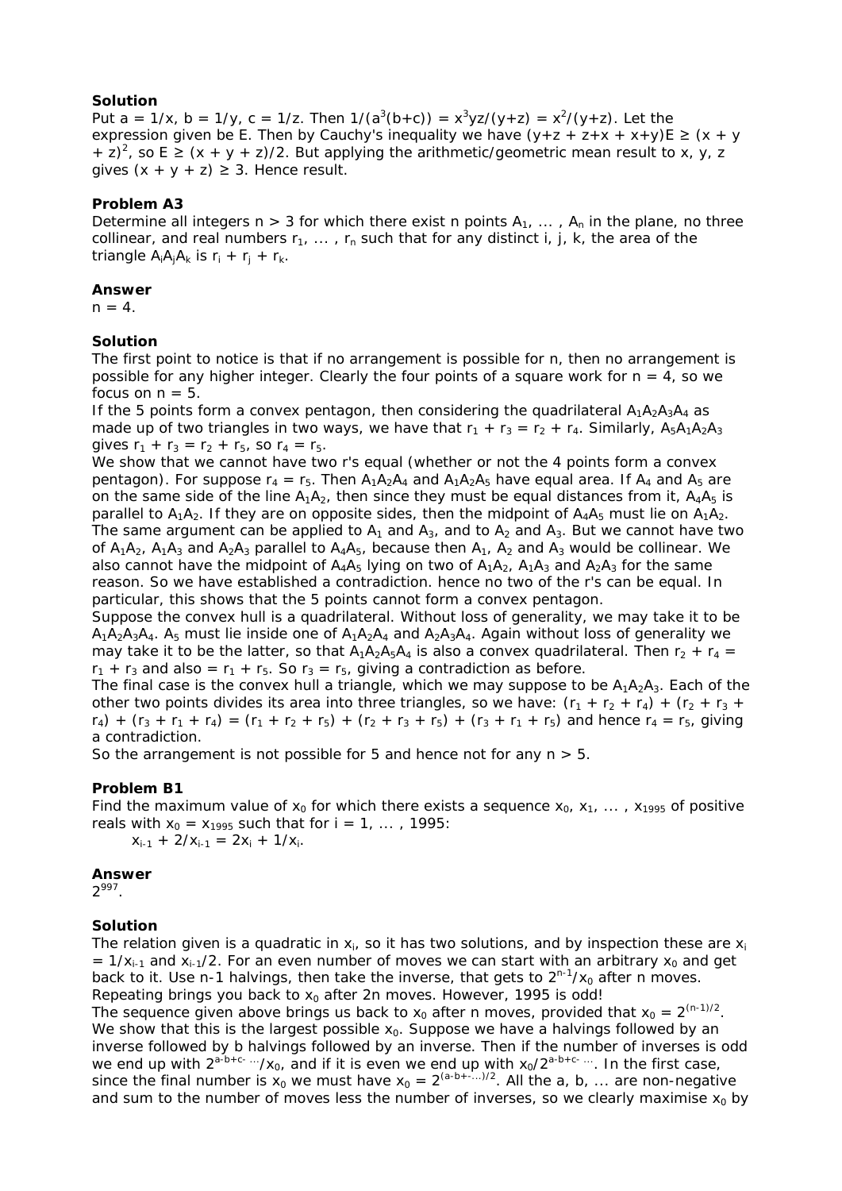**Solution**

Put $a = 1/x$, $b = 1/y$, $c = 1/z$. Then $1/(a^3(b+c)) = x^3yz/(y+z) = x^2/(y+z)$. Let the expression given be E. Then by Cauchy's inequality we have $(y+z + z+x + x+y)E \geq (x + y + z)^2$, so $E \geq (x + y + z)/2$. But applying the arithmetic/geometric mean result to x, y, z gives $(x + y + z) \geq 3$. Hence result.

**Problem A3**

Determine all integers $n > 3$ for which there exist n points $A_1, \dots , A_n$ in the plane, no three collinear, and real numbers $r_1, \dots , r_n$ such that for any distinct i, j, k, the area of the triangle $A_iA_jA_k$ is $r_i + r_j + r_k$.

**Answer**

$n = 4$.

**Solution**

The first point to notice is that if no arrangement is possible for n, then no arrangement is possible for any higher integer. Clearly the four points of a square work for $n = 4$, so we focus on $n = 5$.

If the 5 points form a convex pentagon, then considering the quadrilateral $A_1A_2A_3A_4$ as made up of two triangles in two ways, we have that $r_1 + r_3 = r_2 + r_4$. Similarly, $A_5A_1A_2A_3$ gives $r_1 + r_3 = r_2 + r_5$, so $r_4 = r_5$.

We show that we cannot have two r's equal (whether or not the 4 points form a convex pentagon). For suppose $r_4 = r_5$. Then $A_1A_2A_4$ and $A_1A_2A_5$ have equal area. If $A_4$ and $A_5$ are on the same side of the line $A_1A_2$, then since they must be equal distances from it, $A_4A_5$ is parallel to $A_1A_2$. If they are on opposite sides, then the midpoint of $A_4A_5$ must lie on $A_1A_2$. The same argument can be applied to $A_1$ and $A_3$, and to $A_2$ and $A_3$. But we cannot have two of $A_1A_2$, $A_1A_3$ and $A_2A_3$ parallel to $A_4A_5$, because then $A_1$, $A_2$ and $A_3$ would be collinear. We also cannot have the midpoint of $A_4A_5$ lying on two of $A_1A_2$, $A_1A_3$ and $A_2A_3$ for the same reason. So we have established a contradiction. hence no two of the r's can be equal. In particular, this shows that the 5 points cannot form a convex pentagon.

Suppose the convex hull is a quadrilateral. Without loss of generality, we may take it to be $A_1A_2A_3A_4$. $A_5$ must lie inside one of $A_1A_2A_4$ and $A_2A_3A_4$. Again without loss of generality we may take it to be the latter, so that $A_1A_2A_5A_4$ is also a convex quadrilateral. Then $r_2 + r_4 = r_1 + r_3$ and also $= r_1 + r_5$. So $r_3 = r_5$, giving a contradiction as before.

The final case is the convex hull a triangle, which we may suppose to be $A_1A_2A_3$. Each of the other two points divides its area into three triangles, so we have: $(r_1 + r_2 + r_4) + (r_2 + r_3 + r_4) + (r_3 + r_1 + r_4) = (r_1 + r_2 + r_5) + (r_2 + r_3 + r_5) + (r_3 + r_1 + r_5)$ and hence $r_4 = r_5$, giving a contradiction.

So the arrangement is not possible for 5 and hence not for any $n > 5$.

**Problem B1**

Find the maximum value of $x_0$ for which there exists a sequence $x_0, x_1, \dots , x_{1995}$ of positive reals with $x_0 = x_{1995}$ such that for $i = 1, \dots , 1995$:

$x_{i-1} + 2/x_{i-1} = 2x_i + 1/x_i$.

**Answer**

$2^{997}$.

**Solution**

The relation given is a quadratic in $x_i$, so it has two solutions, and by inspection these are $x_i = 1/x_{i-1}$ and $x_{i-1}/2$. For an even number of moves we can start with an arbitrary $x_0$ and get back to it. Use n-1 halvings, then take the inverse, that gets to $2^{n-1}/x_0$ after n moves. Repeating brings you back to $x_0$ after 2n moves. However, 1995 is odd!

The sequence given above brings us back to $x_0$ after n moves, provided that $x_0 = 2^{(n-1)/2}$. We show that this is the largest possible $x_0$. Suppose we have a halvings followed by an inverse followed by b halvings followed by an inverse. Then if the number of inverses is odd we end up with $2^{a-b+c- \dots}/x_0$, and if it is even we end up with $x_0/2^{a-b+c- \dots}$. In the first case, since the final number is $x_0$ we must have $x_0 = 2^{(a-b+-\dots)/2}$. All the a, b, ... are non-negative and sum to the number of moves less the number of inverses, so we clearly maximise $x_0$ by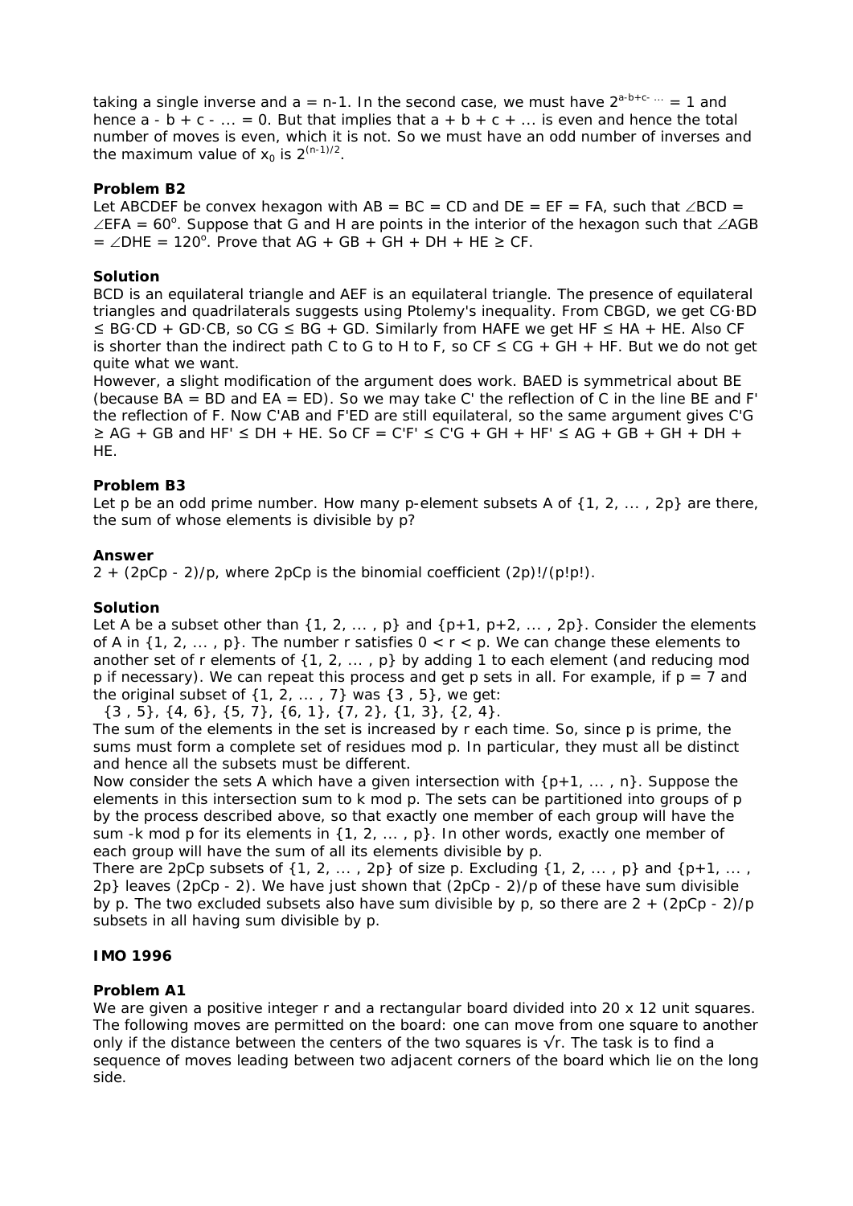taking a single inverse and $a = n-1$. In the second case, we must have $2^{a-b+c- \dots} = 1$ and hence $a - b + c - \dots = 0$. But that implies that $a + b + c + \dots$ is even and hence the total number of moves is even, which it is not. So we must have an odd number of inverses and the maximum value of $x_0$ is $2^{(n-1)/2}$.

### Problem B2

Let ABCDEF be convex hexagon with AB = BC = CD and DE = EF = FA, such that $\angle BCD = \angle EFA = 60^o$. Suppose that G and H are points in the interior of the hexagon such that $\angle AGB = \angle DHE = 120^o$. Prove that AG + GB + GH + DH + HE ≥ CF.

### Solution

BCD is an equilateral triangle and AEF is an equilateral triangle. The presence of equilateral triangles and quadrilaterals suggests using Ptolemy's inequality. From CBGD, we get CG·BD ≤ BG·CD + GD·CB, so CG ≤ BG + GD. Similarly from HAFE we get HF ≤ HA + HE. Also CF is shorter than the indirect path C to G to H to F, so CF ≤ CG + GH + HF. But we do not get quite what we want.

However, a slight modification of the argument does work. BAED is symmetrical about BE (because BA = BD and EA = ED). So we may take C' the reflection of C in the line BE and F' the reflection of F. Now C'AB and F'ED are still equilateral, so the same argument gives C'G ≥ AG + GB and HF' ≤ DH + HE. So CF = C'F' ≤ C'G + GH + HF' ≤ AG + GB + GH + DH + HE.

### Problem B3

Let p be an odd prime number. How many p-element subsets A of {1, 2, ... , 2p} are there, the sum of whose elements is divisible by p?

### Answer

2 + (2pCp - 2)/p, where 2pCp is the binomial coefficient (2p)!/(p!p!).

### Solution

Let A be a subset other than {1, 2, ... , p} and {p+1, p+2, ... , 2p}. Consider the elements of A in {1, 2, ... , p}. The number r satisfies 0 < r < p. We can change these elements to another set of r elements of {1, 2, ... , p} by adding 1 to each element (and reducing mod p if necessary). We can repeat this process and get p sets in all. For example, if p = 7 and the original subset of {1, 2, ... , 7} was {3 , 5}, we get:

{3 , 5}, {4, 6}, {5, 7}, {6, 1}, {7, 2}, {1, 3}, {2, 4}.

The sum of the elements in the set is increased by r each time. So, since p is prime, the sums must form a complete set of residues mod p. In particular, they must all be distinct and hence all the subsets must be different.

Now consider the sets A which have a given intersection with {p+1, ... , n}. Suppose the elements in this intersection sum to k mod p. The sets can be partitioned into groups of p by the process described above, so that exactly one member of each group will have the sum -k mod p for its elements in {1, 2, ... , p}. In other words, exactly one member of each group will have the sum of all its elements divisible by p.

There are 2pCp subsets of {1, 2, ... , 2p} of size p. Excluding {1, 2, ... , p} and {p+1, ... , 2p} leaves (2pCp - 2). We have just shown that (2pCp - 2)/p of these have sum divisible by p. The two excluded subsets also have sum divisible by p, so there are 2 + (2pCp - 2)/p subsets in all having sum divisible by p.

## IMO 1996

### Problem A1

We are given a positive integer r and a rectangular board divided into 20 x 12 unit squares. The following moves are permitted on the board: one can move from one square to another only if the distance between the centers of the two squares is √r. The task is to find a sequence of moves leading between two adjacent corners of the board which lie on the long side.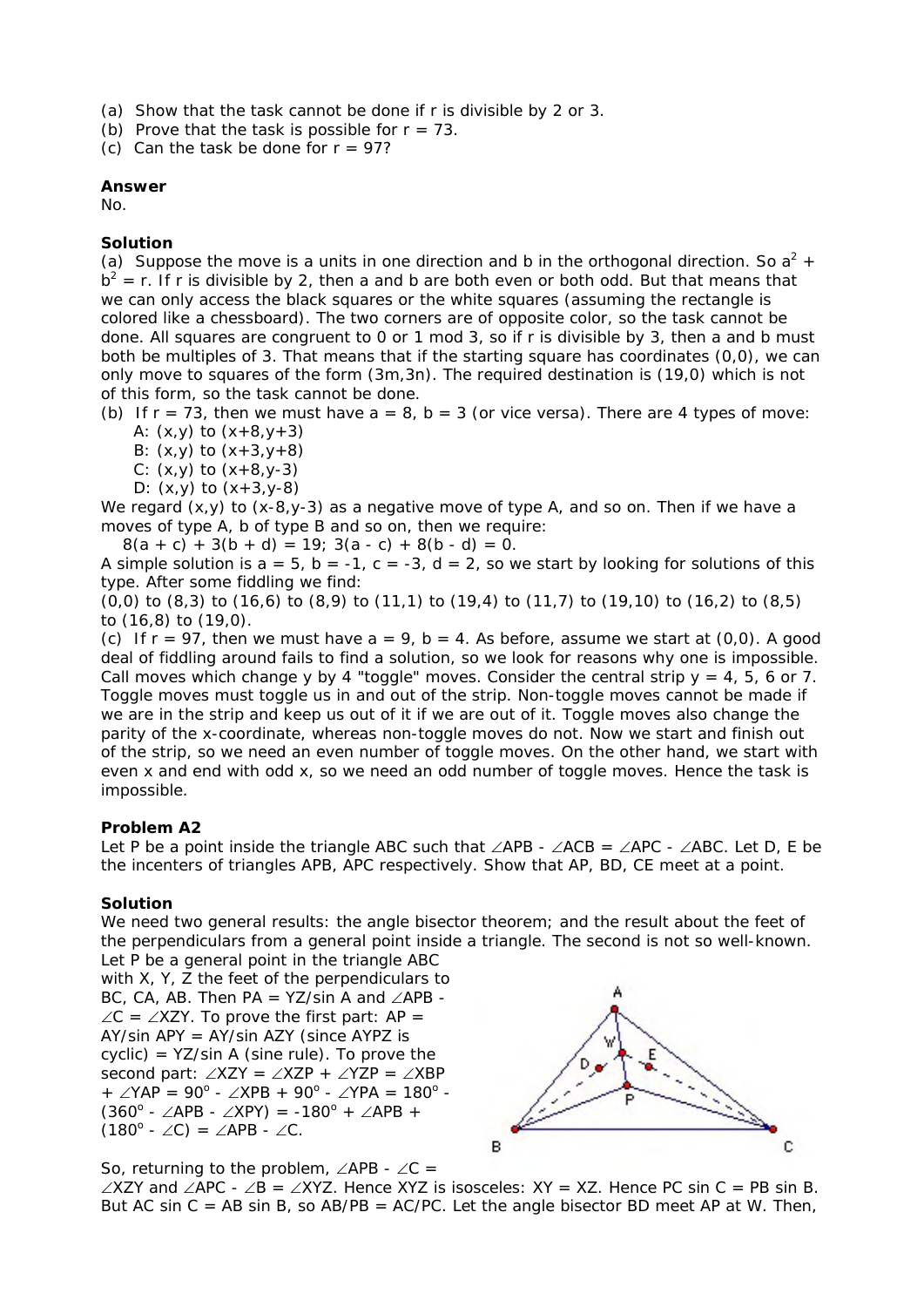(a) Show that the task cannot be done if r is divisible by 2 or 3.
(b) Prove that the task is possible for r = 73.
(c) Can the task be done for r = 97?

**Answer**

No.

**Solution**

(a) Suppose the move is a units in one direction and b in the orthogonal direction. So $a^2 + b^2 = r$. If r is divisible by 2, then a and b are both even or both odd. But that means that we can only access the black squares or the white squares (assuming the rectangle is colored like a chessboard). The two corners are of opposite color, so the task cannot be done. All squares are congruent to 0 or 1 mod 3, so if r is divisible by 3, then a and b must both be multiples of 3. That means that if the starting square has coordinates (0,0), we can only move to squares of the form (3m,3n). The required destination is (19,0) which is not of this form, so the task cannot be done.

(b) If r = 73, then we must have a = 8, b = 3 (or vice versa). There are 4 types of move:

A: (x,y) to (x+8,y+3)
B: (x,y) to (x+3,y+8)
C: (x,y) to (x+8,y-3)
D: (x,y) to (x+3,y-8)

We regard (x,y) to (x-8,y-3) as a negative move of type A, and so on. Then if we have a moves of type A, b of type B and so on, then we require:

$8(a + c) + 3(b + d) = 19$; $3(a - c) + 8(b - d) = 0$.

A simple solution is a = 5, b = -1, c = -3, d = 2, so we start by looking for solutions of this type. After some fiddling we find:

(0,0) to (8,3) to (16,6) to (8,9) to (11,1) to (19,4) to (11,7) to (19,10) to (16,2) to (8,5) to (16,8) to (19,0).

(c) If r = 97, then we must have a = 9, b = 4. As before, assume we start at (0,0). A good deal of fiddling around fails to find a solution, so we look for reasons why one is impossible. Call moves which change y by 4 "toggle" moves. Consider the central strip y = 4, 5, 6 or 7. Toggle moves must toggle us in and out of the strip. Non-toggle moves cannot be made if we are in the strip and keep us out of it if we are out of it. Toggle moves also change the parity of the x-coordinate, whereas non-toggle moves do not. Now we start and finish out of the strip, so we need an even number of toggle moves. On the other hand, we start with even x and end with odd x, so we need an odd number of toggle moves. Hence the task is impossible.

**Problem A2**

Let P be a point inside the triangle ABC such that ∠APB - ∠ACB = ∠APC - ∠ABC. Let D, E be the incenters of triangles APB, APC respectively. Show that AP, BD, CE meet at a point.

**Solution**

We need two general results: the angle bisector theorem; and the result about the feet of the perpendiculars from a general point inside a triangle. The second is not so well-known.

Let P be a general point in the triangle ABC with X, Y, Z the feet of the perpendiculars to BC, CA, AB. Then PA = YZ/sin A and ∠APB - ∠C = ∠XZY. To prove the first part: AP = AY/sin APY = AY/sin AZY (since AYPZ is cyclic) = YZ/sin A (sine rule). To prove the second part: ∠XZY = ∠XZP + ∠YZP = ∠XBP + ∠YAP = $90^\circ$ - ∠XPB + $90^\circ$ - ∠YPA = $180^\circ$ - ($360^\circ$ - ∠APB - ∠XPY) = $-180^\circ$ + ∠APB + ($180^\circ$ - ∠C) = ∠APB - ∠C.

So, returning to the problem, ∠APB - ∠C = ∠XZY and ∠APC - ∠B = ∠XYZ. Hence XYZ is isosceles: XY = XZ. Hence PC sin C = PB sin B. But AC sin C = AB sin B, so AB/PB = AC/PC. Let the angle bisector BD meet AP at W. Then,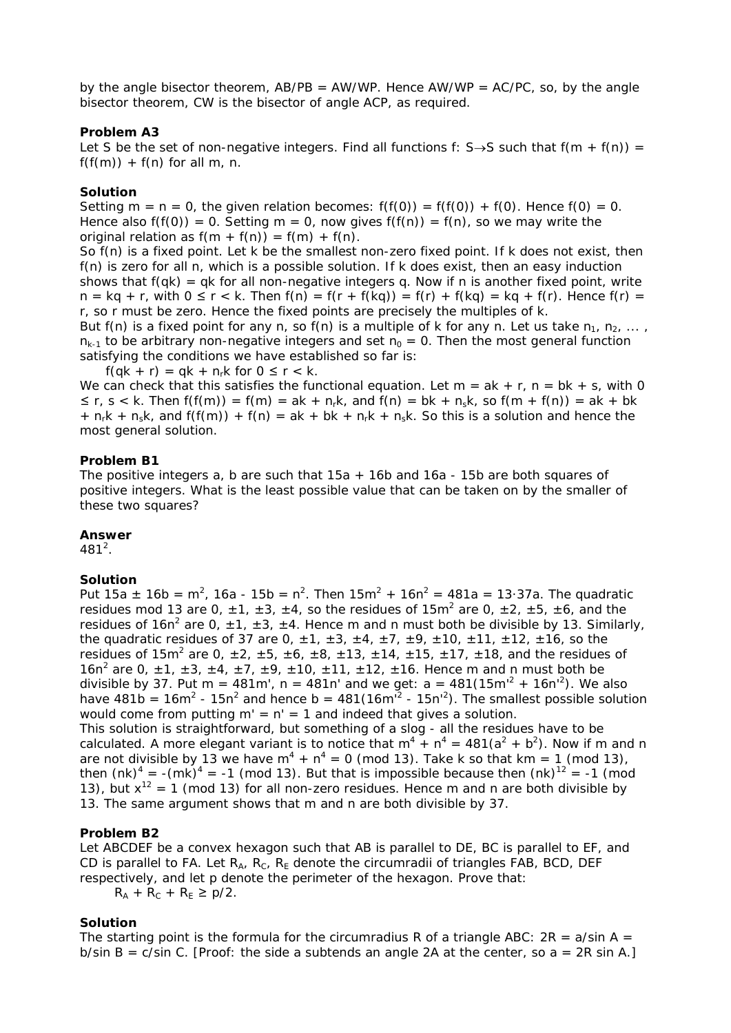by the angle bisector theorem, AB/PB = AW/WP. Hence AW/WP = AC/PC, so, by the angle bisector theorem, CW is the bisector of angle ACP, as required.

### Problem A3

Let S be the set of non-negative integers. Find all functions f: S→S such that $f(m + f(n)) = f(f(m)) + f(n)$ for all m, n.

### Solution

Setting m = n = 0, the given relation becomes: $f(f(0)) = f(f(0)) + f(0)$. Hence $f(0) = 0$. Hence also $f(f(0)) = 0$. Setting m = 0, now gives $f(f(n)) = f(n)$, so we may write the original relation as $f(m + f(n)) = f(m) + f(n)$.

So f(n) is a fixed point. Let k be the smallest non-zero fixed point. If k does not exist, then f(n) is zero for all n, which is a possible solution. If k does exist, then an easy induction shows that $f(qk) = qk$ for all non-negative integers q. Now if n is another fixed point, write $n = kq + r$, with $0 \le r < k$. Then $f(n) = f(r + f(kq)) = f(r) + f(kq) = kq + f(r)$. Hence $f(r) = r$, so r must be zero. Hence the fixed points are precisely the multiples of k.

But f(n) is a fixed point for any n, so f(n) is a multiple of k for any n. Let us take $n_1, n_2, \dots, n_{k-1}$ to be arbitrary non-negative integers and set $n_0 = 0$. Then the most general function satisfying the conditions we have established so far is:

$f(qk + r) = qk + n_r k$ for $0 \le r < k$.

We can check that this satisfies the functional equation. Let $m = ak + r$, $n = bk + s$, with $0 \le r, s < k$. Then $f(f(m)) = f(m) = ak + n_r k$, and $f(n) = bk + n_s k$, so $f(m + f(n)) = ak + bk + n_r k + n_s k$, and $f(f(m)) + f(n) = ak + bk + n_r k + n_s k$. So this is a solution and hence the most general solution.

### Problem B1

The positive integers a, b are such that $15a + 16b$ and $16a - 15b$ are both squares of positive integers. What is the least possible value that can be taken on by the smaller of these two squares?

### Answer

$481^2$.

### Solution

Put $15a \pm 16b = m^2$, $16a - 15b = n^2$. Then $15m^2 + 16n^2 = 481a = 13 \cdot 37a$. The quadratic residues mod 13 are 0, ±1, ±3, ±4, so the residues of $15m^2$ are 0, ±2, ±5, ±6, and the residues of $16n^2$ are 0, ±1, ±3, ±4. Hence m and n must both be divisible by 13. Similarly, the quadratic residues of 37 are 0, ±1, ±3, ±4, ±7, ±9, ±10, ±11, ±12, ±16, so the residues of $15m^2$ are 0, ±2, ±5, ±6, ±8, ±13, ±14, ±15, ±17, ±18, and the residues of $16n^2$ are 0, ±1, ±3, ±4, ±7, ±9, ±10, ±11, ±12, ±16. Hence m and n must both be divisible by 37. Put $m = 481m'$, $n = 481n'$ and we get: $a = 481(15m'^2 + 16n'^2)$. We also have $481b = 16m^2 - 15n^2$ and hence $b = 481(16m'^2 - 15n'^2)$. The smallest possible solution would come from putting $m' = n' = 1$ and indeed that gives a solution.

This solution is straightforward, but something of a slog - all the residues have to be calculated. A more elegant variant is to notice that $m^4 + n^4 = 481(a^2 + b^2)$. Now if m and n are not divisible by 13 we have $m^4 + n^4 = 0 \pmod{13}$. Take k so that $km = 1 \pmod{13}$, then $(nk)^4 = -(mk)^4 = -1 \pmod{13}$. But that is impossible because then $(nk)^{12} = -1 \pmod{13}$, but $x^{12} = 1 \pmod{13}$ for all non-zero residues. Hence m and n are both divisible by 13. The same argument shows that m and n are both divisible by 37.

### Problem B2

Let ABCDEF be a convex hexagon such that AB is parallel to DE, BC is parallel to EF, and CD is parallel to FA. Let $R_A$, $R_C$, $R_E$ denote the circumradii of triangles FAB, BCD, DEF respectively, and let p denote the perimeter of the hexagon. Prove that:

$R_A + R_C + R_E \ge p/2$.

### Solution

The starting point is the formula for the circumradius R of a triangle ABC: $2R = a/\sin A = b/\sin B = c/\sin C$. [Proof: the side a subtends an angle 2A at the center, so $a = 2R \sin A$.]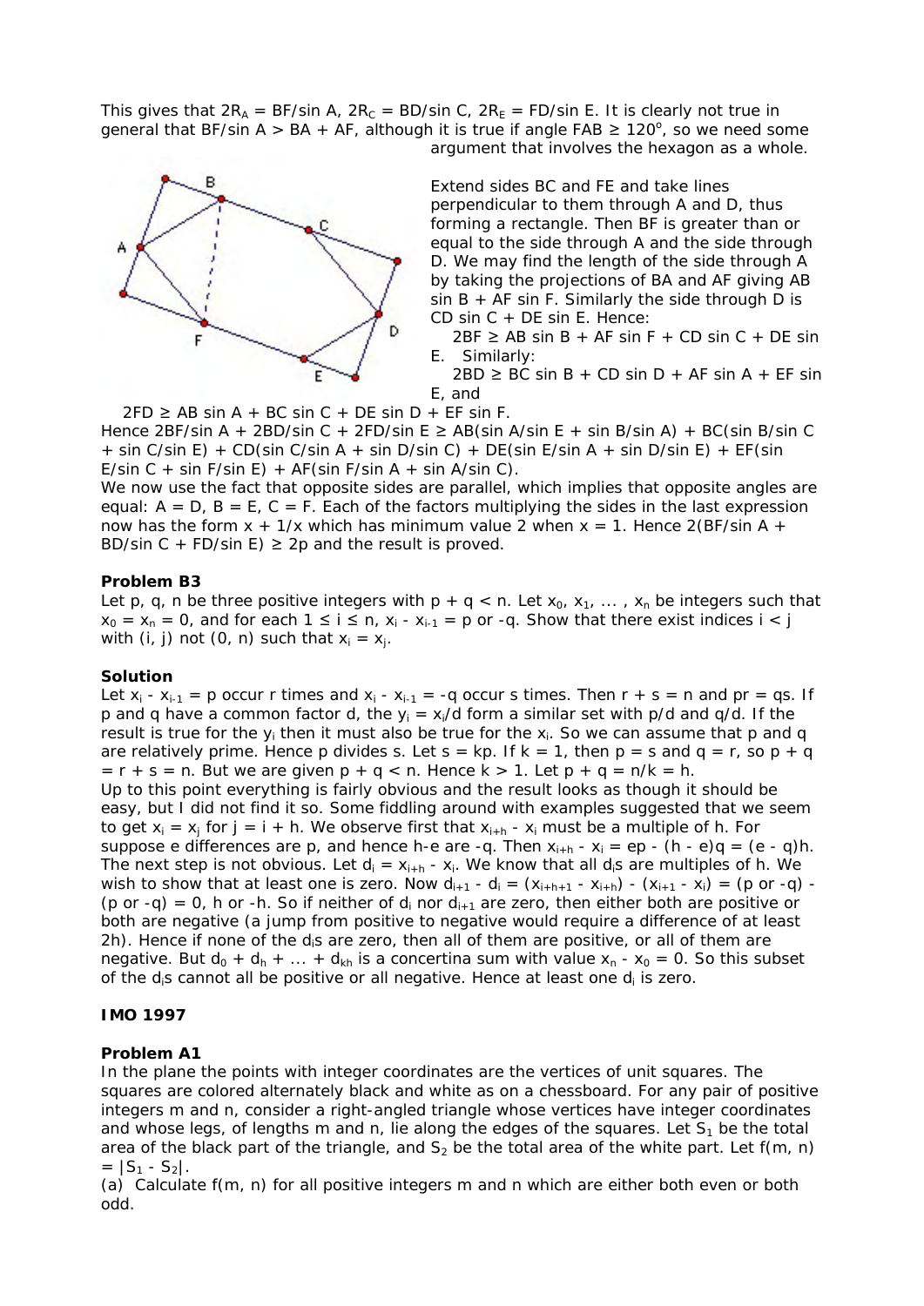This gives that $2R_A = BF/\sin A$, $2R_C = BD/\sin C$, $2R_E = FD/\sin E$. It is clearly not true in general that $BF/\sin A > BA + AF$, although it is true if angle $FAB \geq 120^o$, so we need some argument that involves the hexagon as a whole.

Extend sides BC and FE and take lines perpendicular to them through A and D, thus forming a rectangle. Then BF is greater than or equal to the side through A and the side through D. We may find the length of the side through A by taking the projections of BA and AF giving $AB \sin B + AF \sin F$. Similarly the side through D is $CD \sin C + DE \sin E$. Hence:

$2BF \geq AB \sin B + AF \sin F + CD \sin C + DE \sin E$. Similarly:

$2BD \geq BC \sin B + CD \sin D + AF \sin A + EF \sin E$, and

$2FD \geq AB \sin A + BC \sin C + DE \sin D + EF \sin F$.

Hence $2BF/\sin A + 2BD/\sin C + 2FD/\sin E \geq AB(\sin A/\sin E + \sin B/\sin A) + BC(\sin B/\sin C + \sin C/\sin E) + CD(\sin C/\sin A + \sin D/\sin C) + DE(\sin E/\sin A + \sin D/\sin E) + EF(\sin E/\sin C + \sin F/\sin E) + AF(\sin F/\sin A + \sin A/\sin C)$.

We now use the fact that opposite sides are parallel, which implies that opposite angles are equal: $A = D$, $B = E$, $C = F$. Each of the factors multiplying the sides in the last expression now has the form $x + 1/x$ which has minimum value 2 when $x = 1$. Hence $2(BF/\sin A + BD/\sin C + FD/\sin E) \geq 2p$ and the result is proved.

**Problem B3**

Let p, q, n be three positive integers with $p + q < n$. Let $x_0, x_1, \dots, x_n$ be integers such that $x_0 = x_n = 0$, and for each $1 \leq i \leq n$, $x_i - x_{i-1} = p$ or $-q$. Show that there exist indices $i < j$ with $(i, j)$ not $(0, n)$ such that $x_i = x_j$.

**Solution**

Let $x_i - x_{i-1} = p$ occur r times and $x_i - x_{i-1} = -q$ occur s times. Then $r + s = n$ and $pr = qs$. If p and q have a common factor d, the $y_i = x_i/d$ form a similar set with $p/d$ and $q/d$. If the result is true for the $y_i$ then it must also be true for the $x_i$. So we can assume that p and q are relatively prime. Hence p divides s. Let $s = kp$. If $k = 1$, then $p = s$ and $q = r$, so $p + q = r + s = n$. But we are given $p + q < n$. Hence $k > 1$. Let $p + q = n/k = h$.

Up to this point everything is fairly obvious and the result looks as though it should be easy, but I did not find it so. Some fiddling around with examples suggested that we seem to get $x_i = x_j$ for $j = i + h$. We observe first that $x_{i+h} - x_i$ must be a multiple of h. For suppose e differences are p, and hence h-e are -q. Then $x_{i+h} - x_i = ep - (h - e)q = (e - q)h$. The next step is not obvious. Let $d_i = x_{i+h} - x_i$. We know that all $d_i$s are multiples of h. We wish to show that at least one is zero. Now $d_{i+1} - d_i = (x_{i+h+1} - x_{i+h}) - (x_{i+1} - x_i) = (p \text{ or } -q) - (p \text{ or } -q) = 0$, h or -h. So if neither of $d_i$ nor $d_{i+1}$ are zero, then either both are positive or both are negative (a jump from positive to negative would require a difference of at least 2h). Hence if none of the $d_i$s are zero, then all of them are positive, or all of them are negative. But $d_0 + d_h + \dots + d_{kh}$ is a concertina sum with value $x_n - x_0 = 0$. So this subset of the $d_i$s cannot all be positive or all negative. Hence at least one $d_i$ is zero.

## IMO 1997

**Problem A1**

In the plane the points with integer coordinates are the vertices of unit squares. The squares are colored alternately black and white as on a chessboard. For any pair of positive integers m and n, consider a right-angled triangle whose vertices have integer coordinates and whose legs, of lengths m and n, lie along the edges of the squares. Let $S_1$ be the total area of the black part of the triangle, and $S_2$ be the total area of the white part. Let $f(m, n) = |S_1 - S_2|$.

(a) Calculate f(m, n) for all positive integers m and n which are either both even or both odd.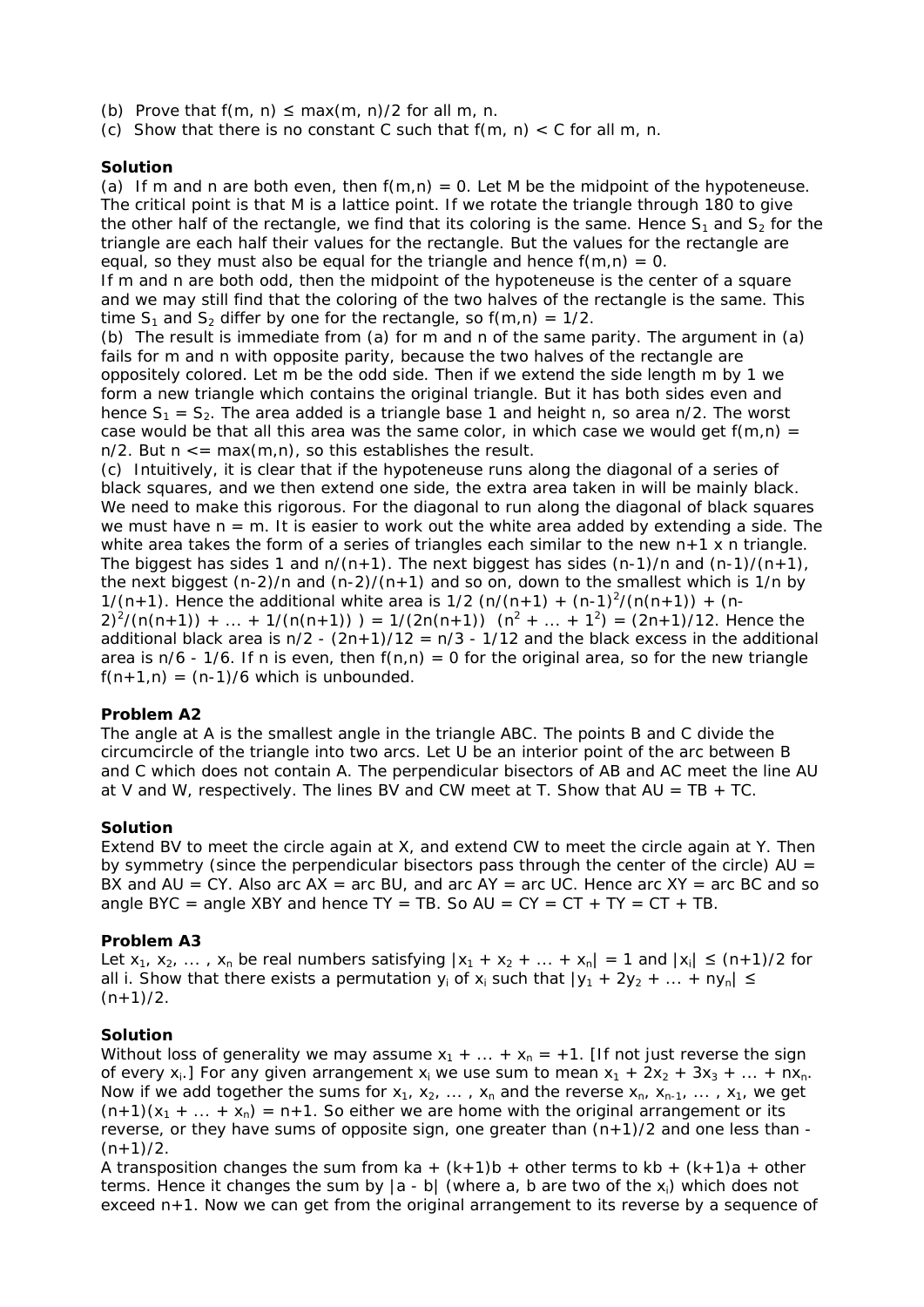(b) Prove that $f(m, n) \le \max(m, n)/2$ for all m, n.

(c) Show that there is no constant C such that $f(m, n) < C$ for all m, n.

**Solution**

(a) If m and n are both even, then $f(m,n) = 0$. Let M be the midpoint of the hypoteneuse. The critical point is that M is a lattice point. If we rotate the triangle through 180 to give the other half of the rectangle, we find that its coloring is the same. Hence $S_1$ and $S_2$ for the triangle are each half their values for the rectangle. But the values for the rectangle are equal, so they must also be equal for the triangle and hence $f(m,n) = 0$.

If m and n are both odd, then the midpoint of the hypoteneuse is the center of a square and we may still find that the coloring of the two halves of the rectangle is the same. This time $S_1$ and $S_2$ differ by one for the rectangle, so $f(m,n) = 1/2$.

(b) The result is immediate from (a) for m and n of the same parity. The argument in (a) fails for m and n with opposite parity, because the two halves of the rectangle are oppositely colored. Let m be the odd side. Then if we extend the side length m by 1 we form a new triangle which contains the original triangle. But it has both sides even and hence $S_1 = S_2$. The area added is a triangle base 1 and height n, so area n/2. The worst case would be that all this area was the same color, in which case we would get $f(m,n) = n/2$. But $n \le \max(m,n)$, so this establishes the result.

(c) Intuitively, it is clear that if the hypoteneuse runs along the diagonal of a series of black squares, and we then extend one side, the extra area taken in will be mainly black. We need to make this rigorous. For the diagonal to run along the diagonal of black squares we must have $n = m$. It is easier to work out the white area added by extending a side. The white area takes the form of a series of triangles each similar to the new $n+1 \times n$ triangle. The biggest has sides 1 and $n/(n+1)$. The next biggest has sides $(n-1)/n$ and $(n-1)/(n+1)$, the next biggest $(n-2)/n$ and $(n-2)/(n+1)$ and so on, down to the smallest which is $1/n$ by $1/(n+1)$. Hence the additional white area is $1/2\ (n/(n+1) + (n-1)^2/(n(n+1)) + (n-2)^2/(n(n+1)) + \dots + 1/(n(n+1))\ ) = 1/(2n(n+1))\ (n^2 + \dots + 1^2) = (2n+1)/12$. Hence the additional black area is $n/2 - (2n+1)/12 = n/3 - 1/12$ and the black excess in the additional area is $n/6 - 1/6$. If n is even, then $f(n,n) = 0$ for the original area, so for the new triangle $f(n+1,n) = (n-1)/6$ which is unbounded.

**Problem A2**

The angle at A is the smallest angle in the triangle ABC. The points B and C divide the circumcircle of the triangle into two arcs. Let U be an interior point of the arc between B and C which does not contain A. The perpendicular bisectors of AB and AC meet the line AU at V and W, respectively. The lines BV and CW meet at T. Show that AU = TB + TC.

**Solution**

Extend BV to meet the circle again at X, and extend CW to meet the circle again at Y. Then by symmetry (since the perpendicular bisectors pass through the center of the circle) AU = BX and AU = CY. Also arc AX = arc BU, and arc AY = arc UC. Hence arc XY = arc BC and so angle BYC = angle XBY and hence TY = TB. So AU = CY = CT + TY = CT + TB.

**Problem A3**

Let $x_1, x_2, \dots, x_n$ be real numbers satisfying $|x_1 + x_2 + \dots + x_n| = 1$ and $|x_i| \le (n+1)/2$ for all i. Show that there exists a permutation $y_i$ of $x_i$ such that $|y_1 + 2y_2 + \dots + ny_n| \le (n+1)/2$.

**Solution**

Without loss of generality we may assume $x_1 + \dots + x_n = +1$. [If not just reverse the sign of every $x_i$.] For any given arrangement $x_i$ we use sum to mean $x_1 + 2x_2 + 3x_3 + \dots + nx_n$. Now if we add together the sums for $x_1, x_2, \dots, x_n$ and the reverse $x_n, x_{n-1}, \dots, x_1$, we get $(n+1)(x_1 + \dots + x_n) = n+1$. So either we are home with the original arrangement or its reverse, or they have sums of opposite sign, one greater than $(n+1)/2$ and one less than $-(n+1)/2$.

A transposition changes the sum from $ka + (k+1)b$ + other terms to $kb + (k+1)a$ + other terms. Hence it changes the sum by $|a - b|$ (where a, b are two of the $x_i$) which does not exceed $n+1$. Now we can get from the original arrangement to its reverse by a sequence of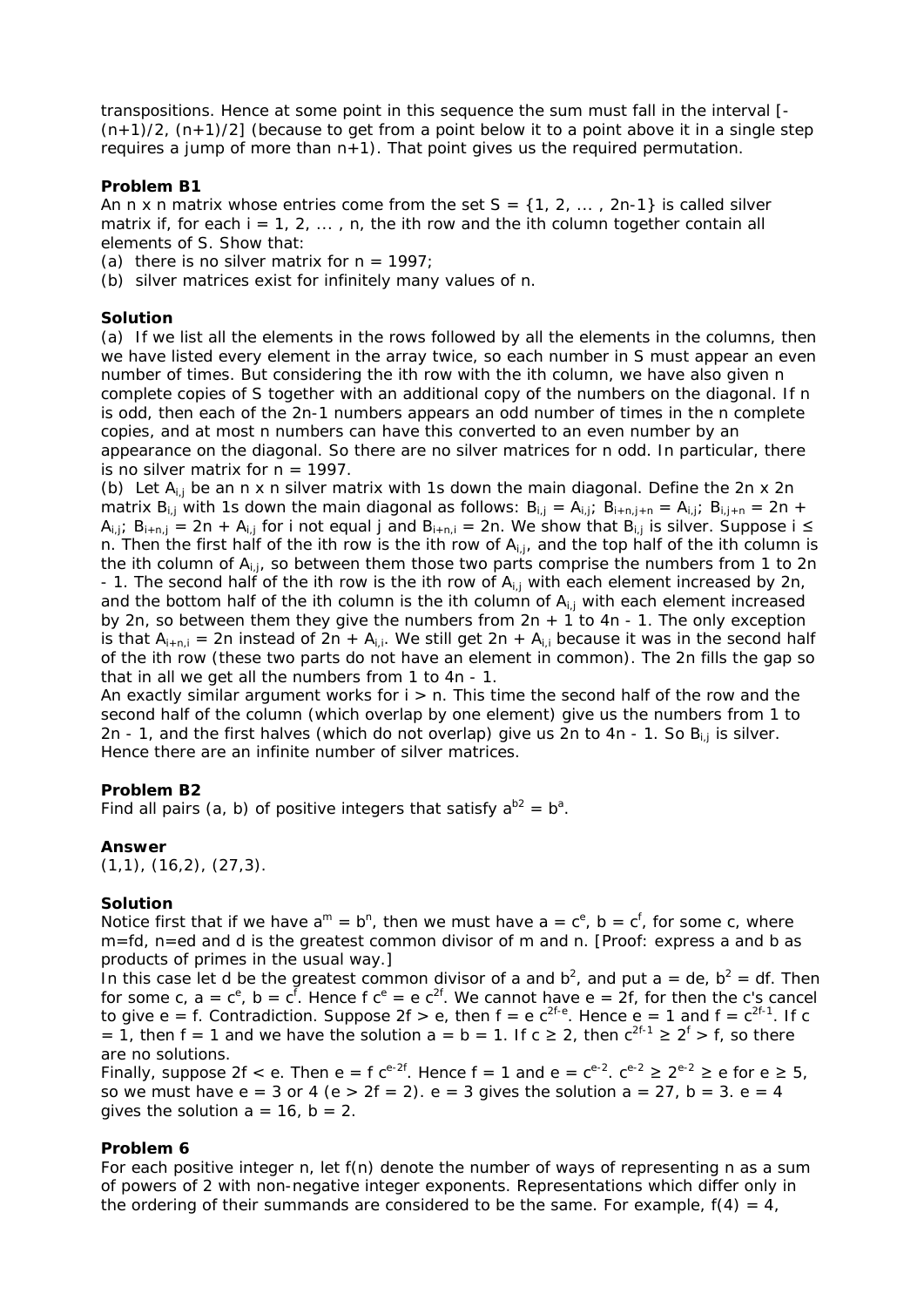transpositions. Hence at some point in this sequence the sum must fall in the interval $[-(n+1)/2, (n+1)/2]$ (because to get from a point below it to a point above it in a single step requires a jump of more than $n+1$). That point gives us the required permutation.

**Problem B1**

An $n \times n$ matrix whose entries come from the set $S = \{1, 2, \dots, 2n-1\}$ is called silver matrix if, for each $i = 1, 2, \dots, n$, the ith row and the ith column together contain all elements of S. Show that:

(a) there is no silver matrix for $n = 1997$;

(b) silver matrices exist for infinitely many values of n.

**Solution**

(a) If we list all the elements in the rows followed by all the elements in the columns, then we have listed every element in the array twice, so each number in S must appear an even number of times. But considering the ith row with the ith column, we have also given n complete copies of S together with an additional copy of the numbers on the diagonal. If n is odd, then each of the $2n-1$ numbers appears an odd number of times in the n complete copies, and at most n numbers can have this converted to an even number by an appearance on the diagonal. So there are no silver matrices for n odd. In particular, there is no silver matrix for $n = 1997$.

(b) Let $A_{i,j}$ be an $n \times n$ silver matrix with 1s down the main diagonal. Define the $2n \times 2n$ matrix $B_{i,j}$ with 1s down the main diagonal as follows: $B_{i,j} = A_{i,j}$; $B_{i+n,j+n} = A_{i,j}$; $B_{i,j+n} = 2n + A_{i,j}$; $B_{i+n,j} = 2n + A_{i,j}$ for i not equal j and $B_{i+n,i} = 2n$. We show that $B_{i,j}$ is silver. Suppose $i \le n$. Then the first half of the ith row is the ith row of $A_{i,j}$, and the top half of the ith column is the ith column of $A_{i,j}$, so between them those two parts comprise the numbers from 1 to $2n - 1$. The second half of the ith row is the ith row of $A_{i,j}$ with each element increased by 2n, and the bottom half of the ith column is the ith column of $A_{i,j}$ with each element increased by 2n, so between them they give the numbers from $2n + 1$ to $4n - 1$. The only exception is that $A_{i+n,i} = 2n$ instead of $2n + A_{i,i}$. We still get $2n + A_{i,i}$ because it was in the second half of the ith row (these two parts do not have an element in common). The 2n fills the gap so that in all we get all the numbers from 1 to $4n - 1$.

An exactly similar argument works for $i > n$. This time the second half of the row and the second half of the column (which overlap by one element) give us the numbers from 1 to $2n - 1$, and the first halves (which do not overlap) give us $2n$ to $4n - 1$. So $B_{i,j}$ is silver. Hence there are an infinite number of silver matrices.

**Problem B2**

Find all pairs (a, b) of positive integers that satisfy $a^{b^2} = b^a$.

**Answer**

(1,1), (16,2), (27,3).

**Solution**

Notice first that if we have $a^m = b^n$, then we must have $a = c^e$, $b = c^f$, for some c, where $m=fd$, $n=ed$ and d is the greatest common divisor of m and n. [Proof: express a and b as products of primes in the usual way.]

In this case let d be the greatest common divisor of a and $b^2$, and put $a = de$, $b^2 = df$. Then for some c, $a = c^e$, $b = c^f$. Hence $f c^e = e c^{2f}$. We cannot have $e = 2f$, for then the c's cancel to give $e = f$. Contradiction. Suppose $2f > e$, then $f = e c^{2f-e}$. Hence $e = 1$ and $f = c^{2f-1}$. If $c = 1$, then $f = 1$ and we have the solution $a = b = 1$. If $c \ge 2$, then $c^{2f-1} \ge 2^f > f$, so there are no solutions.

Finally, suppose $2f < e$. Then $e = f c^{e-2f}$. Hence $f = 1$ and $e = c^{e-2}$. $c^{e-2} \ge 2^{e-2} \ge e$ for $e \ge 5$, so we must have $e = 3$ or 4 ($e > 2f = 2$). $e = 3$ gives the solution $a = 27$, $b = 3$. $e = 4$ gives the solution $a = 16$, $b = 2$.

**Problem 6**

For each positive integer n, let f(n) denote the number of ways of representing n as a sum of powers of 2 with non-negative integer exponents. Representations which differ only in the ordering of their summands are considered to be the same. For example, $f(4) = 4$,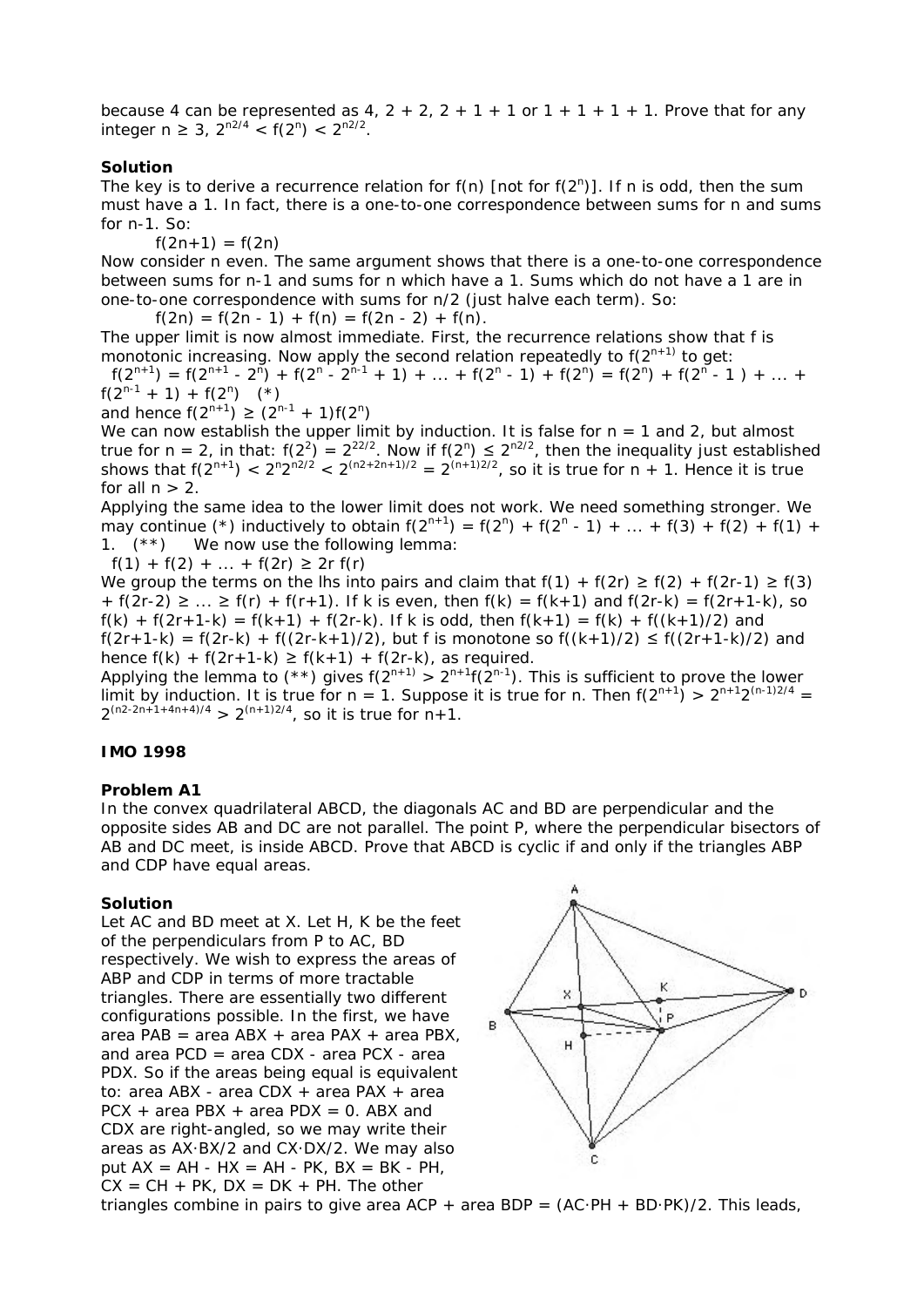because 4 can be represented as 4, 2 + 2, 2 + 1 + 1 or 1 + 1 + 1 + 1. Prove that for any integer $n \geq 3$, $2^{n^2/4} < f(2^n) < 2^{n^2/2}$.

**Solution**

The key is to derive a recurrence relation for $f(n)$ [not for $f(2^n)$]. If n is odd, then the sum must have a 1. In fact, there is a one-to-one correspondence between sums for n and sums for n-1. So:

$f(2n+1) = f(2n)$

Now consider n even. The same argument shows that there is a one-to-one correspondence between sums for n-1 and sums for n which have a 1. Sums which do not have a 1 are in one-to-one correspondence with sums for n/2 (just halve each term). So:

$f(2n) = f(2n - 1) + f(n) = f(2n - 2) + f(n)$.

The upper limit is now almost immediate. First, the recurrence relations show that f is monotonic increasing. Now apply the second relation repeatedly to $f(2^{n+1})$ to get:

$f(2^{n+1}) = f(2^{n+1} - 2^n) + f(2^n - 2^{n-1} + 1) + ... + f(2^n - 1) + f(2^n) = f(2^n) + f(2^n - 1) + ... + f(2^{n-1} + 1) + f(2^n)$ (*)

and hence $f(2^{n+1}) \geq (2^{n-1} + 1)f(2^n)$

We can now establish the upper limit by induction. It is false for n = 1 and 2, but almost true for n = 2, in that: $f(2^2) = 2^{2^2/2}$. Now if $f(2^n) \leq 2^{n^2/2}$, then the inequality just established shows that $f(2^{n+1}) < 2^n 2^{n^2/2} < 2^{(n^2+2n+1)/2} = 2^{(n+1)^2/2}$, so it is true for n + 1. Hence it is true for all n > 2.

Applying the same idea to the lower limit does not work. We need something stronger. We may continue (*) inductively to obtain $f(2^{n+1}) = f(2^n) + f(2^n - 1) + ... + f(3) + f(2) + f(1) + 1$. (**) We now use the following lemma:

$f(1) + f(2) + ... + f(2r) \geq 2r\, f(r)$

We group the terms on the lhs into pairs and claim that $f(1) + f(2r) \geq f(2) + f(2r-1) \geq f(3) + f(2r-2) \geq ... \geq f(r) + f(r+1)$. If k is even, then $f(k) = f(k+1)$ and $f(2r-k) = f(2r+1-k)$, so $f(k) + f(2r+1-k) = f(k+1) + f(2r-k)$. If k is odd, then $f(k+1) = f(k) + f((k+1)/2)$ and $f(2r+1-k) = f(2r-k) + f((2r-k+1)/2)$, but f is monotone so $f((k+1)/2) \leq f((2r+1-k)/2)$ and hence $f(k) + f(2r+1-k) \geq f(k+1) + f(2r-k)$, as required.

Applying the lemma to (**) gives $f(2^{n+1}) > 2^{n+1} f(2^{n-1})$. This is sufficient to prove the lower limit by induction. It is true for n = 1. Suppose it is true for n. Then $f(2^{n+1}) > 2^{n+1} 2^{(n-1)^2/4} = 2^{(n^2-2n+1+4n+4)/4} > 2^{(n+1)^2/4}$, so it is true for n+1.

## IMO 1998

### Problem A1

In the convex quadrilateral ABCD, the diagonals AC and BD are perpendicular and the opposite sides AB and DC are not parallel. The point P, where the perpendicular bisectors of AB and DC meet, is inside ABCD. Prove that ABCD is cyclic if and only if the triangles ABP and CDP have equal areas.

**Solution**

Let AC and BD meet at X. Let H, K be the feet of the perpendiculars from P to AC, BD respectively. We wish to express the areas of ABP and CDP in terms of more tractable triangles. There are essentially two different configurations possible. In the first, we have area PAB = area ABX + area PAX + area PBX, and area PCD = area CDX - area PCX - area PDX. So if the areas being equal is equivalent to: area ABX - area CDX + area PAX + area PCX + area PBX + area PDX = 0. ABX and CDX are right-angled, so we may write their areas as AX·BX/2 and CX·DX/2. We may also put AX = AH - HX = AH - PK, BX = BK - PH, CX = CH + PK, DX = DK + PH. The other triangles combine in pairs to give area ACP + area BDP = (AC·PH + BD·PK)/2. This leads,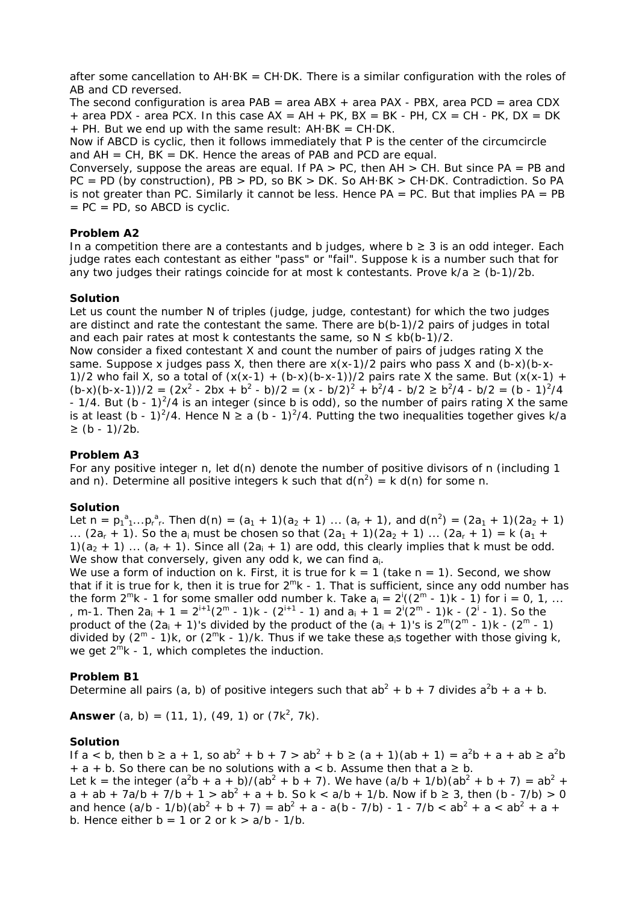after some cancellation to AH·BK = CH·DK. There is a similar configuration with the roles of AB and CD reversed.

The second configuration is area PAB = area ABX + area PAX - PBX, area PCD = area CDX + area PDX - area PCX. In this case AX = AH + PK, BX = BK - PH, CX = CH - PK, DX = DK + PH. But we end up with the same result: AH·BK = CH·DK.

Now if ABCD is cyclic, then it follows immediately that P is the center of the circumcircle and AH = CH, BK = DK. Hence the areas of PAB and PCD are equal.

Conversely, suppose the areas are equal. If PA > PC, then AH > CH. But since PA = PB and PC = PD (by construction), PB > PD, so BK > DK. So AH·BK > CH·DK. Contradiction. So PA is not greater than PC. Similarly it cannot be less. Hence PA = PC. But that implies PA = PB = PC = PD, so ABCD is cyclic.

### Problem A2

In a competition there are a contestants and b judges, where $b \geq 3$ is an odd integer. Each judge rates each contestant as either "pass" or "fail". Suppose k is a number such that for any two judges their ratings coincide for at most k contestants. Prove $k/a \geq (b-1)/2b$.

### Solution

Let us count the number N of triples (judge, judge, contestant) for which the two judges are distinct and rate the contestant the same. There are $b(b-1)/2$ pairs of judges in total and each pair rates at most k contestants the same, so $N \leq kb(b-1)/2$.

Now consider a fixed contestant X and count the number of pairs of judges rating X the same. Suppose x judges pass X, then there are $x(x-1)/2$ pairs who pass X and $(b-x)(b-x-1)/2$ who fail X, so a total of $(x(x-1) + (b-x)(b-x-1))/2$ pairs rate X the same. But $(x(x-1) + (b-x)(b-x-1))/2 = (2x^2 - 2bx + b^2 - b)/2 = (x - b/2)^2 + b^2/4 - b/2 \geq b^2/4 - b/2 = (b - 1)^2/4 - 1/4$. But $(b - 1)^2/4$ is an integer (since b is odd), so the number of pairs rating X the same is at least $(b - 1)^2/4$. Hence $N \geq a\,(b - 1)^2/4$. Putting the two inequalities together gives $k/a \geq (b - 1)/2b$.

### Problem A3

For any positive integer n, let d(n) denote the number of positive divisors of n (including 1 and n). Determine all positive integers k such that $d(n^2) = k\,d(n)$ for some n.

### Solution

Let $n = p_1^{a_1}...p_r^{a_r}$. Then $d(n) = (a_1 + 1)(a_2 + 1) ... (a_r + 1)$, and $d(n^2) = (2a_1 + 1)(2a_2 + 1) ... (2a_r + 1)$. So the $a_i$ must be chosen so that $(2a_1 + 1)(2a_2 + 1) ... (2a_r + 1) = k (a_1 + 1)(a_2 + 1) ... (a_r + 1)$. Since all $(2a_i + 1)$ are odd, this clearly implies that k must be odd. We show that conversely, given any odd k, we can find $a_i$.

We use a form of induction on k. First, it is true for k = 1 (take n = 1). Second, we show that if it is true for k, then it is true for $2^m k - 1$. That is sufficient, since any odd number has the form $2^m k - 1$ for some smaller odd number k. Take $a_i = 2^i((2^m - 1)k - 1)$ for i = 0, 1, ... , m-1. Then $2a_i + 1 = 2^{i+1}(2^m - 1)k - (2^{i+1} - 1)$ and $a_i + 1 = 2^i(2^m - 1)k - (2^i - 1)$. So the product of the $(2a_i + 1)$'s divided by the product of the $(a_i + 1)$'s is $2^m(2^m - 1)k - (2^m - 1)$ divided by $(2^m - 1)k$, or $(2^m k - 1)/k$. Thus if we take these $a_i$s together with those giving k, we get $2^m k - 1$, which completes the induction.

### Problem B1

Determine all pairs (a, b) of positive integers such that $ab^2 + b + 7$ divides $a^2b + a + b$.

**Answer** (a, b) = (11, 1), (49, 1) or $(7k^2, 7k)$.

### Solution

If a < b, then $b \geq a + 1$, so $ab^2 + b + 7 > ab^2 + b \geq (a + 1)(ab + 1) = a^2b + a + ab \geq a^2b + a + b$. So there can be no solutions with a < b. Assume then that $a \geq b$.

Let k = the integer $(a^2b + a + b)/(ab^2 + b + 7)$. We have $(a/b + 1/b)(ab^2 + b + 7) = ab^2 + a + ab + 7a/b + 7/b + 1 > ab^2 + a + b$. So $k < a/b + 1/b$. Now if $b \geq 3$, then $(b - 7/b) > 0$ and hence $(a/b - 1/b)(ab^2 + b + 7) = ab^2 + a - a(b - 7/b) - 1 - 7/b < ab^2 + a < ab^2 + a + b$. Hence either b = 1 or 2 or $k > a/b - 1/b$.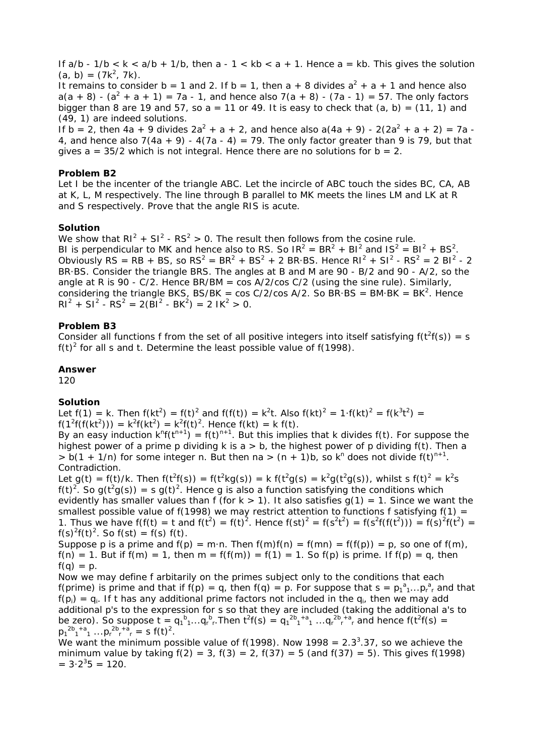If $a/b - 1/b < k < a/b + 1/b$, then $a - 1 < kb < a + 1$. Hence $a = kb$. This gives the solution $(a, b) = (7k^2, 7k)$.

It remains to consider $b = 1$ and $2$. If $b = 1$, then $a + 8$ divides $a^2 + a + 1$ and hence also $a(a + 8) - (a^2 + a + 1) = 7a - 1$, and hence also $7(a + 8) - (7a - 1) = 57$. The only factors bigger than 8 are 19 and 57, so $a = 11$ or $49$. It is easy to check that $(a, b) = (11, 1)$ and $(49, 1)$ are indeed solutions.

If $b = 2$, then $4a + 9$ divides $2a^2 + a + 2$, and hence also $a(4a + 9) - 2(2a^2 + a + 2) = 7a - 4$, and hence also $7(4a + 9) - 4(7a - 4) = 79$. The only factor greater than 9 is 79, but that gives $a = 35/2$ which is not integral. Hence there are no solutions for $b = 2$.

**Problem B2**

Let I be the incenter of the triangle ABC. Let the incircle of ABC touch the sides BC, CA, AB at K, L, M respectively. The line through B parallel to MK meets the lines LM and LK at R and S respectively. Prove that the angle RIS is acute.

**Solution**

We show that $RI^2 + SI^2 - RS^2 > 0$. The result then follows from the cosine rule.

BI is perpendicular to MK and hence also to RS. So $IR^2 = BR^2 + BI^2$ and $IS^2 = BI^2 + BS^2$. Obviously $RS = RB + BS$, so $RS^2 = BR^2 + BS^2 + 2\, BR\cdot BS$. Hence $RI^2 + SI^2 - RS^2 = 2\, BI^2 - 2\, BR\cdot BS$. Consider the triangle BRS. The angles at B and M are $90 - B/2$ and $90 - A/2$, so the angle at R is $90 - C/2$. Hence $BR/BM = \cos A/2/\cos C/2$ (using the sine rule). Similarly, considering the triangle BKS, $BS/BK = \cos C/2/\cos A/2$. So $BR\cdot BS = BM\cdot BK = BK^2$. Hence $RI^2 + SI^2 - RS^2 = 2(BI^2 - BK^2) = 2\, IK^2 > 0$.

**Problem B3**

Consider all functions f from the set of all positive integers into itself satisfying $f(t^2f(s)) = s\, f(t)^2$ for all s and t. Determine the least possible value of $f(1998)$.

**Answer**

120

**Solution**

Let $f(1) = k$. Then $f(kt^2) = f(t)^2$ and $f(f(t)) = k^2t$. Also $f(kt)^2 = 1\cdot f(kt)^2 = f(k^3t^2) = f(1^2f(f(kt^2))) = k^2f(kt^2) = k^2f(t)^2$. Hence $f(kt) = k\, f(t)$.

By an easy induction $k^nf(t^{n+1}) = f(t)^{n+1}$. But this implies that k divides $f(t)$. For suppose the highest power of a prime p dividing k is $a > b$, the highest power of p dividing $f(t)$. Then $a > b(1 + 1/n)$ for some integer n. But then $na > (n + 1)b$, so $k^n$ does not divide $f(t)^{n+1}$. Contradiction.

Let $g(t) = f(t)/k$. Then $f(t^2f(s)) = f(t^2kg(s)) = k\, f(t^2g(s)) = k^2g(t^2g(s))$, whilst $s\, f(t)^2 = k^2s\, f(t)^2$. So $g(t^2g(s)) = s\, g(t)^2$. Hence g is also a function satisfying the conditions which evidently has smaller values than f (for $k > 1$). It also satisfies $g(1) = 1$. Since we want the smallest possible value of $f(1998)$ we may restrict attention to functions f satisfying $f(1) = 1$. Thus we have $f(f(t) = t$ and $f(t^2) = f(t)^2$. Hence $f(st)^2 = f(s^2t^2) = f(s^2f(f(t^2))) = f(s)^2f(t^2) = f(s)^2f(t)^2$. So $f(st) = f(s)\, f(t)$.

Suppose p is a prime and $f(p) = m\cdot n$. Then $f(m)f(n) = f(mn) = f(f(p)) = p$, so one of $f(m)$, $f(n) = 1$. But if $f(m) = 1$, then $m = f(f(m)) = f(1) = 1$. So $f(p)$ is prime. If $f(p) = q$, then $f(q) = p$.

Now we may define f arbitarily on the primes subject only to the conditions that each f(prime) is prime and that if $f(p) = q$, then $f(q) = p$. For suppose that $s = p_1^{a_1}\dots p_r^{a_r}$ and that $f(p_i) = q_i$. If t has any additional prime factors not included in the $q_i$, then we may add additional p's to the expression for s so that they are included (taking the additional a's to be zero). So suppose $t = q_1^{b_1}\dots q_r^{b_r}$.Then $t^2f(s) = q_1^{2b_1+a_1}\dots q_r^{2b_r+a_r}$ and hence $f(t^2f(s) = p_1^{2b_1+a_1}\dots p_r^{2b_r+a_r} = s\, f(t)^2$.

We want the minimum possible value of $f(1998)$. Now $1998 = 2.3^3.37$, so we achieve the minimum value by taking $f(2) = 3$, $f(3) = 2$, $f(37) = 5$ (and $f(37) = 5$). This gives $f(1998) = 3\cdot 2^3 5 = 120$.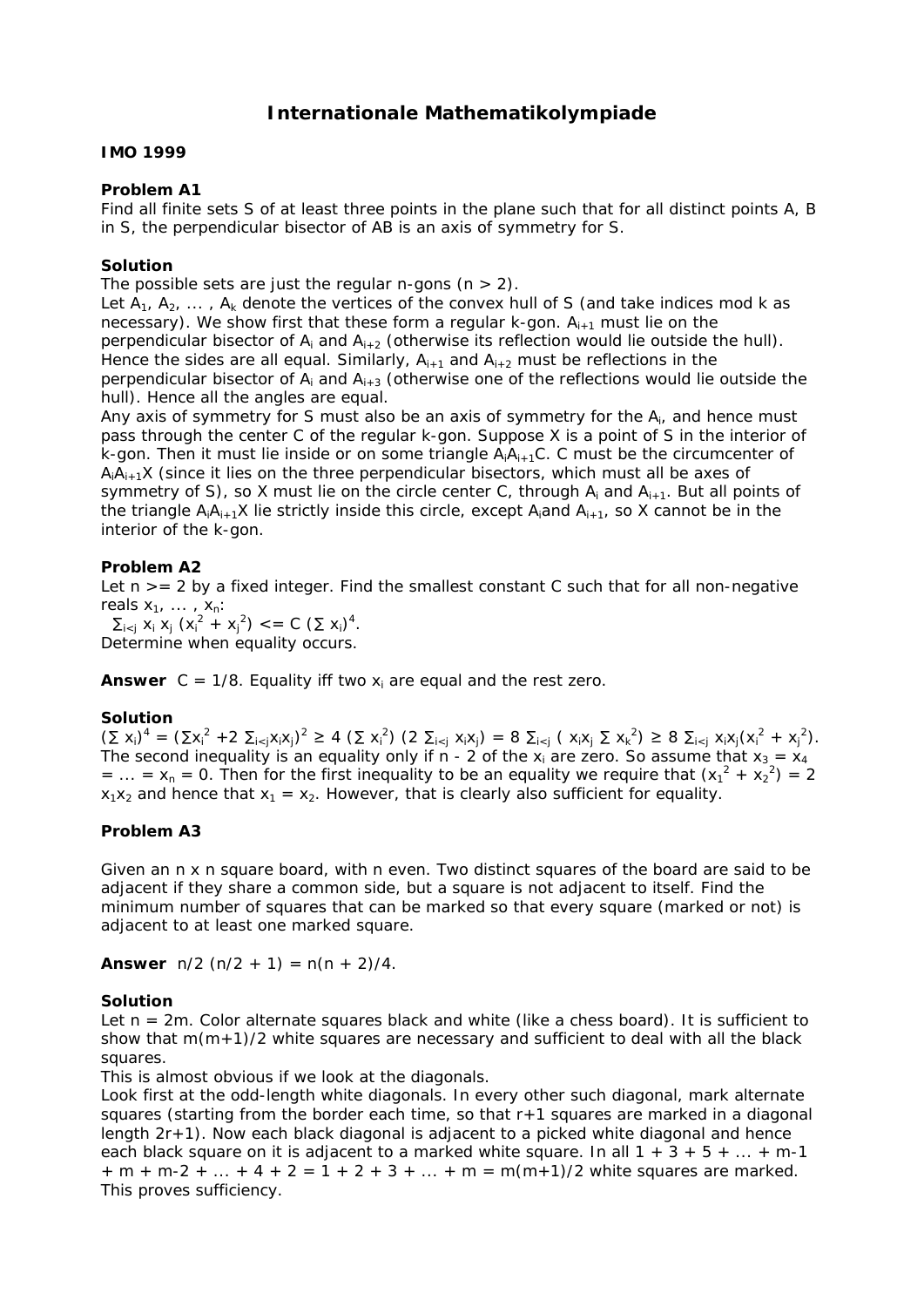# Internationale Mathematikolympiade

**IMO 1999**

**Problem A1**

Find all finite sets S of at least three points in the plane such that for all distinct points A, B in S, the perpendicular bisector of AB is an axis of symmetry for S.

**Solution**

The possible sets are just the regular n-gons (n > 2).

Let $A_1, A_2, \ldots, A_k$ denote the vertices of the convex hull of S (and take indices mod k as necessary). We show first that these form a regular k-gon. $A_{i+1}$ must lie on the perpendicular bisector of $A_i$ and $A_{i+2}$ (otherwise its reflection would lie outside the hull). Hence the sides are all equal. Similarly, $A_{i+1}$ and $A_{i+2}$ must be reflections in the perpendicular bisector of $A_i$ and $A_{i+3}$ (otherwise one of the reflections would lie outside the hull). Hence all the angles are equal.

Any axis of symmetry for S must also be an axis of symmetry for the $A_i$, and hence must pass through the center C of the regular k-gon. Suppose X is a point of S in the interior of k-gon. Then it must lie inside or on some triangle $A_iA_{i+1}C$. C must be the circumcenter of $A_iA_{i+1}X$ (since it lies on the three perpendicular bisectors, which must all be axes of symmetry of S), so X must lie on the circle center C, through $A_i$ and $A_{i+1}$. But all points of the triangle $A_iA_{i+1}X$ lie strictly inside this circle, except $A_i$ and $A_{i+1}$, so X cannot be in the interior of the k-gon.

**Problem A2**

Let n >= 2 by a fixed integer. Find the smallest constant C such that for all non-negative reals $x_1, \ldots, x_n$:

$\sum_{i<j} x_i x_j (x_i^2 + x_j^2) \le C (\sum x_i)^4$.

Determine when equality occurs.

**Answer** C = 1/8. Equality iff two $x_i$ are equal and the rest zero.

**Solution**

$(\sum x_i)^4 = (\sum x_i^2 + 2 \sum_{i<j} x_i x_j)^2 \ge 4 (\sum x_i^2)(2 \sum_{i<j} x_i x_j) = 8 \sum_{i<j} (x_i x_j \sum x_k^2) \ge 8 \sum_{i<j} x_i x_j (x_i^2 + x_j^2)$. The second inequality is an equality only if n - 2 of the $x_i$ are zero. So assume that $x_3 = x_4 = \ldots = x_n = 0$. Then for the first inequality to be an equality we require that $(x_1^2 + x_2^2) = 2 x_1 x_2$ and hence that $x_1 = x_2$. However, that is clearly also sufficient for equality.

**Problem A3**

Given an n x n square board, with n even. Two distinct squares of the board are said to be adjacent if they share a common side, but a square is not adjacent to itself. Find the minimum number of squares that can be marked so that every square (marked or not) is adjacent to at least one marked square.

**Answer** $n/2 (n/2 + 1) = n(n + 2)/4$.

**Solution**

Let n = 2m. Color alternate squares black and white (like a chess board). It is sufficient to show that m(m+1)/2 white squares are necessary and sufficient to deal with all the black squares.

This is almost obvious if we look at the diagonals.

Look first at the odd-length white diagonals. In every other such diagonal, mark alternate squares (starting from the border each time, so that r+1 squares are marked in a diagonal length 2r+1). Now each black diagonal is adjacent to a picked white diagonal and hence each black square on it is adjacent to a marked white square. In all 1 + 3 + 5 + ... + m-1 + m + m-2 + ... + 4 + 2 = 1 + 2 + 3 + ... + m = m(m+1)/2 white squares are marked. This proves sufficiency.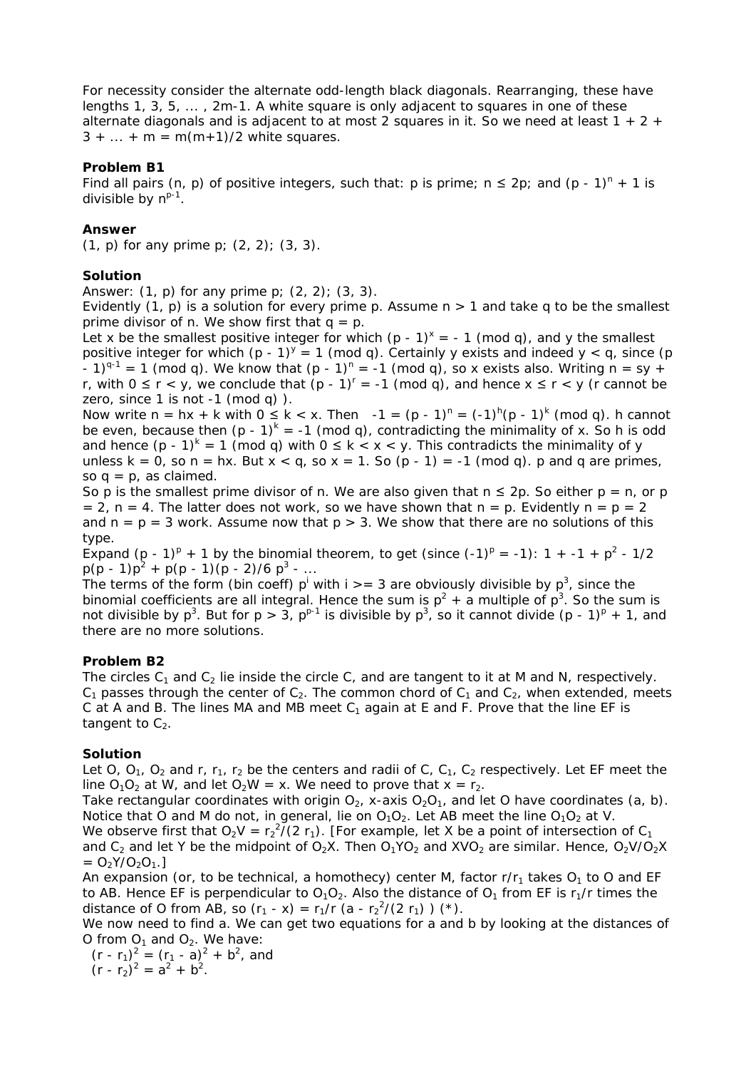For necessity consider the alternate odd-length black diagonals. Rearranging, these have lengths 1, 3, 5, ... , 2m-1. A white square is only adjacent to squares in one of these alternate diagonals and is adjacent to at most 2 squares in it. So we need at least $1 + 2 + 3 + ... + m = m(m+1)/2$ white squares.

### Problem B1

Find all pairs (n, p) of positive integers, such that: p is prime; $n \le 2p$; and $(p - 1)^n + 1$ is divisible by $n^{p-1}$.

### Answer

(1, p) for any prime p; (2, 2); (3, 3).

### Solution

Answer: (1, p) for any prime p; (2, 2); (3, 3).

Evidently (1, p) is a solution for every prime p. Assume $n > 1$ and take q to be the smallest prime divisor of n. We show first that $q = p$.

Let x be the smallest positive integer for which $(p - 1)^x = - 1 \pmod q$, and y the smallest positive integer for which $(p - 1)^y = 1 \pmod q$. Certainly y exists and indeed $y < q$, since $(p - 1)^{q-1} = 1 \pmod q$. We know that $(p - 1)^n = -1 \pmod q$, so x exists also. Writing $n = sy + r$, with $0 \le r < y$, we conclude that $(p - 1)^r = -1 \pmod q$, and hence $x \le r < y$ (r cannot be zero, since 1 is not $-1 \pmod q$ ).

Now write $n = hx + k$ with $0 \le k < x$. Then $-1 = (p - 1)^n = (-1)^h(p - 1)^k \pmod q$. h cannot be even, because then $(p - 1)^k = -1 \pmod q$, contradicting the minimality of x. So h is odd and hence $(p - 1)^k = 1 \pmod q$ with $0 \le k < x < y$. This contradicts the minimality of y unless $k = 0$, so $n = hx$. But $x < q$, so $x = 1$. So $(p - 1) = -1 \pmod q$. p and q are primes, so $q = p$, as claimed.

So p is the smallest prime divisor of n. We are also given that $n \le 2p$. So either $p = n$, or $p = 2$, $n = 4$. The latter does not work, so we have shown that $n = p$. Evidently $n = p = 2$ and $n = p = 3$ work. Assume now that $p > 3$. We show that there are no solutions of this type.

Expand $(p - 1)^p + 1$ by the binomial theorem, to get (since $(-1)^p = -1$): $1 + -1 + p^2 - 1/2\, p(p - 1)p^2 + p(p - 1)(p - 2)/6\, p^3 - ...$

The terms of the form (bin coeff) $p^i$ with $i \ge 3$ are obviously divisible by $p^3$, since the binomial coefficients are all integral. Hence the sum is $p^2$ + a multiple of $p^3$. So the sum is not divisible by $p^3$. But for $p > 3$, $p^{p-1}$ is divisible by $p^3$, so it cannot divide $(p - 1)^p + 1$, and there are no more solutions.

### Problem B2

The circles $C_1$ and $C_2$ lie inside the circle C, and are tangent to it at M and N, respectively. $C_1$ passes through the center of $C_2$. The common chord of $C_1$ and $C_2$, when extended, meets C at A and B. The lines MA and MB meet $C_1$ again at E and F. Prove that the line EF is tangent to $C_2$.

### Solution

Let O, $O_1$, $O_2$ and r, $r_1$, $r_2$ be the centers and radii of C, $C_1$, $C_2$ respectively. Let EF meet the line $O_1O_2$ at W, and let $O_2W = x$. We need to prove that $x = r_2$.

Take rectangular coordinates with origin $O_2$, x-axis $O_2O_1$, and let O have coordinates (a, b). Notice that O and M do not, in general, lie on $O_1O_2$. Let AB meet the line $O_1O_2$ at V.

We observe first that $O_2V = r_2^2/(2 r_1)$. [For example, let X be a point of intersection of $C_1$ and $C_2$ and let Y be the midpoint of $O_2X$. Then $O_1YO_2$ and $XVO_2$ are similar. Hence, $O_2V/O_2X = O_2Y/O_2O_1$.]

An expansion (or, to be technical, a homothecy) center M, factor $r/r_1$ takes $O_1$ to O and EF to AB. Hence EF is perpendicular to $O_1O_2$. Also the distance of $O_1$ from EF is $r_1/r$ times the distance of O from AB, so $(r_1 - x) = r_1/r\, (a - r_2^2/(2 r_1))$ (*).

We now need to find a. We can get two equations for a and b by looking at the distances of O from $O_1$ and $O_2$. We have:

$(r - r_1)^2 = (r_1 - a)^2 + b^2$, and

$(r - r_2)^2 = a^2 + b^2$.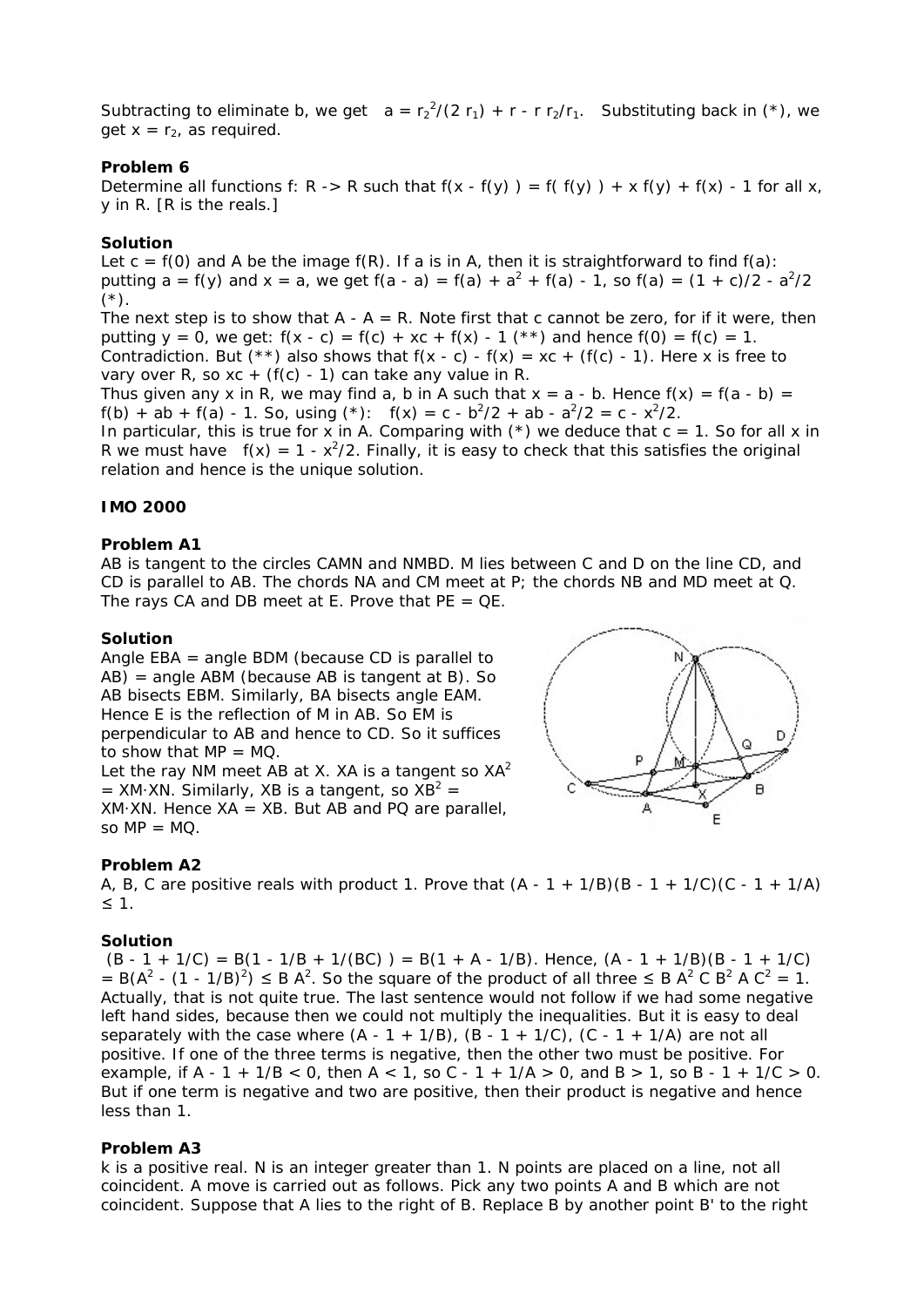Subtracting to eliminate b, we get $a = r_2^2/(2 r_1) + r - r r_2/r_1$. Substituting back in (*), we get $x = r_2$, as required.

**Problem 6**

Determine all functions f: R -> R such that $f(x - f(y)) = f(f(y)) + x f(y) + f(x) - 1$ for all x, y in R. [R is the reals.]

**Solution**

Let $c = f(0)$ and A be the image f(R). If a is in A, then it is straightforward to find f(a): putting $a = f(y)$ and $x = a$, we get $f(a - a) = f(a) + a^2 + f(a) - 1$, so $f(a) = (1 + c)/2 - a^2/2$ (*).

The next step is to show that A - A = R. Note first that c cannot be zero, for if it were, then putting y = 0, we get: $f(x - c) = f(c) + xc + f(x) - 1$ (**) and hence $f(0) = f(c) = 1$. Contradiction. But (**) also shows that $f(x - c) - f(x) = xc + (f(c) - 1)$. Here x is free to vary over R, so $xc + (f(c) - 1)$ can take any value in R.

Thus given any x in R, we may find a, b in A such that $x = a - b$. Hence $f(x) = f(a - b) = f(b) + ab + f(a) - 1$. So, using (*): $f(x) = c - b^2/2 + ab - a^2/2 = c - x^2/2$.

In particular, this is true for x in A. Comparing with (*) we deduce that c = 1. So for all x in R we must have $f(x) = 1 - x^2/2$. Finally, it is easy to check that this satisfies the original relation and hence is the unique solution.

**IMO 2000**

**Problem A1**

AB is tangent to the circles CAMN and NMBD. M lies between C and D on the line CD, and CD is parallel to AB. The chords NA and CM meet at P; the chords NB and MD meet at Q. The rays CA and DB meet at E. Prove that PE = QE.

**Solution**

Angle EBA = angle BDM (because CD is parallel to AB) = angle ABM (because AB is tangent at B). So AB bisects EBM. Similarly, BA bisects angle EAM. Hence E is the reflection of M in AB. So EM is perpendicular to AB and hence to CD. So it suffices to show that MP = MQ.

Let the ray NM meet AB at X. XA is a tangent so $XA^2 = XM \cdot XN$. Similarly, XB is a tangent, so $XB^2 = XM \cdot XN$. Hence XA = XB. But AB and PQ are parallel, so MP = MQ.

**Problem A2**

A, B, C are positive reals with product 1. Prove that $(A - 1 + 1/B)(B - 1 + 1/C)(C - 1 + 1/A) \le 1$.

**Solution**

$(B - 1 + 1/C) = B(1 - 1/B + 1/(BC)) = B(1 + A - 1/B)$. Hence, $(A - 1 + 1/B)(B - 1 + 1/C) = B(A^2 - (1 - 1/B)^2) \le B A^2$. So the square of the product of all three $\le B A^2 C B^2 A C^2 = 1$. Actually, that is not quite true. The last sentence would not follow if we had some negative left hand sides, because then we could not multiply the inequalities. But it is easy to deal separately with the case where $(A - 1 + 1/B)$, $(B - 1 + 1/C)$, $(C - 1 + 1/A)$ are not all positive. If one of the three terms is negative, then the other two must be positive. For example, if $A - 1 + 1/B < 0$, then $A < 1$, so $C - 1 + 1/A > 0$, and $B > 1$, so $B - 1 + 1/C > 0$. But if one term is negative and two are positive, then their product is negative and hence less than 1.

**Problem A3**

k is a positive real. N is an integer greater than 1. N points are placed on a line, not all coincident. A move is carried out as follows. Pick any two points A and B which are not coincident. Suppose that A lies to the right of B. Replace B by another point B' to the right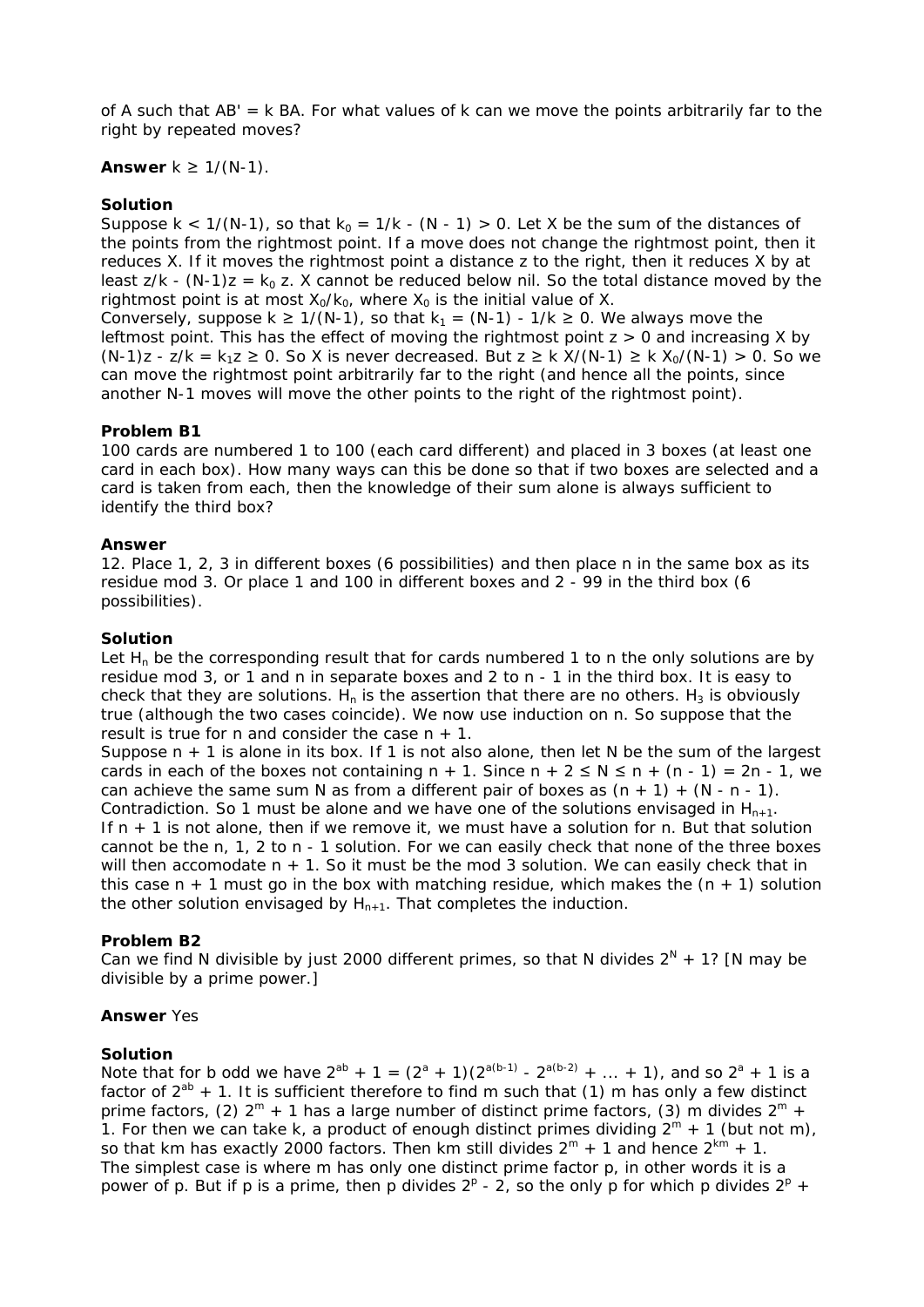of A such that AB' = k BA. For what values of k can we move the points arbitrarily far to the right by repeated moves?

**Answer** $k \ge 1/(N-1)$.

**Solution**

Suppose $k < 1/(N-1)$, so that $k_0 = 1/k - (N - 1) > 0$. Let X be the sum of the distances of the points from the rightmost point. If a move does not change the rightmost point, then it reduces X. If it moves the rightmost point a distance z to the right, then it reduces X by at least $z/k - (N-1)z = k_0 z$. X cannot be reduced below nil. So the total distance moved by the rightmost point is at most $X_0/k_0$, where $X_0$ is the initial value of X.

Conversely, suppose $k \ge 1/(N-1)$, so that $k_1 = (N-1) - 1/k \ge 0$. We always move the leftmost point. This has the effect of moving the rightmost point $z > 0$ and increasing X by $(N-1)z - z/k = k_1 z \ge 0$. So X is never decreased. But $z \ge k X/(N-1) \ge k X_0/(N-1) > 0$. So we can move the rightmost point arbitrarily far to the right (and hence all the points, since another N-1 moves will move the other points to the right of the rightmost point).

**Problem B1**

100 cards are numbered 1 to 100 (each card different) and placed in 3 boxes (at least one card in each box). How many ways can this be done so that if two boxes are selected and a card is taken from each, then the knowledge of their sum alone is always sufficient to identify the third box?

**Answer**

12. Place 1, 2, 3 in different boxes (6 possibilities) and then place n in the same box as its residue mod 3. Or place 1 and 100 in different boxes and 2 - 99 in the third box (6 possibilities).

**Solution**

Let $H_n$ be the corresponding result that for cards numbered 1 to n the only solutions are by residue mod 3, or 1 and n in separate boxes and 2 to n - 1 in the third box. It is easy to check that they are solutions. $H_n$ is the assertion that there are no others. $H_3$ is obviously true (although the two cases coincide). We now use induction on n. So suppose that the result is true for n and consider the case n + 1.

Suppose n + 1 is alone in its box. If 1 is not also alone, then let N be the sum of the largest cards in each of the boxes not containing n + 1. Since $n + 2 \le N \le n + (n - 1) = 2n - 1$, we can achieve the same sum N as from a different pair of boxes as $(n + 1) + (N - n - 1)$. Contradiction. So 1 must be alone and we have one of the solutions envisaged in $H_{n+1}$.

If n + 1 is not alone, then if we remove it, we must have a solution for n. But that solution cannot be the n, 1, 2 to n - 1 solution. For we can easily check that none of the three boxes will then accomodate n + 1. So it must be the mod 3 solution. We can easily check that in this case n + 1 must go in the box with matching residue, which makes the (n + 1) solution the other solution envisaged by $H_{n+1}$. That completes the induction.

**Problem B2**

Can we find N divisible by just 2000 different primes, so that N divides $2^N + 1$? [N may be divisible by a prime power.]

**Answer** Yes

**Solution**

Note that for b odd we have $2^{ab} + 1 = (2^a + 1)(2^{a(b-1)} - 2^{a(b-2)} + \dots + 1)$, and so $2^a + 1$ is a factor of $2^{ab} + 1$. It is sufficient therefore to find m such that (1) m has only a few distinct prime factors, (2) $2^m + 1$ has a large number of distinct prime factors, (3) m divides $2^m + 1$. For then we can take k, a product of enough distinct primes dividing $2^m + 1$ (but not m), so that km has exactly 2000 factors. Then km still divides $2^m + 1$ and hence $2^{km} + 1$.

The simplest case is where m has only one distinct prime factor p, in other words it is a power of p. But if p is a prime, then p divides $2^p - 2$, so the only p for which p divides $2^p +$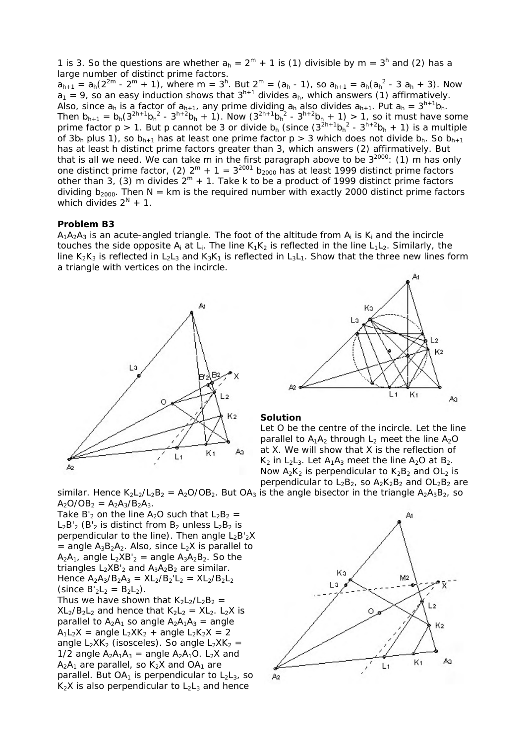1 is 3. So the questions are whether $a_h = 2^m + 1$ is (1) divisible by $m = 3^h$ and (2) has a large number of distinct prime factors.

$a_{h+1} = a_h(2^{2m} - 2^m + 1)$, where $m = 3^h$. But $2^m = (a_h - 1)$, so $a_{h+1} = a_h(a_h^2 - 3 a_h + 3)$. Now $a_1 = 9$, so an easy induction shows that $3^{h+1}$ divides $a_h$, which answers (1) affirmatively. Also, since $a_h$ is a factor of $a_{h+1}$, any prime dividing $a_h$ also divides $a_{h+1}$. Put $a_h = 3^{h+1}b_h$. Then $b_{h+1} = b_h(3^{2h+1}b_h^2 - 3^{h+2}b_h + 1)$. Now $(3^{2h+1}b_h^2 - 3^{h+2}b_h + 1) > 1$, so it must have some prime factor $p > 1$. But $p$ cannot be 3 or divide $b_h$ (since $(3^{2h+1}b_h^2 - 3^{h+2}b_h + 1)$ is a multiple of $3b_h$ plus 1), so $b_{h+1}$ has at least one prime factor $p > 3$ which does not divide $b_h$. So $b_{h+1}$ has at least h distinct prime factors greater than 3, which answers (2) affirmatively. But that is all we need. We can take m in the first paragraph above to be $3^{2000}$: (1) m has only one distinct prime factor, (2) $2^m + 1 = 3^{2001} b_{2000}$ has at least 1999 distinct prime factors other than 3, (3) m divides $2^m + 1$. Take k to be a product of 1999 distinct prime factors dividing $b_{2000}$. Then $N = km$ is the required number with exactly 2000 distinct prime factors which divides $2^N + 1$.

**Problem B3**

$A_1A_2A_3$ is an acute-angled triangle. The foot of the altitude from $A_i$ is $K_i$ and the incircle touches the side opposite $A_i$ at $L_i$. The line $K_1K_2$ is reflected in the line $L_1L_2$. Similarly, the line $K_2K_3$ is reflected in $L_2L_3$ and $K_3K_1$ is reflected in $L_3L_1$. Show that the three new lines form a triangle with vertices on the incircle.

**Solution**

Let O be the centre of the incircle. Let the line parallel to $A_1A_2$ through $L_2$ meet the line $A_2O$ at X. We will show that X is the reflection of $K_2$ in $L_2L_3$. Let $A_1A_3$ meet the line $A_2O$ at $B_2$. Now $A_2K_2$ is perpendicular to $K_2B_2$ and $OL_2$ is perpendicular to $L_2B_2$, so $A_2K_2B_2$ and $OL_2B_2$ are similar. Hence $K_2L_2/L_2B_2 = A_2O/OB_2$. But $OA_3$ is the angle bisector in the triangle $A_2A_3B_2$, so $A_2O/OB_2 = A_2A_3/B_2A_3$.

Take $B'_2$ on the line $A_2O$ such that $L_2B_2 = L_2B'_2$ ($B'_2$ is distinct from $B_2$ unless $L_2B_2$ is perpendicular to the line). Then angle $L_2B'_2X$ = angle $A_3B_2A_2$. Also, since $L_2X$ is parallel to $A_2A_1$, angle $L_2XB'_2$ = angle $A_3A_2B_2$. So the triangles $L_2XB'_2$ and $A_3A_2B_2$ are similar. Hence $A_2A_3/B_2A_3 = XL_2/B_2'L_2 = XL_2/B_2L_2$ (since $B'_2L_2 = B_2L_2$).

Thus we have shown that $K_2L_2/L_2B_2 = XL_2/B_2L_2$ and hence that $K_2L_2 = XL_2$. $L_2X$ is parallel to $A_2A_1$ so angle $A_2A_1A_3$ = angle $A_1L_2X$ = angle $L_2XK_2$ + angle $L_2K_2X$ = 2 angle $L_2XK_2$ (isosceles). So angle $L_2XK_2$ = 1/2 angle $A_2A_1A_3$ = angle $A_2A_1O$. $L_2X$ and $A_2A_1$ are parallel, so $K_2X$ and $OA_1$ are parallel. But $OA_1$ is perpendicular to $L_2L_3$, so $K_2X$ is also perpendicular to $L_2L_3$ and hence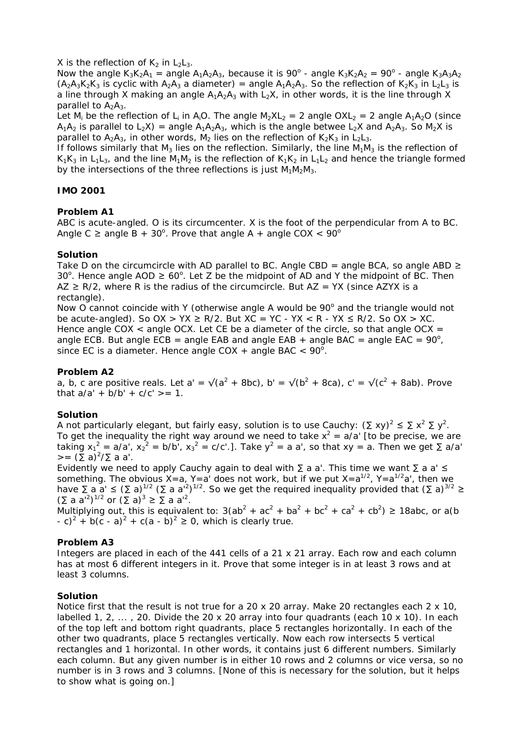$X$ is the reflection of $K_2$ in $L_2L_3$.

Now the angle $K_3K_2A_1$ = angle $A_1A_2A_3$, because it is $90^o$ - angle $K_3K_2A_2$ = $90^o$ - angle $K_3A_3A_2$ ($A_2A_3K_2K_3$ is cyclic with $A_2A_3$ a diameter) = angle $A_1A_2A_3$. So the reflection of $K_2K_3$ in $L_2L_3$ is a line through $X$ making an angle $A_1A_2A_3$ with $L_2X$, in other words, it is the line through $X$ parallel to $A_2A_3$.

Let $M_i$ be the reflection of $L_i$ in $A_iO$. The angle $M_2XL_2$ = 2 angle $OXL_2$ = 2 angle $A_1A_2O$ (since $A_1A_2$ is parallel to $L_2X$) = angle $A_1A_2A_3$, which is the angle betwee $L_2X$ and $A_2A_3$. So $M_2X$ is parallel to $A_2A_3$, in other words, $M_2$ lies on the reflection of $K_2K_3$ in $L_2L_3$.

If follows similarly that $M_3$ lies on the reflection. Similarly, the line $M_1M_3$ is the reflection of $K_1K_3$ in $L_1L_3$, and the line $M_1M_2$ is the reflection of $K_1K_2$ in $L_1L_2$ and hence the triangle formed by the intersections of the three reflections is just $M_1M_2M_3$.

## IMO 2001

### Problem A1

ABC is acute-angled. O is its circumcenter. X is the foot of the perpendicular from A to BC. Angle C ≥ angle B + $30^o$. Prove that angle A + angle COX < $90^o$

### Solution

Take D on the circumcircle with AD parallel to BC. Angle CBD = angle BCA, so angle ABD ≥ $30^o$. Hence angle AOD ≥ $60^o$. Let Z be the midpoint of AD and Y the midpoint of BC. Then AZ ≥ R/2, where R is the radius of the circumcircle. But AZ = YX (since AZYX is a rectangle).

Now O cannot coincide with Y (otherwise angle A would be $90^o$ and the triangle would not be acute-angled). So OX > YX ≥ R/2. But XC = YC - YX < R - YX ≤ R/2. So OX > XC. Hence angle COX < angle OCX. Let CE be a diameter of the circle, so that angle OCX = angle ECB. But angle ECB = angle EAB and angle EAB + angle BAC = angle EAC = $90^o$, since EC is a diameter. Hence angle COX + angle BAC < $90^o$.

### Problem A2

a, b, c are positive reals. Let $a' = \sqrt{a^2 + 8bc}$, $b' = \sqrt{b^2 + 8ca}$, $c' = \sqrt{c^2 + 8ab}$. Prove that $a/a' + b/b' + c/c' >= 1$.

### Solution

A not particularly elegant, but fairly easy, solution is to use Cauchy: $(\sum xy)^2 \le \sum x^2 \sum y^2$. To get the inequality the right way around we need to take $x^2 = a/a'$ [to be precise, we are taking $x_1^2 = a/a'$, $x_2^2 = b/b'$, $x_3^2 = c/c'$.]. Take $y^2 = a\,a'$, so that $xy = a$. Then we get $\sum a/a' >= (\sum a)^2/\sum a\,a'$.

Evidently we need to apply Cauchy again to deal with $\sum a\,a'$. This time we want $\sum a\,a' \le$ something. The obvious X=a, Y=a' does not work, but if we put $X=a^{1/2}$, $Y=a^{1/2}a'$, then we have $\sum a\,a' \le (\sum a)^{1/2} (\sum a\,a'^2)^{1/2}$. So we get the required inequality provided that $(\sum a)^{3/2} \ge (\sum a\,a'^2)^{1/2}$ or $(\sum a)^3 \ge \sum a\,a'^2$.

Multiplying out, this is equivalent to: $3(ab^2 + ac^2 + ba^2 + bc^2 + ca^2 + cb^2) \ge 18abc$, or $a(b - c)^2 + b(c - a)^2 + c(a - b)^2 \ge 0$, which is clearly true.

### Problem A3

Integers are placed in each of the 441 cells of a 21 x 21 array. Each row and each column has at most 6 different integers in it. Prove that some integer is in at least 3 rows and at least 3 columns.

### Solution

Notice first that the result is not true for a 20 x 20 array. Make 20 rectangles each 2 x 10, labelled 1, 2, ... , 20. Divide the 20 x 20 array into four quadrants (each 10 x 10). In each of the top left and bottom right quadrants, place 5 rectangles horizontally. In each of the other two quadrants, place 5 rectangles vertically. Now each row intersects 5 vertical rectangles and 1 horizontal. In other words, it contains just 6 different numbers. Similarly each column. But any given number is in either 10 rows and 2 columns or vice versa, so no number is in 3 rows and 3 columns. [None of this is necessary for the solution, but it helps to show what is going on.]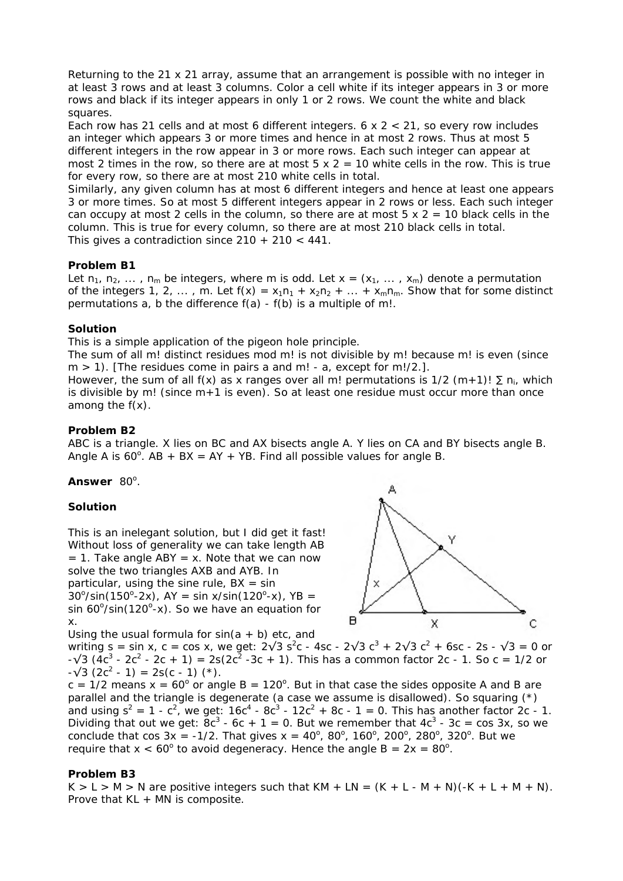Returning to the 21 x 21 array, assume that an arrangement is possible with no integer in at least 3 rows and at least 3 columns. Color a cell white if its integer appears in 3 or more rows and black if its integer appears in only 1 or 2 rows. We count the white and black squares.

Each row has 21 cells and at most 6 different integers. $6 \times 2 < 21$, so every row includes an integer which appears 3 or more times and hence in at most 2 rows. Thus at most 5 different integers in the row appear in 3 or more rows. Each such integer can appear at most 2 times in the row, so there are at most $5 \times 2 = 10$ white cells in the row. This is true for every row, so there are at most 210 white cells in total.

Similarly, any given column has at most 6 different integers and hence at least one appears 3 or more times. So at most 5 different integers appear in 2 rows or less. Each such integer can occupy at most 2 cells in the column, so there are at most $5 \times 2 = 10$ black cells in the column. This is true for every column, so there are at most 210 black cells in total.

This gives a contradiction since $210 + 210 < 441$.

**Problem B1**

Let $n_1, n_2, \dots, n_m$ be integers, where m is odd. Let $x = (x_1, \dots, x_m)$ denote a permutation of the integers $1, 2, \dots, m$. Let $f(x) = x_1n_1 + x_2n_2 + \dots + x_mn_m$. Show that for some distinct permutations a, b the difference $f(a) - f(b)$ is a multiple of $m!$.

**Solution**

This is a simple application of the pigeon hole principle.

The sum of all $m!$ distinct residues mod $m!$ is not divisible by $m!$ because $m!$ is even (since $m > 1$). [The residues come in pairs a and $m! - a$, except for $m!/2$.].

However, the sum of all $f(x)$ as x ranges over all $m!$ permutations is $1/2\ (m+1)!\ \sum n_i$, which is divisible by $m!$ (since $m+1$ is even). So at least one residue must occur more than once among the $f(x)$.

**Problem B2**

ABC is a triangle. X lies on BC and AX bisects angle A. Y lies on CA and BY bisects angle B. Angle A is $60^o$. $AB + BX = AY + YB$. Find all possible values for angle B.

**Answer** $80^o$.

**Solution**

This is an inelegant solution, but I did get it fast! Without loss of generality we can take length $AB = 1$. Take angle $ABY = x$. Note that we can now solve the two triangles AXB and AYB. In particular, using the sine rule, $BX = \sin 30^o/\sin(150^o-2x)$, $AY = \sin x/\sin(120^o-x)$, $YB = \sin 60^o/\sin(120^o-x)$. So we have an equation for x.

Using the usual formula for $\sin(a + b)$ etc, and writing $s = \sin x$, $c = \cos x$, we get: $2\sqrt{3}\, s^2c - 4sc - 2\sqrt{3}\, c^3 + 2\sqrt{3}\, c^2 + 6sc - 2s - \sqrt{3} = 0$ or $-\sqrt{3}\,(4c^3 - 2c^2 - 2c + 1) = 2s(2c^2 - 3c + 1)$. This has a common factor $2c - 1$. So $c = 1/2$ or $-\sqrt{3}\,(2c^2 - 1) = 2s(c - 1)$ (*).

$c = 1/2$ means $x = 60^o$ or angle $B = 120^o$. But in that case the sides opposite A and B are parallel and the triangle is degenerate (a case we assume is disallowed). So squaring (*) and using $s^2 = 1 - c^2$, we get: $16c^4 - 8c^3 - 12c^2 + 8c - 1 = 0$. This has another factor $2c - 1$. Dividing that out we get: $8c^3 - 6c + 1 = 0$. But we remember that $4c^3 - 3c = \cos 3x$, so we conclude that $\cos 3x = -1/2$. That gives $x = 40^o, 80^o, 160^o, 200^o, 280^o, 320^o$. But we require that $x < 60^o$ to avoid degeneracy. Hence the angle $B = 2x = 80^o$.

**Problem B3**

$K > L > M > N$ are positive integers such that $KM + LN = (K + L - M + N)(-K + L + M + N)$. Prove that $KL + MN$ is composite.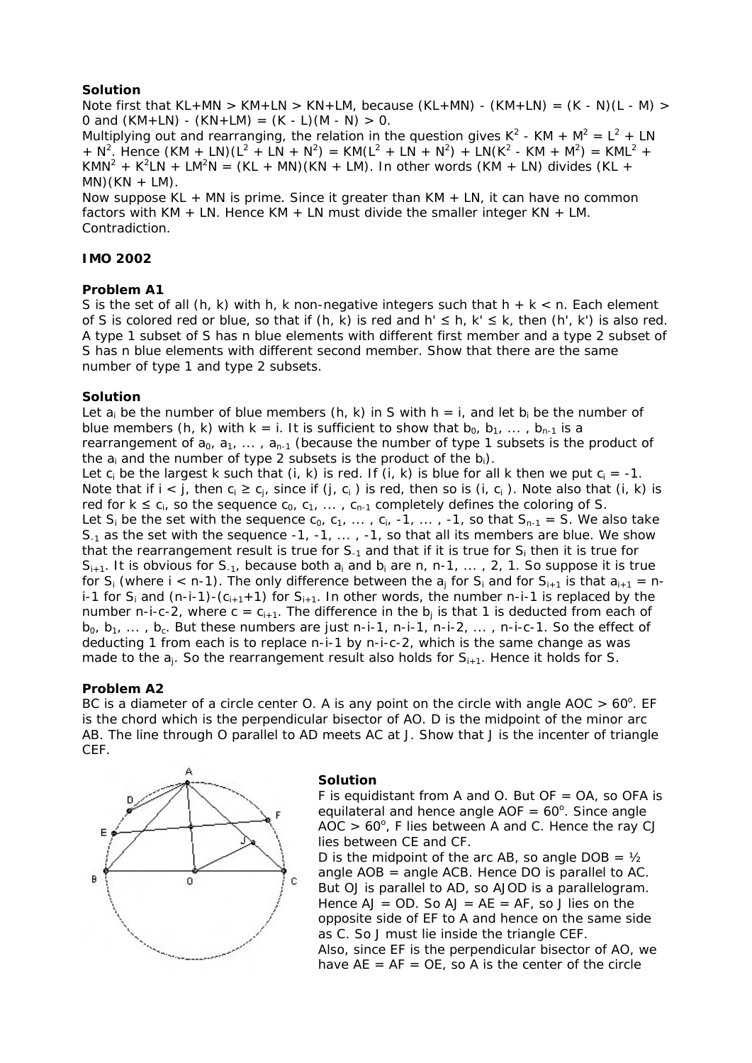**Solution**

Note first that KL+MN > KM+LN > KN+LM, because (KL+MN) - (KM+LN) = (K - N)(L - M) > 0 and (KM+LN) - (KN+LM) = (K - L)(M - N) > 0.

Multiplying out and rearranging, the relation in the question gives $K^2$ - KM + $M^2$ = $L^2$ + LN + $N^2$. Hence (KM + LN)($L^2$ + LN + $N^2$) = KM($L^2$ + LN + $N^2$) + LN($K^2$ - KM + $M^2$) = KM$L^2$ + KM$N^2$ + $K^2$LN + L$M^2$N = (KL + MN)(KN + LM). In other words (KM + LN) divides (KL + MN)(KN + LM).

Now suppose KL + MN is prime. Since it greater than KM + LN, it can have no common factors with KM + LN. Hence KM + LN must divide the smaller integer KN + LM. Contradiction.

**IMO 2002**

**Problem A1**

S is the set of all (h, k) with h, k non-negative integers such that h + k < n. Each element of S is colored red or blue, so that if (h, k) is red and h' ≤ h, k' ≤ k, then (h', k') is also red. A type 1 subset of S has n blue elements with different first member and a type 2 subset of S has n blue elements with different second member. Show that there are the same number of type 1 and type 2 subsets.

**Solution**

Let $a_i$ be the number of blue members (h, k) in S with h = i, and let $b_i$ be the number of blue members (h, k) with k = i. It is sufficient to show that $b_0$, $b_1$, ... , $b_{n-1}$ is a rearrangement of $a_0$, $a_1$, ... , $a_{n-1}$ (because the number of type 1 subsets is the product of the $a_i$ and the number of type 2 subsets is the product of the $b_i$).

Let $c_i$ be the largest k such that (i, k) is red. If (i, k) is blue for all k then we put $c_i$ = -1. Note that if i < j, then $c_i \ge c_j$, since if (j, $c_i$ ) is red, then so is (i, $c_i$ ). Note also that (i, k) is red for k ≤ $c_i$, so the sequence $c_0$, $c_1$, ... , $c_{n-1}$ completely defines the coloring of S.

Let $S_i$ be the set with the sequence $c_0$, $c_1$, ... , $c_i$, -1, ... , -1, so that $S_{n-1}$ = S. We also take $S_{-1}$ as the set with the sequence -1, -1, ... , -1, so that all its members are blue. We show that the rearrangement result is true for $S_{-1}$ and that if it is true for $S_i$ then it is true for $S_{i+1}$. It is obvious for $S_{-1}$, because both $a_i$ and $b_i$ are n, n-1, ... , 2, 1. So suppose it is true for $S_i$ (where i < n-1). The only difference between the $a_j$ for $S_i$ and for $S_{i+1}$ is that $a_{i+1}$ = n-i-1 for $S_i$ and (n-i-1)-($c_{i+1}$+1) for $S_{i+1}$. In other words, the number n-i-1 is replaced by the number n-i-c-2, where c = $c_{i+1}$. The difference in the $b_j$ is that 1 is deducted from each of $b_0$, $b_1$, ... , $b_c$. But these numbers are just n-i-1, n-i-1, n-i-2, ... , n-i-c-1. So the effect of deducting 1 from each is to replace n-i-1 by n-i-c-2, which is the same change as was made to the $a_j$. So the rearrangement result also holds for $S_{i+1}$. Hence it holds for S.

**Problem A2**

BC is a diameter of a circle center O. A is any point on the circle with angle AOC > 60°. EF is the chord which is the perpendicular bisector of AO. D is the midpoint of the minor arc AB. The line through O parallel to AD meets AC at J. Show that J is the incenter of triangle CEF.

**Solution**

F is equidistant from A and O. But OF = OA, so OFA is equilateral and hence angle AOF = 60°. Since angle AOC > 60°, F lies between A and C. Hence the ray CJ lies between CE and CF.

D is the midpoint of the arc AB, so angle DOB = ½ angle AOB = angle ACB. Hence DO is parallel to AC. But OJ is parallel to AD, so AJOD is a parallelogram. Hence AJ = OD. So AJ = AE = AF, so J lies on the opposite side of EF to A and hence on the same side as C. So J must lie inside the triangle CEF.

Also, since EF is the perpendicular bisector of AO, we have AE = AF = OE, so A is the center of the circle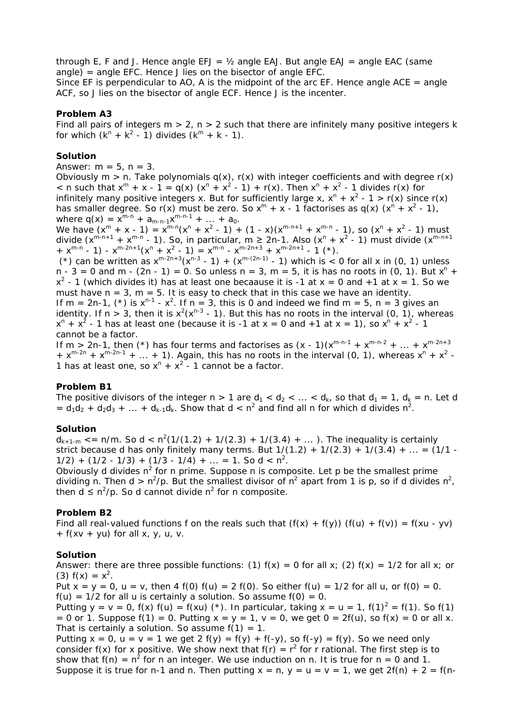through E, F and J. Hence angle EFJ = ½ angle EAJ. But angle EAJ = angle EAC (same angle) = angle EFC. Hence J lies on the bisector of angle EFC.
Since EF is perpendicular to AO, A is the midpoint of the arc EF. Hence angle ACE = angle ACF, so J lies on the bisector of angle ECF. Hence J is the incenter.

### Problem A3

Find all pairs of integers $m > 2$, $n > 2$ such that there are infinitely many positive integers $k$ for which $(k^n + k^2 - 1)$ divides $(k^m + k - 1)$.

### Solution

Answer: $m = 5$, $n = 3$.
Obviously $m > n$. Take polynomials $q(x)$, $r(x)$ with integer coefficients and with degree $r(x) < n$ such that $x^m + x - 1 = q(x)(x^n + x^2 - 1) + r(x)$. Then $x^n + x^2 - 1$ divides $r(x)$ for infinitely many positive integers $x$. But for sufficiently large $x$, $x^n + x^2 - 1 > r(x)$ since $r(x)$ has smaller degree. So $r(x)$ must be zero. So $x^m + x - 1$ factorises as $q(x)(x^n + x^2 - 1)$, where $q(x) = x^{m-n} + a_{m-n-1}x^{m-n-1} + \dots + a_0$.
We have $(x^m + x - 1) = x^{m-n}(x^n + x^2 - 1) + (1 - x)(x^{m-n+1} + x^{m-n} - 1)$, so $(x^n + x^2 - 1)$ must divide $(x^{m-n+1} + x^{m-n} - 1)$. So, in particular, $m \ge 2n-1$. Also $(x^n + x^2 - 1)$ must divide $(x^{m-n+1} + x^{m-n} - 1) - x^{m-2n+1}(x^n + x^2 - 1) = x^{m-n} - x^{m-2n+3} + x^{m-2n+1} - 1$ (*).
(*) can be written as $x^{m-2n+3}(x^{n-3} - 1) + (x^{m-(2n-1)} - 1)$ which is $< 0$ for all $x$ in $(0, 1)$ unless $n - 3 = 0$ and $m - (2n - 1) = 0$. So unless $n = 3$, $m = 5$, it is has no roots in $(0, 1)$. But $x^n + x^2 - 1$ (which divides it) has at least one becaause it is $-1$ at $x = 0$ and $+1$ at $x = 1$. So we must have $n = 3$, $m = 5$. It is easy to check that in this case we have an identity.
If $m = 2n-1$, (*) is $x^{n-1} - x^2$. If $n = 3$, this is 0 and indeed we find $m = 5$, $n = 3$ gives an identity. If $n > 3$, then it is $x^2(x^{n-3} - 1)$. But this has no roots in the interval $(0, 1)$, whereas $x^n + x^2 - 1$ has at least one (because it is $-1$ at $x = 0$ and $+1$ at $x = 1$), so $x^n + x^2 - 1$ cannot be a factor.
If $m > 2n-1$, then (*) has four terms and factorises as $(x - 1)(x^{m-n-1} + x^{m-n-2} + \dots + x^{m-2n+3} + x^{m-2n} + x^{m-2n-1} + \dots + 1)$. Again, this has no roots in the interval $(0, 1)$, whereas $x^n + x^2 - 1$ has at least one, so $x^n + x^2 - 1$ cannot be a factor.

### Problem B1

The positive divisors of the integer $n > 1$ are $d_1 < d_2 < \dots < d_k$, so that $d_1 = 1$, $d_k = n$. Let $d = d_1d_2 + d_2d_3 + \dots + d_{k-1}d_k$. Show that $d < n^2$ and find all $n$ for which $d$ divides $n^2$.

### Solution

$d_{k+1-m} \le n/m$. So $d < n^2(1/(1.2) + 1/(2.3) + 1/(3.4) + \dots)$. The inequality is certainly strict because $d$ has only finitely many terms. But $1/(1.2) + 1/(2.3) + 1/(3.4) + \dots = (1/1 - 1/2) + (1/2 - 1/3) + (1/3 - 1/4) + \dots = 1$. So $d < n^2$.
Obviously $d$ divides $n^2$ for $n$ prime. Suppose $n$ is composite. Let $p$ be the smallest prime dividing $n$. Then $d > n^2/p$. But the smallest divisor of $n^2$ apart from 1 is $p$, so if $d$ divides $n^2$, then $d \le n^2/p$. So $d$ cannot divide $n^2$ for $n$ composite.

### Problem B2

Find all real-valued functions $f$ on the reals such that $(f(x) + f(y))(f(u) + f(v)) = f(xu - yv) + f(xv + yu)$ for all $x, y, u, v$.

### Solution

Answer: there are three possible functions: (1) $f(x) = 0$ for all $x$; (2) $f(x) = 1/2$ for all $x$; or (3) $f(x) = x^2$.
Put $x = y = 0$, $u = v$, then $4 f(0) f(u) = 2 f(0)$. So either $f(u) = 1/2$ for all $u$, or $f(0) = 0$.
$f(u) = 1/2$ for all $u$ is certainly a solution. So assume $f(0) = 0$.
Putting $y = v = 0$, $f(x) f(u) = f(xu)$ (*). In particular, taking $x = u = 1$, $f(1)^2 = f(1)$. So $f(1) = 0$ or 1. Suppose $f(1) = 0$. Putting $x = y = 1$, $v = 0$, we get $0 = 2f(u)$, so $f(x) = 0$ or all $x$. That is certainly a solution. So assume $f(1) = 1$.
Putting $x = 0$, $u = v = 1$ we get $2 f(y) = f(y) + f(-y)$, so $f(-y) = f(y)$. So we need only consider $f(x)$ for $x$ positive. We show next that $f(r) = r^2$ for $r$ rational. The first step is to show that $f(n) = n^2$ for $n$ an integer. We use induction on $n$. It is true for $n = 0$ and 1. Suppose it is true for $n-1$ and $n$. Then putting $x = n$, $y = u = v = 1$, we get $2f(n) + 2 = f(n-$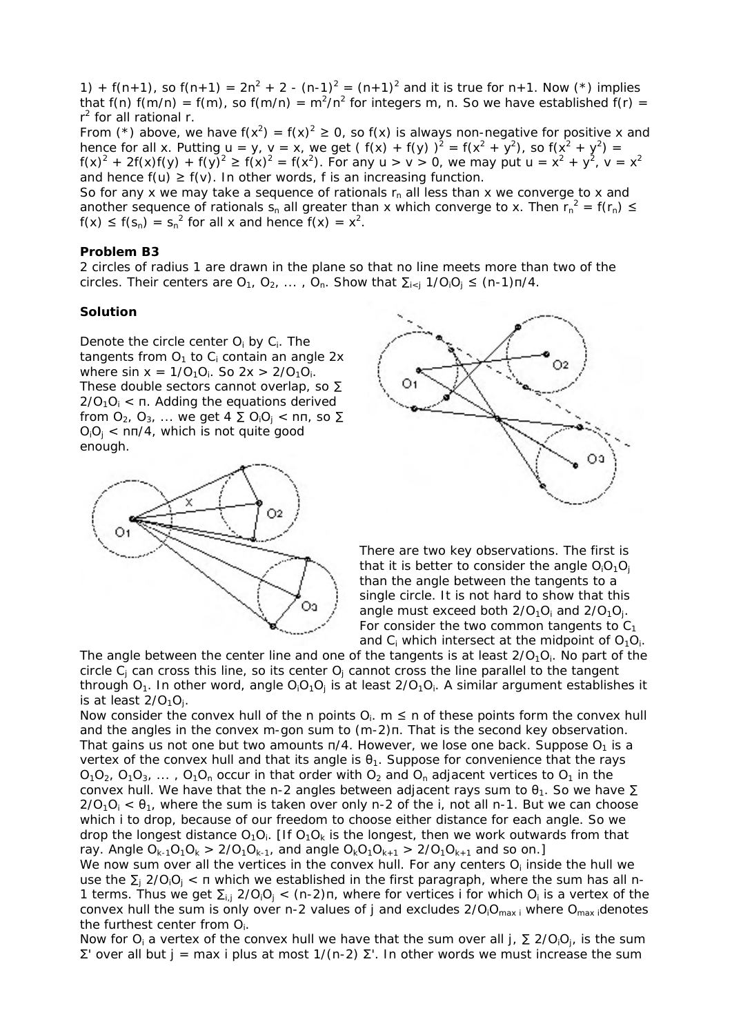1) + f(n+1), so $f(n+1) = 2n^2 + 2 - (n-1)^2 = (n+1)^2$ and it is true for n+1. Now (*) implies that $f(n) f(m/n) = f(m)$, so $f(m/n) = m^2/n^2$ for integers m, n. So we have established $f(r) = r^2$ for all rational r.

From (*) above, we have $f(x^2) = f(x)^2 \geq 0$, so f(x) is always non-negative for positive x and hence for all x. Putting u = y, v = x, we get $( f(x) + f(y) )^2 = f(x^2 + y^2)$, so $f(x^2 + y^2) = f(x)^2 + 2f(x)f(y) + f(y)^2 \geq f(x)^2 = f(x^2)$. For any u > v > 0, we may put $u = x^2 + y^2$, $v = x^2$ and hence $f(u) \geq f(v)$. In other words, f is an increasing function.

So for any x we may take a sequence of rationals $r_n$ all less than x we converge to x and another sequence of rationals $s_n$ all greater than x which converge to x. Then $r_n^2 = f(r_n) \leq f(x) \leq f(s_n) = s_n^2$ for all x and hence $f(x) = x^2$.

**Problem B3**

2 circles of radius 1 are drawn in the plane so that no line meets more than two of the circles. Their centers are $O_1, O_2, \ldots , O_n$. Show that $\sum_{i<j} 1/O_iO_j \leq (n-1)\pi/4$.

**Solution**

Denote the circle center $O_i$ by $C_i$. The tangents from $O_1$ to $C_i$ contain an angle 2x where $\sin x = 1/O_1O_i$. So $2x > 2/O_1O_i$. These double sectors cannot overlap, so $\sum 2/O_1O_i < \pi$. Adding the equations derived from $O_2, O_3, \ldots$ we get $4 \sum O_iO_j < n\pi$, so $\sum O_iO_j < n\pi/4$, which is not quite good enough.

There are two key observations. The first is that it is better to consider the angle $O_iO_1O_j$ than the angle between the tangents to a single circle. It is not hard to show that this angle must exceed both $2/O_1O_i$ and $2/O_1O_j$. For consider the two common tangents to $C_1$ and $C_i$ which intersect at the midpoint of $O_1O_i$. The angle between the center line and one of the tangents is at least $2/O_1O_i$. No part of the circle $C_j$ can cross this line, so its center $O_j$ cannot cross the line parallel to the tangent through $O_1$. In other word, angle $O_iO_1O_j$ is at least $2/O_1O_i$. A similar argument establishes it is at least $2/O_1O_j$.

Now consider the convex hull of the n points $O_i$. $m \leq n$ of these points form the convex hull and the angles in the convex m-gon sum to $(m-2)\pi$. That is the second key observation. That gains us not one but two amounts $\pi/4$. However, we lose one back. Suppose $O_1$ is a vertex of the convex hull and that its angle is $\theta_1$. Suppose for convenience that the rays $O_1O_2, O_1O_3, \ldots , O_1O_n$ occur in that order with $O_2$ and $O_n$ adjacent vertices to $O_1$ in the convex hull. We have that the n-2 angles between adjacent rays sum to $\theta_1$. So we have $\sum 2/O_1O_i < \theta_1$, where the sum is taken over only n-2 of the i, not all n-1. But we can choose which i to drop, because of our freedom to choose either distance for each angle. So we drop the longest distance $O_1O_i$. [If $O_1O_k$ is the longest, then we work outwards from that ray. Angle $O_{k-1}O_1O_k > 2/O_1O_{k-1}$, and angle $O_kO_1O_{k+1} > 2/O_1O_{k+1}$ and so on.]

We now sum over all the vertices in the convex hull. For any centers $O_i$ inside the hull we use the $\sum_j 2/O_iO_j < \pi$ which we established in the first paragraph, where the sum has all n-1 terms. Thus we get $\sum_{i,j} 2/O_iO_j < (n-2)\pi$, where for vertices i for which $O_i$ is a vertex of the convex hull the sum is only over n-2 values of j and excludes $2/O_iO_{max\ i}$ where $O_{max\ i}$ denotes the furthest center from $O_i$.

Now for $O_i$ a vertex of the convex hull we have that the sum over all j, $\sum 2/O_iO_j$, is the sum $\Sigma'$ over all but j = max i plus at most $1/(n-2)\ \Sigma'$. In other words we must increase the sum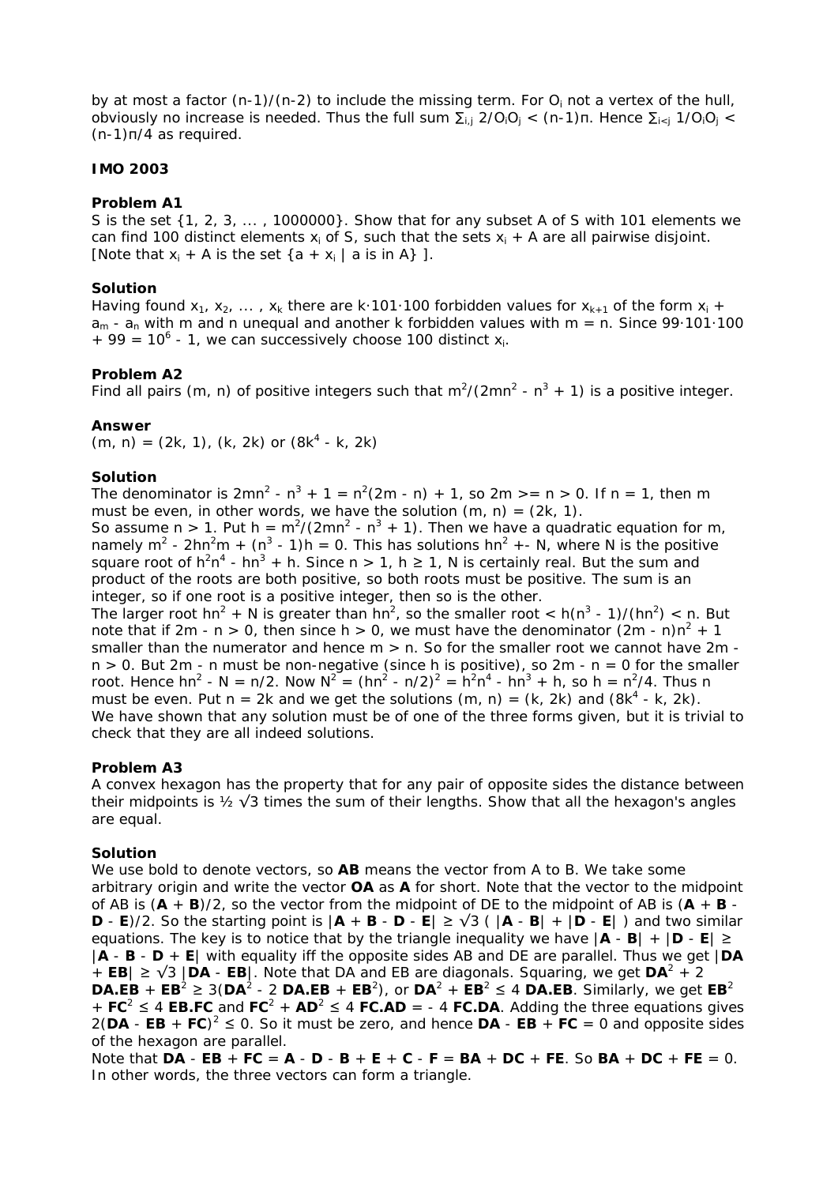by at most a factor $(n-1)/(n-2)$ to include the missing term. For $O_i$ not a vertex of the hull, obviously no increase is needed. Thus the full sum $\sum_{i,j} 2/O_iO_j < (n-1)\pi$. Hence $\sum_{i<j} 1/O_iO_j < (n-1)\pi/4$ as required.

## IMO 2003

### Problem A1

S is the set {1, 2, 3, ... , 1000000}. Show that for any subset A of S with 101 elements we can find 100 distinct elements $x_i$ of S, such that the sets $x_i + A$ are all pairwise disjoint. [Note that $x_i + A$ is the set $\{a + x_i \mid a \text{ is in } A\}$ ].

### Solution

Having found $x_1, x_2, \dots, x_k$ there are $k \cdot 101 \cdot 100$ forbidden values for $x_{k+1}$ of the form $x_i + a_m - a_n$ with m and n unequal and another k forbidden values with m = n. Since $99 \cdot 101 \cdot 100 + 99 = 10^6 - 1$, we can successively choose 100 distinct $x_i$.

### Problem A2

Find all pairs (m, n) of positive integers such that $m^2/(2mn^2 - n^3 + 1)$ is a positive integer.

### Answer

$(m, n) = (2k, 1), (k, 2k)$ or $(8k^4 - k, 2k)$

### Solution

The denominator is $2mn^2 - n^3 + 1 = n^2(2m - n) + 1$, so $2m \geq n > 0$. If n = 1, then m must be even, in other words, we have the solution $(m, n) = (2k, 1)$.

So assume n > 1. Put $h = m^2/(2mn^2 - n^3 + 1)$. Then we have a quadratic equation for m, namely $m^2 - 2hn^2m + (n^3 - 1)h = 0$. This has solutions $hn^2 \pm N$, where N is the positive square root of $h^2n^4 - hn^3 + h$. Since $n > 1$, $h \geq 1$, N is certainly real. But the sum and product of the roots are both positive, so both roots must be positive. The sum is an integer, so if one root is a positive integer, then so is the other.

The larger root $hn^2 + N$ is greater than $hn^2$, so the smaller root $< h(n^3 - 1)/(hn^2) < n$. But note that if $2m - n > 0$, then since $h > 0$, we must have the denominator $(2m - n)n^2 + 1$ smaller than the numerator and hence $m > n$. So for the smaller root we cannot have $2m - n > 0$. But $2m - n$ must be non-negative (since h is positive), so $2m - n = 0$ for the smaller root. Hence $hn^2 - N = n/2$. Now $N^2 = (hn^2 - n/2)^2 = h^2n^4 - hn^3 + h$, so $h = n^2/4$. Thus n must be even. Put n = 2k and we get the solutions $(m, n) = (k, 2k)$ and $(8k^4 - k, 2k)$.

We have shown that any solution must be of one of the three forms given, but it is trivial to check that they are all indeed solutions.

### Problem A3

A convex hexagon has the property that for any pair of opposite sides the distance between their midpoints is $\frac{1}{2}\sqrt{3}$ times the sum of their lengths. Show that all the hexagon's angles are equal.

### Solution

We use bold to denote vectors, so **AB** means the vector from A to B. We take some arbitrary origin and write the vector **OA** as **A** for short. Note that the vector to the midpoint of AB is $(\mathbf{A} + \mathbf{B})/2$, so the vector from the midpoint of DE to the midpoint of AB is $(\mathbf{A} + \mathbf{B} - \mathbf{D} - \mathbf{E})/2$. So the starting point is $|\mathbf{A} + \mathbf{B} - \mathbf{D} - \mathbf{E}| \geq \sqrt{3}\ (\,|\mathbf{A} - \mathbf{B}| + |\mathbf{D} - \mathbf{E}|\,)$ and two similar equations. The key is to notice that by the triangle inequality we have $|\mathbf{A} - \mathbf{B}| + |\mathbf{D} - \mathbf{E}| \geq |\mathbf{A} - \mathbf{B} - \mathbf{D} + \mathbf{E}|$ with equality iff the opposite sides AB and DE are parallel. Thus we get $|\mathbf{DA} + \mathbf{EB}| \geq \sqrt{3}\ |\mathbf{DA} - \mathbf{EB}|$. Note that DA and EB are diagonals. Squaring, we get $\mathbf{DA}^2 + 2\ \mathbf{DA.EB} + \mathbf{EB}^2 \geq 3(\mathbf{DA}^2 - 2\ \mathbf{DA.EB} + \mathbf{EB}^2)$, or $\mathbf{DA}^2 + \mathbf{EB}^2 \leq 4\ \mathbf{DA.EB}$. Similarly, we get $\mathbf{EB}^2 + \mathbf{FC}^2 \leq 4\ \mathbf{EB.FC}$ and $\mathbf{FC}^2 + \mathbf{AD}^2 \leq 4\ \mathbf{FC.AD} = -\ 4\ \mathbf{FC.DA}$. Adding the three equations gives $2(\mathbf{DA} - \mathbf{EB} + \mathbf{FC})^2 \leq 0$. So it must be zero, and hence $\mathbf{DA} - \mathbf{EB} + \mathbf{FC} = 0$ and opposite sides of the hexagon are parallel.

Note that $\mathbf{DA} - \mathbf{EB} + \mathbf{FC} = \mathbf{A} - \mathbf{D} - \mathbf{B} + \mathbf{E} + \mathbf{C} - \mathbf{F} = \mathbf{BA} + \mathbf{DC} + \mathbf{FE}$. So $\mathbf{BA} + \mathbf{DC} + \mathbf{FE} = 0$. In other words, the three vectors can form a triangle.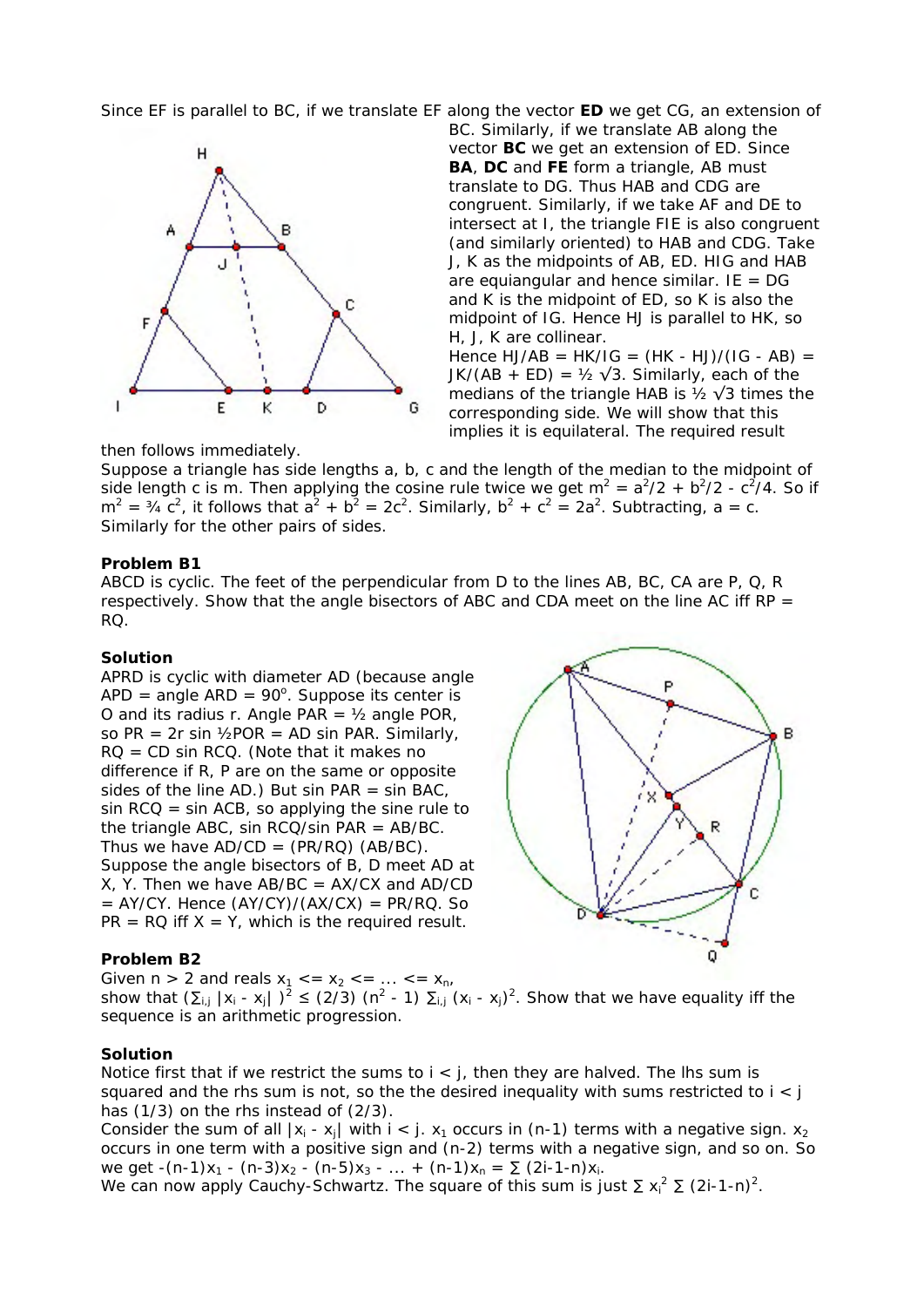Since EF is parallel to BC, if we translate EF along the vector **ED** we get CG, an extension of BC. Similarly, if we translate AB along the vector **BC** we get an extension of ED. Since **BA**, **DC** and **FE** form a triangle, AB must translate to DG. Thus HAB and CDG are congruent. Similarly, if we take AF and DE to intersect at I, the triangle FIE is also congruent (and similarly oriented) to HAB and CDG. Take J, K as the midpoints of AB, ED. HIG and HAB are equiangular and hence similar. IE = DG and K is the midpoint of ED, so K is also the midpoint of IG. Hence HJ is parallel to HK, so H, J, K are collinear.

Hence HJ/AB = HK/IG = (HK - HJ)/(IG - AB) = JK/(AB + ED) = ½ √3. Similarly, each of the medians of the triangle HAB is ½ √3 times the corresponding side. We will show that this implies it is equilateral. The required result then follows immediately.

Suppose a triangle has side lengths a, b, c and the length of the median to the midpoint of side length c is m. Then applying the cosine rule twice we get $m^2 = a^2/2 + b^2/2 - c^2/4$. So if $m^2 = ¾\ c^2$, it follows that $a^2 + b^2 = 2c^2$. Similarly, $b^2 + c^2 = 2a^2$. Subtracting, a = c. Similarly for the other pairs of sides.

**Problem B1**

ABCD is cyclic. The feet of the perpendicular from D to the lines AB, BC, CA are P, Q, R respectively. Show that the angle bisectors of ABC and CDA meet on the line AC iff RP = RQ.

**Solution**

APRD is cyclic with diameter AD (because angle APD = angle ARD = $90^{\circ}$. Suppose its center is O and its radius r. Angle PAR = ½ angle POR, so PR = 2r sin ½POR = AD sin PAR. Similarly, RQ = CD sin RCQ. (Note that it makes no difference if R, P are on the same or opposite sides of the line AD.) But sin PAR = sin BAC, sin RCQ = sin ACB, so applying the sine rule to the triangle ABC, sin RCQ/sin PAR = AB/BC. Thus we have AD/CD = (PR/RQ) (AB/BC). Suppose the angle bisectors of B, D meet AD at X, Y. Then we have AB/BC = AX/CX and AD/CD = AY/CY. Hence (AY/CY)/(AX/CX) = PR/RQ. So PR = RQ iff X = Y, which is the required result.

**Problem B2**

Given n > 2 and reals $x_1 <= x_2 <= \dots <= x_n$, show that $(\sum_{i,j} |x_i - x_j|)^2 \le (2/3)(n^2 - 1) \sum_{i,j} (x_i - x_j)^2$. Show that we have equality iff the sequence is an arithmetic progression.

**Solution**

Notice first that if we restrict the sums to i < j, then they are halved. The lhs sum is squared and the rhs sum is not, so the the desired inequality with sums restricted to i < j has (1/3) on the rhs instead of (2/3).

Consider the sum of all $|x_i - x_j|$ with i < j. $x_1$ occurs in (n-1) terms with a negative sign. $x_2$ occurs in one term with a positive sign and (n-2) terms with a negative sign, and so on. So we get $-(n-1)x_1 - (n-3)x_2 - (n-5)x_3 - \dots + (n-1)x_n = \sum (2i-1-n)x_i$.

We can now apply Cauchy-Schwartz. The square of this sum is just $\sum x_i^2 \sum (2i-1-n)^2$.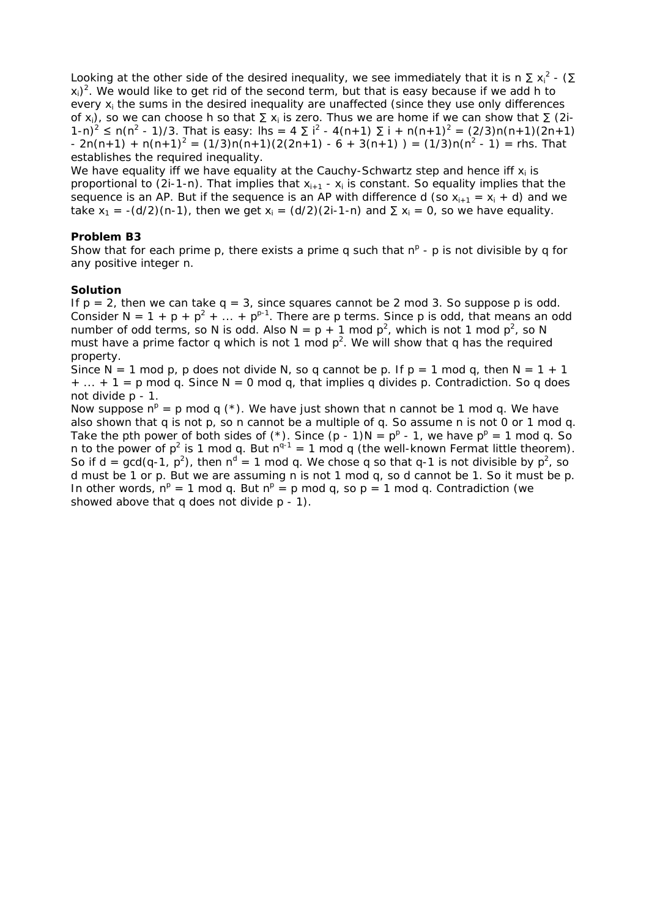Looking at the other side of the desired inequality, we see immediately that it is $n \sum x_i^2 - (\sum x_i)^2$. We would like to get rid of the second term, but that is easy because if we add h to every $x_i$ the sums in the desired inequality are unaffected (since they use only differences of $x_i$), so we can choose h so that $\sum x_i$ is zero. Thus we are home if we can show that $\sum (2i-1-n)^2 \le n(n^2 - 1)/3$. That is easy: lhs $= 4 \sum i^2 - 4(n+1) \sum i + n(n+1)^2 = (2/3)n(n+1)(2n+1) - 2n(n+1) + n(n+1)^2 = (1/3)n(n+1)(2(2n+1) - 6 + 3(n+1)) = (1/3)n(n^2 - 1) =$ rhs. That establishes the required inequality.

We have equality iff we have equality at the Cauchy-Schwartz step and hence iff $x_i$ is proportional to $(2i-1-n)$. That implies that $x_{i+1} - x_i$ is constant. So equality implies that the sequence is an AP. But if the sequence is an AP with difference d (so $x_{i+1} = x_i + d$) and we take $x_1 = -(d/2)(n-1)$, then we get $x_i = (d/2)(2i-1-n)$ and $\sum x_i = 0$, so we have equality.

### Problem B3

Show that for each prime p, there exists a prime q such that $n^p - p$ is not divisible by q for any positive integer n.

### Solution

If p = 2, then we can take q = 3, since squares cannot be 2 mod 3. So suppose p is odd. Consider $N = 1 + p + p^2 + \dots + p^{p-1}$. There are p terms. Since p is odd, that means an odd number of odd terms, so N is odd. Also $N = p + 1 \bmod p^2$, which is not 1 mod $p^2$, so N must have a prime factor q which is not 1 mod $p^2$. We will show that q has the required property.

Since N = 1 mod p, p does not divide N, so q cannot be p. If p = 1 mod q, then N = 1 + 1 + ... + 1 = p mod q. Since N = 0 mod q, that implies q divides p. Contradiction. So q does not divide p - 1.

Now suppose $n^p = p \bmod q$ (*). We have just shown that n cannot be 1 mod q. We have also shown that q is not p, so n cannot be a multiple of q. So assume n is not 0 or 1 mod q. Take the pth power of both sides of (*). Since $(p - 1)N = p^p - 1$, we have $p^p = 1 \bmod q$. So n to the power of $p^2$ is 1 mod q. But $n^{q-1} = 1 \bmod q$ (the well-known Fermat little theorem). So if $d = \gcd(q-1, p^2)$, then $n^d = 1 \bmod q$. We chose q so that q-1 is not divisible by $p^2$, so d must be 1 or p. But we are assuming n is not 1 mod q, so d cannot be 1. So it must be p. In other words, $n^p = 1 \bmod q$. But $n^p = p \bmod q$, so p = 1 mod q. Contradiction (we showed above that q does not divide p - 1).